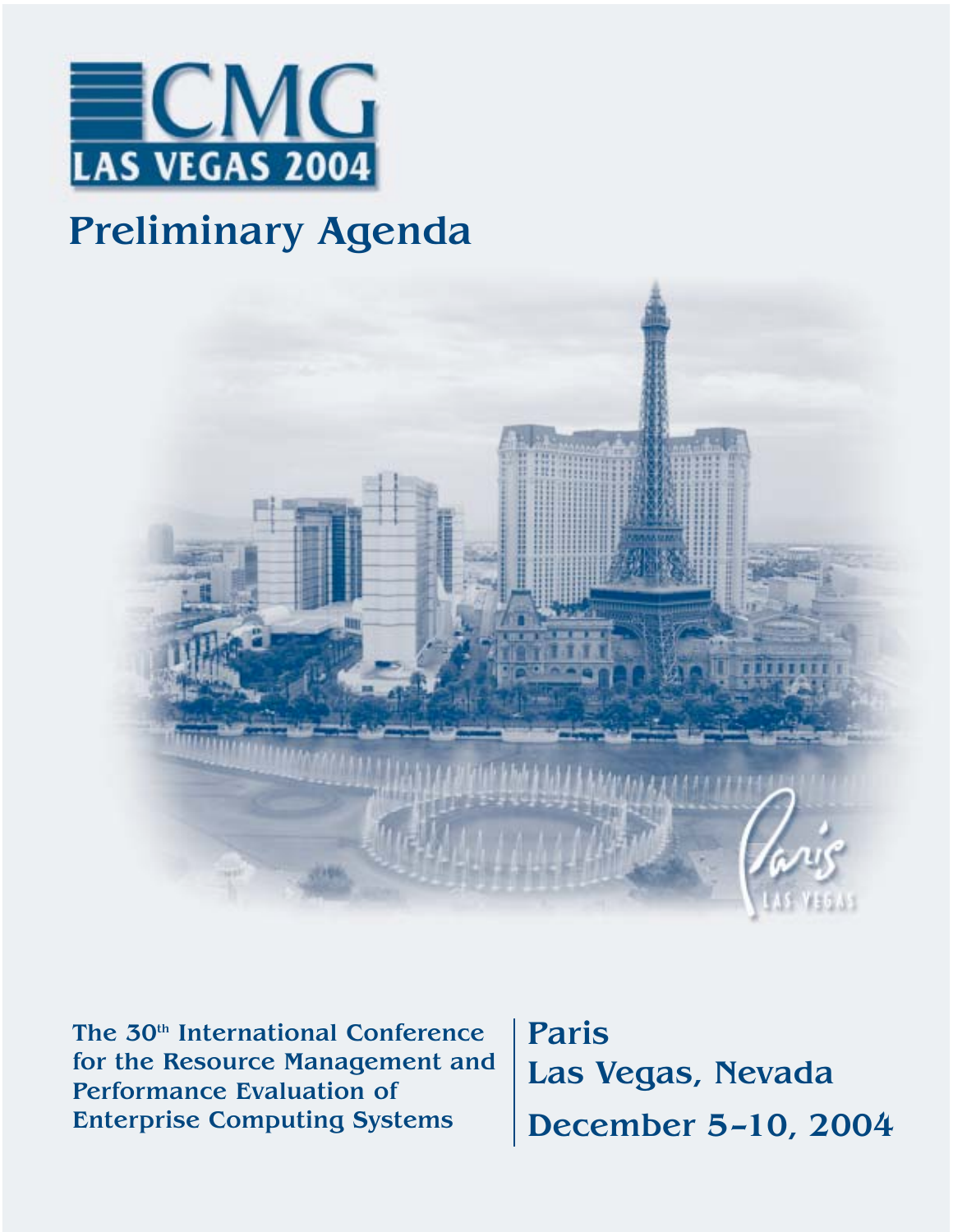# CMG LAS VEGAS 2004

## Preliminary Agenda

Paris
LAS VEGAS

**The 30th International Conference for the Resource Management and Performance Evaluation of Enterprise Computing Systems**

**Paris**
**Las Vegas, Nevada**
**December 5–10, 2004**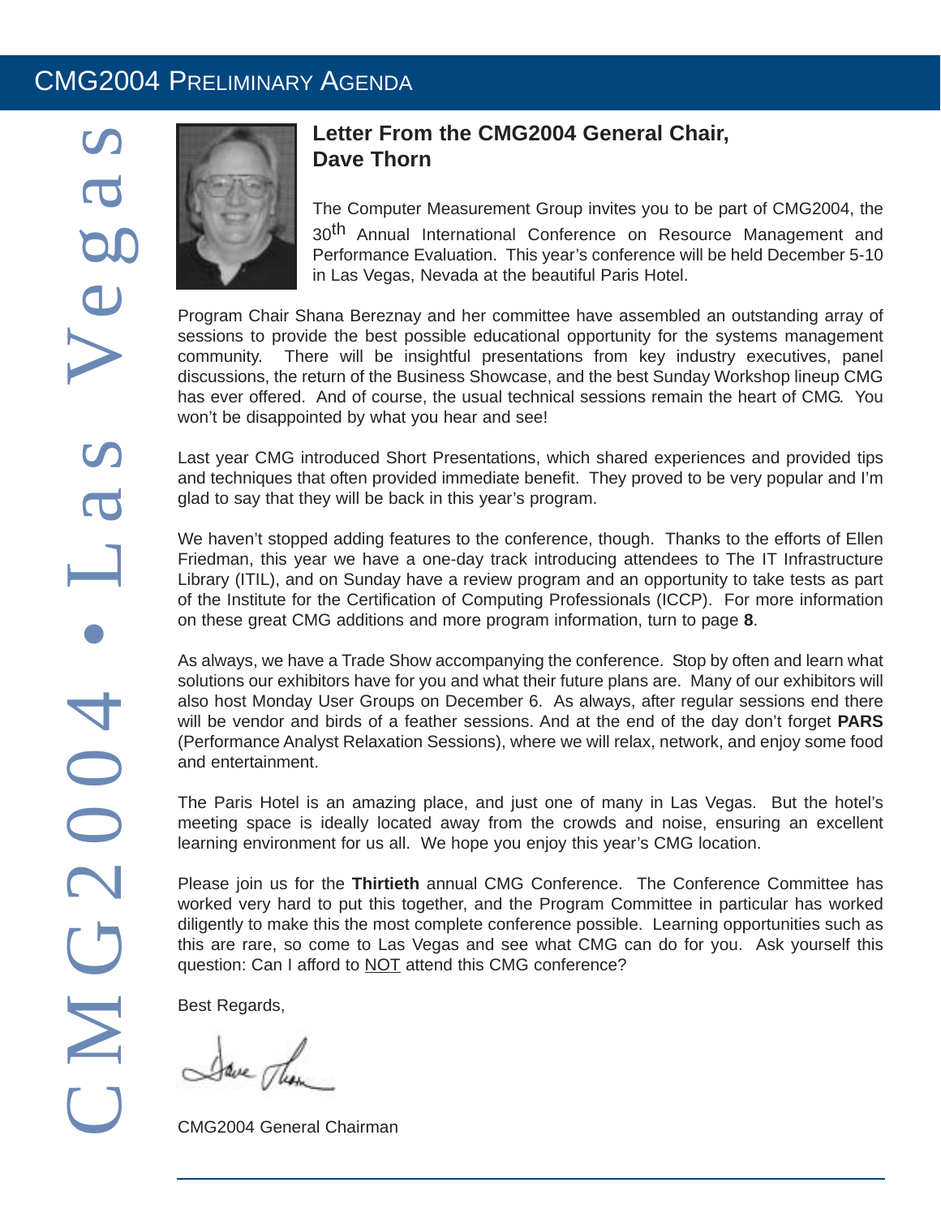## Letter From the CMG2004 General Chair, Dave Thorn

The Computer Measurement Group invites you to be part of CMG2004, the 30th Annual International Conference on Resource Management and Performance Evaluation. This year's conference will be held December 5-10 in Las Vegas, Nevada at the beautiful Paris Hotel.

Program Chair Shana Bereznay and her committee have assembled an outstanding array of sessions to provide the best possible educational opportunity for the systems management community. There will be insightful presentations from key industry executives, panel discussions, the return of the Business Showcase, and the best Sunday Workshop lineup CMG has ever offered. And of course, the usual technical sessions remain the heart of CMG. You won't be disappointed by what you hear and see!

Last year CMG introduced Short Presentations, which shared experiences and provided tips and techniques that often provided immediate benefit. They proved to be very popular and I'm glad to say that they will be back in this year's program.

We haven't stopped adding features to the conference, though. Thanks to the efforts of Ellen Friedman, this year we have a one-day track introducing attendees to The IT Infrastructure Library (ITIL), and on Sunday have a review program and an opportunity to take tests as part of the Institute for the Certification of Computing Professionals (ICCP). For more information on these great CMG additions and more program information, turn to page **8**.

As always, we have a Trade Show accompanying the conference. Stop by often and learn what solutions our exhibitors have for you and what their future plans are. Many of our exhibitors will also host Monday User Groups on December 6. As always, after regular sessions end there will be vendor and birds of a feather sessions. And at the end of the day don't forget **PARS** (Performance Analyst Relaxation Sessions), where we will relax, network, and enjoy some food and entertainment.

The Paris Hotel is an amazing place, and just one of many in Las Vegas. But the hotel's meeting space is ideally located away from the crowds and noise, ensuring an excellent learning environment for us all. We hope you enjoy this year's CMG location.

Please join us for the **Thirtieth** annual CMG Conference. The Conference Committee has worked very hard to put this together, and the Program Committee in particular has worked diligently to make this the most complete conference possible. Learning opportunities such as this are rare, so come to Las Vegas and see what CMG can do for you. Ask yourself this question: Can I afford to NOT attend this CMG conference?

Best Regards,

CMG2004 General Chairman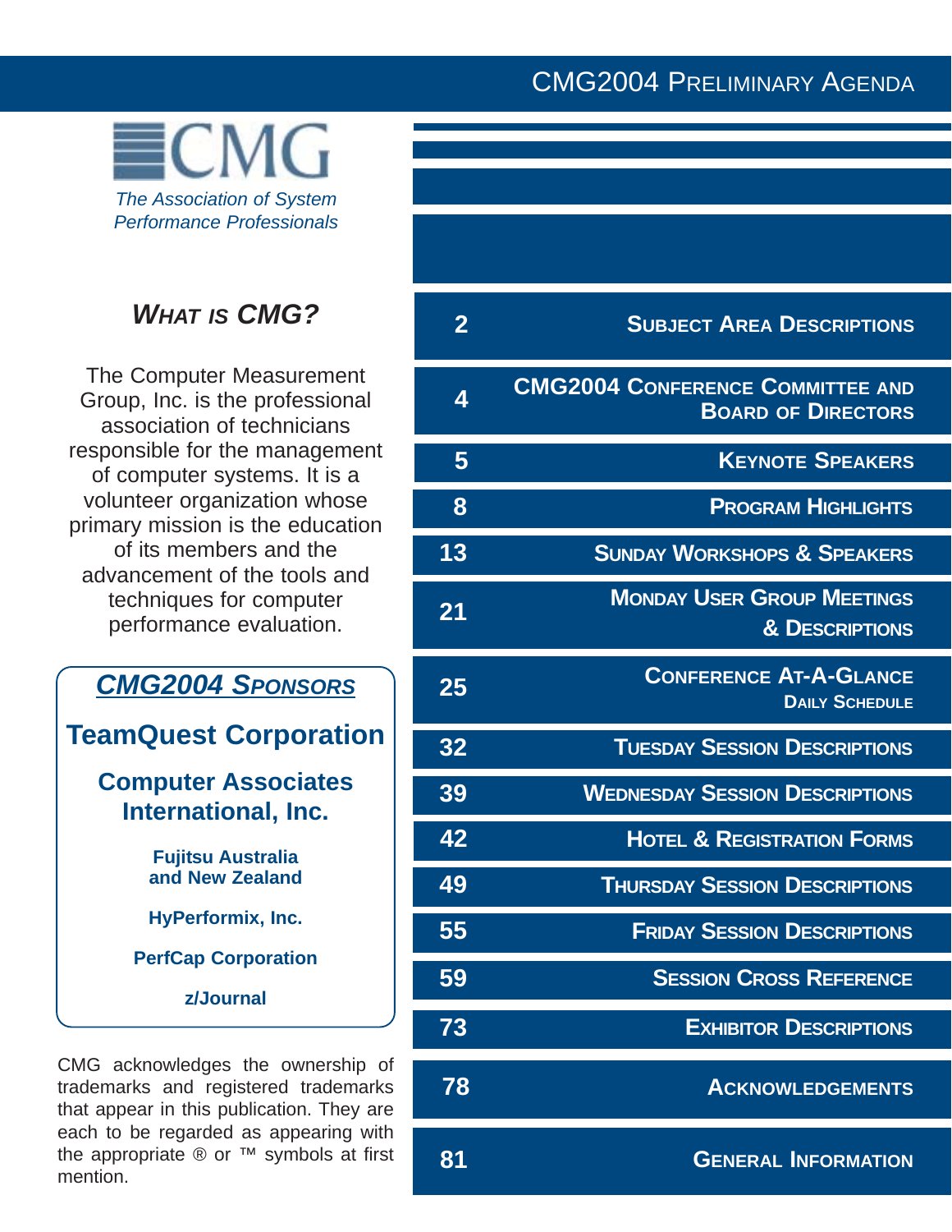# CMG2004 Preliminary Agenda

CMG

*The Association of System Performance Professionals*

## *What is CMG?*

The Computer Measurement Group, Inc. is the professional association of technicians responsible for the management of computer systems. It is a volunteer organization whose primary mission is the education of its members and the advancement of the tools and techniques for computer performance evaluation.

## *CMG2004 Sponsors*

**TeamQuest Corporation**

**Computer Associates International, Inc.**

**Fujitsu Australia and New Zealand**

**HyPerformix, Inc.**

**PerfCap Corporation**

**z/Journal**

CMG acknowledges the ownership of trademarks and registered trademarks that appear in this publication. They are each to be regarded as appearing with the appropriate ® or ™ symbols at first mention.

| Page | Section |
| --- | --- |
| 2 | Subject Area Descriptions |
| 4 | CMG2004 Conference Committee and Board of Directors |
| 5 | Keynote Speakers |
| 8 | Program Highlights |
| 13 | Sunday Workshops & Speakers |
| 21 | Monday User Group Meetings & Descriptions |
| 25 | Conference At-A-Glance Daily Schedule |
| 32 | Tuesday Session Descriptions |
| 39 | Wednesday Session Descriptions |
| 42 | Hotel & Registration Forms |
| 49 | Thursday Session Descriptions |
| 55 | Friday Session Descriptions |
| 59 | Session Cross Reference |
| 73 | Exhibitor Descriptions |
| 78 | Acknowledgements |
| 81 | General Information |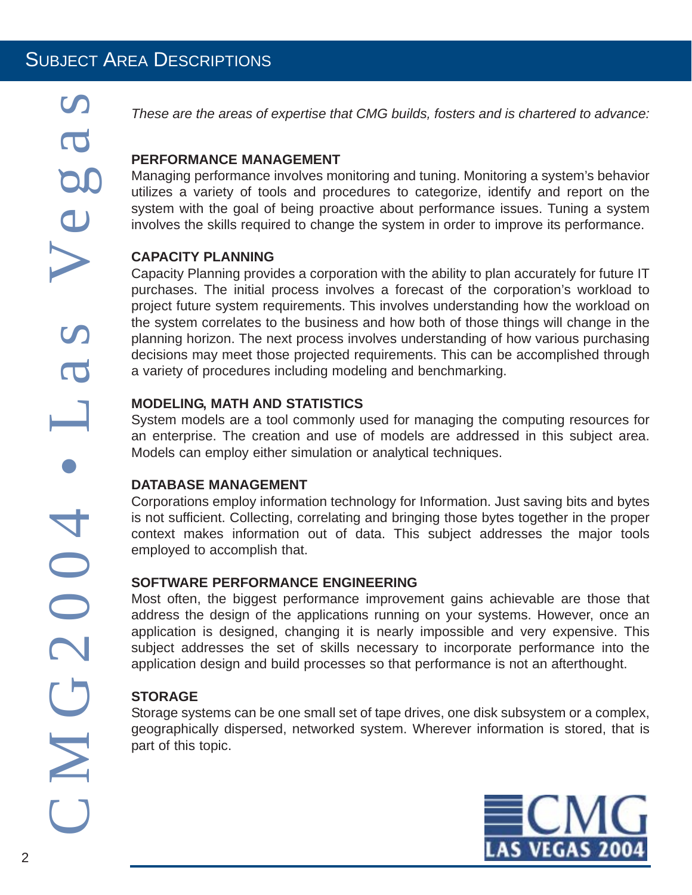# Subject Area Descriptions

*These are the areas of expertise that CMG builds, fosters and is chartered to advance:*

### PERFORMANCE MANAGEMENT

Managing performance involves monitoring and tuning. Monitoring a system's behavior utilizes a variety of tools and procedures to categorize, identify and report on the system with the goal of being proactive about performance issues. Tuning a system involves the skills required to change the system in order to improve its performance.

### CAPACITY PLANNING

Capacity Planning provides a corporation with the ability to plan accurately for future IT purchases. The initial process involves a forecast of the corporation's workload to project future system requirements. This involves understanding how the workload on the system correlates to the business and how both of those things will change in the planning horizon. The next process involves understanding of how various purchasing decisions may meet those projected requirements. This can be accomplished through a variety of procedures including modeling and benchmarking.

### MODELING, MATH AND STATISTICS

System models are a tool commonly used for managing the computing resources for an enterprise. The creation and use of models are addressed in this subject area. Models can employ either simulation or analytical techniques.

### DATABASE MANAGEMENT

Corporations employ information technology for Information. Just saving bits and bytes is not sufficient. Collecting, correlating and bringing those bytes together in the proper context makes information out of data. This subject addresses the major tools employed to accomplish that.

### SOFTWARE PERFORMANCE ENGINEERING

Most often, the biggest performance improvement gains achievable are those that address the design of the applications running on your systems. However, once an application is designed, changing it is nearly impossible and very expensive. This subject addresses the set of skills necessary to incorporate performance into the application design and build processes so that performance is not an afterthought.

### STORAGE

Storage systems can be one small set of tape drives, one disk subsystem or a complex, geographically dispersed, networked system. Wherever information is stored, that is part of this topic.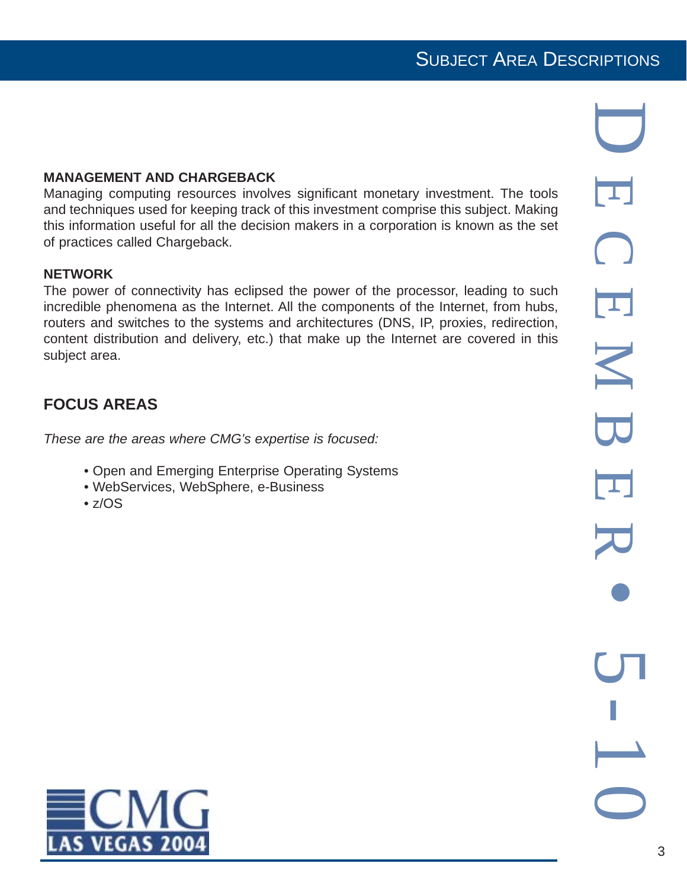### MANAGEMENT AND CHARGEBACK

Managing computing resources involves significant monetary investment. The tools and techniques used for keeping track of this investment comprise this subject. Making this information useful for all the decision makers in a corporation is known as the set of practices called Chargeback.

### NETWORK

The power of connectivity has eclipsed the power of the processor, leading to such incredible phenomena as the Internet. All the components of the Internet, from hubs, routers and switches to the systems and architectures (DNS, IP, proxies, redirection, content distribution and delivery, etc.) that make up the Internet are covered in this subject area.

## FOCUS AREAS

*These are the areas where CMG's expertise is focused:*

- Open and Emerging Enterprise Operating Systems
- WebServices, WebSphere, e-Business
- z/OS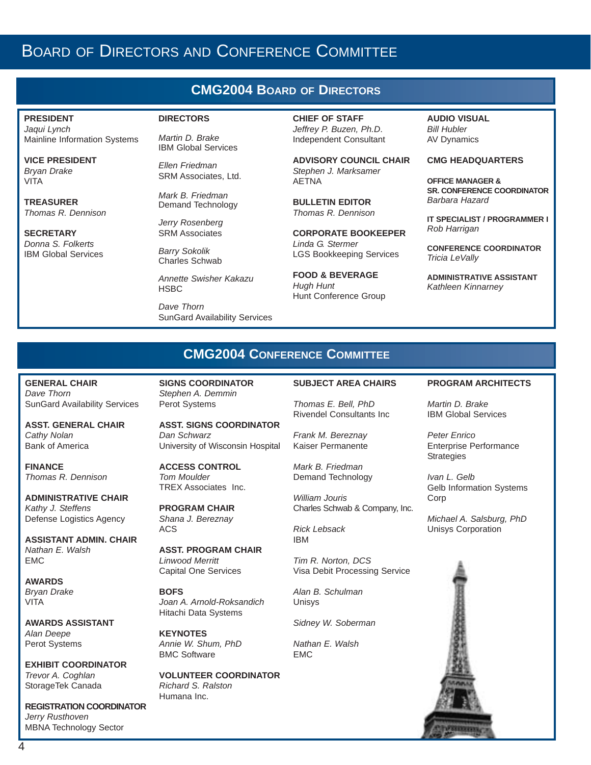# Board of Directors and Conference Committee

## CMG2004 Board of Directors

**PRESIDENT**
*Jaqui Lynch*
Mainline Information Systems

**VICE PRESIDENT**
*Bryan Drake*
VITA

**TREASURER**
*Thomas R. Dennison*

**SECRETARY**
*Donna S. Folkerts*
IBM Global Services

**DIRECTORS**

*Martin D. Brake*
IBM Global Services

*Ellen Friedman*
SRM Associates, Ltd.

*Mark B. Friedman*
Demand Technology

*Jerry Rosenberg*
SRM Associates

*Barry Sokolik*
Charles Schwab

*Annette Swisher Kakazu*
HSBC

*Dave Thorn*
SunGard Availability Services

**CHIEF OF STAFF**
*Jeffrey P. Buzen, Ph.D.*
Independent Consultant

**ADVISORY COUNCIL CHAIR**
*Stephen J. Marksamer*
AETNA

**BULLETIN EDITOR**
*Thomas R. Dennison*

**CORPORATE BOOKEEPER**
*Linda G. Stermer*
LGS Bookkeeping Services

**FOOD & BEVERAGE**
*Hugh Hunt*
Hunt Conference Group

**AUDIO VISUAL**
*Bill Hubler*
AV Dynamics

**CMG HEADQUARTERS**

**OFFICE MANAGER & SR. CONFERENCE COORDINATOR**
*Barbara Hazard*

**IT SPECIALIST / PROGRAMMER I**
*Rob Harrigan*

**CONFERENCE COORDINATOR**
*Tricia LeVally*

**ADMINISTRATIVE ASSISTANT**
*Kathleen Kinnarney*

## CMG2004 Conference Committee

**GENERAL CHAIR**
*Dave Thorn*
SunGard Availability Services

**ASST. GENERAL CHAIR**
*Cathy Nolan*
Bank of America

**FINANCE**
*Thomas R. Dennison*

**ADMINISTRATIVE CHAIR**
*Kathy J. Steffens*
Defense Logistics Agency

**ASSISTANT ADMIN. CHAIR**
*Nathan E. Walsh*
EMC

**AWARDS**
*Bryan Drake*
VITA

**AWARDS ASSISTANT**
*Alan Deepe*
Perot Systems

**EXHIBIT COORDINATOR**
*Trevor A. Coghlan*
StorageTek Canada

**REGISTRATION COORDINATOR**
*Jerry Rusthoven*
MBNA Technology Sector

**SIGNS COORDINATOR**
*Stephen A. Demmin*
Perot Systems

**ASST. SIGNS COORDINATOR**
*Dan Schwarz*
University of Wisconsin Hospital

**ACCESS CONTROL**
*Tom Moulder*
TREX Associates Inc.

**PROGRAM CHAIR**
*Shana J. Bereznay*
ACS

**ASST. PROGRAM CHAIR**
*Linwood Merritt*
Capital One Services

**BOFS**
*Joan A. Arnold-Roksandich*
Hitachi Data Systems

**KEYNOTES**
*Annie W. Shum, PhD*
BMC Software

**VOLUNTEER COORDINATOR**
*Richard S. Ralston*
Humana Inc.

**SUBJECT AREA CHAIRS**

*Thomas E. Bell, PhD*
Rivendel Consultants Inc

*Frank M. Bereznay*
Kaiser Permanente

*Mark B. Friedman*
Demand Technology

*William Jouris*
Charles Schwab & Company, Inc.

*Rick Lebsack*
IBM

*Tim R. Norton, DCS*
Visa Debit Processing Service

*Alan B. Schulman*
Unisys

*Sidney W. Soberman*

*Nathan E. Walsh*
EMC

**PROGRAM ARCHITECTS**

*Martin D. Brake*
IBM Global Services

*Peter Enrico*
Enterprise Performance Strategies

*Ivan L. Gelb*
Gelb Information Systems Corp

*Michael A. Salsburg, PhD*
Unisys Corporation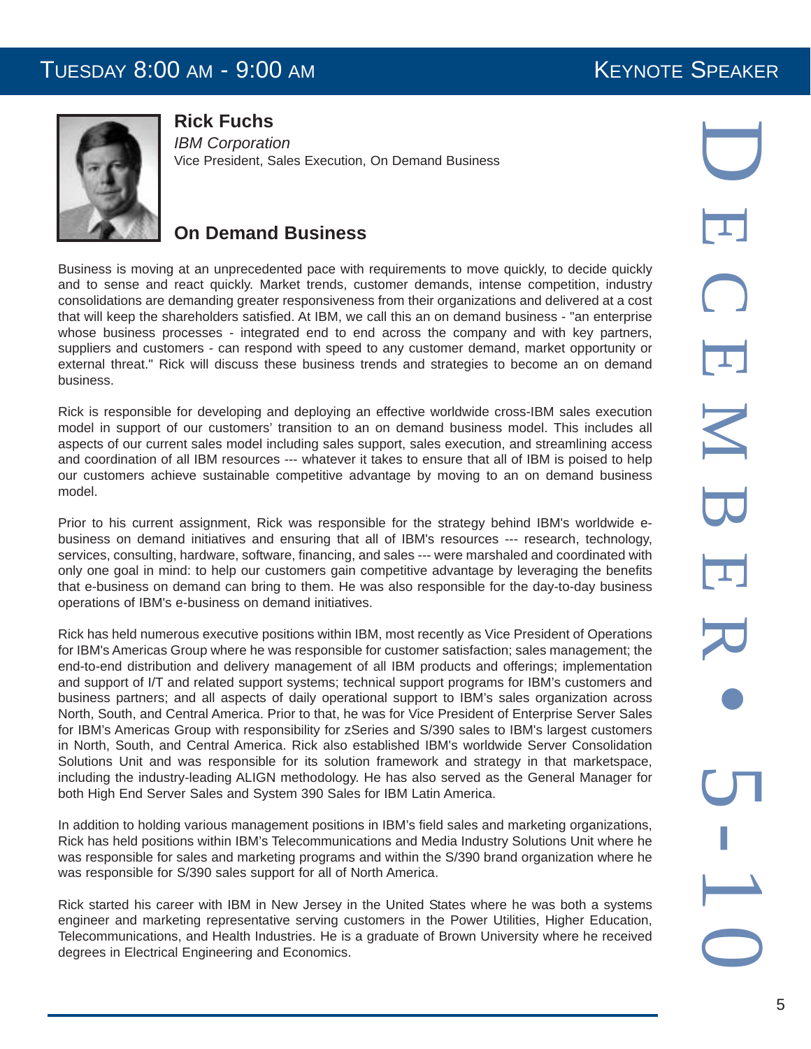TUESDAY 8:00 AM - 9:00 AM

KEYNOTE SPEAKER

## Rick Fuchs

*IBM Corporation*

Vice President, Sales Execution, On Demand Business

## On Demand Business

Business is moving at an unprecedented pace with requirements to move quickly, to decide quickly and to sense and react quickly. Market trends, customer demands, intense competition, industry consolidations are demanding greater responsiveness from their organizations and delivered at a cost that will keep the shareholders satisfied. At IBM, we call this an on demand business - "an enterprise whose business processes - integrated end to end across the company and with key partners, suppliers and customers - can respond with speed to any customer demand, market opportunity or external threat." Rick will discuss these business trends and strategies to become an on demand business.

Rick is responsible for developing and deploying an effective worldwide cross-IBM sales execution model in support of our customers' transition to an on demand business model. This includes all aspects of our current sales model including sales support, sales execution, and streamlining access and coordination of all IBM resources --- whatever it takes to ensure that all of IBM is poised to help our customers achieve sustainable competitive advantage by moving to an on demand business model.

Prior to his current assignment, Rick was responsible for the strategy behind IBM's worldwide e-business on demand initiatives and ensuring that all of IBM's resources --- research, technology, services, consulting, hardware, software, financing, and sales --- were marshaled and coordinated with only one goal in mind: to help our customers gain competitive advantage by leveraging the benefits that e-business on demand can bring to them. He was also responsible for the day-to-day business operations of IBM's e-business on demand initiatives.

Rick has held numerous executive positions within IBM, most recently as Vice President of Operations for IBM's Americas Group where he was responsible for customer satisfaction; sales management; the end-to-end distribution and delivery management of all IBM products and offerings; implementation and support of I/T and related support systems; technical support programs for IBM's customers and business partners; and all aspects of daily operational support to IBM's sales organization across North, South, and Central America. Prior to that, he was for Vice President of Enterprise Server Sales for IBM's Americas Group with responsibility for zSeries and S/390 sales to IBM's largest customers in North, South, and Central America. Rick also established IBM's worldwide Server Consolidation Solutions Unit and was responsible for its solution framework and strategy in that marketspace, including the industry-leading ALIGN methodology. He has also served as the General Manager for both High End Server Sales and System 390 Sales for IBM Latin America.

In addition to holding various management positions in IBM's field sales and marketing organizations, Rick has held positions within IBM's Telecommunications and Media Industry Solutions Unit where he was responsible for sales and marketing programs and within the S/390 brand organization where he was responsible for S/390 sales support for all of North America.

Rick started his career with IBM in New Jersey in the United States where he was both a systems engineer and marketing representative serving customers in the Power Utilities, Higher Education, Telecommunications, and Health Industries. He is a graduate of Brown University where he received degrees in Electrical Engineering and Economics.

DECEMBER • 5-10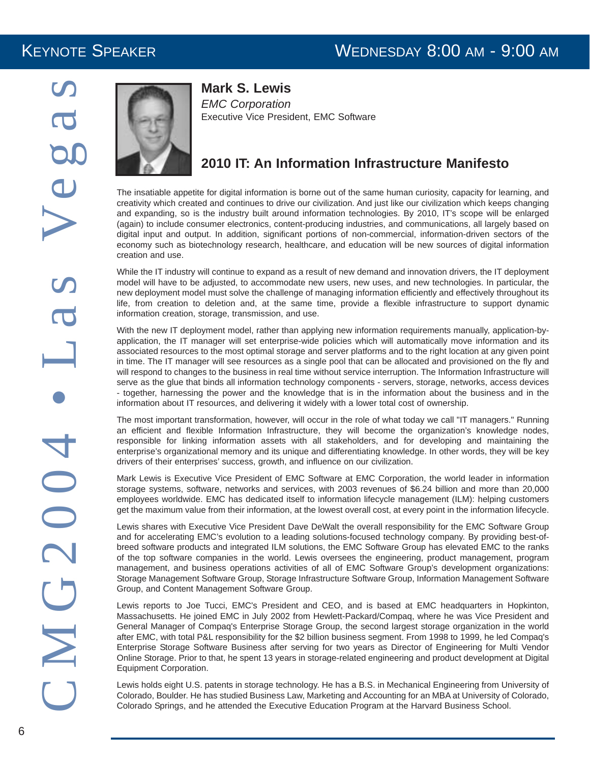# Keynote Speaker

Wednesday 8:00 AM - 9:00 AM

**Mark S. Lewis**

*EMC Corporation*

Executive Vice President, EMC Software

## 2010 IT: An Information Infrastructure Manifesto

The insatiable appetite for digital information is borne out of the same human curiosity, capacity for learning, and creativity which created and continues to drive our civilization. And just like our civilization which keeps changing and expanding, so is the industry built around information technologies. By 2010, IT's scope will be enlarged (again) to include consumer electronics, content-producing industries, and communications, all largely based on digital input and output. In addition, significant portions of non-commercial, information-driven sectors of the economy such as biotechnology research, healthcare, and education will be new sources of digital information creation and use.

While the IT industry will continue to expand as a result of new demand and innovation drivers, the IT deployment model will have to be adjusted, to accommodate new users, new uses, and new technologies. In particular, the new deployment model must solve the challenge of managing information efficiently and effectively throughout its life, from creation to deletion and, at the same time, provide a flexible infrastructure to support dynamic information creation, storage, transmission, and use.

With the new IT deployment model, rather than applying new information requirements manually, application-by-application, the IT manager will set enterprise-wide policies which will automatically move information and its associated resources to the most optimal storage and server platforms and to the right location at any given point in time. The IT manager will see resources as a single pool that can be allocated and provisioned on the fly and will respond to changes to the business in real time without service interruption. The Information Infrastructure will serve as the glue that binds all information technology components - servers, storage, networks, access devices - together, harnessing the power and the knowledge that is in the information about the business and in the information about IT resources, and delivering it widely with a lower total cost of ownership.

The most important transformation, however, will occur in the role of what today we call "IT managers." Running an efficient and flexible Information Infrastructure, they will become the organization's knowledge nodes, responsible for linking information assets with all stakeholders, and for developing and maintaining the enterprise's organizational memory and its unique and differentiating knowledge. In other words, they will be key drivers of their enterprises' success, growth, and influence on our civilization.

Mark Lewis is Executive Vice President of EMC Software at EMC Corporation, the world leader in information storage systems, software, networks and services, with 2003 revenues of $6.24 billion and more than 20,000 employees worldwide. EMC has dedicated itself to information lifecycle management (ILM): helping customers get the maximum value from their information, at the lowest overall cost, at every point in the information lifecycle.

Lewis shares with Executive Vice President Dave DeWalt the overall responsibility for the EMC Software Group and for accelerating EMC's evolution to a leading solutions-focused technology company. By providing best-of-breed software products and integrated ILM solutions, the EMC Software Group has elevated EMC to the ranks of the top software companies in the world. Lewis oversees the engineering, product management, program management, and business operations activities of all of EMC Software Group's development organizations: Storage Management Software Group, Storage Infrastructure Software Group, Information Management Software Group, and Content Management Software Group.

Lewis reports to Joe Tucci, EMC's President and CEO, and is based at EMC headquarters in Hopkinton, Massachusetts. He joined EMC in July 2002 from Hewlett-Packard/Compaq, where he was Vice President and General Manager of Compaq's Enterprise Storage Group, the second largest storage organization in the world after EMC, with total P&L responsibility for the $2 billion business segment. From 1998 to 1999, he led Compaq's Enterprise Storage Software Business after serving for two years as Director of Engineering for Multi Vendor Online Storage. Prior to that, he spent 13 years in storage-related engineering and product development at Digital Equipment Corporation.

Lewis holds eight U.S. patents in storage technology. He has a B.S. in Mechanical Engineering from University of Colorado, Boulder. He has studied Business Law, Marketing and Accounting for an MBA at University of Colorado, Colorado Springs, and he attended the Executive Education Program at the Harvard Business School.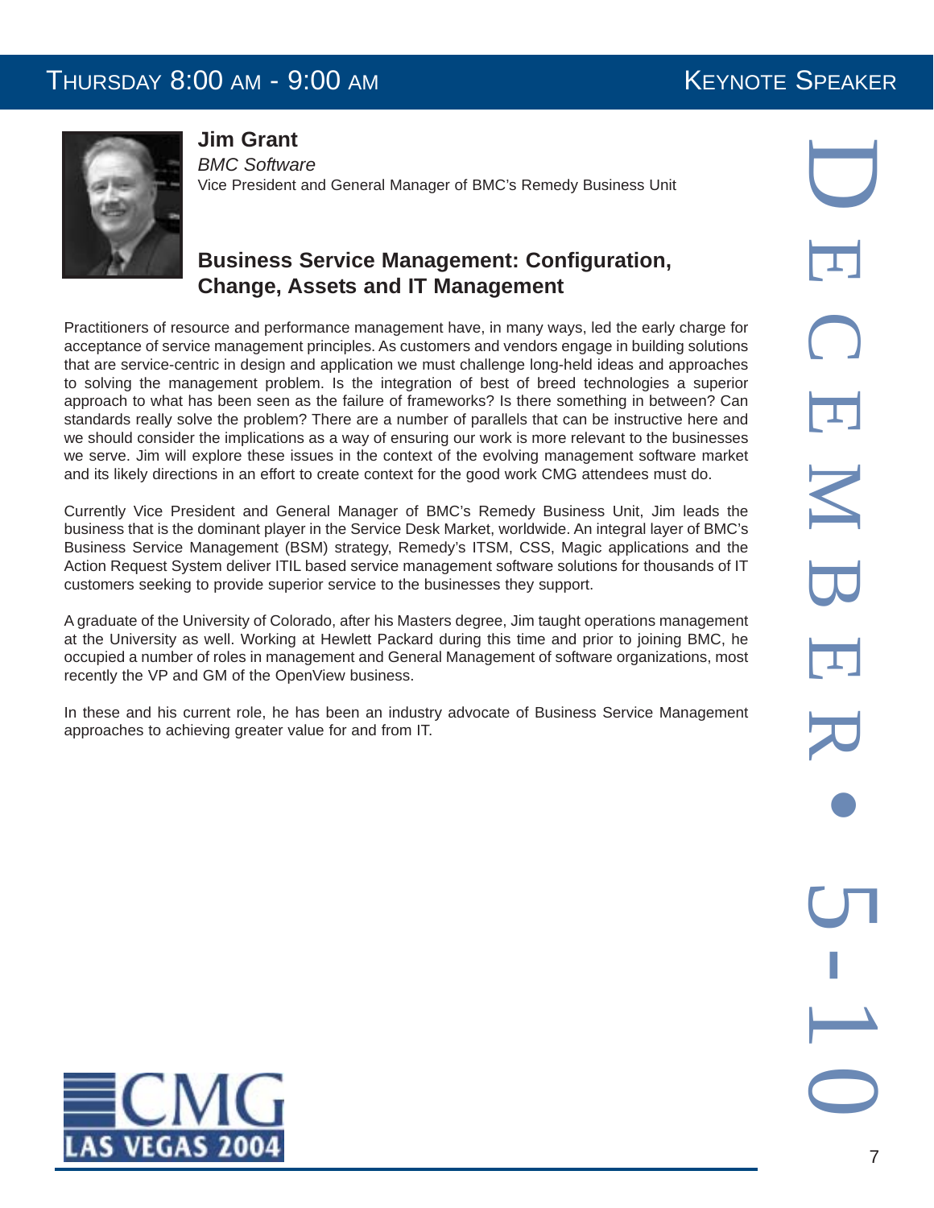THURSDAY 8:00 AM - 9:00 AM

KEYNOTE SPEAKER

**Jim Grant**

*BMC Software*

Vice President and General Manager of BMC's Remedy Business Unit

## Business Service Management: Configuration, Change, Assets and IT Management

Practitioners of resource and performance management have, in many ways, led the early charge for acceptance of service management principles. As customers and vendors engage in building solutions that are service-centric in design and application we must challenge long-held ideas and approaches to solving the management problem. Is the integration of best of breed technologies a superior approach to what has been seen as the failure of frameworks? Is there something in between? Can standards really solve the problem? There are a number of parallels that can be instructive here and we should consider the implications as a way of ensuring our work is more relevant to the businesses we serve. Jim will explore these issues in the context of the evolving management software market and its likely directions in an effort to create context for the good work CMG attendees must do.

Currently Vice President and General Manager of BMC's Remedy Business Unit, Jim leads the business that is the dominant player in the Service Desk Market, worldwide. An integral layer of BMC's Business Service Management (BSM) strategy, Remedy's ITSM, CSS, Magic applications and the Action Request System deliver ITIL based service management software solutions for thousands of IT customers seeking to provide superior service to the businesses they support.

A graduate of the University of Colorado, after his Masters degree, Jim taught operations management at the University as well. Working at Hewlett Packard during this time and prior to joining BMC, he occupied a number of roles in management and General Management of software organizations, most recently the VP and GM of the OpenView business.

In these and his current role, he has been an industry advocate of Business Service Management approaches to achieving greater value for and from IT.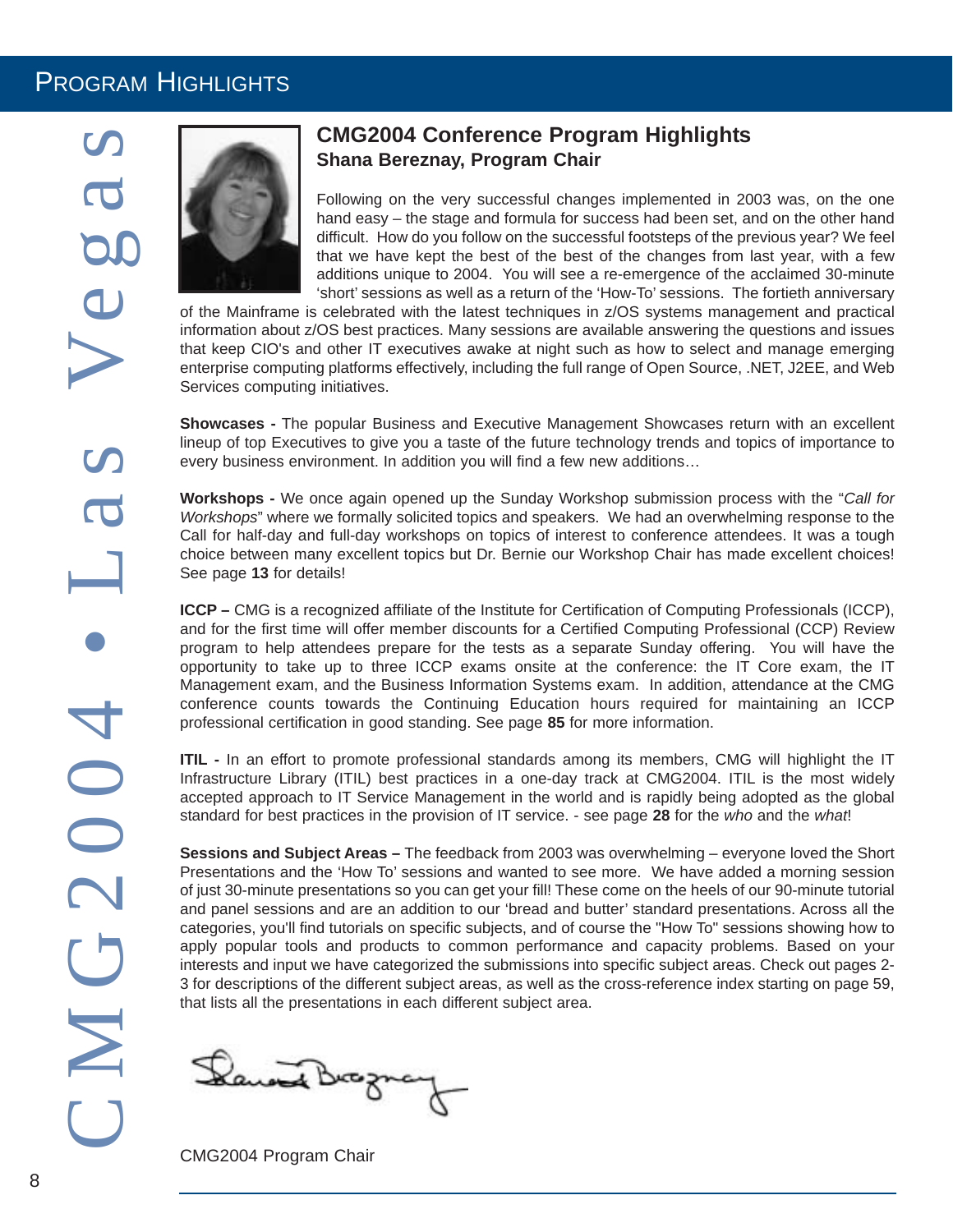# CMG2004 Conference Program Highlights

## Shana Bereznay, Program Chair

Following on the very successful changes implemented in 2003 was, on the one hand easy – the stage and formula for success had been set, and on the other hand difficult. How do you follow on the successful footsteps of the previous year? We feel that we have kept the best of the best of the changes from last year, with a few additions unique to 2004. You will see a re-emergence of the acclaimed 30-minute 'short' sessions as well as a return of the 'How-To' sessions. The fortieth anniversary of the Mainframe is celebrated with the latest techniques in z/OS systems management and practical information about z/OS best practices. Many sessions are available answering the questions and issues that keep CIO's and other IT executives awake at night such as how to select and manage emerging enterprise computing platforms effectively, including the full range of Open Source, .NET, J2EE, and Web Services computing initiatives.

**Showcases -** The popular Business and Executive Management Showcases return with an excellent lineup of top Executives to give you a taste of the future technology trends and topics of importance to every business environment. In addition you will find a few new additions…

**Workshops -** We once again opened up the Sunday Workshop submission process with the "*Call for Workshops*" where we formally solicited topics and speakers. We had an overwhelming response to the Call for half-day and full-day workshops on topics of interest to conference attendees. It was a tough choice between many excellent topics but Dr. Bernie our Workshop Chair has made excellent choices! See page **13** for details!

**ICCP –** CMG is a recognized affiliate of the Institute for Certification of Computing Professionals (ICCP), and for the first time will offer member discounts for a Certified Computing Professional (CCP) Review program to help attendees prepare for the tests as a separate Sunday offering. You will have the opportunity to take up to three ICCP exams onsite at the conference: the IT Core exam, the IT Management exam, and the Business Information Systems exam. In addition, attendance at the CMG conference counts towards the Continuing Education hours required for maintaining an ICCP professional certification in good standing. See page **85** for more information.

**ITIL -** In an effort to promote professional standards among its members, CMG will highlight the IT Infrastructure Library (ITIL) best practices in a one-day track at CMG2004. ITIL is the most widely accepted approach to IT Service Management in the world and is rapidly being adopted as the global standard for best practices in the provision of IT service. - see page **28** for the *who* and the *what*!

**Sessions and Subject Areas –** The feedback from 2003 was overwhelming – everyone loved the Short Presentations and the 'How To' sessions and wanted to see more. We have added a morning session of just 30-minute presentations so you can get your fill! These come on the heels of our 90-minute tutorial and panel sessions and are an addition to our 'bread and butter' standard presentations. Across all the categories, you'll find tutorials on specific subjects, and of course the "How To" sessions showing how to apply popular tools and products to common performance and capacity problems. Based on your interests and input we have categorized the submissions into specific subject areas. Check out pages 2-3 for descriptions of the different subject areas, as well as the cross-reference index starting on page 59, that lists all the presentations in each different subject area.

CMG2004 Program Chair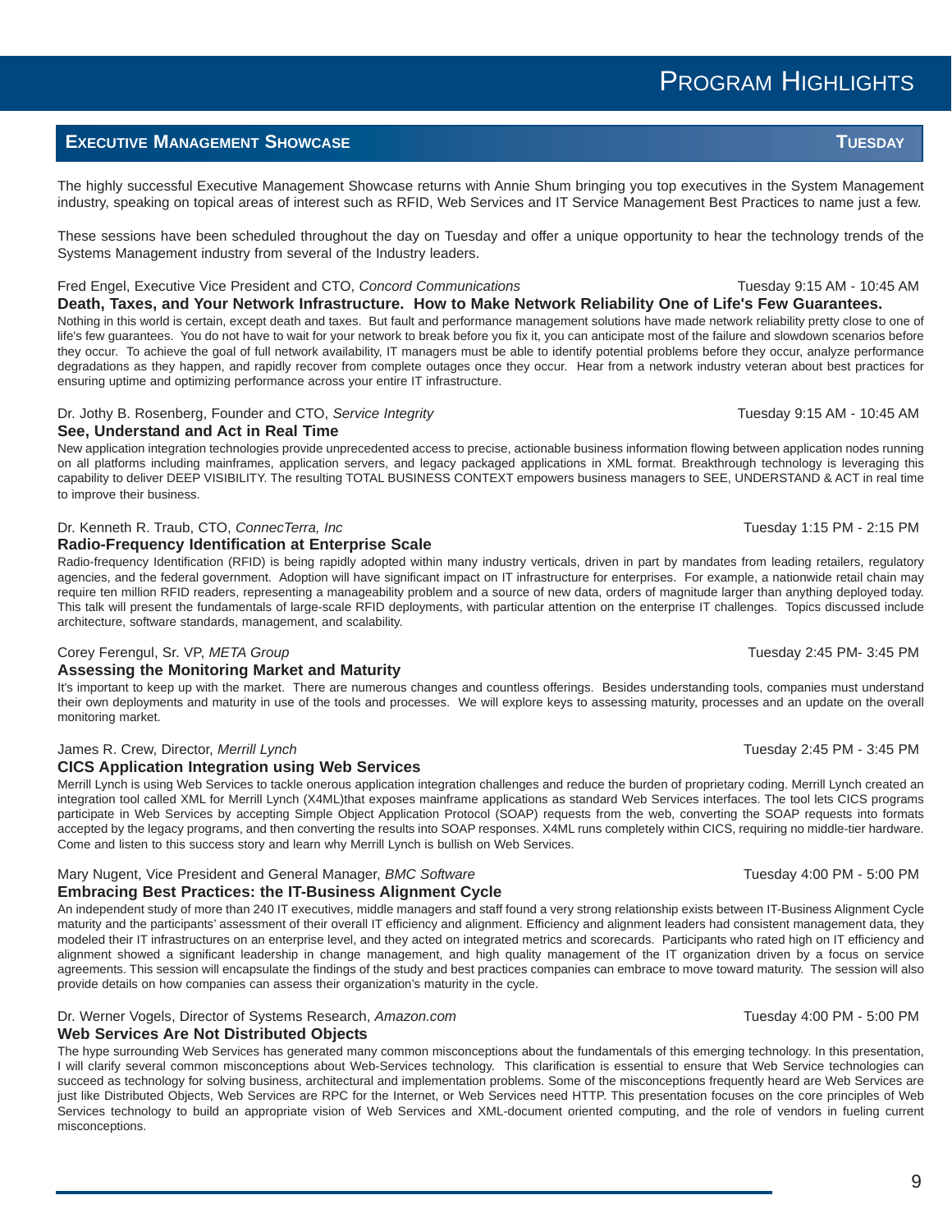# Program Highlights

## Executive Management Showcase — Tuesday

The highly successful Executive Management Showcase returns with Annie Shum bringing you top executives in the System Management industry, speaking on topical areas of interest such as RFID, Web Services and IT Service Management Best Practices to name just a few.

These sessions have been scheduled throughout the day on Tuesday and offer a unique opportunity to hear the technology trends of the Systems Management industry from several of the Industry leaders.

Fred Engel, Executive Vice President and CTO, *Concord Communications* — Tuesday 9:15 AM - 10:45 AM

### Death, Taxes, and Your Network Infrastructure. How to Make Network Reliability One of Life's Few Guarantees.

Nothing in this world is certain, except death and taxes. But fault and performance management solutions have made network reliability pretty close to one of life's few guarantees. You do not have to wait for your network to break before you fix it, you can anticipate most of the failure and slowdown scenarios before they occur. To achieve the goal of full network availability, IT managers must be able to identify potential problems before they occur, analyze performance degradations as they happen, and rapidly recover from complete outages once they occur. Hear from a network industry veteran about best practices for ensuring uptime and optimizing performance across your entire IT infrastructure.

Dr. Jothy B. Rosenberg, Founder and CTO, *Service Integrity* — Tuesday 9:15 AM - 10:45 AM

### See, Understand and Act in Real Time

New application integration technologies provide unprecedented access to precise, actionable business information flowing between application nodes running on all platforms including mainframes, application servers, and legacy packaged applications in XML format. Breakthrough technology is leveraging this capability to deliver DEEP VISIBILITY. The resulting TOTAL BUSINESS CONTEXT empowers business managers to SEE, UNDERSTAND & ACT in real time to improve their business.

Dr. Kenneth R. Traub, CTO, *ConnecTerra, Inc* — Tuesday 1:15 PM - 2:15 PM

### Radio-Frequency Identification at Enterprise Scale

Radio-frequency Identification (RFID) is being rapidly adopted within many industry verticals, driven in part by mandates from leading retailers, regulatory agencies, and the federal government. Adoption will have significant impact on IT infrastructure for enterprises. For example, a nationwide retail chain may require ten million RFID readers, representing a manageability problem and a source of new data, orders of magnitude larger than anything deployed today. This talk will present the fundamentals of large-scale RFID deployments, with particular attention on the enterprise IT challenges. Topics discussed include architecture, software standards, management, and scalability.

Corey Ferengul, Sr. VP, *META Group* — Tuesday 2:45 PM- 3:45 PM

### Assessing the Monitoring Market and Maturity

It's important to keep up with the market. There are numerous changes and countless offerings. Besides understanding tools, companies must understand their own deployments and maturity in use of the tools and processes. We will explore keys to assessing maturity, processes and an update on the overall monitoring market.

James R. Crew, Director, *Merrill Lynch* — Tuesday 2:45 PM - 3:45 PM

### CICS Application Integration using Web Services

Merrill Lynch is using Web Services to tackle onerous application integration challenges and reduce the burden of proprietary coding. Merrill Lynch created an integration tool called XML for Merrill Lynch (X4ML)that exposes mainframe applications as standard Web Services interfaces. The tool lets CICS programs participate in Web Services by accepting Simple Object Application Protocol (SOAP) requests from the web, converting the SOAP requests into formats accepted by the legacy programs, and then converting the results into SOAP responses. X4ML runs completely within CICS, requiring no middle-tier hardware. Come and listen to this success story and learn why Merrill Lynch is bullish on Web Services.

Mary Nugent, Vice President and General Manager, *BMC Software* — Tuesday 4:00 PM - 5:00 PM

### Embracing Best Practices: the IT-Business Alignment Cycle

An independent study of more than 240 IT executives, middle managers and staff found a very strong relationship exists between IT-Business Alignment Cycle maturity and the participants' assessment of their overall IT efficiency and alignment. Efficiency and alignment leaders had consistent management data, they modeled their IT infrastructures on an enterprise level, and they acted on integrated metrics and scorecards. Participants who rated high on IT efficiency and alignment showed a significant leadership in change management, and high quality management of the IT organization driven by a focus on service agreements. This session will encapsulate the findings of the study and best practices companies can embrace to move toward maturity. The session will also provide details on how companies can assess their organization's maturity in the cycle.

Dr. Werner Vogels, Director of Systems Research, *Amazon.com* — Tuesday 4:00 PM - 5:00 PM

### Web Services Are Not Distributed Objects

The hype surrounding Web Services has generated many common misconceptions about the fundamentals of this emerging technology. In this presentation, I will clarify several common misconceptions about Web-Services technology. This clarification is essential to ensure that Web Service technologies can succeed as technology for solving business, architectural and implementation problems. Some of the misconceptions frequently heard are Web Services are just like Distributed Objects, Web Services are RPC for the Internet, or Web Services need HTTP. This presentation focuses on the core principles of Web Services technology to build an appropriate vision of Web Services and XML-document oriented computing, and the role of vendors in fueling current misconceptions.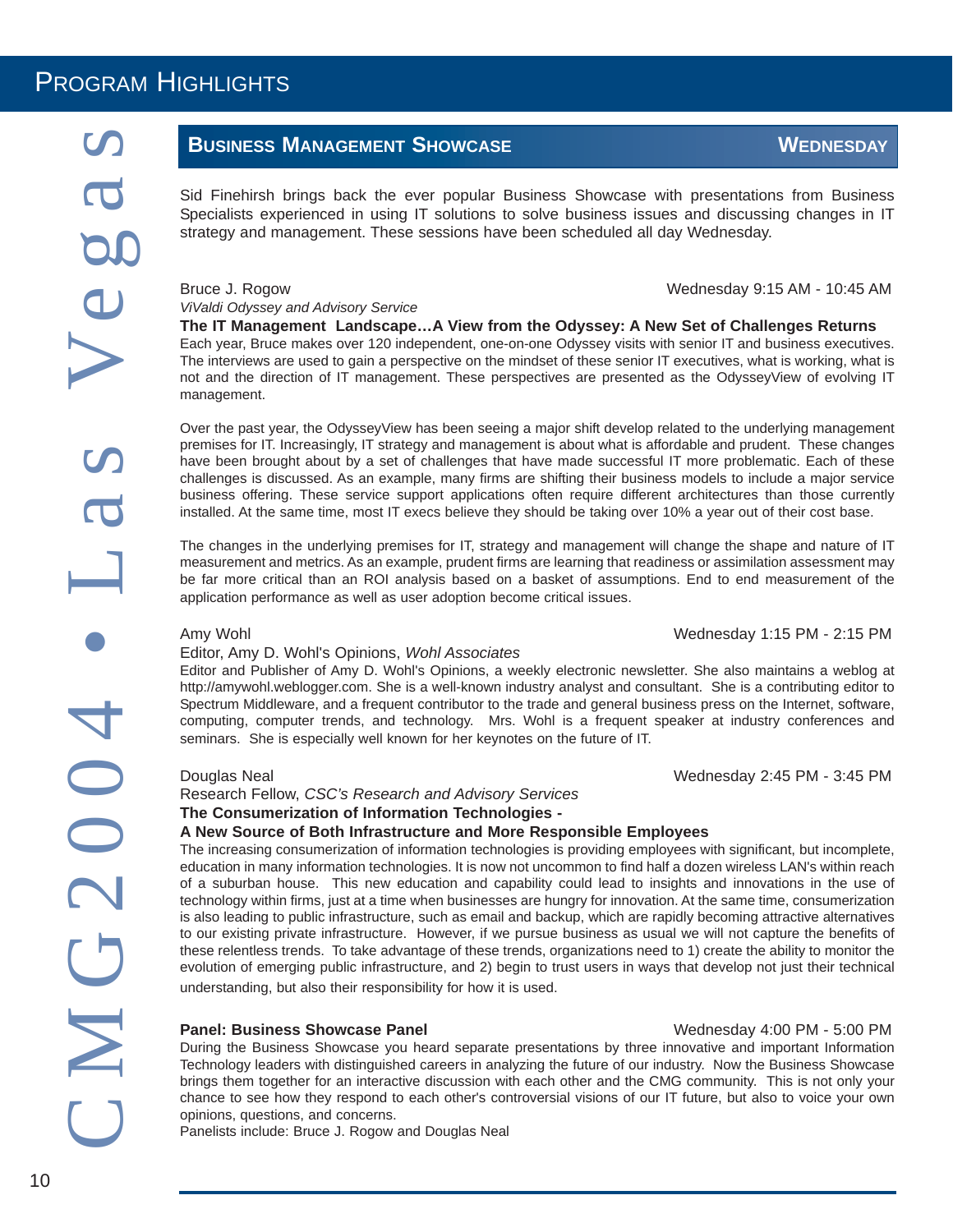# Program Highlights

## Business Management Showcase — Wednesday

Sid Finehirsh brings back the ever popular Business Showcase with presentations from Business Specialists experienced in using IT solutions to solve business issues and discussing changes in IT strategy and management. These sessions have been scheduled all day Wednesday.

Bruce J. Rogow — Wednesday 9:15 AM - 10:45 AM
*ViValdi Odyssey and Advisory Service*

**The IT Management Landscape…A View from the Odyssey: A New Set of Challenges Returns**

Each year, Bruce makes over 120 independent, one-on-one Odyssey visits with senior IT and business executives. The interviews are used to gain a perspective on the mindset of these senior IT executives, what is working, what is not and the direction of IT management. These perspectives are presented as the OdysseyView of evolving IT management.

Over the past year, the OdysseyView has been seeing a major shift develop related to the underlying management premises for IT. Increasingly, IT strategy and management is about what is affordable and prudent. These changes have been brought about by a set of challenges that have made successful IT more problematic. Each of these challenges is discussed. As an example, many firms are shifting their business models to include a major service business offering. These service support applications often require different architectures than those currently installed. At the same time, most IT execs believe they should be taking over 10% a year out of their cost base.

The changes in the underlying premises for IT, strategy and management will change the shape and nature of IT measurement and metrics. As an example, prudent firms are learning that readiness or assimilation assessment may be far more critical than an ROI analysis based on a basket of assumptions. End to end measurement of the application performance as well as user adoption become critical issues.

Amy Wohl — Wednesday 1:15 PM - 2:15 PM
Editor, Amy D. Wohl's Opinions, *Wohl Associates*

Editor and Publisher of Amy D. Wohl's Opinions, a weekly electronic newsletter. She also maintains a weblog at http://amywohl.weblogger.com. She is a well-known industry analyst and consultant. She is a contributing editor to Spectrum Middleware, and a frequent contributor to the trade and general business press on the Internet, software, computing, computer trends, and technology. Mrs. Wohl is a frequent speaker at industry conferences and seminars. She is especially well known for her keynotes on the future of IT.

Douglas Neal — Wednesday 2:45 PM - 3:45 PM
Research Fellow, *CSC's Research and Advisory Services*

**The Consumerization of Information Technologies - A New Source of Both Infrastructure and More Responsible Employees**

The increasing consumerization of information technologies is providing employees with significant, but incomplete, education in many information technologies. It is now not uncommon to find half a dozen wireless LAN's within reach of a suburban house. This new education and capability could lead to insights and innovations in the use of technology within firms, just at a time when businesses are hungry for innovation. At the same time, consumerization is also leading to public infrastructure, such as email and backup, which are rapidly becoming attractive alternatives to our existing private infrastructure. However, if we pursue business as usual we will not capture the benefits of these relentless trends. To take advantage of these trends, organizations need to 1) create the ability to monitor the evolution of emerging public infrastructure, and 2) begin to trust users in ways that develop not just their technical understanding, but also their responsibility for how it is used.

**Panel: Business Showcase Panel** — Wednesday 4:00 PM - 5:00 PM

During the Business Showcase you heard separate presentations by three innovative and important Information Technology leaders with distinguished careers in analyzing the future of our industry. Now the Business Showcase brings them together for an interactive discussion with each other and the CMG community. This is not only your chance to see how they respond to each other's controversial visions of our IT future, but also to voice your own opinions, questions, and concerns.

Panelists include: Bruce J. Rogow and Douglas Neal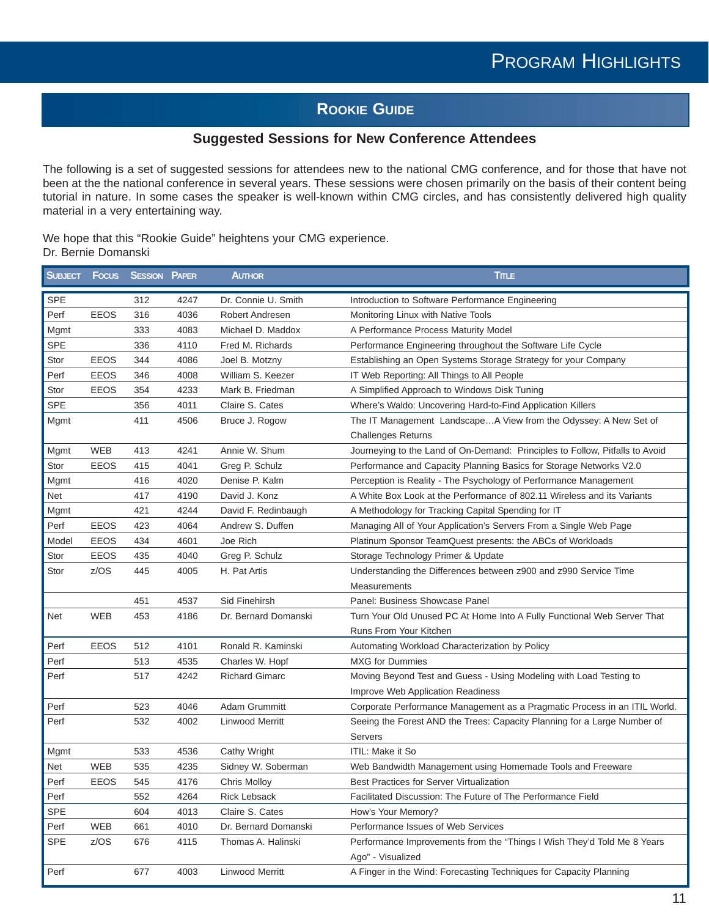# Program Highlights

## Rookie Guide

### Suggested Sessions for New Conference Attendees

The following is a set of suggested sessions for attendees new to the national CMG conference, and for those that have not been at the the national conference in several years. These sessions were chosen primarily on the basis of their content being tutorial in nature. In some cases the speaker is well-known within CMG circles, and has consistently delivered high quality material in a very entertaining way.

We hope that this “Rookie Guide” heightens your CMG experience.
Dr. Bernie Domanski

| Subject | Focus | Session | Paper | Author | Title |
|---|---|---|---|---|---|
| SPE | | 312 | 4247 | Dr. Connie U. Smith | Introduction to Software Performance Engineering |
| Perf | EEOS | 316 | 4036 | Robert Andresen | Monitoring Linux with Native Tools |
| Mgmt | | 333 | 4083 | Michael D. Maddox | A Performance Process Maturity Model |
| SPE | | 336 | 4110 | Fred M. Richards | Performance Engineering throughout the Software Life Cycle |
| Stor | EEOS | 344 | 4086 | Joel B. Motzny | Establishing an Open Systems Storage Strategy for your Company |
| Perf | EEOS | 346 | 4008 | William S. Keezer | IT Web Reporting: All Things to All People |
| Stor | EEOS | 354 | 4233 | Mark B. Friedman | A Simplified Approach to Windows Disk Tuning |
| SPE | | 356 | 4011 | Claire S. Cates | Where's Waldo: Uncovering Hard-to-Find Application Killers |
| Mgmt | | 411 | 4506 | Bruce J. Rogow | The IT Management Landscape…A View from the Odyssey: A New Set of Challenges Returns |
| Mgmt | WEB | 413 | 4241 | Annie W. Shum | Journeying to the Land of On-Demand: Principles to Follow, Pitfalls to Avoid |
| Stor | EEOS | 415 | 4041 | Greg P. Schulz | Performance and Capacity Planning Basics for Storage Networks V2.0 |
| Mgmt | | 416 | 4020 | Denise P. Kalm | Perception is Reality - The Psychology of Performance Management |
| Net | | 417 | 4190 | David J. Konz | A White Box Look at the Performance of 802.11 Wireless and its Variants |
| Mgmt | | 421 | 4244 | David F. Redinbaugh | A Methodology for Tracking Capital Spending for IT |
| Perf | EEOS | 423 | 4064 | Andrew S. Duffen | Managing All of Your Application's Servers From a Single Web Page |
| Model | EEOS | 434 | 4601 | Joe Rich | Platinum Sponsor TeamQuest presents: the ABCs of Workloads |
| Stor | EEOS | 435 | 4040 | Greg P. Schulz | Storage Technology Primer & Update |
| Stor | z/OS | 445 | 4005 | H. Pat Artis | Understanding the Differences between z900 and z990 Service Time Measurements |
| | | 451 | 4537 | Sid Finehirsh | Panel: Business Showcase Panel |
| Net | WEB | 453 | 4186 | Dr. Bernard Domanski | Turn Your Old Unused PC At Home Into A Fully Functional Web Server That Runs From Your Kitchen |
| Perf | EEOS | 512 | 4101 | Ronald R. Kaminski | Automating Workload Characterization by Policy |
| Perf | | 513 | 4535 | Charles W. Hopf | MXG for Dummies |
| Perf | | 517 | 4242 | Richard Gimarc | Moving Beyond Test and Guess - Using Modeling with Load Testing to Improve Web Application Readiness |
| Perf | | 523 | 4046 | Adam Grummitt | Corporate Performance Management as a Pragmatic Process in an ITIL World. |
| Perf | | 532 | 4002 | Linwood Merritt | Seeing the Forest AND the Trees: Capacity Planning for a Large Number of Servers |
| Mgmt | | 533 | 4536 | Cathy Wright | ITIL: Make it So |
| Net | WEB | 535 | 4235 | Sidney W. Soberman | Web Bandwidth Management using Homemade Tools and Freeware |
| Perf | EEOS | 545 | 4176 | Chris Molloy | Best Practices for Server Virtualization |
| Perf | | 552 | 4264 | Rick Lebsack | Facilitated Discussion: The Future of The Performance Field |
| SPE | | 604 | 4013 | Claire S. Cates | How's Your Memory? |
| Perf | WEB | 661 | 4010 | Dr. Bernard Domanski | Performance Issues of Web Services |
| SPE | z/OS | 676 | 4115 | Thomas A. Halinski | Performance Improvements from the “Things I Wish They'd Told Me 8 Years Ago” - Visualized |
| Perf | | 677 | 4003 | Linwood Merritt | A Finger in the Wind: Forecasting Techniques for Capacity Planning |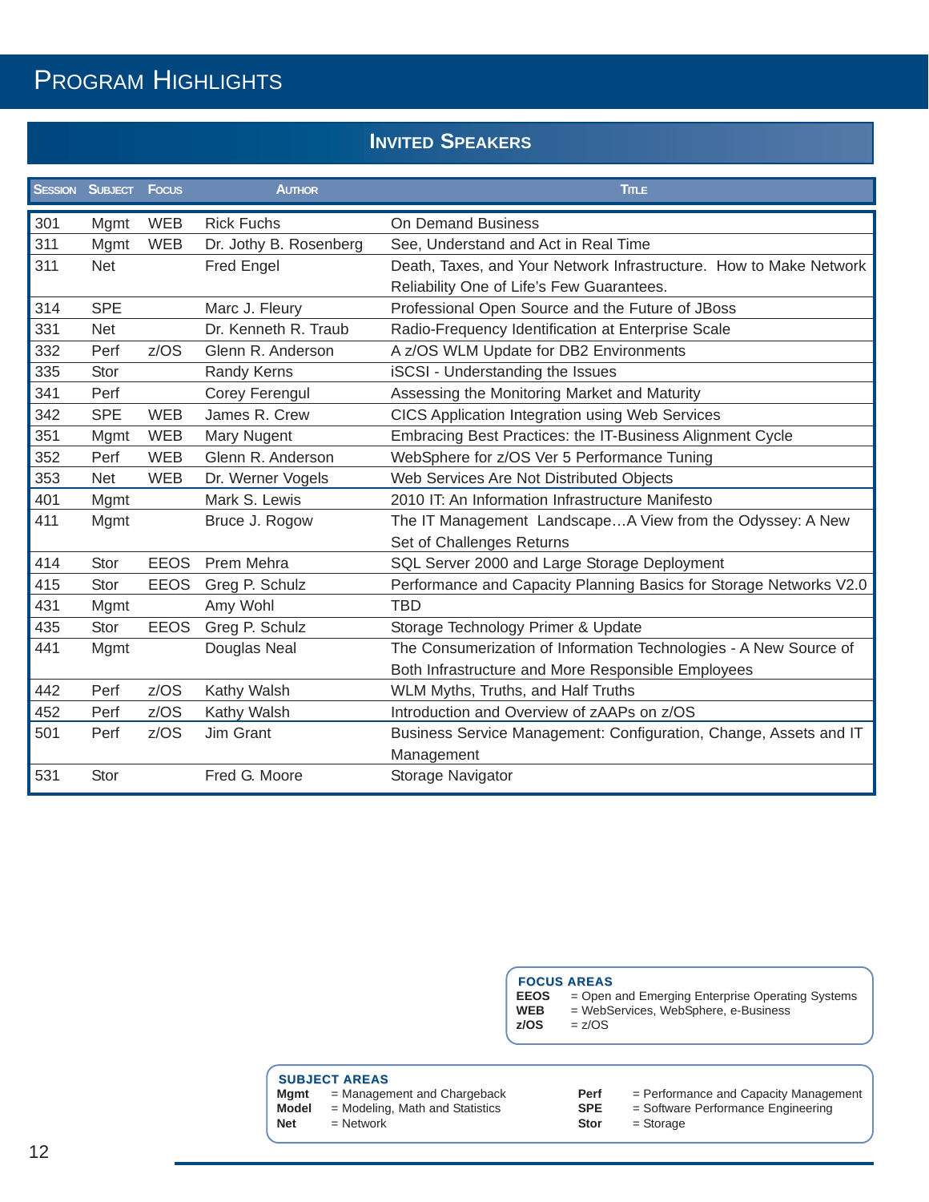# Program Highlights

## Invited Speakers

| Session | Subject | Focus | Author | Title |
|---|---|---|---|---|
| 301 | Mgmt | WEB | Rick Fuchs | On Demand Business |
| 311 | Mgmt | WEB | Dr. Jothy B. Rosenberg | See, Understand and Act in Real Time |
| 311 | Net | | Fred Engel | Death, Taxes, and Your Network Infrastructure. How to Make Network Reliability One of Life's Few Guarantees. |
| 314 | SPE | | Marc J. Fleury | Professional Open Source and the Future of JBoss |
| 331 | Net | | Dr. Kenneth R. Traub | Radio-Frequency Identification at Enterprise Scale |
| 332 | Perf | z/OS | Glenn R. Anderson | A z/OS WLM Update for DB2 Environments |
| 335 | Stor | | Randy Kerns | iSCSI - Understanding the Issues |
| 341 | Perf | | Corey Ferengul | Assessing the Monitoring Market and Maturity |
| 342 | SPE | WEB | James R. Crew | CICS Application Integration using Web Services |
| 351 | Mgmt | WEB | Mary Nugent | Embracing Best Practices: the IT-Business Alignment Cycle |
| 352 | Perf | WEB | Glenn R. Anderson | WebSphere for z/OS Ver 5 Performance Tuning |
| 353 | Net | WEB | Dr. Werner Vogels | Web Services Are Not Distributed Objects |
| 401 | Mgmt | | Mark S. Lewis | 2010 IT: An Information Infrastructure Manifesto |
| 411 | Mgmt | | Bruce J. Rogow | The IT Management Landscape…A View from the Odyssey: A New Set of Challenges Returns |
| 414 | Stor | EEOS | Prem Mehra | SQL Server 2000 and Large Storage Deployment |
| 415 | Stor | EEOS | Greg P. Schulz | Performance and Capacity Planning Basics for Storage Networks V2.0 |
| 431 | Mgmt | | Amy Wohl | TBD |
| 435 | Stor | EEOS | Greg P. Schulz | Storage Technology Primer & Update |
| 441 | Mgmt | | Douglas Neal | The Consumerization of Information Technologies - A New Source of Both Infrastructure and More Responsible Employees |
| 442 | Perf | z/OS | Kathy Walsh | WLM Myths, Truths, and Half Truths |
| 452 | Perf | z/OS | Kathy Walsh | Introduction and Overview of zAAPs on z/OS |
| 501 | Perf | z/OS | Jim Grant | Business Service Management: Configuration, Change, Assets and IT Management |
| 531 | Stor | | Fred G. Moore | Storage Navigator |

**FOCUS AREAS**

- **EEOS** = Open and Emerging Enterprise Operating Systems
- **WEB** = WebServices, WebSphere, e-Business
- **z/OS** = z/OS

**SUBJECT AREAS**

- **Mgmt** = Management and Chargeback
- **Model** = Modeling, Math and Statistics
- **Net** = Network
- **Perf** = Performance and Capacity Management
- **SPE** = Software Performance Engineering
- **Stor** = Storage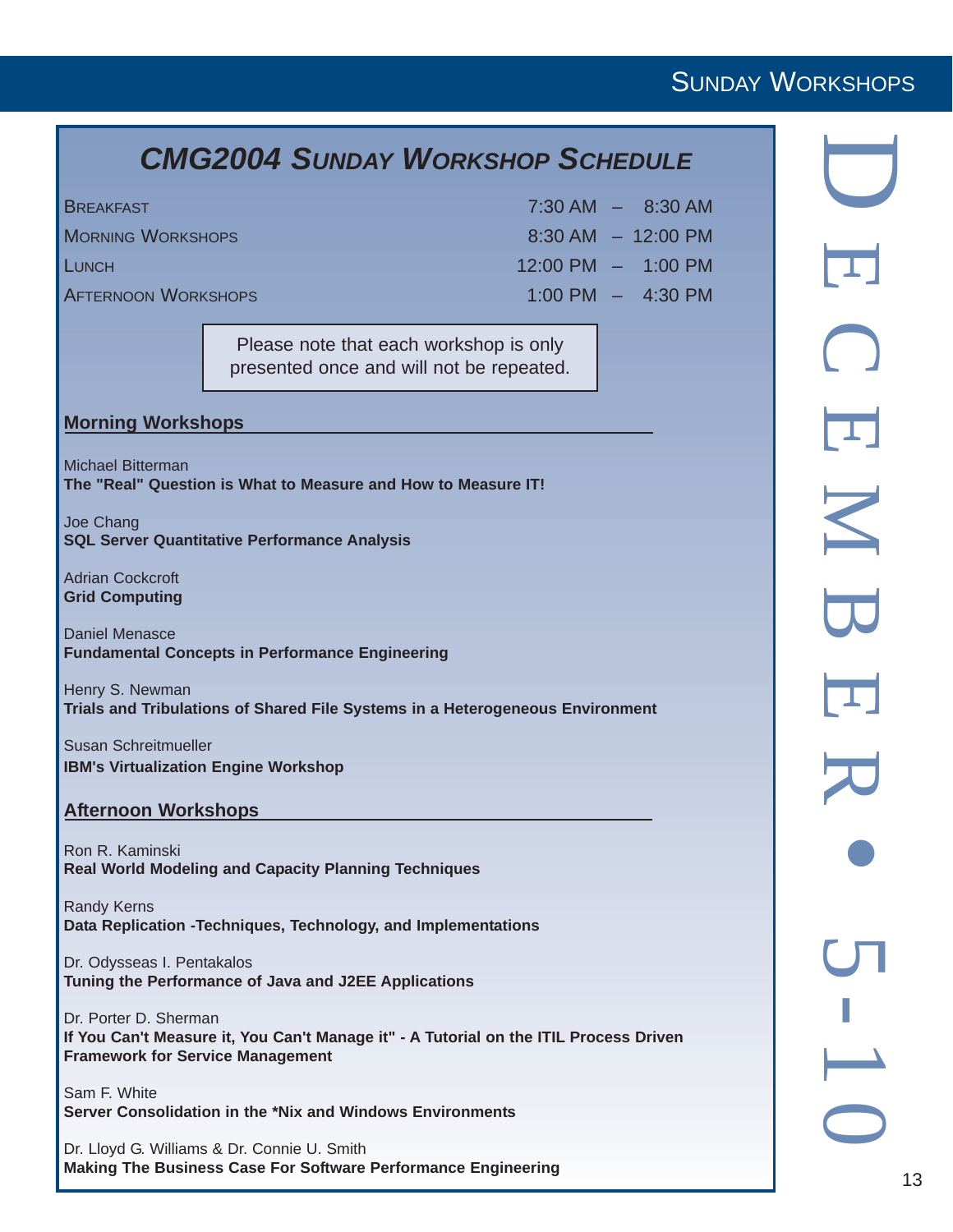# CMG2004 Sunday Workshop Schedule

| | |
|---|---|
| Breakfast | 7:30 AM – 8:30 AM |
| Morning Workshops | 8:30 AM – 12:00 PM |
| Lunch | 12:00 PM – 1:00 PM |
| Afternoon Workshops | 1:00 PM – 4:30 PM |

Please note that each workshop is only presented once and will not be repeated.

## Morning Workshops

Michael Bitterman
**The "Real" Question is What to Measure and How to Measure IT!**

Joe Chang
**SQL Server Quantitative Performance Analysis**

Adrian Cockcroft
**Grid Computing**

Daniel Menasce
**Fundamental Concepts in Performance Engineering**

Henry S. Newman
**Trials and Tribulations of Shared File Systems in a Heterogeneous Environment**

Susan Schreitmueller
**IBM's Virtualization Engine Workshop**

## Afternoon Workshops

Ron R. Kaminski
**Real World Modeling and Capacity Planning Techniques**

Randy Kerns
**Data Replication -Techniques, Technology, and Implementations**

Dr. Odysseas I. Pentakalos
**Tuning the Performance of Java and J2EE Applications**

Dr. Porter D. Sherman
**If You Can't Measure it, You Can't Manage it" - A Tutorial on the ITIL Process Driven Framework for Service Management**

Sam F. White
**Server Consolidation in the *Nix and Windows Environments**

Dr. Lloyd G. Williams & Dr. Connie U. Smith
**Making The Business Case For Software Performance Engineering**

December • 5-10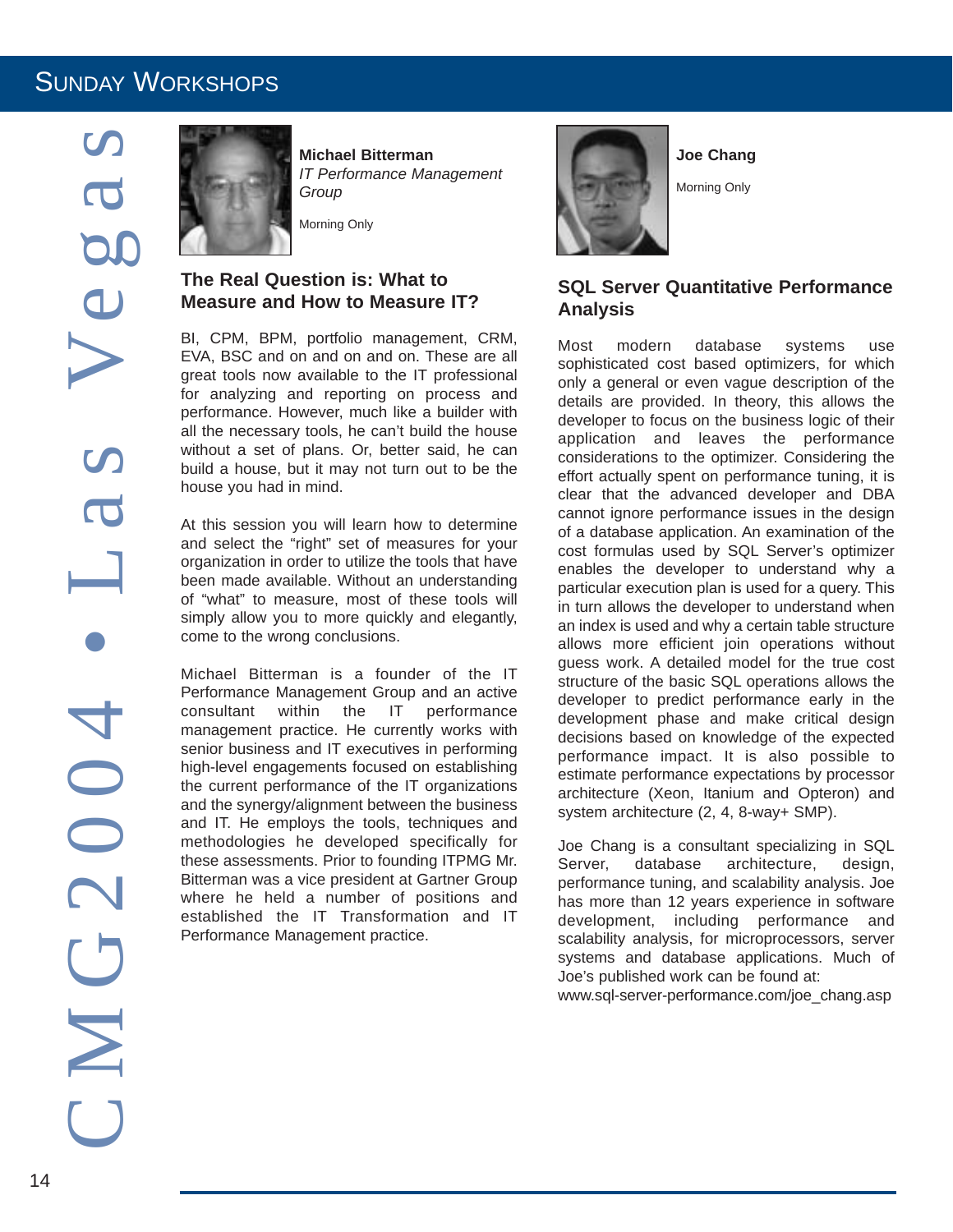## Sunday Workshops

**Michael Bitterman**
*IT Performance Management Group*

Morning Only

### The Real Question is: What to Measure and How to Measure IT?

BI, CPM, BPM, portfolio management, CRM, EVA, BSC and on and on and on. These are all great tools now available to the IT professional for analyzing and reporting on process and performance. However, much like a builder with all the necessary tools, he can't build the house without a set of plans. Or, better said, he can build a house, but it may not turn out to be the house you had in mind.

At this session you will learn how to determine and select the "right" set of measures for your organization in order to utilize the tools that have been made available. Without an understanding of "what" to measure, most of these tools will simply allow you to more quickly and elegantly, come to the wrong conclusions.

Michael Bitterman is a founder of the IT Performance Management Group and an active consultant within the IT performance management practice. He currently works with senior business and IT executives in performing high-level engagements focused on establishing the current performance of the IT organizations and the synergy/alignment between the business and IT. He employs the tools, techniques and methodologies he developed specifically for these assessments. Prior to founding ITPMG Mr. Bitterman was a vice president at Gartner Group where he held a number of positions and established the IT Transformation and IT Performance Management practice.

**Joe Chang**

Morning Only

### SQL Server Quantitative Performance Analysis

Most modern database systems use sophisticated cost based optimizers, for which only a general or even vague description of the details are provided. In theory, this allows the developer to focus on the business logic of their application and leaves the performance considerations to the optimizer. Considering the effort actually spent on performance tuning, it is clear that the advanced developer and DBA cannot ignore performance issues in the design of a database application. An examination of the cost formulas used by SQL Server's optimizer enables the developer to understand why a particular execution plan is used for a query. This in turn allows the developer to understand when an index is used and why a certain table structure allows more efficient join operations without guess work. A detailed model for the true cost structure of the basic SQL operations allows the developer to predict performance early in the development phase and make critical design decisions based on knowledge of the expected performance impact. It is also possible to estimate performance expectations by processor architecture (Xeon, Itanium and Opteron) and system architecture (2, 4, 8-way+ SMP).

Joe Chang is a consultant specializing in SQL Server, database architecture, design, performance tuning, and scalability analysis. Joe has more than 12 years experience in software development, including performance and scalability analysis, for microprocessors, server systems and database applications. Much of Joe's published work can be found at:
www.sql-server-performance.com/joe_chang.asp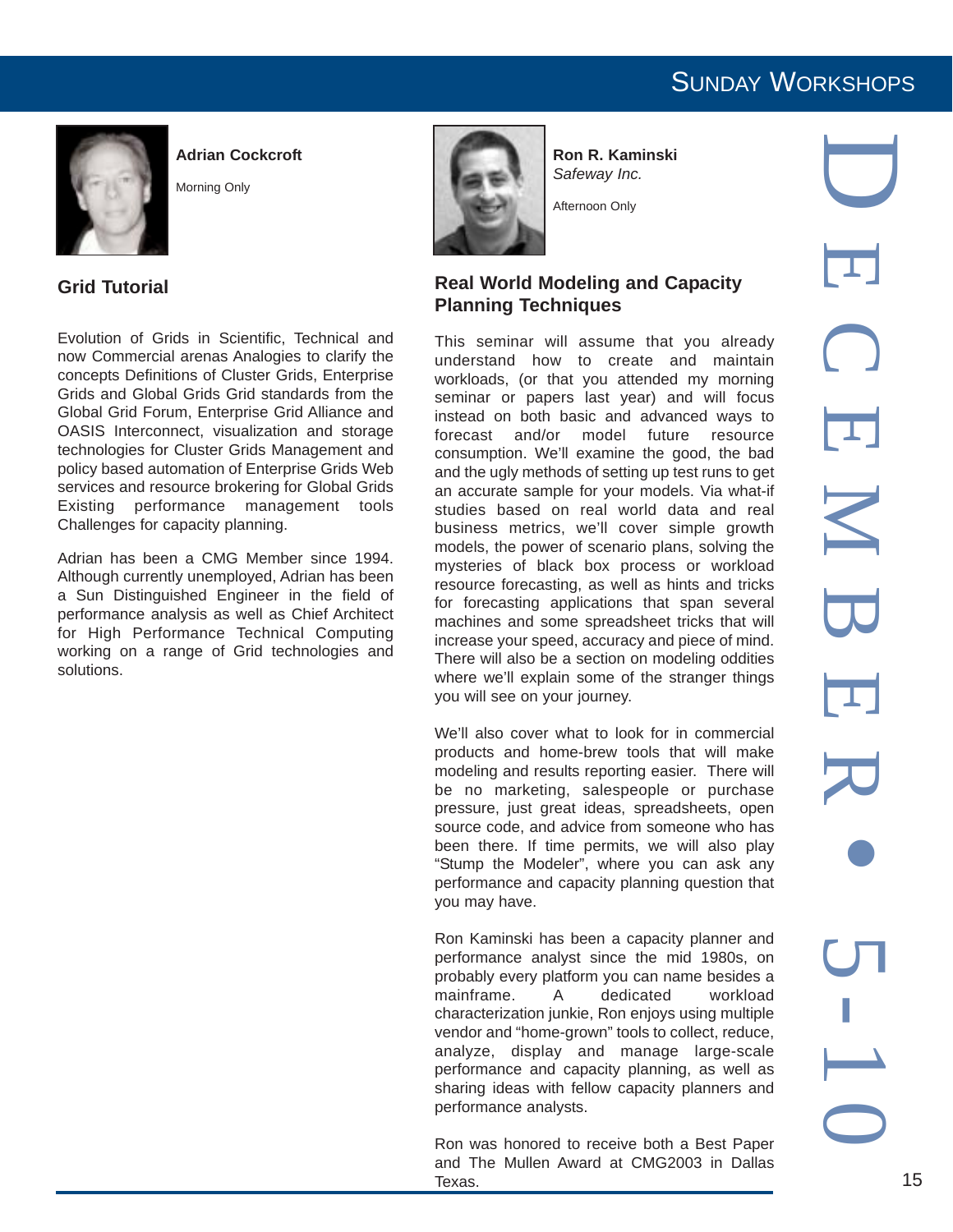**Adrian Cockcroft**

Morning Only

## Grid Tutorial

Evolution of Grids in Scientific, Technical and now Commercial arenas Analogies to clarify the concepts Definitions of Cluster Grids, Enterprise Grids and Global Grids Grid standards from the Global Grid Forum, Enterprise Grid Alliance and OASIS Interconnect, visualization and storage technologies for Cluster Grids Management and policy based automation of Enterprise Grids Web services and resource brokering for Global Grids Existing performance management tools Challenges for capacity planning.

Adrian has been a CMG Member since 1994. Although currently unemployed, Adrian has been a Sun Distinguished Engineer in the field of performance analysis as well as Chief Architect for High Performance Technical Computing working on a range of Grid technologies and solutions.

**Ron R. Kaminski**
*Safeway Inc.*

Afternoon Only

## Real World Modeling and Capacity Planning Techniques

This seminar will assume that you already understand how to create and maintain workloads, (or that you attended my morning seminar or papers last year) and will focus instead on both basic and advanced ways to forecast and/or model future resource consumption. We'll examine the good, the bad and the ugly methods of setting up test runs to get an accurate sample for your models. Via what-if studies based on real world data and real business metrics, we'll cover simple growth models, the power of scenario plans, solving the mysteries of black box process or workload resource forecasting, as well as hints and tricks for forecasting applications that span several machines and some spreadsheet tricks that will increase your speed, accuracy and piece of mind. There will also be a section on modeling oddities where we'll explain some of the stranger things you will see on your journey.

We'll also cover what to look for in commercial products and home-brew tools that will make modeling and results reporting easier. There will be no marketing, salespeople or purchase pressure, just great ideas, spreadsheets, open source code, and advice from someone who has been there. If time permits, we will also play "Stump the Modeler", where you can ask any performance and capacity planning question that you may have.

Ron Kaminski has been a capacity planner and performance analyst since the mid 1980s, on probably every platform you can name besides a mainframe. A dedicated workload characterization junkie, Ron enjoys using multiple vendor and "home-grown" tools to collect, reduce, analyze, display and manage large-scale performance and capacity planning, as well as sharing ideas with fellow capacity planners and performance analysts.

Ron was honored to receive both a Best Paper and The Mullen Award at CMG2003 in Dallas Texas.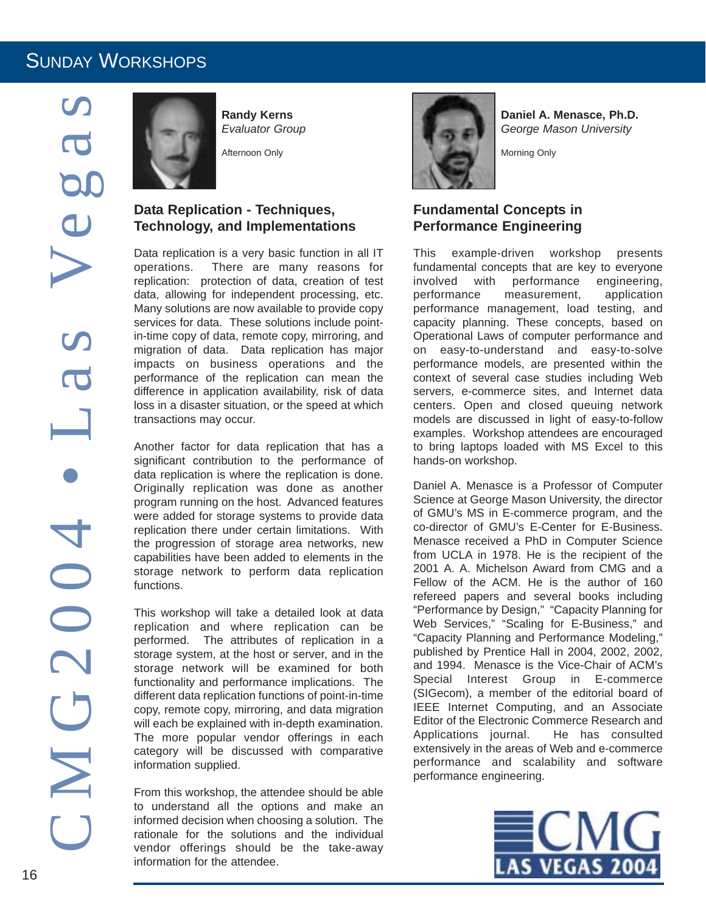# Sunday Workshops

**Randy Kerns**
*Evaluator Group*

Afternoon Only

## Data Replication - Techniques, Technology, and Implementations

Data replication is a very basic function in all IT operations. There are many reasons for replication: protection of data, creation of test data, allowing for independent processing, etc. Many solutions are now available to provide copy services for data. These solutions include point-in-time copy of data, remote copy, mirroring, and migration of data. Data replication has major impacts on business operations and the performance of the replication can mean the difference in application availability, risk of data loss in a disaster situation, or the speed at which transactions may occur.

Another factor for data replication that has a significant contribution to the performance of data replication is where the replication is done. Originally replication was done as another program running on the host. Advanced features were added for storage systems to provide data replication there under certain limitations. With the progression of storage area networks, new capabilities have been added to elements in the storage network to perform data replication functions.

This workshop will take a detailed look at data replication and where replication can be performed. The attributes of replication in a storage system, at the host or server, and in the storage network will be examined for both functionality and performance implications. The different data replication functions of point-in-time copy, remote copy, mirroring, and data migration will each be explained with in-depth examination. The more popular vendor offerings in each category will be discussed with comparative information supplied.

From this workshop, the attendee should be able to understand all the options and make an informed decision when choosing a solution. The rationale for the solutions and the individual vendor offerings should be the take-away information for the attendee.

**Daniel A. Menasce, Ph.D.**
*George Mason University*

Morning Only

## Fundamental Concepts in Performance Engineering

This example-driven workshop presents fundamental concepts that are key to everyone involved with performance engineering, performance measurement, application performance management, load testing, and capacity planning. These concepts, based on Operational Laws of computer performance and on easy-to-understand and easy-to-solve performance models, are presented within the context of several case studies including Web servers, e-commerce sites, and Internet data centers. Open and closed queuing network models are discussed in light of easy-to-follow examples. Workshop attendees are encouraged to bring laptops loaded with MS Excel to this hands-on workshop.

Daniel A. Menasce is a Professor of Computer Science at George Mason University, the director of GMU's MS in E-commerce program, and the co-director of GMU's E-Center for E-Business. Menasce received a PhD in Computer Science from UCLA in 1978. He is the recipient of the 2001 A. A. Michelson Award from CMG and a Fellow of the ACM. He is the author of 160 refereed papers and several books including "Performance by Design," "Capacity Planning for Web Services," "Scaling for E-Business," and "Capacity Planning and Performance Modeling," published by Prentice Hall in 2004, 2002, 2002, and 1994. Menasce is the Vice-Chair of ACM's Special Interest Group in E-commerce (SIGecom), a member of the editorial board of IEEE Internet Computing, and an Associate Editor of the Electronic Commerce Research and Applications journal. He has consulted extensively in the areas of Web and e-commerce performance and scalability and software performance engineering.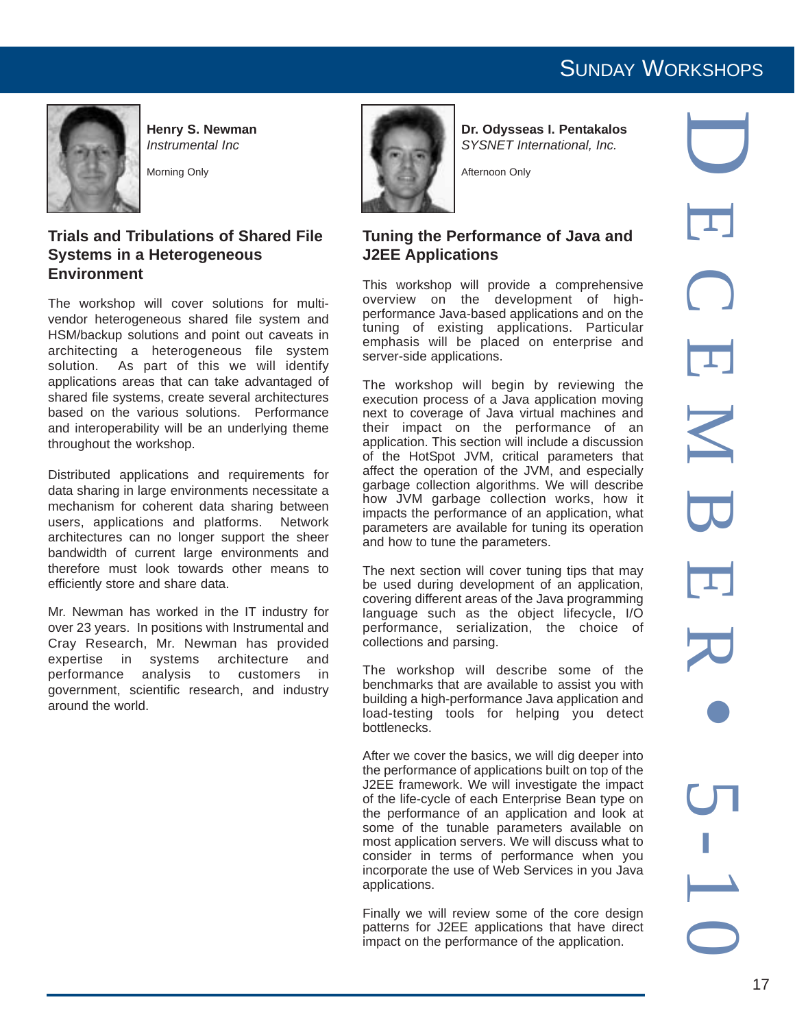# Sunday Workshops

**Henry S. Newman**
*Instrumental Inc*

Morning Only

## Trials and Tribulations of Shared File Systems in a Heterogeneous Environment

The workshop will cover solutions for multi-vendor heterogeneous shared file system and HSM/backup solutions and point out caveats in architecting a heterogeneous file system solution. As part of this we will identify applications areas that can take advantaged of shared file systems, create several architectures based on the various solutions. Performance and interoperability will be an underlying theme throughout the workshop.

Distributed applications and requirements for data sharing in large environments necessitate a mechanism for coherent data sharing between users, applications and platforms. Network architectures can no longer support the sheer bandwidth of current large environments and therefore must look towards other means to efficiently store and share data.

Mr. Newman has worked in the IT industry for over 23 years. In positions with Instrumental and Cray Research, Mr. Newman has provided expertise in systems architecture and performance analysis to customers in government, scientific research, and industry around the world.

**Dr. Odysseas I. Pentakalos**
*SYSNET International, Inc.*

Afternoon Only

## Tuning the Performance of Java and J2EE Applications

This workshop will provide a comprehensive overview on the development of high-performance Java-based applications and on the tuning of existing applications. Particular emphasis will be placed on enterprise and server-side applications.

The workshop will begin by reviewing the execution process of a Java application moving next to coverage of Java virtual machines and their impact on the performance of an application. This section will include a discussion of the HotSpot JVM, critical parameters that affect the operation of the JVM, and especially garbage collection algorithms. We will describe how JVM garbage collection works, how it impacts the performance of an application, what parameters are available for tuning its operation and how to tune the parameters.

The next section will cover tuning tips that may be used during development of an application, covering different areas of the Java programming language such as the object lifecycle, I/O performance, serialization, the choice of collections and parsing.

The workshop will describe some of the benchmarks that are available to assist you with building a high-performance Java application and load-testing tools for helping you detect bottlenecks.

After we cover the basics, we will dig deeper into the performance of applications built on top of the J2EE framework. We will investigate the impact of the life-cycle of each Enterprise Bean type on the performance of an application and look at some of the tunable parameters available on most application servers. We will discuss what to consider in terms of performance when you incorporate the use of Web Services in you Java applications.

Finally we will review some of the core design patterns for J2EE applications that have direct impact on the performance of the application.

December • 5-10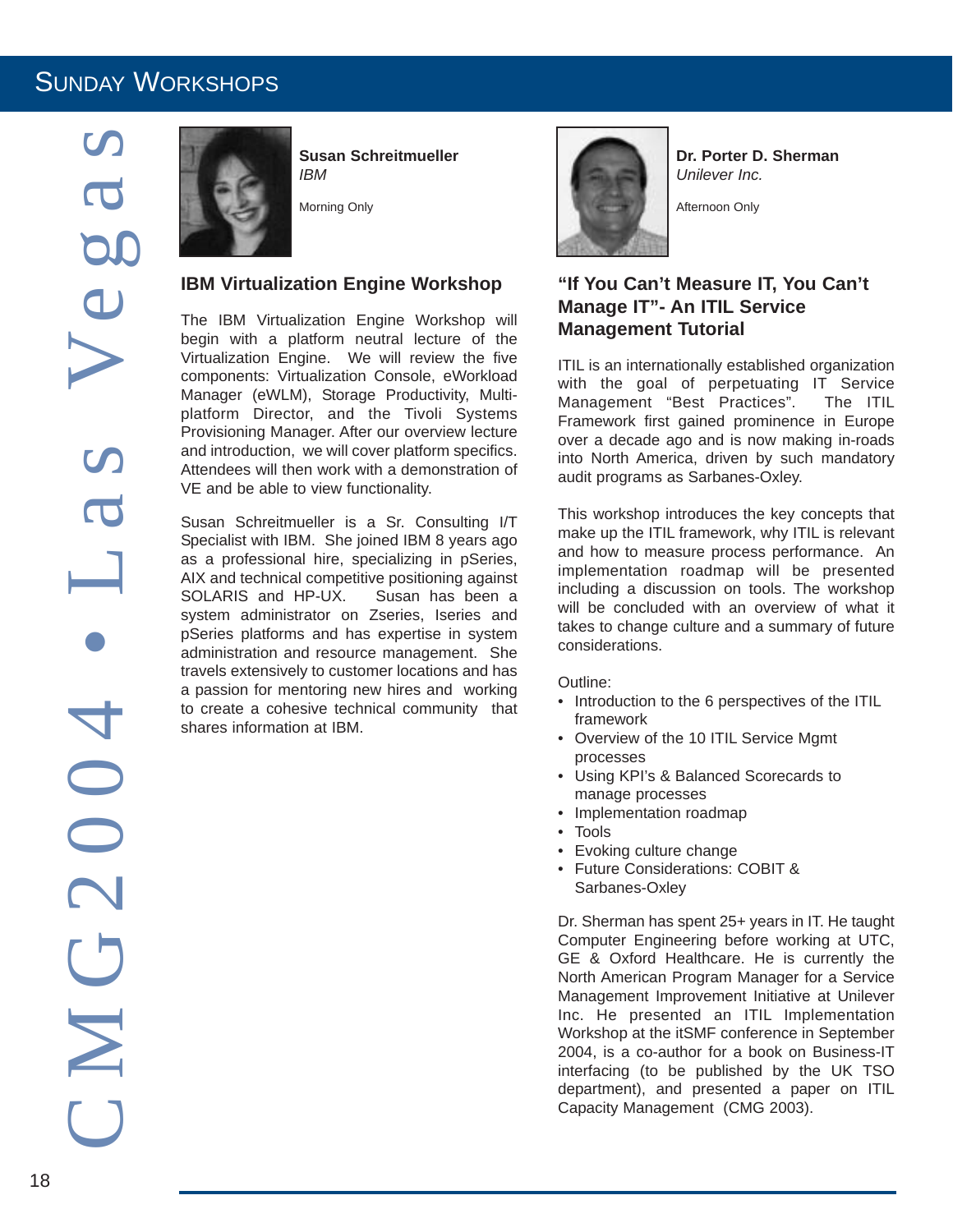## Sunday Workshops

**Susan Schreitmueller**
*IBM*

Morning Only

### IBM Virtualization Engine Workshop

The IBM Virtualization Engine Workshop will begin with a platform neutral lecture of the Virtualization Engine. We will review the five components: Virtualization Console, eWorkload Manager (eWLM), Storage Productivity, Multi-platform Director, and the Tivoli Systems Provisioning Manager. After our overview lecture and introduction, we will cover platform specifics. Attendees will then work with a demonstration of VE and be able to view functionality.

Susan Schreitmueller is a Sr. Consulting I/T Specialist with IBM. She joined IBM 8 years ago as a professional hire, specializing in pSeries, AIX and technical competitive positioning against SOLARIS and HP-UX. Susan has been a system administrator on Zseries, Iseries and pSeries platforms and has expertise in system administration and resource management. She travels extensively to customer locations and has a passion for mentoring new hires and working to create a cohesive technical community that shares information at IBM.

**Dr. Porter D. Sherman**
*Unilever Inc.*

Afternoon Only

### "If You Can't Measure IT, You Can't Manage IT"- An ITIL Service Management Tutorial

ITIL is an internationally established organization with the goal of perpetuating IT Service Management "Best Practices". The ITIL Framework first gained prominence in Europe over a decade ago and is now making in-roads into North America, driven by such mandatory audit programs as Sarbanes-Oxley.

This workshop introduces the key concepts that make up the ITIL framework, why ITIL is relevant and how to measure process performance. An implementation roadmap will be presented including a discussion on tools. The workshop will be concluded with an overview of what it takes to change culture and a summary of future considerations.

Outline:

- Introduction to the 6 perspectives of the ITIL framework
- Overview of the 10 ITIL Service Mgmt processes
- Using KPI's & Balanced Scorecards to manage processes
- Implementation roadmap
- Tools
- Evoking culture change
- Future Considerations: COBIT & Sarbanes-Oxley

Dr. Sherman has spent 25+ years in IT. He taught Computer Engineering before working at UTC, GE & Oxford Healthcare. He is currently the North American Program Manager for a Service Management Improvement Initiative at Unilever Inc. He presented an ITIL Implementation Workshop at the itSMF conference in September 2004, is a co-author for a book on Business-IT interfacing (to be published by the UK TSO department), and presented a paper on ITIL Capacity Management (CMG 2003).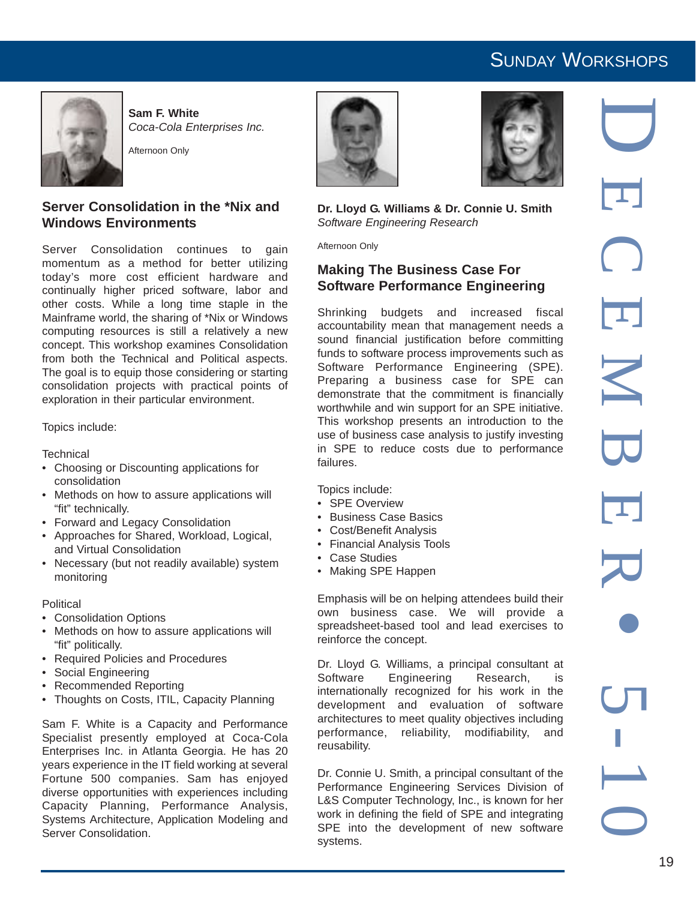## Sam F. White

*Coca-Cola Enterprises Inc.*

Afternoon Only

### Server Consolidation in the *Nix and Windows Environments

Server Consolidation continues to gain momentum as a method for better utilizing today's more cost efficient hardware and continually higher priced software, labor and other costs. While a long time staple in the Mainframe world, the sharing of *Nix or Windows computing resources is still a relatively a new concept. This workshop examines Consolidation from both the Technical and Political aspects. The goal is to equip those considering or starting consolidation projects with practical points of exploration in their particular environment.

Topics include:

Technical

- Choosing or Discounting applications for consolidation
- Methods on how to assure applications will "fit" technically.
- Forward and Legacy Consolidation
- Approaches for Shared, Workload, Logical, and Virtual Consolidation
- Necessary (but not readily available) system monitoring

Political

- Consolidation Options
- Methods on how to assure applications will "fit" politically.
- Required Policies and Procedures
- Social Engineering
- Recommended Reporting
- Thoughts on Costs, ITIL, Capacity Planning

Sam F. White is a Capacity and Performance Specialist presently employed at Coca-Cola Enterprises Inc. in Atlanta Georgia. He has 20 years experience in the IT field working at several Fortune 500 companies. Sam has enjoyed diverse opportunities with experiences including Capacity Planning, Performance Analysis, Systems Architecture, Application Modeling and Server Consolidation.

## Dr. Lloyd G. Williams & Dr. Connie U. Smith

*Software Engineering Research*

Afternoon Only

### Making The Business Case For Software Performance Engineering

Shrinking budgets and increased fiscal accountability mean that management needs a sound financial justification before committing funds to software process improvements such as Software Performance Engineering (SPE). Preparing a business case for SPE can demonstrate that the commitment is financially worthwhile and win support for an SPE initiative. This workshop presents an introduction to the use of business case analysis to justify investing in SPE to reduce costs due to performance failures.

Topics include:

- SPE Overview
- Business Case Basics
- Cost/Benefit Analysis
- Financial Analysis Tools
- Case Studies
- Making SPE Happen

Emphasis will be on helping attendees build their own business case. We will provide a spreadsheet-based tool and lead exercises to reinforce the concept.

Dr. Lloyd G. Williams, a principal consultant at Software Engineering Research, is internationally recognized for his work in the development and evaluation of software architectures to meet quality objectives including performance, reliability, modifiability, and reusability.

Dr. Connie U. Smith, a principal consultant of the Performance Engineering Services Division of L&S Computer Technology, Inc., is known for her work in defining the field of SPE and integrating SPE into the development of new software systems.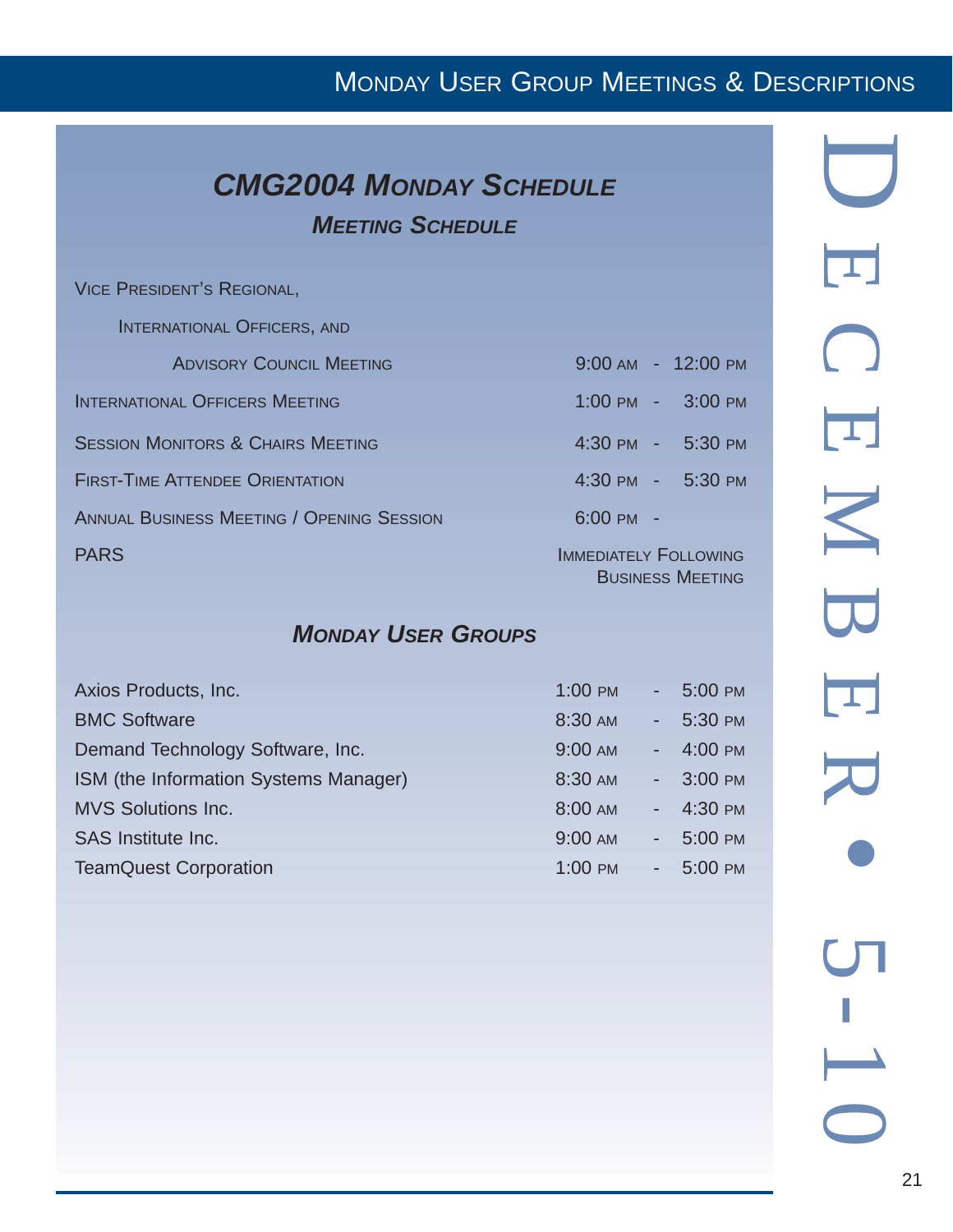# CMG2004 Monday Schedule

## Meeting Schedule

| Meeting | Time |
| --- | --- |
| Vice President's Regional, International Officers, and Advisory Council Meeting | 9:00 AM - 12:00 PM |
| International Officers Meeting | 1:00 PM - 3:00 PM |
| Session Monitors & Chairs Meeting | 4:30 PM - 5:30 PM |
| First-Time Attendee Orientation | 4:30 PM - 5:30 PM |
| Annual Business Meeting / Opening Session | 6:00 PM - |
| PARS | Immediately Following Business Meeting |

## Monday User Groups

| User Group | Time |
| --- | --- |
| Axios Products, Inc. | 1:00 PM - 5:00 PM |
| BMC Software | 8:30 AM - 5:30 PM |
| Demand Technology Software, Inc. | 9:00 AM - 4:00 PM |
| ISM (the Information Systems Manager) | 8:30 AM - 3:00 PM |
| MVS Solutions Inc. | 8:00 AM - 4:30 PM |
| SAS Institute Inc. | 9:00 AM - 5:00 PM |
| TeamQuest Corporation | 1:00 PM - 5:00 PM |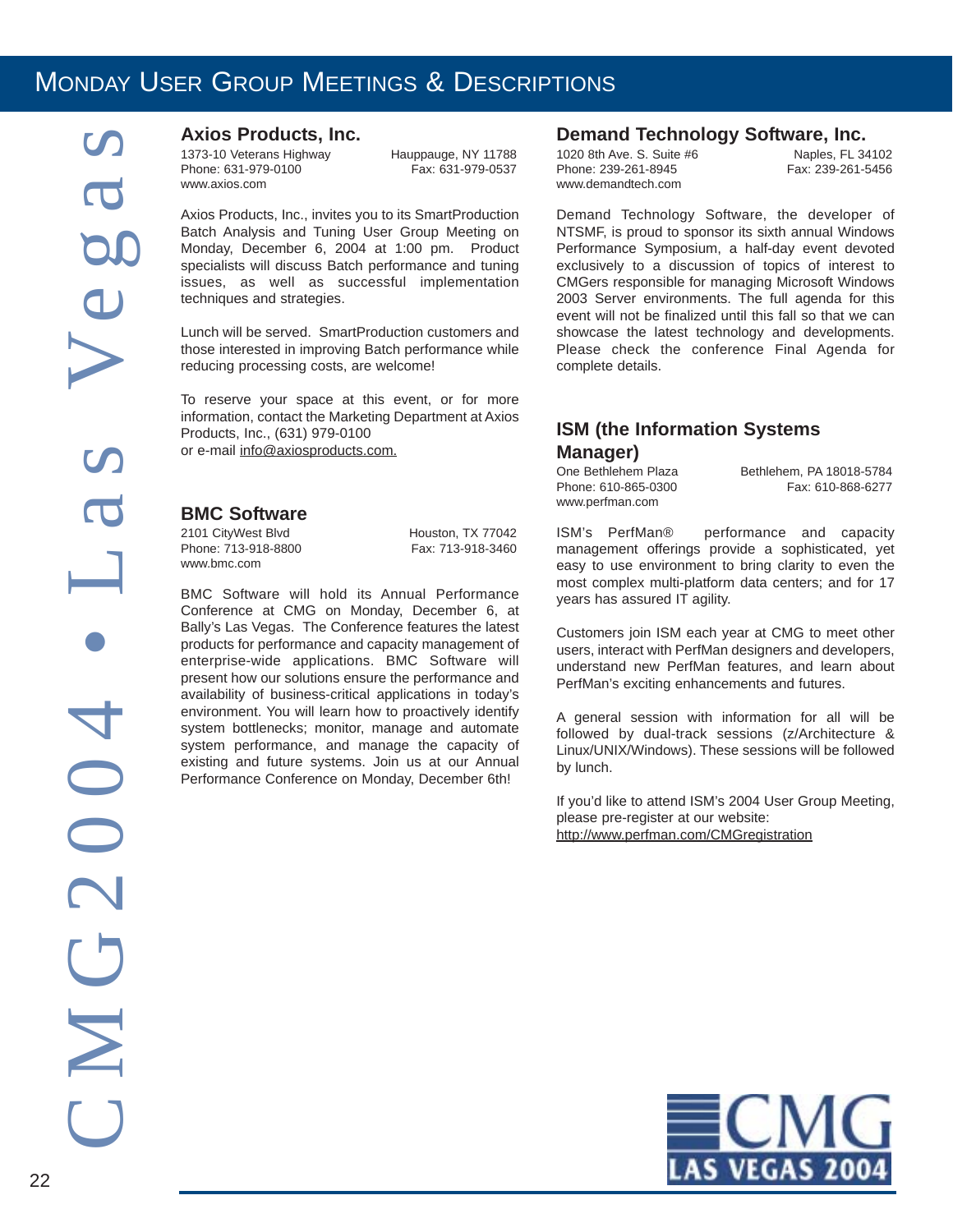# Monday User Group Meetings & Descriptions

## Axios Products, Inc.

1373-10 Veterans Highway, Hauppauge, NY 11788
Phone: 631-979-0100, Fax: 631-979-0537
www.axios.com

Axios Products, Inc., invites you to its SmartProduction Batch Analysis and Tuning User Group Meeting on Monday, December 6, 2004 at 1:00 pm. Product specialists will discuss Batch performance and tuning issues, as well as successful implementation techniques and strategies.

Lunch will be served. SmartProduction customers and those interested in improving Batch performance while reducing processing costs, are welcome!

To reserve your space at this event, or for more information, contact the Marketing Department at Axios Products, Inc., (631) 979-0100
or e-mail info@axiosproducts.com.

## BMC Software

2101 CityWest Blvd, Houston, TX 77042
Phone: 713-918-8800, Fax: 713-918-3460
www.bmc.com

BMC Software will hold its Annual Performance Conference at CMG on Monday, December 6, at Bally's Las Vegas. The Conference features the latest products for performance and capacity management of enterprise-wide applications. BMC Software will present how our solutions ensure the performance and availability of business-critical applications in today's environment. You will learn how to proactively identify system bottlenecks; monitor, manage and automate system performance, and manage the capacity of existing and future systems. Join us at our Annual Performance Conference on Monday, December 6th!

## Demand Technology Software, Inc.

1020 8th Ave. S. Suite #6, Naples, FL 34102
Phone: 239-261-8945, Fax: 239-261-5456
www.demandtech.com

Demand Technology Software, the developer of NTSMF, is proud to sponsor its sixth annual Windows Performance Symposium, a half-day event devoted exclusively to a discussion of topics of interest to CMGers responsible for managing Microsoft Windows 2003 Server environments. The full agenda for this event will not be finalized until this fall so that we can showcase the latest technology and developments. Please check the conference Final Agenda for complete details.

## ISM (the Information Systems Manager)

One Bethlehem Plaza, Bethlehem, PA 18018-5784
Phone: 610-865-0300, Fax: 610-868-6277
www.perfman.com

ISM's PerfMan® performance and capacity management offerings provide a sophisticated, yet easy to use environment to bring clarity to even the most complex multi-platform data centers; and for 17 years has assured IT agility.

Customers join ISM each year at CMG to meet other users, interact with PerfMan designers and developers, understand new PerfMan features, and learn about PerfMan's exciting enhancements and futures.

A general session with information for all will be followed by dual-track sessions (z/Architecture & Linux/UNIX/Windows). These sessions will be followed by lunch.

If you'd like to attend ISM's 2004 User Group Meeting, please pre-register at our website:
http://www.perfman.com/CMGregistration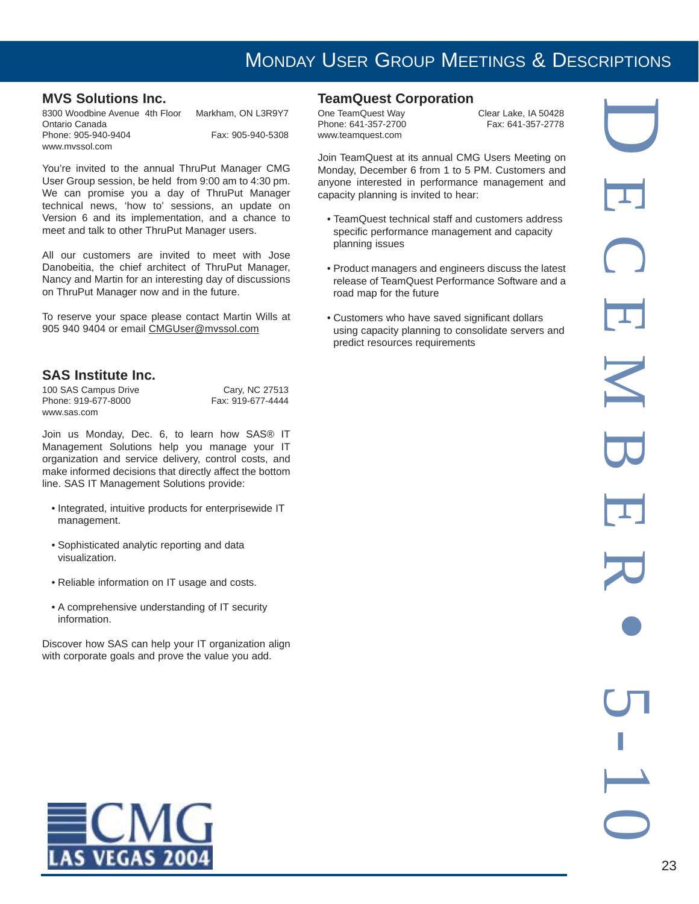# Monday User Group Meetings & Descriptions

## MVS Solutions Inc.

8300 Woodbine Avenue 4th Floor Markham, ON L3R9Y7
Ontario Canada
Phone: 905-940-9404 Fax: 905-940-5308
www.mvssol.com

You're invited to the annual ThruPut Manager CMG User Group session, be held from 9:00 am to 4:30 pm. We can promise you a day of ThruPut Manager technical news, 'how to' sessions, an update on Version 6 and its implementation, and a chance to meet and talk to other ThruPut Manager users.

All our customers are invited to meet with Jose Danobeitia, the chief architect of ThruPut Manager, Nancy and Martin for an interesting day of discussions on ThruPut Manager now and in the future.

To reserve your space please contact Martin Wills at 905 940 9404 or email CMGUser@mvssol.com

## SAS Institute Inc.

100 SAS Campus Drive Cary, NC 27513
Phone: 919-677-8000 Fax: 919-677-4444
www.sas.com

Join us Monday, Dec. 6, to learn how SAS® IT Management Solutions help you manage your IT organization and service delivery, control costs, and make informed decisions that directly affect the bottom line. SAS IT Management Solutions provide:

- Integrated, intuitive products for enterprisewide IT management.
- Sophisticated analytic reporting and data visualization.
- Reliable information on IT usage and costs.
- A comprehensive understanding of IT security information.

Discover how SAS can help your IT organization align with corporate goals and prove the value you add.

## TeamQuest Corporation

One TeamQuest Way Clear Lake, IA 50428
Phone: 641-357-2700 Fax: 641-357-2778
www.teamquest.com

Join TeamQuest at its annual CMG Users Meeting on Monday, December 6 from 1 to 5 PM. Customers and anyone interested in performance management and capacity planning is invited to hear:

- TeamQuest technical staff and customers address specific performance management and capacity planning issues
- Product managers and engineers discuss the latest release of TeamQuest Performance Software and a road map for the future
- Customers who have saved significant dollars using capacity planning to consolidate servers and predict resources requirements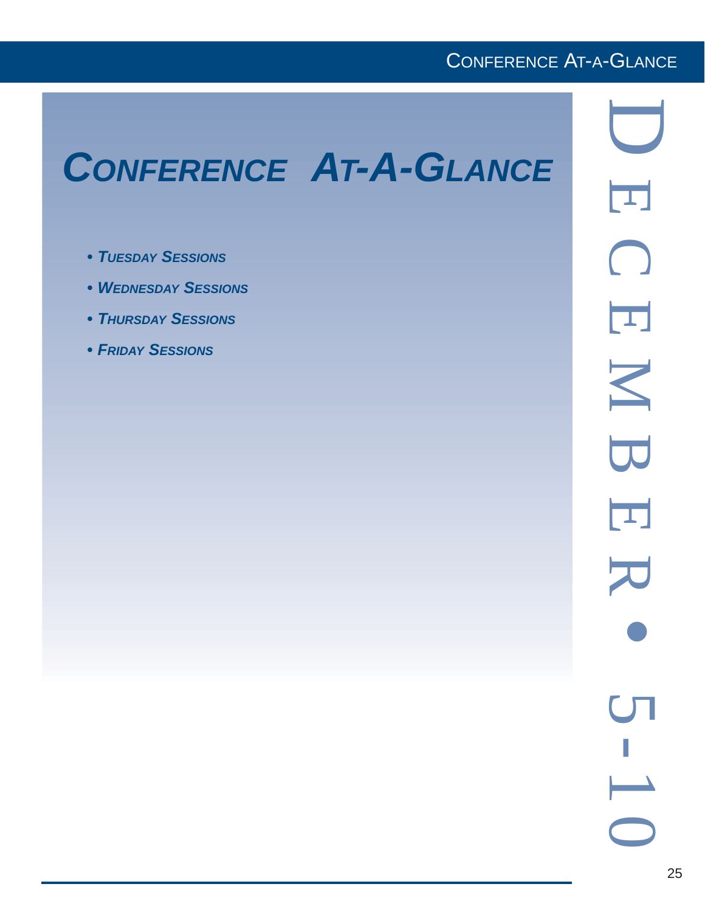# *Conference At-A-Glance*

- ***Tuesday Sessions***
- ***Wednesday Sessions***
- ***Thursday Sessions***
- ***Friday Sessions***

December • 5-10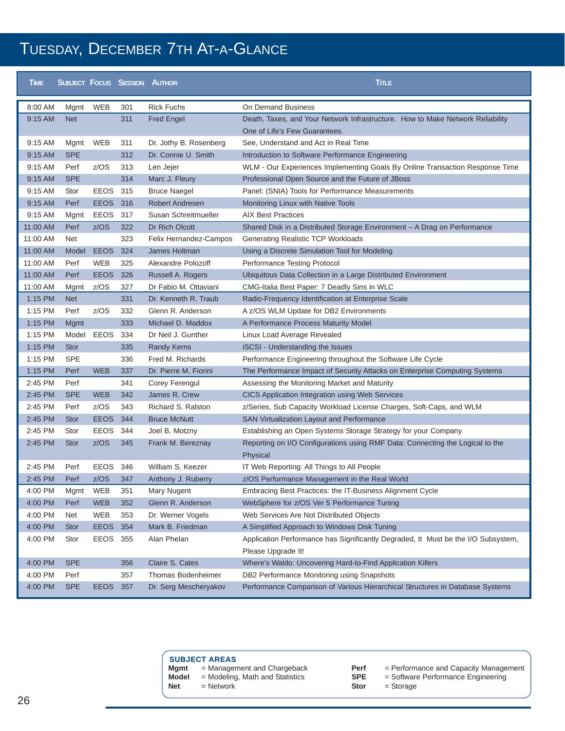# Tuesday, December 7th At-a-Glance

| Time | Subject | Focus | Session | Author | Title |
|---|---|---|---|---|---|
| 8:00 AM | Mgmt | WEB | 301 | Rick Fuchs | On Demand Business |
| 9:15 AM | Net | | 311 | Fred Engel | Death, Taxes, and Your Network Infrastructure. How to Make Network Reliability One of Life's Few Guarantees. |
| 9:15 AM | Mgmt | WEB | 311 | Dr. Jothy B. Rosenberg | See, Understand and Act in Real Time |
| 9:15 AM | SPE | | 312 | Dr. Connie U. Smith | Introduction to Software Performance Engineering |
| 9:15 AM | Perf | z/OS | 313 | Len Jejer | WLM - Our Experiences Implementing Goals By Online Transaction Response Time |
| 9:15 AM | SPE | | 314 | Marc J. Fleury | Professional Open Source and the Future of JBoss |
| 9:15 AM | Stor | EEOS | 315 | Bruce Naegel | Panel: (SNIA) Tools for Performance Measurements |
| 9:15 AM | Perf | EEOS | 316 | Robert Andresen | Monitoring Linux with Native Tools |
| 9:15 AM | Mgmt | EEOS | 317 | Susan Schreitmueller | AIX Best Practices |
| 11:00 AM | Perf | z/OS | 322 | Dr Rich Olcott | Shared Disk in a Distributed Storage Environment – A Drag on Performance |
| 11:00 AM | Net | | 323 | Felix Hernandez-Campos | Generating Realistic TCP Workloads |
| 11:00 AM | Model | EEOS | 324 | James Holtman | Using a Discrete Simulation Tool for Modeling |
| 11:00 AM | Perf | WEB | 325 | Alexandre Polozoff | Performance Testing Protocol |
| 11:00 AM | Perf | EEOS | 326 | Russell A. Rogers | Ubiquitous Data Collection in a Large Distributed Environment |
| 11:00 AM | Mgmt | z/OS | 327 | Dr Fabio M. Ottaviani | CMG-Italia Best Paper: 7 Deadly Sins in WLC |
| 1:15 PM | Net | | 331 | Dr. Kenneth R. Traub | Radio-Frequency Identification at Enterprise Scale |
| 1:15 PM | Perf | z/OS | 332 | Glenn R. Anderson | A z/OS WLM Update for DB2 Environments |
| 1:15 PM | Mgmt | | 333 | Michael D. Maddox | A Performance Process Maturity Model |
| 1:15 PM | Model | EEOS | 334 | Dr Neil J. Gunther | Linux Load Average Revealed |
| 1:15 PM | Stor | | 335 | Randy Kerns | iSCSI - Understanding the Issues |
| 1:15 PM | SPE | | 336 | Fred M. Richards | Performance Engineering throughout the Software Life Cycle |
| 1:15 PM | Perf | WEB | 337 | Dr. Pierre M. Fiorini | The Performance Impact of Security Attacks on Enterprise Computing Systems |
| 2:45 PM | Perf | | 341 | Corey Ferengul | Assessing the Monitoring Market and Maturity |
| 2:45 PM | SPE | WEB | 342 | James R. Crew | CICS Application Integration using Web Services |
| 2:45 PM | Perf | z/OS | 343 | Richard S. Ralston | z/Series, Sub Capacity Workload License Charges, Soft-Caps, and WLM |
| 2:45 PM | Stor | EEOS | 344 | Bruce McNutt | SAN Virtualization Layout and Performance |
| 2:45 PM | Stor | EEOS | 344 | Joel B. Motzny | Establishing an Open Systems Storage Strategy for your Company |
| 2:45 PM | Stor | z/OS | 345 | Frank M. Bereznay | Reporting on I/O Configurations using RMF Data: Connecting the Logical to the Physical |
| 2:45 PM | Perf | EEOS | 346 | William S. Keezer | IT Web Reporting: All Things to All People |
| 2:45 PM | Perf | z/OS | 347 | Anthony J. Ruberry | z/OS Performance Management in the Real World |
| 4:00 PM | Mgmt | WEB | 351 | Mary Nugent | Embracing Best Practices: the IT-Business Alignment Cycle |
| 4:00 PM | Perf | WEB | 352 | Glenn R. Anderson | WebSphere for z/OS Ver 5 Performance Tuning |
| 4:00 PM | Net | WEB | 353 | Dr. Werner Vogels | Web Services Are Not Distributed Objects |
| 4:00 PM | Stor | EEOS | 354 | Mark B. Friedman | A Simplified Approach to Windows Disk Tuning |
| 4:00 PM | Stor | EEOS | 355 | Alan Phelan | Application Performance has Significantly Degraded, It Must be the I/O Subsystem, Please Upgrade It! |
| 4:00 PM | SPE | | 356 | Claire S. Cates | Where's Waldo: Uncovering Hard-to-Find Application Killers |
| 4:00 PM | Perf | | 357 | Thomas Bodenheimer | DB2 Performance Monitoring using Snapshots |
| 4:00 PM | SPE | EEOS | 357 | Dr. Serg Mescheryakov | Performance Comparison of Various Hierarchical Structures in Database Systems |

**SUBJECT AREAS**

**Mgmt** = Management and Chargeback
**Model** = Modeling, Math and Statistics
**Net** = Network
**Perf** = Performance and Capacity Management
**SPE** = Software Performance Engineering
**Stor** = Storage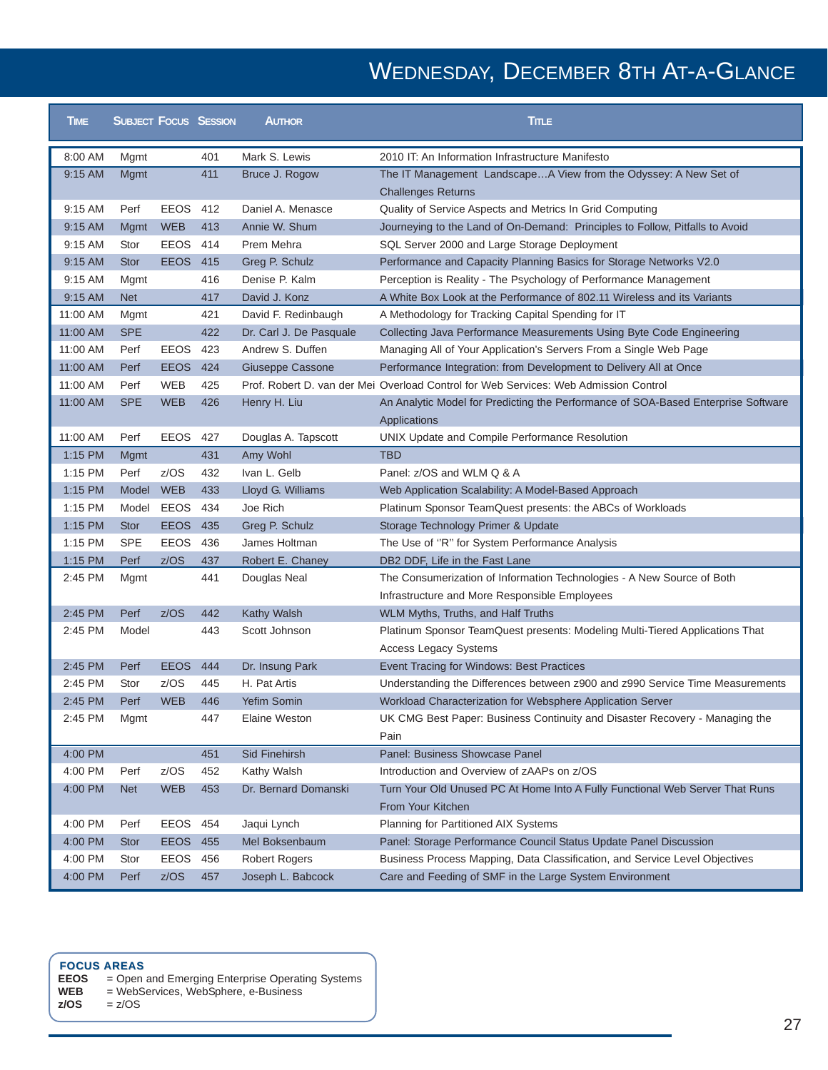# Wednesday, December 8th At-A-Glance

| Time | Subject | Focus | Session | Author | Title |
|---|---|---|---|---|---|
| 8:00 AM | Mgmt | | 401 | Mark S. Lewis | 2010 IT: An Information Infrastructure Manifesto |
| 9:15 AM | Mgmt | | 411 | Bruce J. Rogow | The IT Management Landscape…A View from the Odyssey: A New Set of Challenges Returns |
| 9:15 AM | Perf | EEOS | 412 | Daniel A. Menasce | Quality of Service Aspects and Metrics In Grid Computing |
| 9:15 AM | Mgmt | WEB | 413 | Annie W. Shum | Journeying to the Land of On-Demand: Principles to Follow, Pitfalls to Avoid |
| 9:15 AM | Stor | EEOS | 414 | Prem Mehra | SQL Server 2000 and Large Storage Deployment |
| 9:15 AM | Stor | EEOS | 415 | Greg P. Schulz | Performance and Capacity Planning Basics for Storage Networks V2.0 |
| 9:15 AM | Mgmt | | 416 | Denise P. Kalm | Perception is Reality - The Psychology of Performance Management |
| 9:15 AM | Net | | 417 | David J. Konz | A White Box Look at the Performance of 802.11 Wireless and its Variants |
| 11:00 AM | Mgmt | | 421 | David F. Redinbaugh | A Methodology for Tracking Capital Spending for IT |
| 11:00 AM | SPE | | 422 | Dr. Carl J. De Pasquale | Collecting Java Performance Measurements Using Byte Code Engineering |
| 11:00 AM | Perf | EEOS | 423 | Andrew S. Duffen | Managing All of Your Application's Servers From a Single Web Page |
| 11:00 AM | Perf | EEOS | 424 | Giuseppe Cassone | Performance Integration: from Development to Delivery All at Once |
| 11:00 AM | Perf | WEB | 425 | Prof. Robert D. van der Mei | Overload Control for Web Services: Web Admission Control |
| 11:00 AM | SPE | WEB | 426 | Henry H. Liu | An Analytic Model for Predicting the Performance of SOA-Based Enterprise Software Applications |
| 11:00 AM | Perf | EEOS | 427 | Douglas A. Tapscott | UNIX Update and Compile Performance Resolution |
| 1:15 PM | Mgmt | | 431 | Amy Wohl | TBD |
| 1:15 PM | Perf | z/OS | 432 | Ivan L. Gelb | Panel: z/OS and WLM Q & A |
| 1:15 PM | Model | WEB | 433 | Lloyd G. Williams | Web Application Scalability: A Model-Based Approach |
| 1:15 PM | Model | EEOS | 434 | Joe Rich | Platinum Sponsor TeamQuest presents: the ABCs of Workloads |
| 1:15 PM | Stor | EEOS | 435 | Greg P. Schulz | Storage Technology Primer & Update |
| 1:15 PM | SPE | EEOS | 436 | James Holtman | The Use of "R" for System Performance Analysis |
| 1:15 PM | Perf | z/OS | 437 | Robert E. Chaney | DB2 DDF, Life in the Fast Lane |
| 2:45 PM | Mgmt | | 441 | Douglas Neal | The Consumerization of Information Technologies - A New Source of Both Infrastructure and More Responsible Employees |
| 2:45 PM | Perf | z/OS | 442 | Kathy Walsh | WLM Myths, Truths, and Half Truths |
| 2:45 PM | Model | | 443 | Scott Johnson | Platinum Sponsor TeamQuest presents: Modeling Multi-Tiered Applications That Access Legacy Systems |
| 2:45 PM | Perf | EEOS | 444 | Dr. Insung Park | Event Tracing for Windows: Best Practices |
| 2:45 PM | Stor | z/OS | 445 | H. Pat Artis | Understanding the Differences between z900 and z990 Service Time Measurements |
| 2:45 PM | Perf | WEB | 446 | Yefim Somin | Workload Characterization for Websphere Application Server |
| 2:45 PM | Mgmt | | 447 | Elaine Weston | UK CMG Best Paper: Business Continuity and Disaster Recovery - Managing the Pain |
| 4:00 PM | | | 451 | Sid Finehirsh | Panel: Business Showcase Panel |
| 4:00 PM | Perf | z/OS | 452 | Kathy Walsh | Introduction and Overview of zAAPs on z/OS |
| 4:00 PM | Net | WEB | 453 | Dr. Bernard Domanski | Turn Your Old Unused PC At Home Into A Fully Functional Web Server That Runs From Your Kitchen |
| 4:00 PM | Perf | EEOS | 454 | Jaqui Lynch | Planning for Partitioned AIX Systems |
| 4:00 PM | Stor | EEOS | 455 | Mel Boksenbaum | Panel: Storage Performance Council Status Update Panel Discussion |
| 4:00 PM | Stor | EEOS | 456 | Robert Rogers | Business Process Mapping, Data Classification, and Service Level Objectives |
| 4:00 PM | Perf | z/OS | 457 | Joseph L. Babcock | Care and Feeding of SMF in the Large System Environment |

**FOCUS AREAS**

**EEOS** = Open and Emerging Enterprise Operating Systems
**WEB** = WebServices, WebSphere, e-Business
**z/OS** = z/OS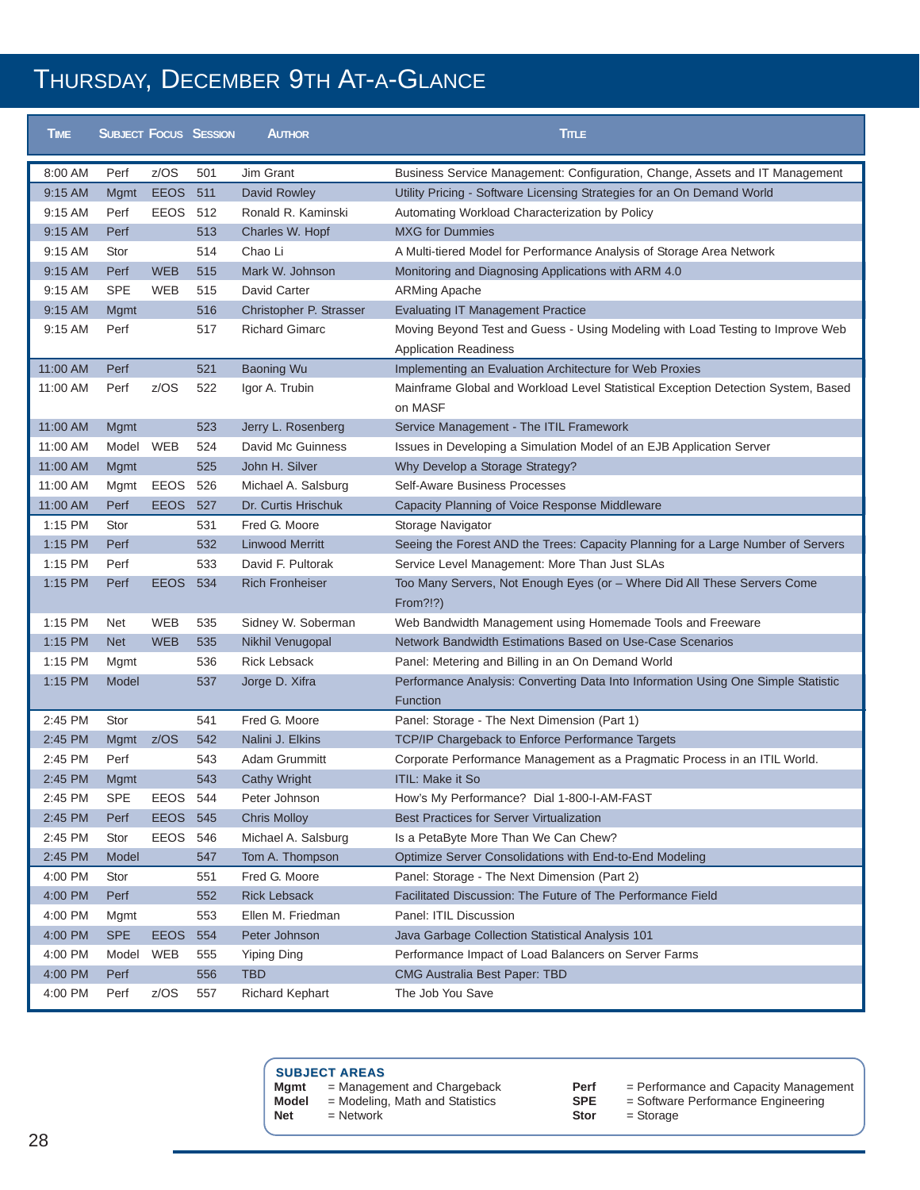# Thursday, December 9th At-a-Glance

| Time | Subject | Focus | Session | Author | Title |
|---|---|---|---|---|---|
| 8:00 AM | Perf | z/OS | 501 | Jim Grant | Business Service Management: Configuration, Change, Assets and IT Management |
| 9:15 AM | Mgmt | EEOS | 511 | David Rowley | Utility Pricing - Software Licensing Strategies for an On Demand World |
| 9:15 AM | Perf | EEOS | 512 | Ronald R. Kaminski | Automating Workload Characterization by Policy |
| 9:15 AM | Perf | | 513 | Charles W. Hopf | MXG for Dummies |
| 9:15 AM | Stor | | 514 | Chao Li | A Multi-tiered Model for Performance Analysis of Storage Area Network |
| 9:15 AM | Perf | WEB | 515 | Mark W. Johnson | Monitoring and Diagnosing Applications with ARM 4.0 |
| 9:15 AM | SPE | WEB | 515 | David Carter | ARMing Apache |
| 9:15 AM | Mgmt | | 516 | Christopher P. Strasser | Evaluating IT Management Practice |
| 9:15 AM | Perf | | 517 | Richard Gimarc | Moving Beyond Test and Guess - Using Modeling with Load Testing to Improve Web Application Readiness |
| 11:00 AM | Perf | | 521 | Baoning Wu | Implementing an Evaluation Architecture for Web Proxies |
| 11:00 AM | Perf | z/OS | 522 | Igor A. Trubin | Mainframe Global and Workload Level Statistical Exception Detection System, Based on MASF |
| 11:00 AM | Mgmt | | 523 | Jerry L. Rosenberg | Service Management - The ITIL Framework |
| 11:00 AM | Model | WEB | 524 | David Mc Guinness | Issues in Developing a Simulation Model of an EJB Application Server |
| 11:00 AM | Mgmt | | 525 | John H. Silver | Why Develop a Storage Strategy? |
| 11:00 AM | Mgmt | EEOS | 526 | Michael A. Salsburg | Self-Aware Business Processes |
| 11:00 AM | Perf | EEOS | 527 | Dr. Curtis Hrischuk | Capacity Planning of Voice Response Middleware |
| 1:15 PM | Stor | | 531 | Fred G. Moore | Storage Navigator |
| 1:15 PM | Perf | | 532 | Linwood Merritt | Seeing the Forest AND the Trees: Capacity Planning for a Large Number of Servers |
| 1:15 PM | Perf | | 533 | David F. Pultorak | Service Level Management: More Than Just SLAs |
| 1:15 PM | Perf | EEOS | 534 | Rich Fronheiser | Too Many Servers, Not Enough Eyes (or – Where Did All These Servers Come From?!?) |
| 1:15 PM | Net | WEB | 535 | Sidney W. Soberman | Web Bandwidth Management using Homemade Tools and Freeware |
| 1:15 PM | Net | WEB | 535 | Nikhil Venugopal | Network Bandwidth Estimations Based on Use-Case Scenarios |
| 1:15 PM | Mgmt | | 536 | Rick Lebsack | Panel: Metering and Billing in an On Demand World |
| 1:15 PM | Model | | 537 | Jorge D. Xifra | Performance Analysis: Converting Data Into Information Using One Simple Statistic Function |
| 2:45 PM | Stor | | 541 | Fred G. Moore | Panel: Storage - The Next Dimension (Part 1) |
| 2:45 PM | Mgmt | z/OS | 542 | Nalini J. Elkins | TCP/IP Chargeback to Enforce Performance Targets |
| 2:45 PM | Perf | | 543 | Adam Grummitt | Corporate Performance Management as a Pragmatic Process in an ITIL World. |
| 2:45 PM | Mgmt | | 543 | Cathy Wright | ITIL: Make it So |
| 2:45 PM | SPE | EEOS | 544 | Peter Johnson | How's My Performance? Dial 1-800-I-AM-FAST |
| 2:45 PM | Perf | EEOS | 545 | Chris Molloy | Best Practices for Server Virtualization |
| 2:45 PM | Stor | EEOS | 546 | Michael A. Salsburg | Is a PetaByte More Than We Can Chew? |
| 2:45 PM | Model | | 547 | Tom A. Thompson | Optimize Server Consolidations with End-to-End Modeling |
| 4:00 PM | Stor | | 551 | Fred G. Moore | Panel: Storage - The Next Dimension (Part 2) |
| 4:00 PM | Perf | | 552 | Rick Lebsack | Facilitated Discussion: The Future of The Performance Field |
| 4:00 PM | Mgmt | | 553 | Ellen M. Friedman | Panel: ITIL Discussion |
| 4:00 PM | SPE | EEOS | 554 | Peter Johnson | Java Garbage Collection Statistical Analysis 101 |
| 4:00 PM | Model | WEB | 555 | Yiping Ding | Performance Impact of Load Balancers on Server Farms |
| 4:00 PM | Perf | | 556 | TBD | CMG Australia Best Paper: TBD |
| 4:00 PM | Perf | z/OS | 557 | Richard Kephart | The Job You Save |

**SUBJECT AREAS**

- **Mgmt** = Management and Chargeback
- **Model** = Modeling, Math and Statistics
- **Net** = Network
- **Perf** = Performance and Capacity Management
- **SPE** = Software Performance Engineering
- **Stor** = Storage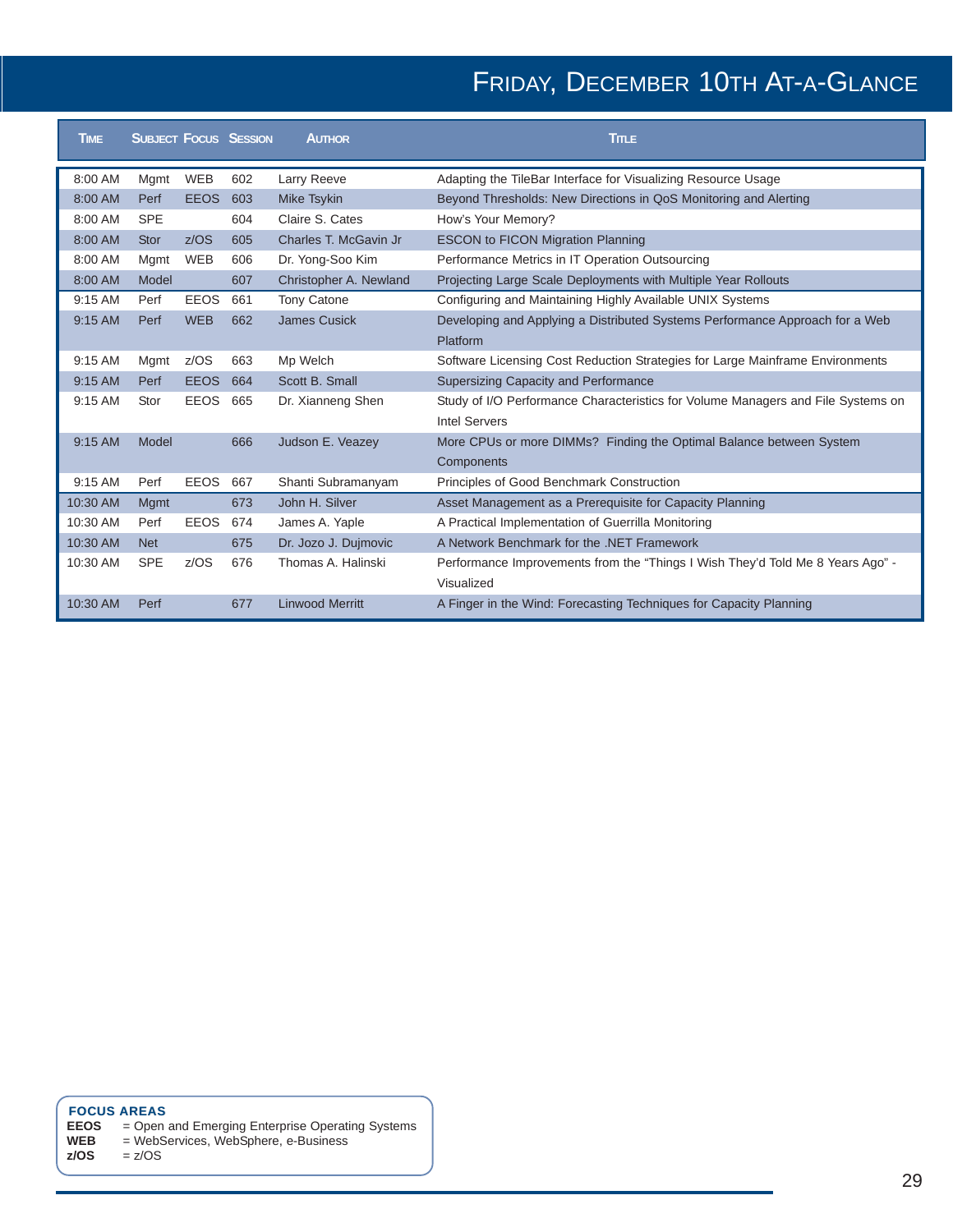# Friday, December 10th At-A-Glance

| Time | Subject | Focus | Session | Author | Title |
|---|---|---|---|---|---|
| 8:00 AM | Mgmt | WEB | 602 | Larry Reeve | Adapting the TileBar Interface for Visualizing Resource Usage |
| 8:00 AM | Perf | EEOS | 603 | Mike Tsykin | Beyond Thresholds: New Directions in QoS Monitoring and Alerting |
| 8:00 AM | SPE | | 604 | Claire S. Cates | How's Your Memory? |
| 8:00 AM | Stor | z/OS | 605 | Charles T. McGavin Jr | ESCON to FICON Migration Planning |
| 8:00 AM | Mgmt | WEB | 606 | Dr. Yong-Soo Kim | Performance Metrics in IT Operation Outsourcing |
| 8:00 AM | Model | | 607 | Christopher A. Newland | Projecting Large Scale Deployments with Multiple Year Rollouts |
| 9:15 AM | Perf | EEOS | 661 | Tony Catone | Configuring and Maintaining Highly Available UNIX Systems |
| 9:15 AM | Perf | WEB | 662 | James Cusick | Developing and Applying a Distributed Systems Performance Approach for a Web Platform |
| 9:15 AM | Mgmt | z/OS | 663 | Mp Welch | Software Licensing Cost Reduction Strategies for Large Mainframe Environments |
| 9:15 AM | Perf | EEOS | 664 | Scott B. Small | Supersizing Capacity and Performance |
| 9:15 AM | Stor | EEOS | 665 | Dr. Xianneng Shen | Study of I/O Performance Characteristics for Volume Managers and File Systems on Intel Servers |
| 9:15 AM | Model | | 666 | Judson E. Veazey | More CPUs or more DIMMs? Finding the Optimal Balance between System Components |
| 9:15 AM | Perf | EEOS | 667 | Shanti Subramanyam | Principles of Good Benchmark Construction |
| 10:30 AM | Mgmt | | 673 | John H. Silver | Asset Management as a Prerequisite for Capacity Planning |
| 10:30 AM | Perf | EEOS | 674 | James A. Yaple | A Practical Implementation of Guerrilla Monitoring |
| 10:30 AM | Net | | 675 | Dr. Jozo J. Dujmovic | A Network Benchmark for the .NET Framework |
| 10:30 AM | SPE | z/OS | 676 | Thomas A. Halinski | Performance Improvements from the "Things I Wish They'd Told Me 8 Years Ago" - Visualized |
| 10:30 AM | Perf | | 677 | Linwood Merritt | A Finger in the Wind: Forecasting Techniques for Capacity Planning |

**FOCUS AREAS**

**EEOS** = Open and Emerging Enterprise Operating Systems
**WEB** = WebServices, WebSphere, e-Business
**z/OS** = z/OS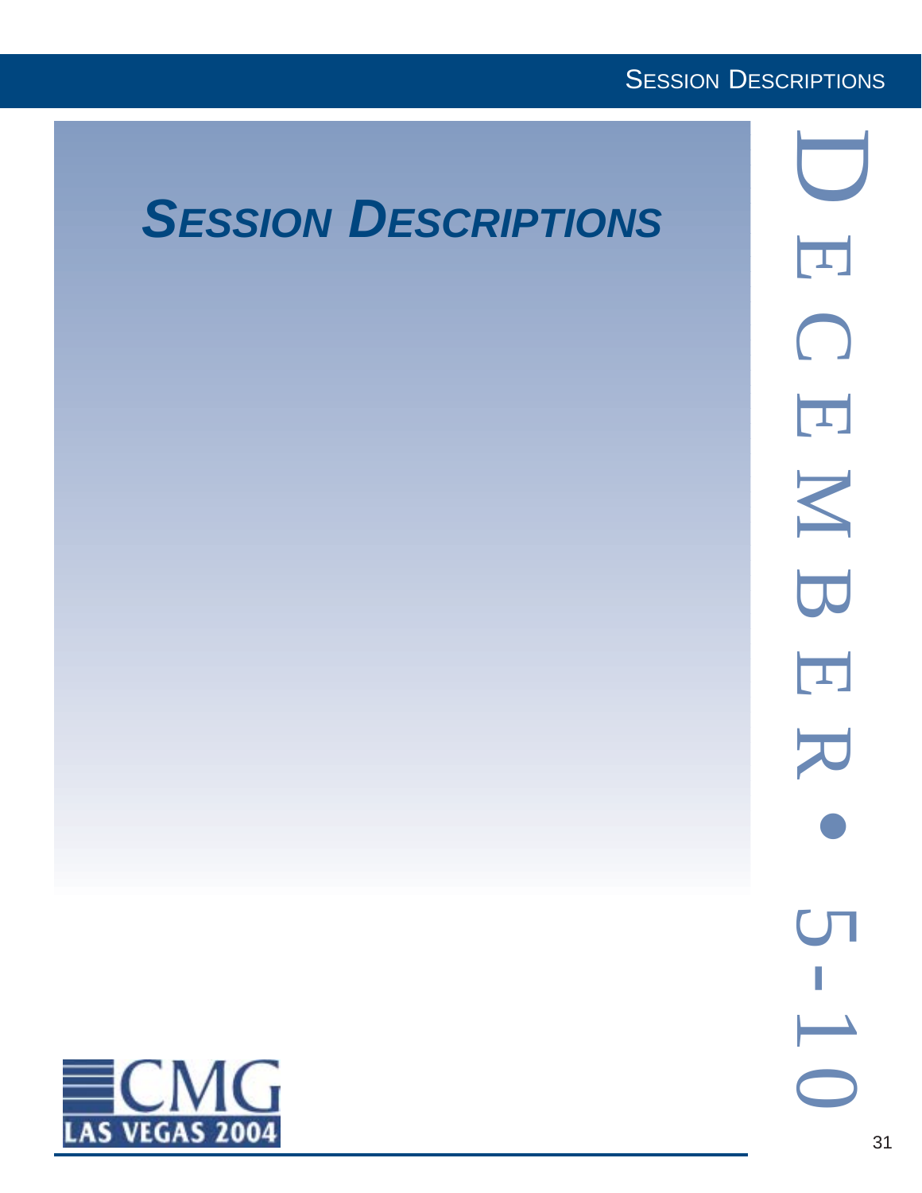# Session Descriptions

CMG LAS VEGAS 2004

DECEMBER • 5-10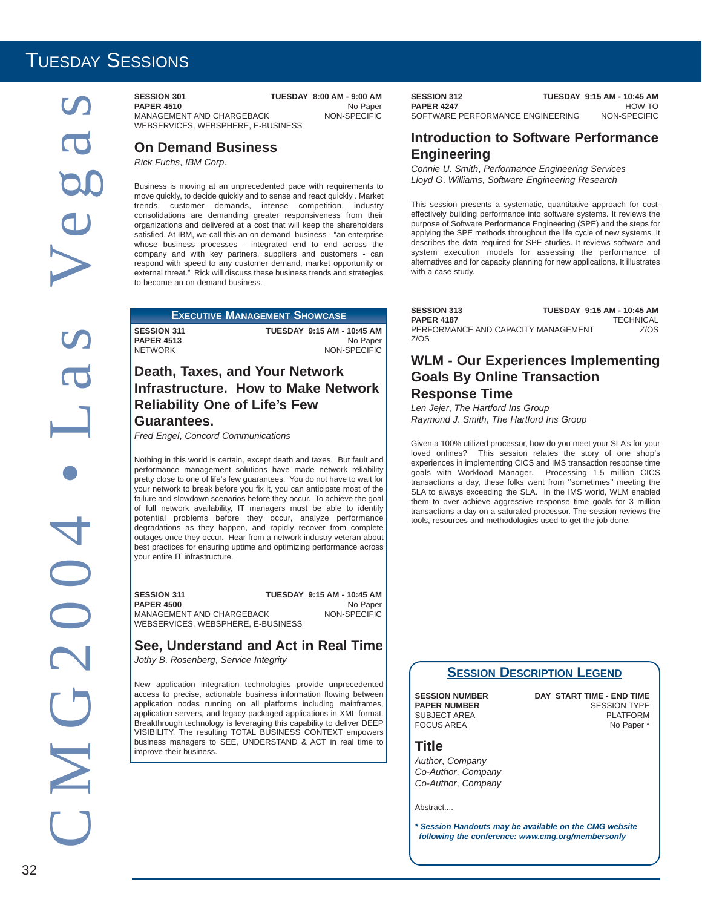# Tuesday Sessions

**SESSION 301** — **TUESDAY 8:00 AM - 9:00 AM**
**PAPER 4510** — No Paper
MANAGEMENT AND CHARGEBACK — NON-SPECIFIC
WEBSERVICES, WEBSPHERE, E-BUSINESS

## On Demand Business

*Rick Fuchs, IBM Corp.*

Business is moving at an unprecedented pace with requirements to move quickly, to decide quickly and to sense and react quickly . Market trends, customer demands, intense competition, industry consolidations are demanding greater responsiveness from their organizations and delivered at a cost that will keep the shareholders satisfied. At IBM, we call this an on demand business - "an enterprise whose business processes - integrated end to end across the company and with key partners, suppliers and customers - can respond with speed to any customer demand, market opportunity or external threat." Rick will discuss these business trends and strategies to become an on demand business.

### Executive Management Showcase

**SESSION 311** — **TUESDAY 9:15 AM - 10:45 AM**
**PAPER 4513** — No Paper
NETWORK — NON-SPECIFIC

## Death, Taxes, and Your Network Infrastructure. How to Make Network Reliability One of Life's Few Guarantees.

*Fred Engel, Concord Communications*

Nothing in this world is certain, except death and taxes. But fault and performance management solutions have made network reliability pretty close to one of life's few guarantees. You do not have to wait for your network to break before you fix it, you can anticipate most of the failure and slowdown scenarios before they occur. To achieve the goal of full network availability, IT managers must be able to identify potential problems before they occur, analyze performance degradations as they happen, and rapidly recover from complete outages once they occur. Hear from a network industry veteran about best practices for ensuring uptime and optimizing performance across your entire IT infrastructure.

**SESSION 311** — **TUESDAY 9:15 AM - 10:45 AM**
**PAPER 4500** — No Paper
MANAGEMENT AND CHARGEBACK — NON-SPECIFIC
WEBSERVICES, WEBSPHERE, E-BUSINESS

## See, Understand and Act in Real Time

*Jothy B. Rosenberg, Service Integrity*

New application integration technologies provide unprecedented access to precise, actionable business information flowing between application nodes running on all platforms including mainframes, application servers, and legacy packaged applications in XML format. Breakthrough technology is leveraging this capability to deliver DEEP VISIBILITY. The resulting TOTAL BUSINESS CONTEXT empowers business managers to SEE, UNDERSTAND & ACT in real time to improve their business.

**SESSION 312** — **TUESDAY 9:15 AM - 10:45 AM**
**PAPER 4247** — HOW-TO
SOFTWARE PERFORMANCE ENGINEERING — NON-SPECIFIC

## Introduction to Software Performance Engineering

*Connie U. Smith, Performance Engineering Services*
*Lloyd G. Williams, Software Engineering Research*

This session presents a systematic, quantitative approach for cost-effectively building performance into software systems. It reviews the purpose of Software Performance Engineering (SPE) and the steps for applying the SPE methods throughout the life cycle of new systems. It describes the data required for SPE studies. It reviews software and system execution models for assessing the performance of alternatives and for capacity planning for new applications. It illustrates with a case study.

**SESSION 313** — **TUESDAY 9:15 AM - 10:45 AM**
**PAPER 4187** — TECHNICAL
PERFORMANCE AND CAPACITY MANAGEMENT — Z/OS
Z/OS

## WLM - Our Experiences Implementing Goals By Online Transaction Response Time

*Len Jejer, The Hartford Ins Group*
*Raymond J. Smith, The Hartford Ins Group*

Given a 100% utilized processor, how do you meet your SLA's for your loved onlines? This session relates the story of one shop's experiences in implementing CICS and IMS transaction response time goals with Workload Manager. Processing 1.5 million CICS transactions a day, these folks went from ''sometimes'' meeting the SLA to always exceeding the SLA. In the IMS world, WLM enabled them to over achieve aggressive response time goals for 3 million transactions a day on a saturated processor. The session reviews the tools, resources and methodologies used to get the job done.

### Session Description Legend

**SESSION NUMBER** — **DAY START TIME - END TIME**
**PAPER NUMBER** — SESSION TYPE
SUBJECT AREA — PLATFORM
FOCUS AREA — No Paper *

**Title**

*Author, Company*
*Co-Author, Company*
*Co-Author, Company*

Abstract....

***\* Session Handouts may be available on the CMG website following the conference: www.cmg.org/membersonly***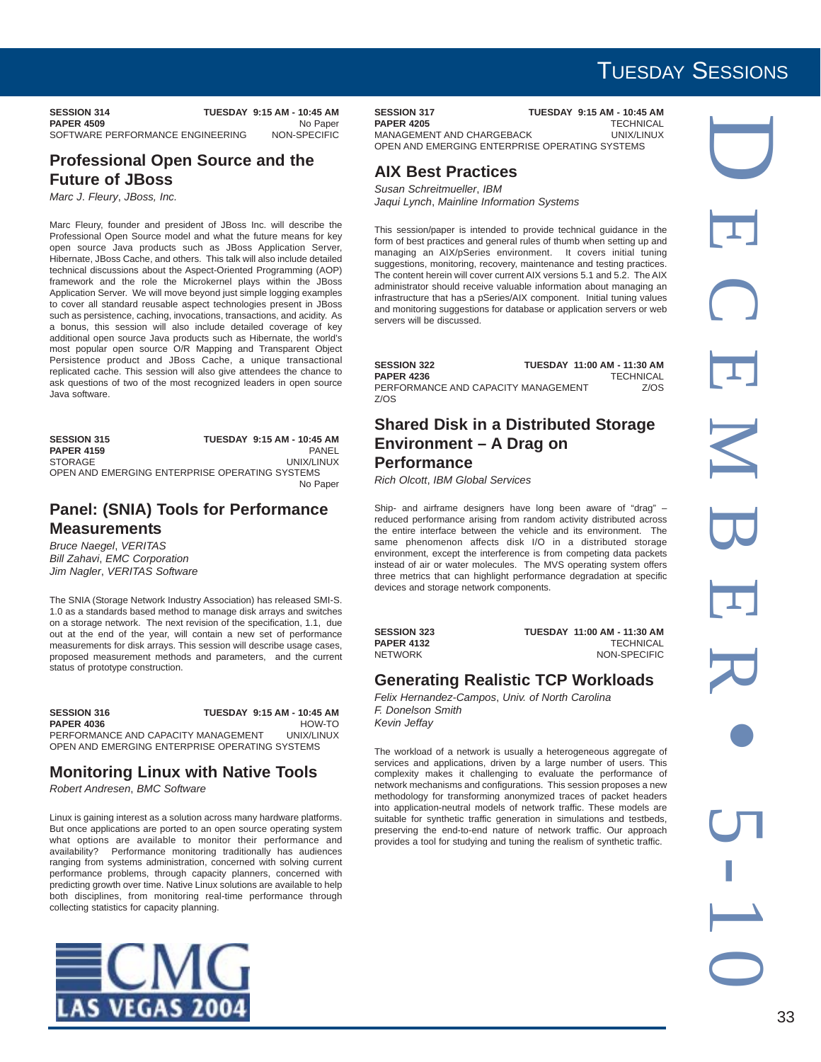**SESSION 314** **TUESDAY 9:15 AM - 10:45 AM**
**PAPER 4509** No Paper
SOFTWARE PERFORMANCE ENGINEERING NON-SPECIFIC

## Professional Open Source and the Future of JBoss

*Marc J. Fleury*, *JBoss, Inc.*

Marc Fleury, founder and president of JBoss Inc. will describe the Professional Open Source model and what the future means for key open source Java products such as JBoss Application Server, Hibernate, JBoss Cache, and others. This talk will also include detailed technical discussions about the Aspect-Oriented Programming (AOP) framework and the role the Microkernel plays within the JBoss Application Server. We will move beyond just simple logging examples to cover all standard reusable aspect technologies present in JBoss such as persistence, caching, invocations, transactions, and acidity. As a bonus, this session will also include detailed coverage of key additional open source Java products such as Hibernate, the world's most popular open source O/R Mapping and Transparent Object Persistence product and JBoss Cache, a unique transactional replicated cache. This session will also give attendees the chance to ask questions of two of the most recognized leaders in open source Java software.

**SESSION 315** **TUESDAY 9:15 AM - 10:45 AM**
**PAPER 4159** PANEL
STORAGE UNIX/LINUX
OPEN AND EMERGING ENTERPRISE OPERATING SYSTEMS
No Paper

## Panel: (SNIA) Tools for Performance Measurements

*Bruce Naegel*, *VERITAS*
*Bill Zahavi*, *EMC Corporation*
*Jim Nagler*, *VERITAS Software*

The SNIA (Storage Network Industry Association) has released SMI-S. 1.0 as a standards based method to manage disk arrays and switches on a storage network. The next revision of the specification, 1.1, due out at the end of the year, will contain a new set of performance measurements for disk arrays. This session will describe usage cases, proposed measurement methods and parameters, and the current status of prototype construction.

**SESSION 316** **TUESDAY 9:15 AM - 10:45 AM**
**PAPER 4036** HOW-TO
PERFORMANCE AND CAPACITY MANAGEMENT UNIX/LINUX
OPEN AND EMERGING ENTERPRISE OPERATING SYSTEMS

## Monitoring Linux with Native Tools

*Robert Andresen*, *BMC Software*

Linux is gaining interest as a solution across many hardware platforms. But once applications are ported to an open source operating system what options are available to monitor their performance and availability? Performance monitoring traditionally has audiences ranging from systems administration, concerned with solving current performance problems, through capacity planners, concerned with predicting growth over time. Native Linux solutions are available to help both disciplines, from monitoring real-time performance through collecting statistics for capacity planning.

**SESSION 317** **TUESDAY 9:15 AM - 10:45 AM**
**PAPER 4205** TECHNICAL
MANAGEMENT AND CHARGEBACK UNIX/LINUX
OPEN AND EMERGING ENTERPRISE OPERATING SYSTEMS

## AIX Best Practices

*Susan Schreitmueller*, *IBM*
*Jaqui Lynch*, *Mainline Information Systems*

This session/paper is intended to provide technical guidance in the form of best practices and general rules of thumb when setting up and managing an AIX/pSeries environment. It covers initial tuning suggestions, monitoring, recovery, maintenance and testing practices. The content herein will cover current AIX versions 5.1 and 5.2. The AIX administrator should receive valuable information about managing an infrastructure that has a pSeries/AIX component. Initial tuning values and monitoring suggestions for database or application servers or web servers will be discussed.

**SESSION 322** **TUESDAY 11:00 AM - 11:30 AM**
**PAPER 4236** TECHNICAL
PERFORMANCE AND CAPACITY MANAGEMENT Z/OS
Z/OS

## Shared Disk in a Distributed Storage Environment – A Drag on Performance

*Rich Olcott*, *IBM Global Services*

Ship- and airframe designers have long been aware of "drag" – reduced performance arising from random activity distributed across the entire interface between the vehicle and its environment. The same phenomenon affects disk I/O in a distributed storage environment, except the interference is from competing data packets instead of air or water molecules. The MVS operating system offers three metrics that can highlight performance degradation at specific devices and storage network components.

**SESSION 323** **TUESDAY 11:00 AM - 11:30 AM**
**PAPER 4132** TECHNICAL
NETWORK NON-SPECIFIC

## Generating Realistic TCP Workloads

*Felix Hernandez-Campos*, *Univ. of North Carolina*
*F. Donelson Smith*
*Kevin Jeffay*

The workload of a network is usually a heterogeneous aggregate of services and applications, driven by a large number of users. This complexity makes it challenging to evaluate the performance of network mechanisms and configurations. This session proposes a new methodology for transforming anonymized traces of packet headers into application-neutral models of network traffic. These models are suitable for synthetic traffic generation in simulations and testbeds, preserving the end-to-end nature of network traffic. Our approach provides a tool for studying and tuning the realism of synthetic traffic.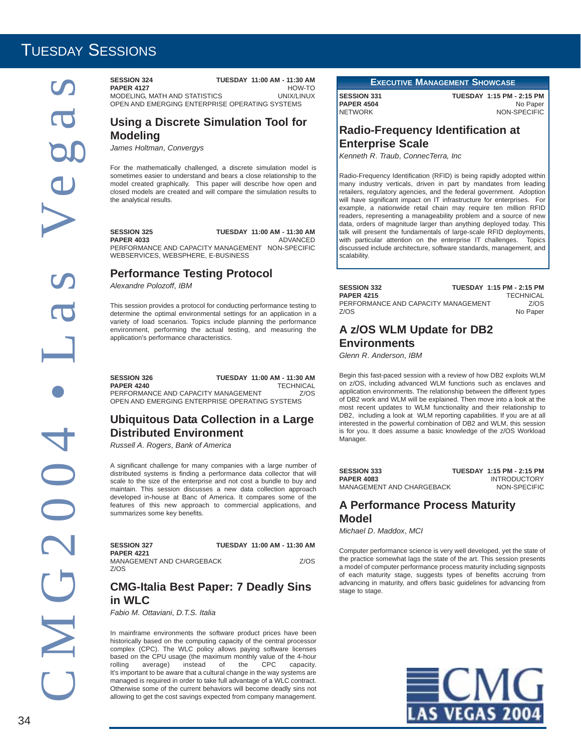# Tuesday Sessions

**SESSION 324** **TUESDAY 11:00 AM - 11:30 AM**
**PAPER 4127** HOW-TO
MODELING, MATH AND STATISTICS UNIX/LINUX
OPEN AND EMERGING ENTERPRISE OPERATING SYSTEMS

## Using a Discrete Simulation Tool for Modeling

*James Holtman, Convergys*

For the mathematically challenged, a discrete simulation model is sometimes easier to understand and bears a close relationship to the model created graphically. This paper will describe how open and closed models are created and will compare the simulation results to the analytical results.

**SESSION 325** **TUESDAY 11:00 AM - 11:30 AM**
**PAPER 4033** ADVANCED
PERFORMANCE AND CAPACITY MANAGEMENT NON-SPECIFIC
WEBSERVICES, WEBSPHERE, E-BUSINESS

## Performance Testing Protocol

*Alexandre Polozoff, IBM*

This session provides a protocol for conducting performance testing to determine the optimal environmental settings for an application in a variety of load scenarios. Topics include planning the performance environment, performing the actual testing, and measuring the application's performance characteristics.

**SESSION 326** **TUESDAY 11:00 AM - 11:30 AM**
**PAPER 4240** TECHNICAL
PERFORMANCE AND CAPACITY MANAGEMENT Z/OS
OPEN AND EMERGING ENTERPRISE OPERATING SYSTEMS

## Ubiquitous Data Collection in a Large Distributed Environment

*Russell A. Rogers, Bank of America*

A significant challenge for many companies with a large number of distributed systems is finding a performance data collector that will scale to the size of the enterprise and not cost a bundle to buy and maintain. This session discusses a new data collection approach developed in-house at Banc of America. It compares some of the features of this new approach to commercial applications, and summarizes some key benefits.

**SESSION 327** **TUESDAY 11:00 AM - 11:30 AM**
**PAPER 4221**
MANAGEMENT AND CHARGEBACK Z/OS
Z/OS

## CMG-Italia Best Paper: 7 Deadly Sins in WLC

*Fabio M. Ottaviani, D.T.S. Italia*

In mainframe environments the software product prices have been historically based on the computing capacity of the central processor complex (CPC). The WLC policy allows paying software licenses based on the CPU usage (the maximum monthly value of the 4-hour rolling average) instead of the CPC capacity. It's important to be aware that a cultural change in the way systems are managed is required in order to take full advantage of a WLC contract. Otherwise some of the current behaviors will become deadly sins not allowing to get the cost savings expected from company management.

### Executive Management Showcase

**SESSION 331** **TUESDAY 1:15 PM - 2:15 PM**
**PAPER 4504** No Paper
NETWORK NON-SPECIFIC

## Radio-Frequency Identification at Enterprise Scale

*Kenneth R. Traub, ConnecTerra, Inc*

Radio-Frequency Identification (RFID) is being rapidly adopted within many industry verticals, driven in part by mandates from leading retailers, regulatory agencies, and the federal government. Adoption will have significant impact on IT infrastructure for enterprises. For example, a nationwide retail chain may require ten million RFID readers, representing a manageability problem and a source of new data, orders of magnitude larger than anything deployed today. This talk will present the fundamentals of large-scale RFID deployments, with particular attention on the enterprise IT challenges. Topics discussed include architecture, software standards, management, and scalability.

**SESSION 332** **TUESDAY 1:15 PM - 2:15 PM**
**PAPER 4215** TECHNICAL
PERFORMANCE AND CAPACITY MANAGEMENT Z/OS
Z/OS No Paper

## A z/OS WLM Update for DB2 Environments

*Glenn R. Anderson, IBM*

Begin this fast-paced session with a review of how DB2 exploits WLM on z/OS, including advanced WLM functions such as enclaves and application environments. The relationship between the different types of DB2 work and WLM will be explained. Then move into a look at the most recent updates to WLM functionality and their relationship to DB2, including a look at WLM reporting capabilities. If you are at all interested in the powerful combination of DB2 and WLM, this session is for you. It does assume a basic knowledge of the z/OS Workload Manager.

**SESSION 333** **TUESDAY 1:15 PM - 2:15 PM**
**PAPER 4083** INTRODUCTORY
MANAGEMENT AND CHARGEBACK NON-SPECIFIC

## A Performance Process Maturity Model

*Michael D. Maddox, MCI*

Computer performance science is very well developed, yet the state of the practice somewhat lags the state of the art. This session presents a model of computer performance process maturity including signposts of each maturity stage, suggests types of benefits accruing from advancing in maturity, and offers basic guidelines for advancing from stage to stage.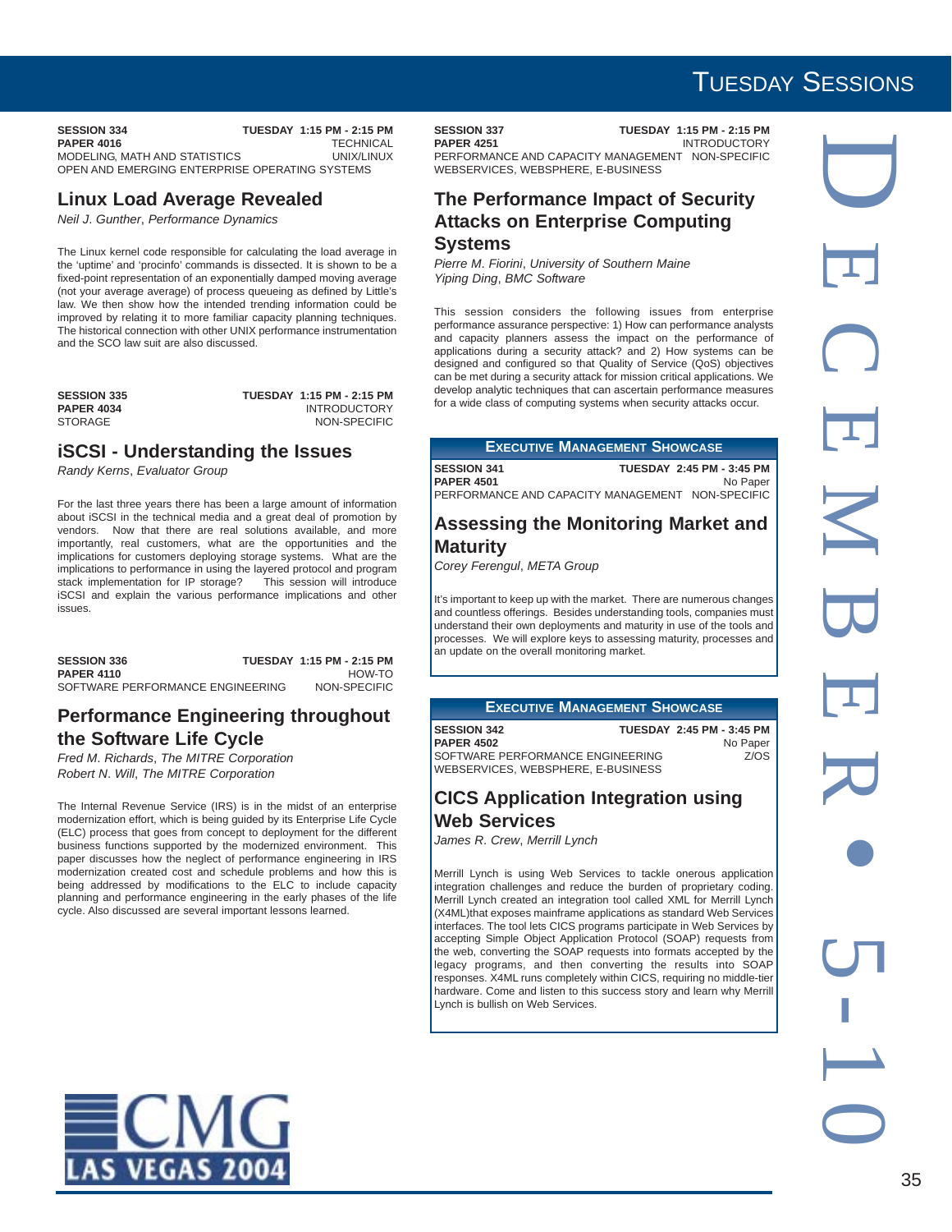**SESSION 334** — **TUESDAY 1:15 PM - 2:15 PM**
**PAPER 4016** — TECHNICAL
MODELING, MATH AND STATISTICS — UNIX/LINUX
OPEN AND EMERGING ENTERPRISE OPERATING SYSTEMS

## Linux Load Average Revealed

*Neil J. Gunther, Performance Dynamics*

The Linux kernel code responsible for calculating the load average in the 'uptime' and 'procinfo' commands is dissected. It is shown to be a fixed-point representation of an exponentially damped moving average (not your average average) of process queueing as defined by Little's law. We then show how the intended trending information could be improved by relating it to more familiar capacity planning techniques. The historical connection with other UNIX performance instrumentation and the SCO law suit are also discussed.

**SESSION 335** — **TUESDAY 1:15 PM - 2:15 PM**
**PAPER 4034** — INTRODUCTORY
STORAGE — NON-SPECIFIC

## iSCSI - Understanding the Issues

*Randy Kerns, Evaluator Group*

For the last three years there has been a large amount of information about iSCSI in the technical media and a great deal of promotion by vendors. Now that there are real solutions available, and more importantly, real customers, what are the opportunities and the implications for customers deploying storage systems. What are the implications to performance in using the layered protocol and program stack implementation for IP storage? This session will introduce iSCSI and explain the various performance implications and other issues.

**SESSION 336** — **TUESDAY 1:15 PM - 2:15 PM**
**PAPER 4110** — HOW-TO
SOFTWARE PERFORMANCE ENGINEERING — NON-SPECIFIC

## Performance Engineering throughout the Software Life Cycle

*Fred M. Richards, The MITRE Corporation*
*Robert N. Will, The MITRE Corporation*

The Internal Revenue Service (IRS) is in the midst of an enterprise modernization effort, which is being guided by its Enterprise Life Cycle (ELC) process that goes from concept to deployment for the different business functions supported by the modernized environment. This paper discusses how the neglect of performance engineering in IRS modernization created cost and schedule problems and how this is being addressed by modifications to the ELC to include capacity planning and performance engineering in the early phases of the life cycle. Also discussed are several important lessons learned.

**SESSION 337** — **TUESDAY 1:15 PM - 2:15 PM**
**PAPER 4251** — INTRODUCTORY
PERFORMANCE AND CAPACITY MANAGEMENT — NON-SPECIFIC
WEBSERVICES, WEBSPHERE, E-BUSINESS

## The Performance Impact of Security Attacks on Enterprise Computing Systems

*Pierre M. Fiorini, University of Southern Maine*
*Yiping Ding, BMC Software*

This session considers the following issues from enterprise performance assurance perspective: 1) How can performance analysts and capacity planners assess the impact on the performance of applications during a security attack? and 2) How systems can be designed and configured so that Quality of Service (QoS) objectives can be met during a security attack for mission critical applications. We develop analytic techniques that can ascertain performance measures for a wide class of computing systems when security attacks occur.

### Executive Management Showcase

**SESSION 341** — **TUESDAY 2:45 PM - 3:45 PM**
**PAPER 4501** — No Paper
PERFORMANCE AND CAPACITY MANAGEMENT — NON-SPECIFIC

## Assessing the Monitoring Market and Maturity

*Corey Ferengul, META Group*

It's important to keep up with the market. There are numerous changes and countless offerings. Besides understanding tools, companies must understand their own deployments and maturity in use of the tools and processes. We will explore keys to assessing maturity, processes and an update on the overall monitoring market.

### Executive Management Showcase

**SESSION 342** — **TUESDAY 2:45 PM - 3:45 PM**
**PAPER 4502** — No Paper
SOFTWARE PERFORMANCE ENGINEERING — Z/OS
WEBSERVICES, WEBSPHERE, E-BUSINESS

## CICS Application Integration using Web Services

*James R. Crew, Merrill Lynch*

Merrill Lynch is using Web Services to tackle onerous application integration challenges and reduce the burden of proprietary coding. Merrill Lynch created an integration tool called XML for Merrill Lynch (X4ML)that exposes mainframe applications as standard Web Services interfaces. The tool lets CICS programs participate in Web Services by accepting Simple Object Application Protocol (SOAP) requests from the web, converting the SOAP requests into formats accepted by the legacy programs, and then converting the results into SOAP responses. X4ML runs completely within CICS, requiring no middle-tier hardware. Come and listen to this success story and learn why Merrill Lynch is bullish on Web Services.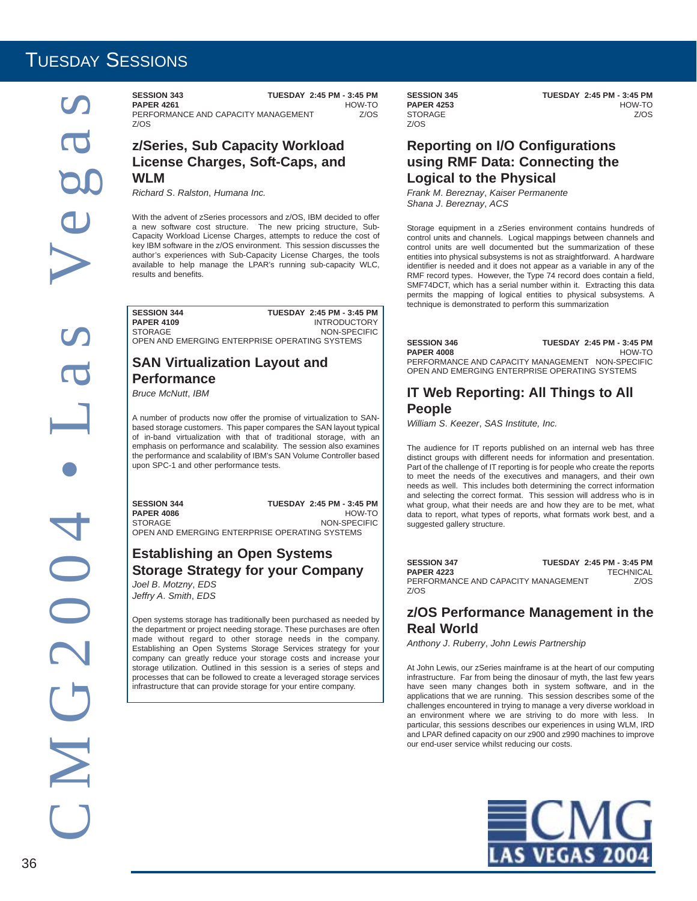# Tuesday Sessions

**SESSION 343** — TUESDAY 2:45 PM - 3:45 PM
**PAPER 4261** — HOW-TO
PERFORMANCE AND CAPACITY MANAGEMENT — Z/OS
Z/OS

## z/Series, Sub Capacity Workload License Charges, Soft-Caps, and WLM

*Richard S. Ralston, Humana Inc.*

With the advent of zSeries processors and z/OS, IBM decided to offer a new software cost structure. The new pricing structure, Sub-Capacity Workload License Charges, attempts to reduce the cost of key IBM software in the z/OS environment. This session discusses the author's experiences with Sub-Capacity License Charges, the tools available to help manage the LPAR's running sub-capacity WLC, results and benefits.

**SESSION 344** — TUESDAY 2:45 PM - 3:45 PM
**PAPER 4109** — INTRODUCTORY
STORAGE — NON-SPECIFIC
OPEN AND EMERGING ENTERPRISE OPERATING SYSTEMS

## SAN Virtualization Layout and Performance

*Bruce McNutt, IBM*

A number of products now offer the promise of virtualization to SAN-based storage customers. This paper compares the SAN layout typical of in-band virtualization with that of traditional storage, with an emphasis on performance and scalability. The session also examines the performance and scalability of IBM's SAN Volume Controller based upon SPC-1 and other performance tests.

**SESSION 344** — TUESDAY 2:45 PM - 3:45 PM
**PAPER 4086** — HOW-TO
STORAGE — NON-SPECIFIC
OPEN AND EMERGING ENTERPRISE OPERATING SYSTEMS

## Establishing an Open Systems Storage Strategy for your Company

*Joel B. Motzny, EDS*
*Jeffry A. Smith, EDS*

Open systems storage has traditionally been purchased as needed by the department or project needing storage. These purchases are often made without regard to other storage needs in the company. Establishing an Open Systems Storage Services strategy for your company can greatly reduce your storage costs and increase your storage utilization. Outlined in this session is a series of steps and processes that can be followed to create a leveraged storage services infrastructure that can provide storage for your entire company.

**SESSION 345** — TUESDAY 2:45 PM - 3:45 PM
**PAPER 4253** — HOW-TO
STORAGE — Z/OS
Z/OS

## Reporting on I/O Configurations using RMF Data: Connecting the Logical to the Physical

*Frank M. Bereznay, Kaiser Permanente*
*Shana J. Bereznay, ACS*

Storage equipment in a zSeries environment contains hundreds of control units and channels. Logical mappings between channels and control units are well documented but the summarization of these entities into physical subsystems is not as straightforward. A hardware identifier is needed and it does not appear as a variable in any of the RMF record types. However, the Type 74 record does contain a field, SMF74DCT, which has a serial number within it. Extracting this data permits the mapping of logical entities to physical subsystems. A technique is demonstrated to perform this summarization

**SESSION 346** — TUESDAY 2:45 PM - 3:45 PM
**PAPER 4008** — HOW-TO
PERFORMANCE AND CAPACITY MANAGEMENT — NON-SPECIFIC
OPEN AND EMERGING ENTERPRISE OPERATING SYSTEMS

## IT Web Reporting: All Things to All People

*William S. Keezer, SAS Institute, Inc.*

The audience for IT reports published on an internal web has three distinct groups with different needs for information and presentation. Part of the challenge of IT reporting is for people who create the reports to meet the needs of the executives and managers, and their own needs as well. This includes both determining the correct information and selecting the correct format. This session will address who is in what group, what their needs are and how they are to be met, what data to report, what types of reports, what formats work best, and a suggested gallery structure.

**SESSION 347** — TUESDAY 2:45 PM - 3:45 PM
**PAPER 4223** — TECHNICAL
PERFORMANCE AND CAPACITY MANAGEMENT — Z/OS
Z/OS

## z/OS Performance Management in the Real World

*Anthony J. Ruberry, John Lewis Partnership*

At John Lewis, our zSeries mainframe is at the heart of our computing infrastructure. Far from being the dinosaur of myth, the last few years have seen many changes both in system software, and in the applications that we are running. This session describes some of the challenges encountered in trying to manage a very diverse workload in an environment where we are striving to do more with less. In particular, this sessions describes our experiences in using WLM, IRD and LPAR defined capacity on our z900 and z990 machines to improve our end-user service whilst reducing our costs.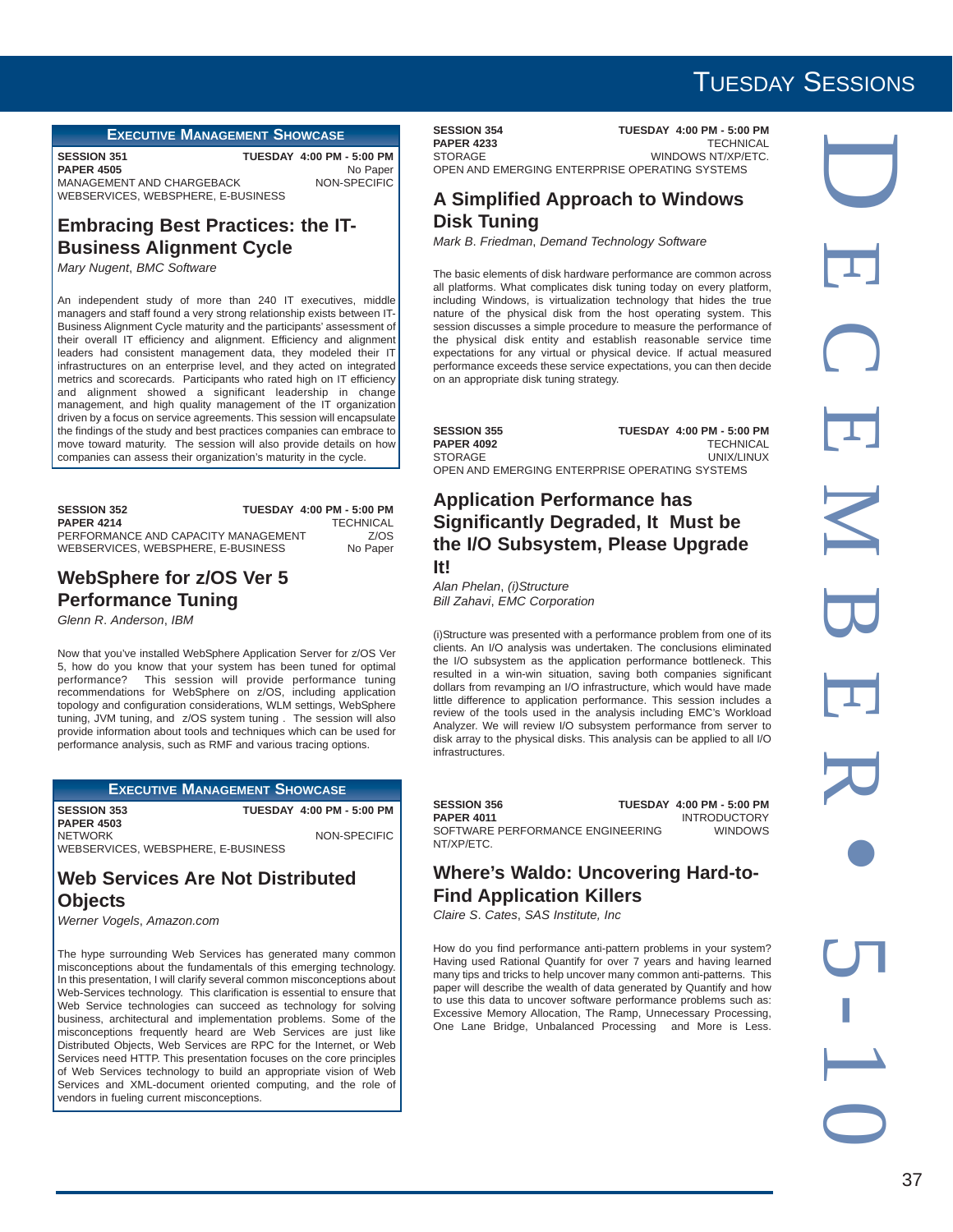## Executive Management Showcase

**SESSION 351** — **TUESDAY 4:00 PM - 5:00 PM**
**PAPER 4505** — No Paper
MANAGEMENT AND CHARGEBACK — NON-SPECIFIC
WEBSERVICES, WEBSPHERE, E-BUSINESS

### Embracing Best Practices: the IT-Business Alignment Cycle

*Mary Nugent, BMC Software*

An independent study of more than 240 IT executives, middle managers and staff found a very strong relationship exists between IT-Business Alignment Cycle maturity and the participants' assessment of their overall IT efficiency and alignment. Efficiency and alignment leaders had consistent management data, they modeled their IT infrastructures on an enterprise level, and they acted on integrated metrics and scorecards. Participants who rated high on IT efficiency and alignment showed a significant leadership in change management, and high quality management of the IT organization driven by a focus on service agreements. This session will encapsulate the findings of the study and best practices companies can embrace to move toward maturity. The session will also provide details on how companies can assess their organization's maturity in the cycle.

**SESSION 352** — **TUESDAY 4:00 PM - 5:00 PM**
**PAPER 4214** — TECHNICAL
PERFORMANCE AND CAPACITY MANAGEMENT — Z/OS
WEBSERVICES, WEBSPHERE, E-BUSINESS — No Paper

### WebSphere for z/OS Ver 5 Performance Tuning

*Glenn R. Anderson, IBM*

Now that you've installed WebSphere Application Server for z/OS Ver 5, how do you know that your system has been tuned for optimal performance? This session will provide performance tuning recommendations for WebSphere on z/OS, including application topology and configuration considerations, WLM settings, WebSphere tuning, JVM tuning, and z/OS system tuning . The session will also provide information about tools and techniques which can be used for performance analysis, such as RMF and various tracing options.

## Executive Management Showcase

**SESSION 353** — **TUESDAY 4:00 PM - 5:00 PM**
**PAPER 4503**
NETWORK — NON-SPECIFIC
WEBSERVICES, WEBSPHERE, E-BUSINESS

### Web Services Are Not Distributed Objects

*Werner Vogels, Amazon.com*

The hype surrounding Web Services has generated many common misconceptions about the fundamentals of this emerging technology. In this presentation, I will clarify several common misconceptions about Web-Services technology. This clarification is essential to ensure that Web Service technologies can succeed as technology for solving business, architectural and implementation problems. Some of the misconceptions frequently heard are Web Services are just like Distributed Objects, Web Services are RPC for the Internet, or Web Services need HTTP. This presentation focuses on the core principles of Web Services technology to build an appropriate vision of Web Services and XML-document oriented computing, and the role of vendors in fueling current misconceptions.

**SESSION 354** — **TUESDAY 4:00 PM - 5:00 PM**
**PAPER 4233** — TECHNICAL
STORAGE — WINDOWS NT/XP/ETC.
OPEN AND EMERGING ENTERPRISE OPERATING SYSTEMS

### A Simplified Approach to Windows Disk Tuning

*Mark B. Friedman, Demand Technology Software*

The basic elements of disk hardware performance are common across all platforms. What complicates disk tuning today on every platform, including Windows, is virtualization technology that hides the true nature of the physical disk from the host operating system. This session discusses a simple procedure to measure the performance of the physical disk entity and establish reasonable service time expectations for any virtual or physical device. If actual measured performance exceeds these service expectations, you can then decide on an appropriate disk tuning strategy.

**SESSION 355** — **TUESDAY 4:00 PM - 5:00 PM**
**PAPER 4092** — TECHNICAL
STORAGE — UNIX/LINUX
OPEN AND EMERGING ENTERPRISE OPERATING SYSTEMS

### Application Performance has Significantly Degraded, It Must be the I/O Subsystem, Please Upgrade It!

*Alan Phelan, (i)Structure*
*Bill Zahavi, EMC Corporation*

(i)Structure was presented with a performance problem from one of its clients. An I/O analysis was undertaken. The conclusions eliminated the I/O subsystem as the application performance bottleneck. This resulted in a win-win situation, saving both companies significant dollars from revamping an I/O infrastructure, which would have made little difference to application performance. This session includes a review of the tools used in the analysis including EMC's Workload Analyzer. We will review I/O subsystem performance from server to disk array to the physical disks. This analysis can be applied to all I/O infrastructures.

**SESSION 356** — **TUESDAY 4:00 PM - 5:00 PM**
**PAPER 4011** — INTRODUCTORY
SOFTWARE PERFORMANCE ENGINEERING — WINDOWS
NT/XP/ETC.

### Where's Waldo: Uncovering Hard-to-Find Application Killers

*Claire S. Cates, SAS Institute, Inc*

How do you find performance anti-pattern problems in your system? Having used Rational Quantify for over 7 years and having learned many tips and tricks to help uncover many common anti-patterns. This paper will describe the wealth of data generated by Quantify and how to use this data to uncover software performance problems such as: Excessive Memory Allocation, The Ramp, Unnecessary Processing, One Lane Bridge, Unbalanced Processing and More is Less.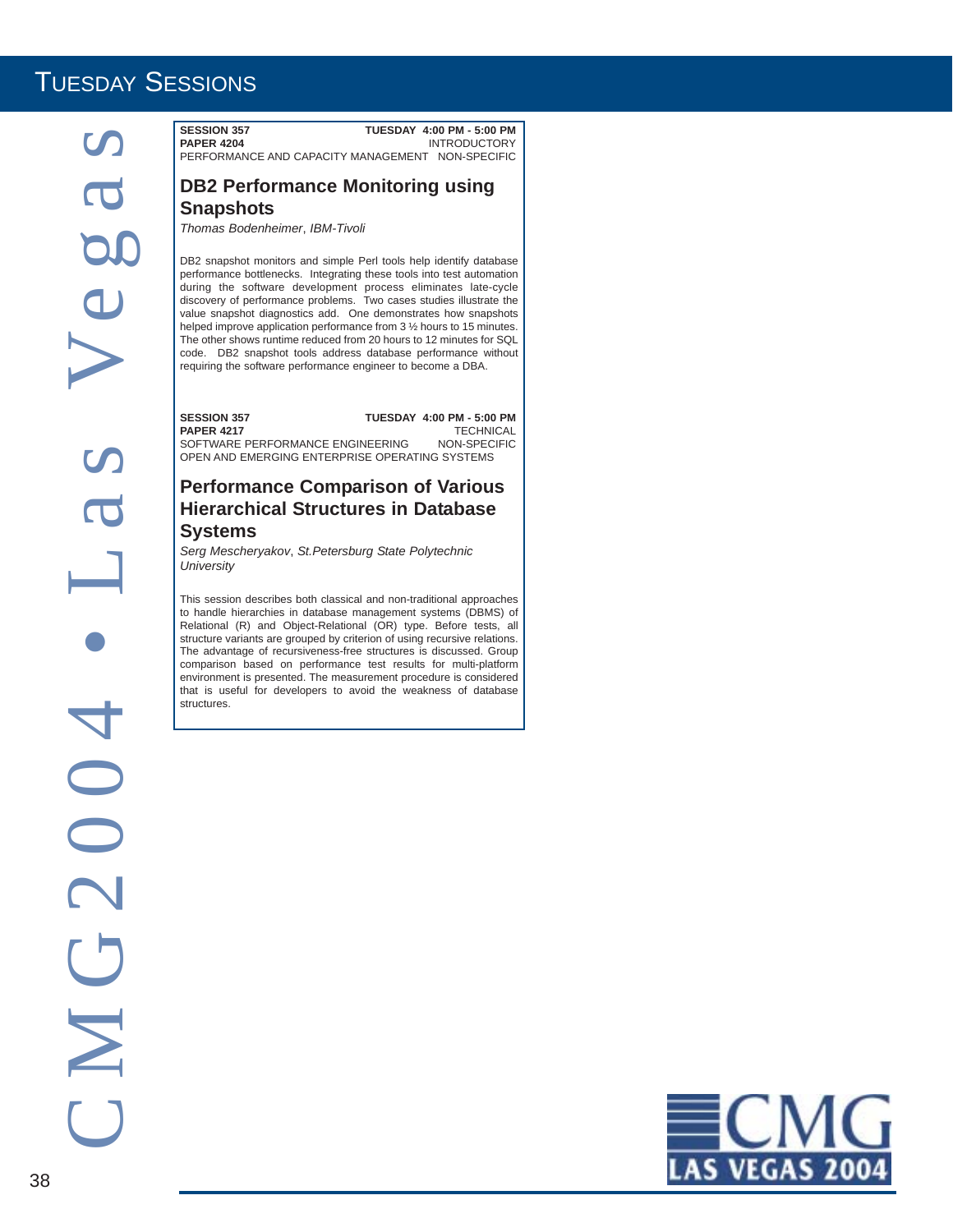# Tuesday Sessions

**SESSION 357** **TUESDAY 4:00 PM - 5:00 PM**
**PAPER 4204** INTRODUCTORY
PERFORMANCE AND CAPACITY MANAGEMENT NON-SPECIFIC

## DB2 Performance Monitoring using Snapshots

*Thomas Bodenheimer*, *IBM-Tivoli*

DB2 snapshot monitors and simple Perl tools help identify database performance bottlenecks. Integrating these tools into test automation during the software development process eliminates late-cycle discovery of performance problems. Two cases studies illustrate the value snapshot diagnostics add. One demonstrates how snapshots helped improve application performance from 3 ½ hours to 15 minutes. The other shows runtime reduced from 20 hours to 12 minutes for SQL code. DB2 snapshot tools address database performance without requiring the software performance engineer to become a DBA.

**SESSION 357** **TUESDAY 4:00 PM - 5:00 PM**
**PAPER 4217** TECHNICAL
SOFTWARE PERFORMANCE ENGINEERING NON-SPECIFIC
OPEN AND EMERGING ENTERPRISE OPERATING SYSTEMS

## Performance Comparison of Various Hierarchical Structures in Database Systems

*Serg Mescheryakov*, *St.Petersburg State Polytechnic University*

This session describes both classical and non-traditional approaches to handle hierarchies in database management systems (DBMS) of Relational (R) and Object-Relational (OR) type. Before tests, all structure variants are grouped by criterion of using recursive relations. The advantage of recursiveness-free structures is discussed. Group comparison based on performance test results for multi-platform environment is presented. The measurement procedure is considered that is useful for developers to avoid the weakness of database structures.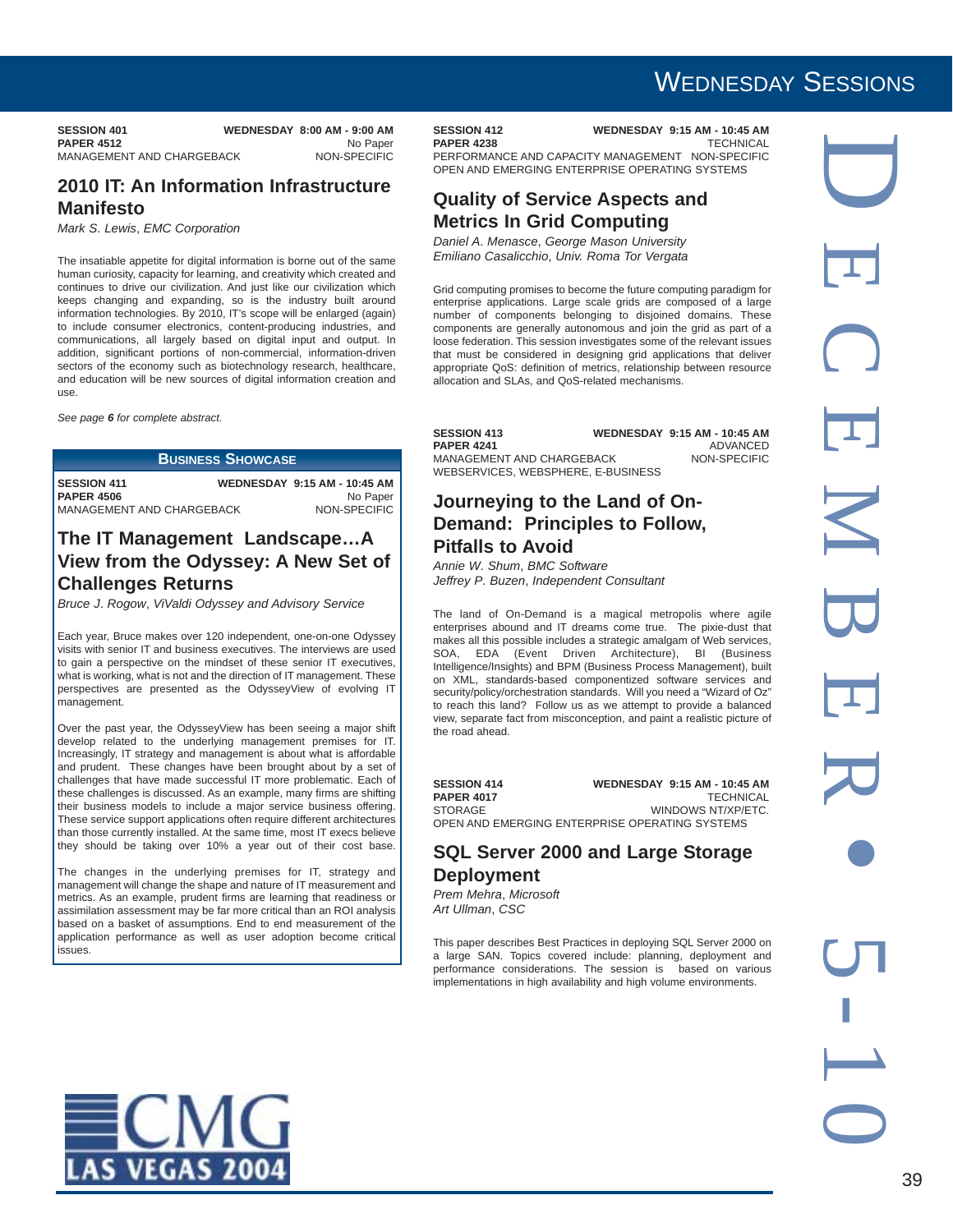# Wednesday Sessions

**SESSION 401** **WEDNESDAY 8:00 AM - 9:00 AM**
**PAPER 4512** No Paper
MANAGEMENT AND CHARGEBACK NON-SPECIFIC

## 2010 IT: An Information Infrastructure Manifesto

*Mark S. Lewis, EMC Corporation*

The insatiable appetite for digital information is borne out of the same human curiosity, capacity for learning, and creativity which created and continues to drive our civilization. And just like our civilization which keeps changing and expanding, so is the industry built around information technologies. By 2010, IT's scope will be enlarged (again) to include consumer electronics, content-producing industries, and communications, all largely based on digital input and output. In addition, significant portions of non-commercial, information-driven sectors of the economy such as biotechnology research, healthcare, and education will be new sources of digital information creation and use.

*See page **6** for complete abstract.*

### Business Showcase

**SESSION 411** **WEDNESDAY 9:15 AM - 10:45 AM**
**PAPER 4506** No Paper
MANAGEMENT AND CHARGEBACK NON-SPECIFIC

## The IT Management Landscape…A View from the Odyssey: A New Set of Challenges Returns

*Bruce J. Rogow, ViValdi Odyssey and Advisory Service*

Each year, Bruce makes over 120 independent, one-on-one Odyssey visits with senior IT and business executives. The interviews are used to gain a perspective on the mindset of these senior IT executives, what is working, what is not and the direction of IT management. These perspectives are presented as the OdysseyView of evolving IT management.

Over the past year, the OdysseyView has been seeing a major shift develop related to the underlying management premises for IT. Increasingly, IT strategy and management is about what is affordable and prudent. These changes have been brought about by a set of challenges that have made successful IT more problematic. Each of these challenges is discussed. As an example, many firms are shifting their business models to include a major service business offering. These service support applications often require different architectures than those currently installed. At the same time, most IT execs believe they should be taking over 10% a year out of their cost base.

The changes in the underlying premises for IT, strategy and management will change the shape and nature of IT measurement and metrics. As an example, prudent firms are learning that readiness or assimilation assessment may be far more critical than an ROI analysis based on a basket of assumptions. End to end measurement of the application performance as well as user adoption become critical issues.

**SESSION 412** **WEDNESDAY 9:15 AM - 10:45 AM**
**PAPER 4238** TECHNICAL
PERFORMANCE AND CAPACITY MANAGEMENT NON-SPECIFIC
OPEN AND EMERGING ENTERPRISE OPERATING SYSTEMS

## Quality of Service Aspects and Metrics In Grid Computing

*Daniel A. Menasce, George Mason University*
*Emiliano Casalicchio, Univ. Roma Tor Vergata*

Grid computing promises to become the future computing paradigm for enterprise applications. Large scale grids are composed of a large number of components belonging to disjoined domains. These components are generally autonomous and join the grid as part of a loose federation. This session investigates some of the relevant issues that must be considered in designing grid applications that deliver appropriate QoS: definition of metrics, relationship between resource allocation and SLAs, and QoS-related mechanisms.

**SESSION 413** **WEDNESDAY 9:15 AM - 10:45 AM**
**PAPER 4241** ADVANCED
MANAGEMENT AND CHARGEBACK NON-SPECIFIC
WEBSERVICES, WEBSPHERE, E-BUSINESS

## Journeying to the Land of On-Demand: Principles to Follow, Pitfalls to Avoid

*Annie W. Shum, BMC Software*
*Jeffrey P. Buzen, Independent Consultant*

The land of On-Demand is a magical metropolis where agile enterprises abound and IT dreams come true. The pixie-dust that makes all this possible includes a strategic amalgam of Web services, SOA, EDA (Event Driven Architecture), BI (Business Intelligence/Insights) and BPM (Business Process Management), built on XML, standards-based componentized software services and security/policy/orchestration standards. Will you need a "Wizard of Oz" to reach this land? Follow us as we attempt to provide a balanced view, separate fact from misconception, and paint a realistic picture of the road ahead.

**SESSION 414** **WEDNESDAY 9:15 AM - 10:45 AM**
**PAPER 4017** TECHNICAL
STORAGE WINDOWS NT/XP/ETC.
OPEN AND EMERGING ENTERPRISE OPERATING SYSTEMS

## SQL Server 2000 and Large Storage Deployment

*Prem Mehra, Microsoft*
*Art Ullman, CSC*

This paper describes Best Practices in deploying SQL Server 2000 on a large SAN. Topics covered include: planning, deployment and performance considerations. The session is based on various implementations in high availability and high volume environments.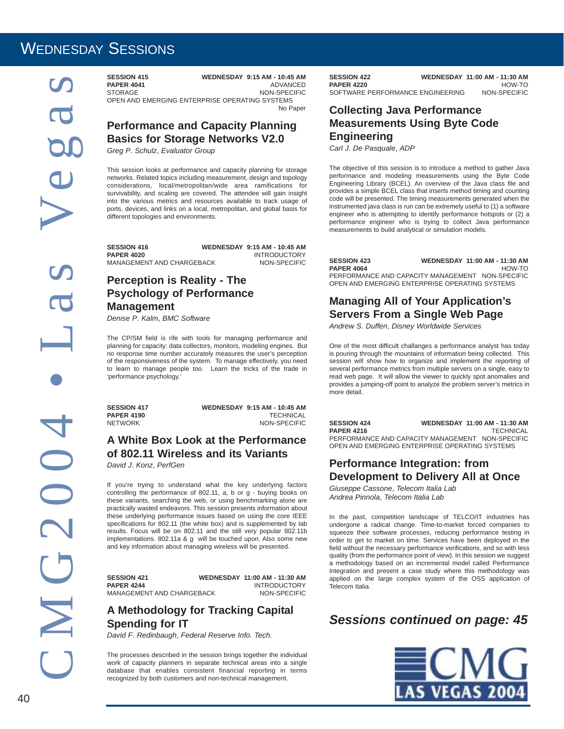# Wednesday Sessions

**SESSION 415** **WEDNESDAY 9:15 AM - 10:45 AM**
**PAPER 4041** ADVANCED
STORAGE NON-SPECIFIC
OPEN AND EMERGING ENTERPRISE OPERATING SYSTEMS
No Paper

## Performance and Capacity Planning Basics for Storage Networks V2.0

*Greg P. Schulz, Evaluator Group*

This session looks at performance and capacity planning for storage networks. Related topics including measurement, design and topology considerations, local/metropolitan/wide area ramifications for survivability, and scaling are covered. The attendee will gain insight into the various metrics and resources available to track usage of ports, devices, and links on a local, metropolitan, and global basis for different topologies and environments.

**SESSION 416** **WEDNESDAY 9:15 AM - 10:45 AM**
**PAPER 4020** INTRODUCTORY
MANAGEMENT AND CHARGEBACK NON-SPECIFIC

## Perception is Reality - The Psychology of Performance Management

*Denise P. Kalm, BMC Software*

The CP/SM field is rife with tools for managing performance and planning for capacity: data collectors, monitors, modeling engines. But no response time number accurately measures the user's perception of the responsiveness of the system. To manage effectively, you need to learn to manage people too. Learn the tricks of the trade in 'performance psychology.'

**SESSION 417** **WEDNESDAY 9:15 AM - 10:45 AM**
**PAPER 4190** TECHNICAL
NETWORK NON-SPECIFIC

## A White Box Look at the Performance of 802.11 Wireless and its Variants

*David J. Konz, PerfGen*

If you're trying to understand what the key underlying factors controlling the performance of 802.11, a, b or g - buying books on these variants, searching the web, or using benchmarking alone are practically wasted endeavors. This session presents information about these underlying performance issues based on using the core IEEE specifications for 802.11 (the white box) and is supplemented by lab results. Focus will be on 802.11 and the still very popular 802.11b implementations. 802.11a & g will be touched upon. Also some new and key information about managing wireless will be presented.

**SESSION 421** **WEDNESDAY 11:00 AM - 11:30 AM**
**PAPER 4244** INTRODUCTORY
MANAGEMENT AND CHARGEBACK NON-SPECIFIC

## A Methodology for Tracking Capital Spending for IT

*David F. Redinbaugh, Federal Reserve Info. Tech.*

The processes described in the session brings together the individual work of capacity planners in separate technical areas into a single database that enables consistent financial reporting in terms recognized by both customers and non-technical management.

**SESSION 422** **WEDNESDAY 11:00 AM - 11:30 AM**
**PAPER 4220** HOW-TO
SOFTWARE PERFORMANCE ENGINEERING NON-SPECIFIC

## Collecting Java Performance Measurements Using Byte Code Engineering

*Carl J. De Pasquale, ADP*

The objective of this session is to introduce a method to gather Java performance and modeling measurements using the Byte Code Engineering Library (BCEL). An overview of the Java class file and provides a simple BCEL class that inserts method timing and counting code will be presented. The timing measurements generated when the instrumented java class is run can be extremely useful to (1) a software engineer who is attempting to identify performance hotspots or (2) a performance engineer who is trying to collect Java performance measurements to build analytical or simulation models.

**SESSION 423** **WEDNESDAY 11:00 AM - 11:30 AM**
**PAPER 4064** HOW-TO
PERFORMANCE AND CAPACITY MANAGEMENT NON-SPECIFIC
OPEN AND EMERGING ENTERPRISE OPERATING SYSTEMS

## Managing All of Your Application's Servers From a Single Web Page

*Andrew S. Duffen, Disney Worldwide Services*

One of the most difficult challanges a performance analyst has today is pouring through the mountains of information being collected. This session will show how to organize and implement the reporting of several performance metrics from multiple servers on a single, easy to read web page. It will allow the viewer to quickly spot anomalies and provides a jumping-off point to analyze the problem server's metrics in more detail.

**SESSION 424** **WEDNESDAY 11:00 AM - 11:30 AM**
**PAPER 4216** TECHNICAL
PERFORMANCE AND CAPACITY MANAGEMENT NON-SPECIFIC
OPEN AND EMERGING ENTERPRISE OPERATING SYSTEMS

## Performance Integration: from Development to Delivery All at Once

*Giuseppe Cassone, Telecom Italia Lab*
*Andrea Pinnola, Telecom Italia Lab*

In the past, competition landscape of TELCO/IT industries has undergone a radical change. Time-to-market forced companies to squeeze their software processes, reducing performance testing in order to get to market on time. Services have been deployed in the field without the necessary performance verifications, and so with less quality (from the performance point of view). In this session we suggest a methodology based on an incremental model called Performance Integration and present a case study where this methodology was applied on the large complex system of the OSS application of Telecom Italia.

***Sessions continued on page: 45***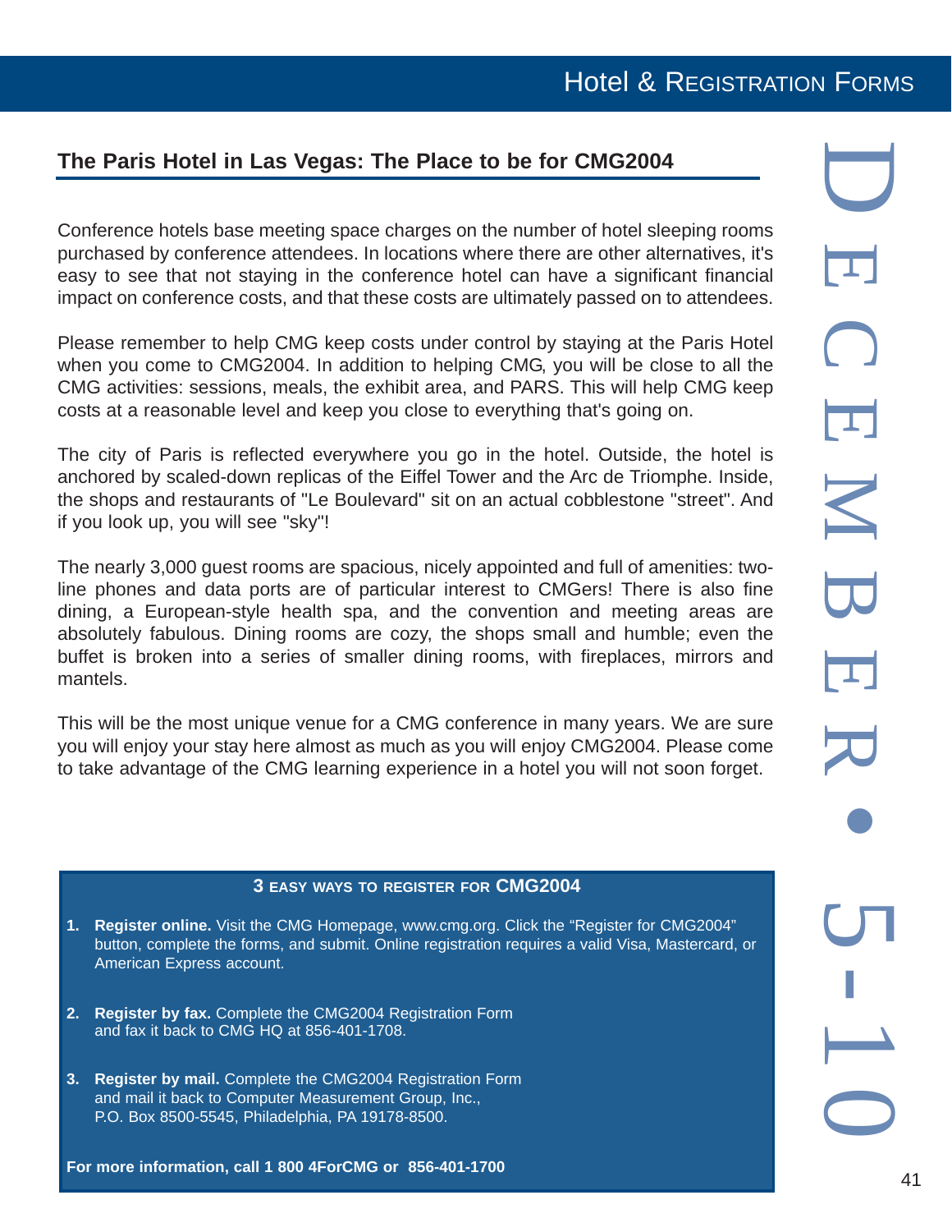## The Paris Hotel in Las Vegas: The Place to be for CMG2004

Conference hotels base meeting space charges on the number of hotel sleeping rooms purchased by conference attendees. In locations where there are other alternatives, it's easy to see that not staying in the conference hotel can have a significant financial impact on conference costs, and that these costs are ultimately passed on to attendees.

Please remember to help CMG keep costs under control by staying at the Paris Hotel when you come to CMG2004. In addition to helping CMG, you will be close to all the CMG activities: sessions, meals, the exhibit area, and PARS. This will help CMG keep costs at a reasonable level and keep you close to everything that's going on.

The city of Paris is reflected everywhere you go in the hotel. Outside, the hotel is anchored by scaled-down replicas of the Eiffel Tower and the Arc de Triomphe. Inside, the shops and restaurants of "Le Boulevard" sit on an actual cobblestone "street". And if you look up, you will see "sky"!

The nearly 3,000 guest rooms are spacious, nicely appointed and full of amenities: two-line phones and data ports are of particular interest to CMGers! There is also fine dining, a European-style health spa, and the convention and meeting areas are absolutely fabulous. Dining rooms are cozy, the shops small and humble; even the buffet is broken into a series of smaller dining rooms, with fireplaces, mirrors and mantels.

This will be the most unique venue for a CMG conference in many years. We are sure you will enjoy your stay here almost as much as you will enjoy CMG2004. Please come to take advantage of the CMG learning experience in a hotel you will not soon forget.

### 3 EASY WAYS TO REGISTER FOR CMG2004

1. **Register online.** Visit the CMG Homepage, www.cmg.org. Click the “Register for CMG2004” button, complete the forms, and submit. Online registration requires a valid Visa, Mastercard, or American Express account.

2. **Register by fax.** Complete the CMG2004 Registration Form and fax it back to CMG HQ at 856-401-1708.

3. **Register by mail.** Complete the CMG2004 Registration Form and mail it back to Computer Measurement Group, Inc., P.O. Box 8500-5545, Philadelphia, PA 19178-8500.

**For more information, call 1 800 4ForCMG or 856-401-1700**

DECEMBER • 5-10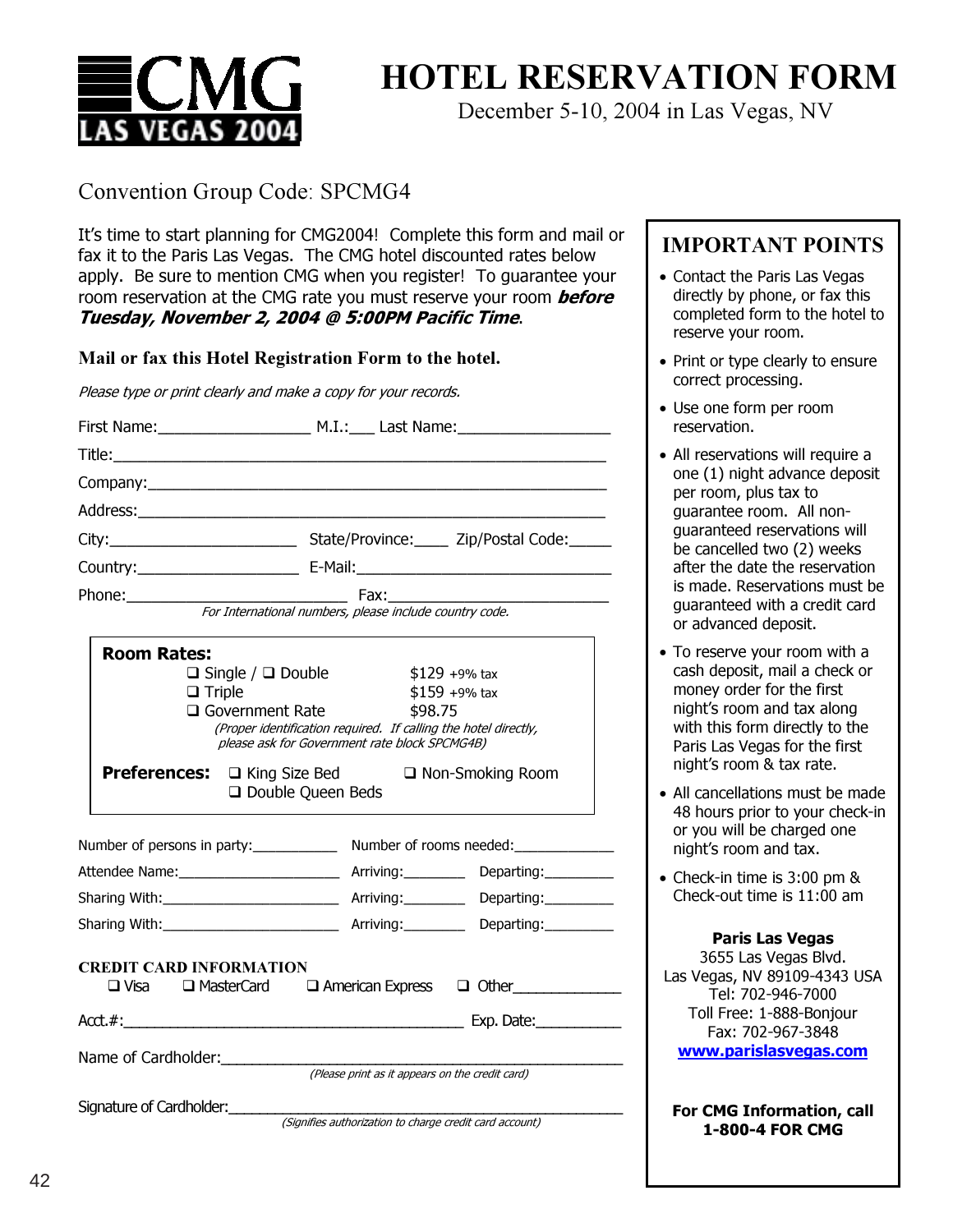CMG LAS VEGAS 2004

# HOTEL RESERVATION FORM

December 5-10, 2004 in Las Vegas, NV

Convention Group Code: SPCMG4

It's time to start planning for CMG2004! Complete this form and mail or fax it to the Paris Las Vegas. The CMG hotel discounted rates below apply. Be sure to mention CMG when you register! To guarantee your room reservation at the CMG rate you must reserve your room ***before Tuesday, November 2, 2004 @ 5:00PM Pacific Time***.

**Mail or fax this Hotel Registration Form to the hotel.**

*Please type or print clearly and make a copy for your records.*

First Name:_________________ M.I.:___ Last Name:_________________

Title:_______________________________________________________

Company:____________________________________________________

Address:_____________________________________________________

City:______________________ State/Province:____ Zip/Postal Code:_____

Country:___________________ E-Mail:_____________________________

Phone:_________________________ Fax:_________________________

*For International numbers, please include country code.*

**Room Rates:**

- ❑ Single / ❑ Double — $129 +9% tax
- ❑ Triple — $159 +9% tax
- ❑ Government Rate — $98.75

*(Proper identification required. If calling the hotel directly, please ask for Government rate block SPCMG4B)*

**Preferences:** ❑ King Size Bed ❑ Double Queen Beds ❑ Non-Smoking Room

Number of persons in party:___________ Number of rooms needed:____________

Attendee Name:_____________________ Arriving:________ Departing:_________

Sharing With:______________________ Arriving:________ Departing:_________

Sharing With:______________________ Arriving:________ Departing:_________

**CREDIT CARD INFORMATION**

❑ Visa ❑ MasterCard ❑ American Express ❑ Other_____________

Acct.#:_________________________________________ Exp. Date:__________

Name of Cardholder:_______________________________________________

*(Please print as it appears on the credit card)*

Signature of Cardholder:____________________________________________

*(Signifies authorization to charge credit card account)*

## IMPORTANT POINTS

- Contact the Paris Las Vegas directly by phone, or fax this completed form to the hotel to reserve your room.
- Print or type clearly to ensure correct processing.
- Use one form per room reservation.
- All reservations will require a one (1) night advance deposit per room, plus tax to guarantee room. All non-guaranteed reservations will be cancelled two (2) weeks after the date the reservation is made. Reservations must be guaranteed with a credit card or advanced deposit.
- To reserve your room with a cash deposit, mail a check or money order for the first night's room and tax along with this form directly to the Paris Las Vegas for the first night's room & tax rate.
- All cancellations must be made 48 hours prior to your check-in or you will be charged one night's room and tax.
- Check-in time is 3:00 pm & Check-out time is 11:00 am

**Paris Las Vegas**
3655 Las Vegas Blvd.
Las Vegas, NV 89109-4343 USA
Tel: 702-946-7000
Toll Free: 1-888-Bonjour
Fax: 702-967-3848
**www.parislasvegas.com**

**For CMG Information, call 1-800-4 FOR CMG**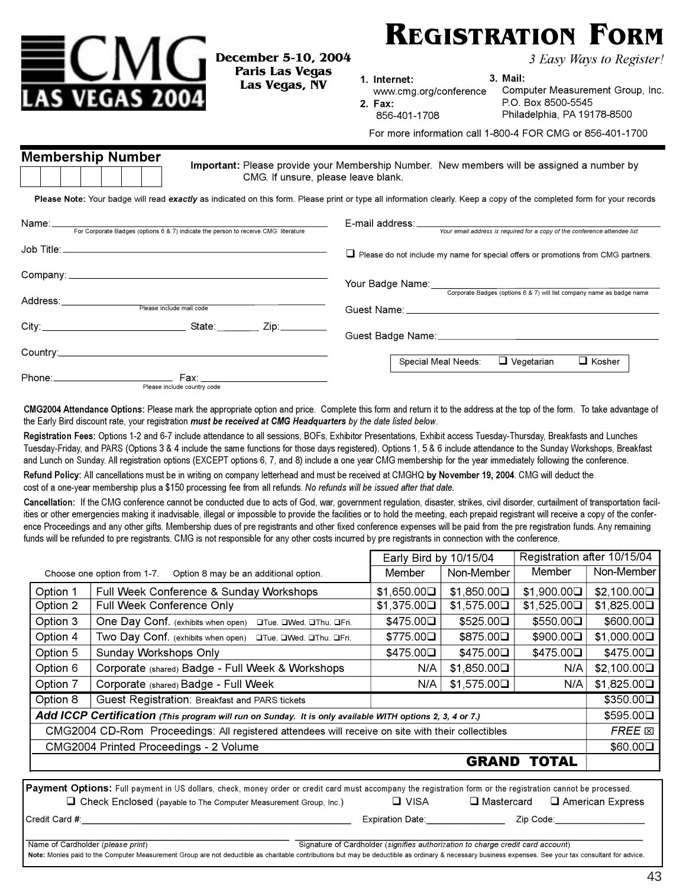# CMG LAS VEGAS 2004

**December 5-10, 2004**
**Paris Las Vegas**
**Las Vegas, NV**

# REGISTRATION FORM

*3 Easy Ways to Register!*

1. **Internet:** www.cmg.org/conference
2. **Fax:** 856-401-1708
3. **Mail:** Computer Measurement Group, Inc. P.O. Box 8500-5545 Philadelphia, PA 19178-8500

For more information call 1-800-4 FOR CMG or 856-401-1700

## Membership Number

**Important:** Please provide your Membership Number. New members will be assigned a number by CMG. If unsure, please leave blank.

**Please Note:** Your badge will read ***exactly*** as indicated on this form. Please print or type all information clearly. Keep a copy of the completed form for your records

Name: ______________________
For Corporate Badges (options 6 & 7) indicate the person to receive CMG literature

Job Title: ______________________

Company: ______________________

Address: ______________________
Please include mail code

City: ____________ State: ________ Zip: ________

Country: ______________________

Phone: ____________ Fax: ____________
Please include country code

E-mail address: ______________________
*Your email address is required for a copy of the conference attendee list*

❑ Please do not include my name for special offers or promotions from CMG partners.

Your Badge Name: ______________________
Corporate Badges (options 6 & 7) will list company name as badge name

Guest Name: ______________________

Guest Badge Name: ______________________

Special Meal Needs: ❑ Vegetarian ❑ Kosher

**CMG2004 Attendance Options:** Please mark the appropriate option and price. Complete this form and return it to the address at the top of the form. To take advantage of the Early Bird discount rate, your registration ***must be received at CMG Headquarters*** *by the date listed below*.

**Registration Fees:** Options 1-2 and 6-7 include attendance to all sessions, BOFs, Exhibitor Presentations, Exhibit access Tuesday-Thursday, Breakfasts and Lunches Tuesday-Friday, and PARS (Options 3 & 4 include the same functions for those days registered). Options 1, 5 & 6 include attendance to the Sunday Workshops, Breakfast and Lunch on Sunday. All registration options (EXCEPT options 6, 7, and 8) include a one year CMG membership for the year immediately following the conference.

**Refund Policy:** All cancellations must be in writing on company letterhead and must be received at CMGHQ **by November 19, 2004**. CMG will deduct the cost of a one-year membership plus a $150 processing fee from all refunds. *No refunds will be issued after that date.*

**Cancellation:** If the CMG conference cannot be conducted due to acts of God, war, government regulation, disaster, strikes, civil disorder, curtailment of transportation facilities or other emergencies making it inadvisable, illegal or impossible to provide the facilities or to hold the meeting, each prepaid registrant will receive a copy of the conference Proceedings and any other gifts. Membership dues of pre registrants and other fixed conference expenses will be paid from the pre registration funds. Any remaining funds will be refunded to pre registrants. CMG is not responsible for any other costs incurred by pre registrants in connection with the conference.

Choose one option from 1-7. Option 8 may be an additional option.

| | | Early Bird by 10/15/04 | | Registration after 10/15/04 | |
|---|---|---|---|---|---|
| | | Member | Non-Member | Member | Non-Member |
| Option 1 | Full Week Conference & Sunday Workshops | $1,650.00❑ | $1,850.00❑ | $1,900.00❑ | $2,100.00❑ |
| Option 2 | Full Week Conference Only | $1,375.00❑ | $1,575.00❑ | $1,525.00❑ | $1,825.00❑ |
| Option 3 | One Day Conf. (exhibits when open) ❑Tue. ❑Wed. ❑Thu. ❑Fri. | $475.00❑ | $525.00❑ | $550.00❑ | $600.00❑ |
| Option 4 | Two Day Conf. (exhibits when open) ❑Tue. ❑Wed. ❑Thu. ❑Fri. | $775.00❑ | $875.00❑ | $900.00❑ | $1,000.00❑ |
| Option 5 | Sunday Workshops Only | $475.00❑ | $475.00❑ | $475.00❑ | $475.00❑ |
| Option 6 | Corporate (shared) Badge - Full Week & Workshops | N/A | $1,850.00❑ | N/A | $2,100.00❑ |
| Option 7 | Corporate (shared) Badge - Full Week | N/A | $1,575.00❑ | N/A | $1,825.00❑ |
| Option 8 | Guest Registration: Breakfast and PARS tickets | | | | $350.00❑ |
| ***Add ICCP Certification*** *(This program will run on Sunday. It is only available WITH options 2, 3, 4 or 7.)* | | | | | $595.00❑ |
| CMG2004 CD-Rom Proceedings: All registered attendees will receive on site with their collectibles | | | | | *FREE* ☒ |
| CMG2004 Printed Proceedings - 2 Volume | | | | | $60.00❑ |
| | | | | **GRAND TOTAL** | |

**Payment Options:** Full payment in US dollars, check, money order or credit card must accompany the registration form or the registration cannot be processed.

❑ Check Enclosed (payable to The Computer Measurement Group, Inc.) ❑ VISA ❑ Mastercard ❑ American Express

Credit Card #: ______________________ Expiration Date: ____________ Zip Code: ____________

Name of Cardholder (*please print*) ______________________ Signature of Cardholder (*signifies authorization to charge credit card account*) ______________________

**Note:** Monies paid to the Computer Measurement Group are not deductible as charitable contributions but may be deductible as ordinary & necessary business expenses. See your tax consultant for advice.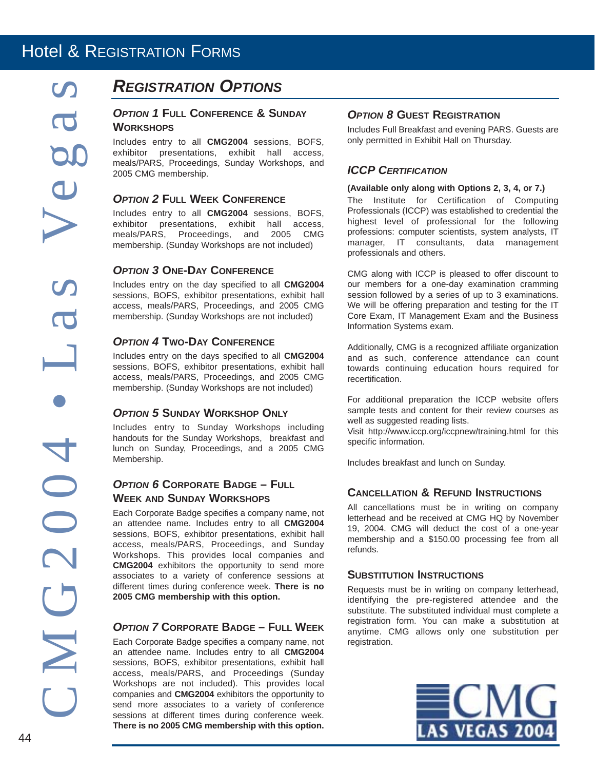# Hotel & Registration Forms

## Registration Options

### Option 1 Full Conference & Sunday Workshops

Includes entry to all **CMG2004** sessions, BOFS, exhibitor presentations, exhibit hall access, meals/PARS, Proceedings, Sunday Workshops, and 2005 CMG membership.

### Option 2 Full Week Conference

Includes entry to all **CMG2004** sessions, BOFS, exhibitor presentations, exhibit hall access, meals/PARS, Proceedings, and 2005 CMG membership. (Sunday Workshops are not included)

### Option 3 One-Day Conference

Includes entry on the day specified to all **CMG2004** sessions, BOFS, exhibitor presentations, exhibit hall access, meals/PARS, Proceedings, and 2005 CMG membership. (Sunday Workshops are not included)

### Option 4 Two-Day Conference

Includes entry on the days specified to all **CMG2004** sessions, BOFS, exhibitor presentations, exhibit hall access, meals/PARS, Proceedings, and 2005 CMG membership. (Sunday Workshops are not included)

### Option 5 Sunday Workshop Only

Includes entry to Sunday Workshops including handouts for the Sunday Workshops, breakfast and lunch on Sunday, Proceedings, and a 2005 CMG Membership.

### Option 6 Corporate Badge – Full Week and Sunday Workshops

Each Corporate Badge specifies a company name, not an attendee name. Includes entry to all **CMG2004** sessions, BOFS, exhibitor presentations, exhibit hall access, meals/PARS, Proceedings, and Sunday Workshops. This provides local companies and **CMG2004** exhibitors the opportunity to send more associates to a variety of conference sessions at different times during conference week. **There is no 2005 CMG membership with this option.**

### Option 7 Corporate Badge – Full Week

Each Corporate Badge specifies a company name, not an attendee name. Includes entry to all **CMG2004** sessions, BOFS, exhibitor presentations, exhibit hall access, meals/PARS, and Proceedings (Sunday Workshops are not included). This provides local companies and **CMG2004** exhibitors the opportunity to send more associates to a variety of conference sessions at different times during conference week. **There is no 2005 CMG membership with this option.**

### Option 8 Guest Registration

Includes Full Breakfast and evening PARS. Guests are only permitted in Exhibit Hall on Thursday.

### ICCP Certification

**(Available only along with Options 2, 3, 4, or 7.)**

The Institute for Certification of Computing Professionals (ICCP) was established to credential the highest level of professional for the following professions: computer scientists, system analysts, IT manager, IT consultants, data management professionals and others.

CMG along with ICCP is pleased to offer discount to our members for a one-day examination cramming session followed by a series of up to 3 examinations. We will be offering preparation and testing for the IT Core Exam, IT Management Exam and the Business Information Systems exam.

Additionally, CMG is a recognized affiliate organization and as such, conference attendance can count towards continuing education hours required for recertification.

For additional preparation the ICCP website offers sample tests and content for their review courses as well as suggested reading lists.
Visit http://www.iccp.org/iccpnew/training.html for this specific information.

Includes breakfast and lunch on Sunday.

### Cancellation & Refund Instructions

All cancellations must be in writing on company letterhead and be received at CMG HQ by November 19, 2004. CMG will deduct the cost of a one-year membership and a $150.00 processing fee from all refunds.

### Substitution Instructions

Requests must be in writing on company letterhead, identifying the pre-registered attendee and the substitute. The substituted individual must complete a registration form. You can make a substitution at anytime. CMG allows only one substitution per registration.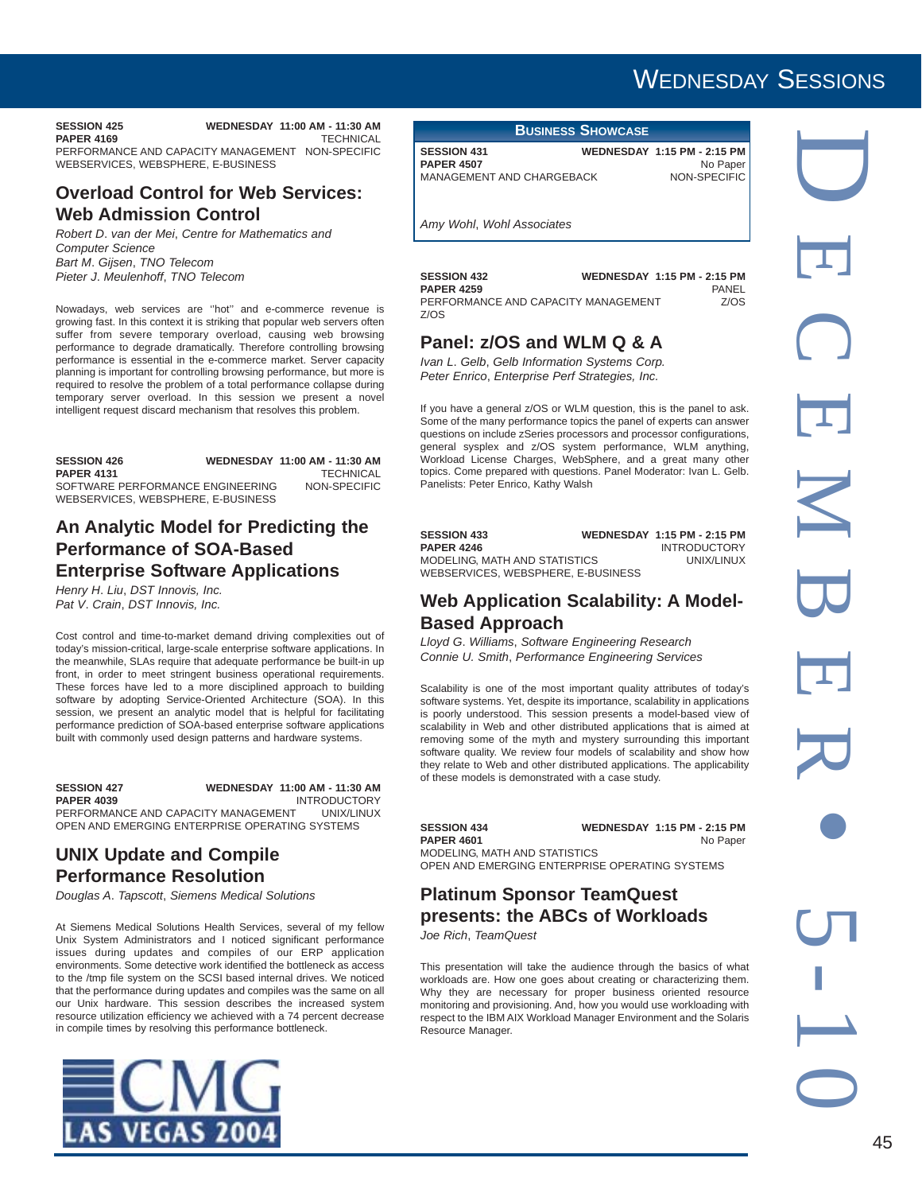**SESSION 425** WEDNESDAY 11:00 AM - 11:30 AM
**PAPER 4169** TECHNICAL
PERFORMANCE AND CAPACITY MANAGEMENT NON-SPECIFIC
WEBSERVICES, WEBSPHERE, E-BUSINESS

## Overload Control for Web Services: Web Admission Control

*Robert D. van der Mei, Centre for Mathematics and Computer Science*
*Bart M. Gijsen, TNO Telecom*
*Pieter J. Meulenhoff, TNO Telecom*

Nowadays, web services are "hot" and e-commerce revenue is growing fast. In this context it is striking that popular web servers often suffer from severe temporary overload, causing web browsing performance to degrade dramatically. Therefore controlling browsing performance is essential in the e-commerce market. Server capacity planning is important for controlling browsing performance, but more is required to resolve the problem of a total performance collapse during temporary server overload. In this session we present a novel intelligent request discard mechanism that resolves this problem.

**SESSION 426** WEDNESDAY 11:00 AM - 11:30 AM
**PAPER 4131** TECHNICAL
SOFTWARE PERFORMANCE ENGINEERING NON-SPECIFIC
WEBSERVICES, WEBSPHERE, E-BUSINESS

## An Analytic Model for Predicting the Performance of SOA-Based Enterprise Software Applications

*Henry H. Liu, DST Innovis, Inc.*
*Pat V. Crain, DST Innovis, Inc.*

Cost control and time-to-market demand driving complexities out of today's mission-critical, large-scale enterprise software applications. In the meanwhile, SLAs require that adequate performance be built-in up front, in order to meet stringent business operational requirements. These forces have led to a more disciplined approach to building software by adopting Service-Oriented Architecture (SOA). In this session, we present an analytic model that is helpful for facilitating performance prediction of SOA-based enterprise software applications built with commonly used design patterns and hardware systems.

**SESSION 427** WEDNESDAY 11:00 AM - 11:30 AM
**PAPER 4039** INTRODUCTORY
PERFORMANCE AND CAPACITY MANAGEMENT UNIX/LINUX
OPEN AND EMERGING ENTERPRISE OPERATING SYSTEMS

## UNIX Update and Compile Performance Resolution

*Douglas A. Tapscott, Siemens Medical Solutions*

At Siemens Medical Solutions Health Services, several of my fellow Unix System Administrators and I noticed significant performance issues during updates and compiles of our ERP application environments. Some detective work identified the bottleneck as access to the /tmp file system on the SCSI based internal drives. We noticed that the performance during updates and compiles was the same on all our Unix hardware. This session describes the increased system resource utilization efficiency we achieved with a 74 percent decrease in compile times by resolving this performance bottleneck.

CMG LAS VEGAS 2004

## Business Showcase

**SESSION 431** WEDNESDAY 1:15 PM - 2:15 PM
**PAPER 4507** No Paper
MANAGEMENT AND CHARGEBACK NON-SPECIFIC

*Amy Wohl, Wohl Associates*

**SESSION 432** WEDNESDAY 1:15 PM - 2:15 PM
**PAPER 4259** PANEL
PERFORMANCE AND CAPACITY MANAGEMENT Z/OS
Z/OS

## Panel: z/OS and WLM Q & A

*Ivan L. Gelb, Gelb Information Systems Corp.*
*Peter Enrico, Enterprise Perf Strategies, Inc.*

If you have a general z/OS or WLM question, this is the panel to ask. Some of the many performance topics the panel of experts can answer questions on include zSeries processors and processor configurations, general sysplex and z/OS system performance, WLM anything, Workload License Charges, WebSphere, and a great many other topics. Come prepared with questions. Panel Moderator: Ivan L. Gelb. Panelists: Peter Enrico, Kathy Walsh

**SESSION 433** WEDNESDAY 1:15 PM - 2:15 PM
**PAPER 4246** INTRODUCTORY
MODELING, MATH AND STATISTICS UNIX/LINUX
WEBSERVICES, WEBSPHERE, E-BUSINESS

## Web Application Scalability: A Model-Based Approach

*Lloyd G. Williams, Software Engineering Research*
*Connie U. Smith, Performance Engineering Services*

Scalability is one of the most important quality attributes of today's software systems. Yet, despite its importance, scalability in applications is poorly understood. This session presents a model-based view of scalability in Web and other distributed applications that is aimed at removing some of the myth and mystery surrounding this important software quality. We review four models of scalability and show how they relate to Web and other distributed applications. The applicability of these models is demonstrated with a case study.

**SESSION 434** WEDNESDAY 1:15 PM - 2:15 PM
**PAPER 4601** No Paper
MODELING, MATH AND STATISTICS
OPEN AND EMERGING ENTERPRISE OPERATING SYSTEMS

## Platinum Sponsor TeamQuest presents: the ABCs of Workloads

*Joe Rich, TeamQuest*

This presentation will take the audience through the basics of what workloads are. How one goes about creating or characterizing them. Why they are necessary for proper business oriented resource monitoring and provisioning. And, how you would use workloading with respect to the IBM AIX Workload Manager Environment and the Solaris Resource Manager.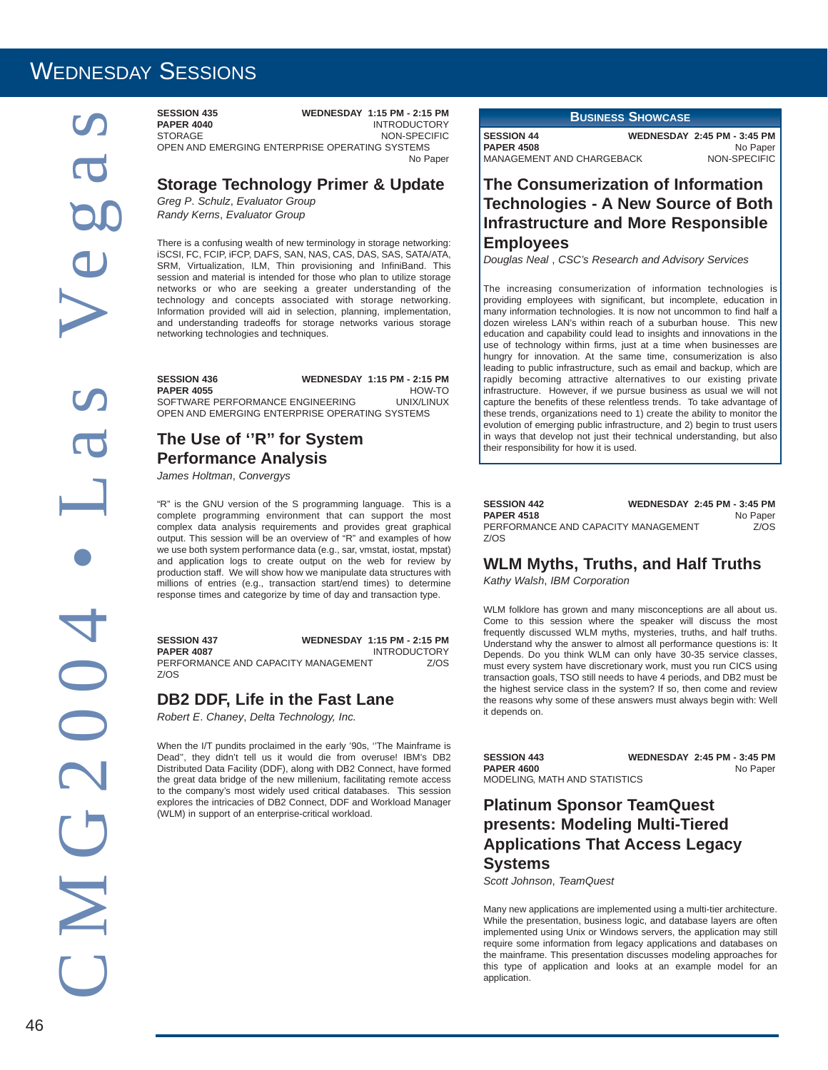# Wednesday Sessions

**SESSION 435** — **WEDNESDAY 1:15 PM - 2:15 PM**
**PAPER 4040** — INTRODUCTORY
STORAGE — NON-SPECIFIC
OPEN AND EMERGING ENTERPRISE OPERATING SYSTEMS
No Paper

## Storage Technology Primer & Update

*Greg P. Schulz, Evaluator Group*
*Randy Kerns, Evaluator Group*

There is a confusing wealth of new terminology in storage networking: iSCSI, FC, FCIP, iFCP, DAFS, SAN, NAS, CAS, DAS, SAS, SATA/ATA, SRM, Virtualization, ILM, Thin provisioning and InfiniBand. This session and material is intended for those who plan to utilize storage networks or who are seeking a greater understanding of the technology and concepts associated with storage networking. Information provided will aid in selection, planning, implementation, and understanding tradeoffs for storage networks various storage networking technologies and techniques.

**SESSION 436** — **WEDNESDAY 1:15 PM - 2:15 PM**
**PAPER 4055** — HOW-TO
SOFTWARE PERFORMANCE ENGINEERING — UNIX/LINUX
OPEN AND EMERGING ENTERPRISE OPERATING SYSTEMS

## The Use of ''R'' for System Performance Analysis

*James Holtman, Convergys*

"R" is the GNU version of the S programming language. This is a complete programming environment that can support the most complex data analysis requirements and provides great graphical output. This session will be an overview of "R" and examples of how we use both system performance data (e.g., sar, vmstat, iostat, mpstat) and application logs to create output on the web for review by production staff. We will show how we manipulate data structures with millions of entries (e.g., transaction start/end times) to determine response times and categorize by time of day and transaction type.

**SESSION 437** — **WEDNESDAY 1:15 PM - 2:15 PM**
**PAPER 4087** — INTRODUCTORY
PERFORMANCE AND CAPACITY MANAGEMENT — Z/OS
Z/OS

## DB2 DDF, Life in the Fast Lane

*Robert E. Chaney, Delta Technology, Inc.*

When the I/T pundits proclaimed in the early '90s, ''The Mainframe is Dead'', they didn't tell us it would die from overuse! IBM's DB2 Distributed Data Facility (DDF), along with DB2 Connect, have formed the great data bridge of the new millenium, facilitating remote access to the company's most widely used critical databases. This session explores the intricacies of DB2 Connect, DDF and Workload Manager (WLM) in support of an enterprise-critical workload.

### Business Showcase

**SESSION 44** — **WEDNESDAY 2:45 PM - 3:45 PM**
**PAPER 4508** — No Paper
MANAGEMENT AND CHARGEBACK — NON-SPECIFIC

## The Consumerization of Information Technologies - A New Source of Both Infrastructure and More Responsible Employees

*Douglas Neal , CSC's Research and Advisory Services*

The increasing consumerization of information technologies is providing employees with significant, but incomplete, education in many information technologies. It is now not uncommon to find half a dozen wireless LAN's within reach of a suburban house. This new education and capability could lead to insights and innovations in the use of technology within firms, just at a time when businesses are hungry for innovation. At the same time, consumerization is also leading to public infrastructure, such as email and backup, which are rapidly becoming attractive alternatives to our existing private infrastructure. However, if we pursue business as usual we will not capture the benefits of these relentless trends. To take advantage of these trends, organizations need to 1) create the ability to monitor the evolution of emerging public infrastructure, and 2) begin to trust users in ways that develop not just their technical understanding, but also their responsibility for how it is used.

**SESSION 442** — **WEDNESDAY 2:45 PM - 3:45 PM**
**PAPER 4518** — No Paper
PERFORMANCE AND CAPACITY MANAGEMENT — Z/OS
Z/OS

## WLM Myths, Truths, and Half Truths

*Kathy Walsh, IBM Corporation*

WLM folklore has grown and many misconceptions are all about us. Come to this session where the speaker will discuss the most frequently discussed WLM myths, mysteries, truths, and half truths. Understand why the answer to almost all performance questions is: It Depends. Do you think WLM can only have 30-35 service classes, must every system have discretionary work, must you run CICS using transaction goals, TSO still needs to have 4 periods, and DB2 must be the highest service class in the system? If so, then come and review the reasons why some of these answers must always begin with: Well it depends on.

**SESSION 443** — **WEDNESDAY 2:45 PM - 3:45 PM**
**PAPER 4600** — No Paper
MODELING, MATH AND STATISTICS

## Platinum Sponsor TeamQuest presents: Modeling Multi-Tiered Applications That Access Legacy Systems

*Scott Johnson, TeamQuest*

Many new applications are implemented using a multi-tier architecture. While the presentation, business logic, and database layers are often implemented using Unix or Windows servers, the application may still require some information from legacy applications and databases on the mainframe. This presentation discusses modeling approaches for this type of application and looks at an example model for an application.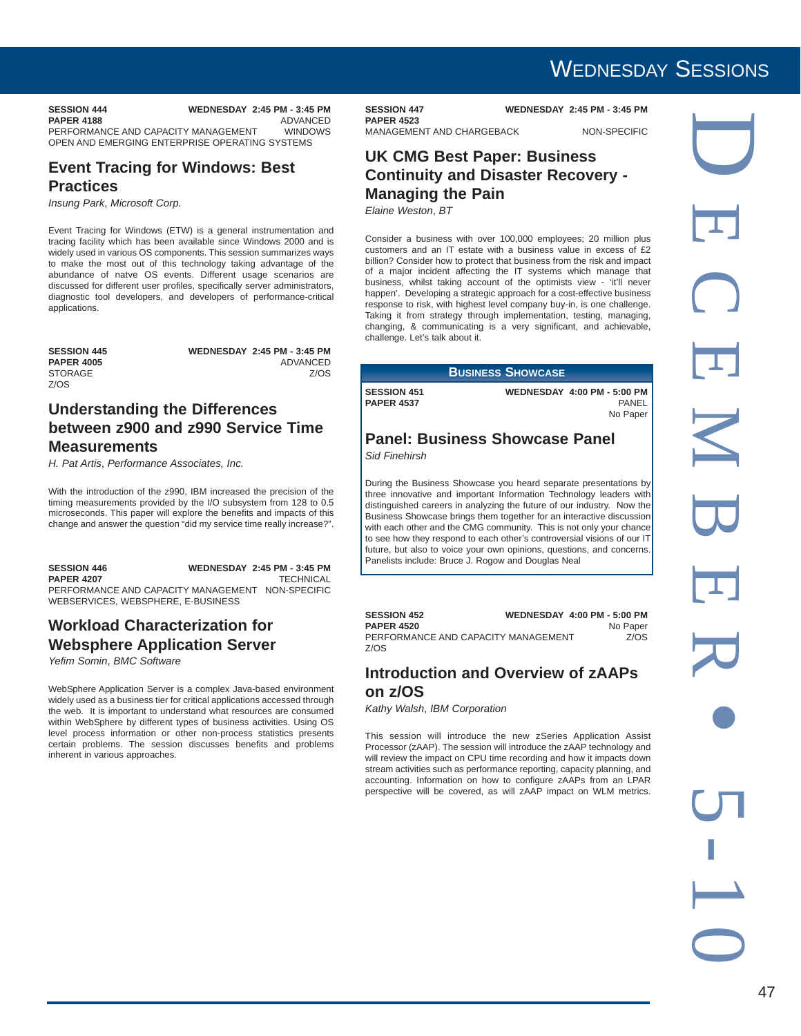**SESSION 444** **WEDNESDAY 2:45 PM - 3:45 PM**
**PAPER 4188** ADVANCED
PERFORMANCE AND CAPACITY MANAGEMENT WINDOWS
OPEN AND EMERGING ENTERPRISE OPERATING SYSTEMS

## Event Tracing for Windows: Best Practices

*Insung Park, Microsoft Corp.*

Event Tracing for Windows (ETW) is a general instrumentation and tracing facility which has been available since Windows 2000 and is widely used in various OS components. This session summarizes ways to make the most out of this technology taking advantage of the abundance of natve OS events. Different usage scenarios are discussed for different user profiles, specifically server administrators, diagnostic tool developers, and developers of performance-critical applications.

**SESSION 445** **WEDNESDAY 2:45 PM - 3:45 PM**
**PAPER 4005** ADVANCED
STORAGE Z/OS
Z/OS

## Understanding the Differences between z900 and z990 Service Time Measurements

*H. Pat Artis, Performance Associates, Inc.*

With the introduction of the z990, IBM increased the precision of the timing measurements provided by the I/O subsystem from 128 to 0.5 microseconds. This paper will explore the benefits and impacts of this change and answer the question "did my service time really increase?".

**SESSION 446** **WEDNESDAY 2:45 PM - 3:45 PM**
**PAPER 4207** TECHNICAL
PERFORMANCE AND CAPACITY MANAGEMENT NON-SPECIFIC
WEBSERVICES, WEBSPHERE, E-BUSINESS

## Workload Characterization for Websphere Application Server

*Yefim Somin, BMC Software*

WebSphere Application Server is a complex Java-based environment widely used as a business tier for critical applications accessed through the web. It is important to understand what resources are consumed within WebSphere by different types of business activities. Using OS level process information or other non-process statistics presents certain problems. The session discusses benefits and problems inherent in various approaches.

**SESSION 447** **WEDNESDAY 2:45 PM - 3:45 PM**
**PAPER 4523**
MANAGEMENT AND CHARGEBACK NON-SPECIFIC

## UK CMG Best Paper: Business Continuity and Disaster Recovery - Managing the Pain

*Elaine Weston, BT*

Consider a business with over 100,000 employees; 20 million plus customers and an IT estate with a business value in excess of £2 billion? Consider how to protect that business from the risk and impact of a major incident affecting the IT systems which manage that business, whilst taking account of the optimists view - 'it'll never happen'. Developing a strategic approach for a cost-effective business response to risk, with highest level company buy-in, is one challenge. Taking it from strategy through implementation, testing, managing, changing, & communicating is a very significant, and achievable, challenge. Let's talk about it.

### Business Showcase

**SESSION 451** **WEDNESDAY 4:00 PM - 5:00 PM**
**PAPER 4537** PANEL
No Paper

## Panel: Business Showcase Panel

*Sid Finehirsh*

During the Business Showcase you heard separate presentations by three innovative and important Information Technology leaders with distinguished careers in analyzing the future of our industry. Now the Business Showcase brings them together for an interactive discussion with each other and the CMG community. This is not only your chance to see how they respond to each other's controversial visions of our IT future, but also to voice your own opinions, questions, and concerns. Panelists include: Bruce J. Rogow and Douglas Neal

**SESSION 452** **WEDNESDAY 4:00 PM - 5:00 PM**
**PAPER 4520** No Paper
PERFORMANCE AND CAPACITY MANAGEMENT Z/OS
Z/OS

## Introduction and Overview of zAAPs on z/OS

*Kathy Walsh, IBM Corporation*

This session will introduce the new zSeries Application Assist Processor (zAAP). The session will introduce the zAAP technology and will review the impact on CPU time recording and how it impacts down stream activities such as performance reporting, capacity planning, and accounting. Information on how to configure zAAPs from an LPAR perspective will be covered, as will zAAP impact on WLM metrics.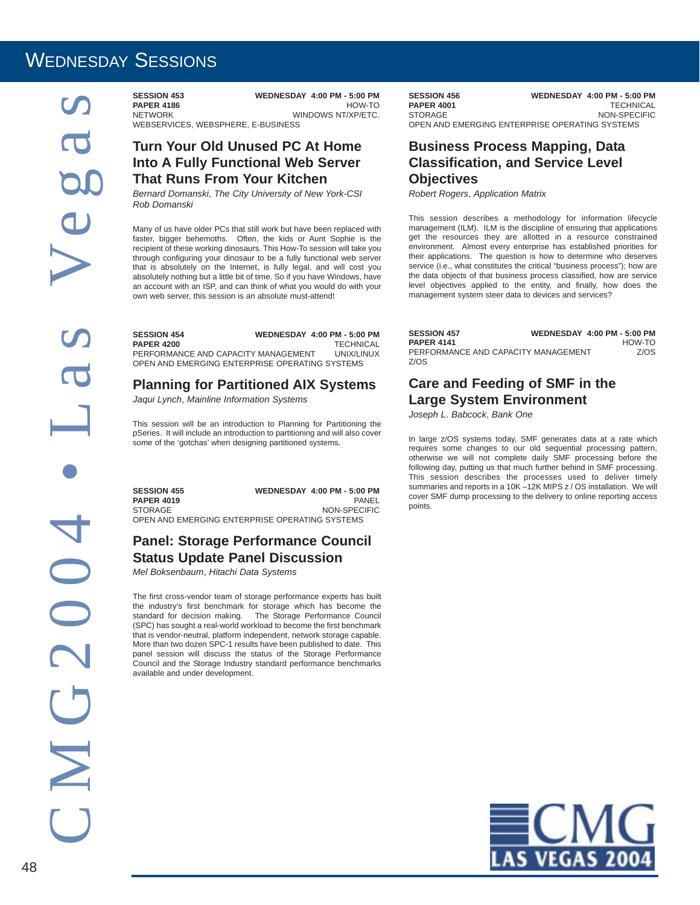# Wednesday Sessions

**SESSION 453** WEDNESDAY 4:00 PM - 5:00 PM
**PAPER 4186** HOW-TO
NETWORK WINDOWS NT/XP/ETC.
WEBSERVICES, WEBSPHERE, E-BUSINESS

## Turn Your Old Unused PC At Home Into A Fully Functional Web Server That Runs From Your Kitchen

*Bernard Domanski, The City University of New York-CSI*
*Rob Domanski*

Many of us have older PCs that still work but have been replaced with faster, bigger behemoths. Often, the kids or Aunt Sophie is the recipient of these working dinosaurs. This How-To session will take you through configuring your dinosaur to be a fully functional web server that is absolutely on the Internet, is fully legal, and will cost you absolutely nothing but a little bit of time. So if you have Windows, have an account with an ISP, and can think of what you would do with your own web server, this session is an absolute must-attend!

**SESSION 454** WEDNESDAY 4:00 PM - 5:00 PM
**PAPER 4200** TECHNICAL
PERFORMANCE AND CAPACITY MANAGEMENT UNIX/LINUX
OPEN AND EMERGING ENTERPRISE OPERATING SYSTEMS

## Planning for Partitioned AIX Systems

*Jaqui Lynch, Mainline Information Systems*

This session will be an introduction to Planning for Partitioning the pSeries. It will include an introduction to partitioning and will also cover some of the 'gotchas' when designing partitioned systems.

**SESSION 455** WEDNESDAY 4:00 PM - 5:00 PM
**PAPER 4019** PANEL
STORAGE NON-SPECIFIC
OPEN AND EMERGING ENTERPRISE OPERATING SYSTEMS

## Panel: Storage Performance Council Status Update Panel Discussion

*Mel Boksenbaum, Hitachi Data Systems*

The first cross-vendor team of storage performance experts has built the industry's first benchmark for storage which has become the standard for decision making. The Storage Performance Council (SPC) has sought a real-world workload to become the first benchmark that is vendor-neutral, platform independent, network storage capable. More than two dozen SPC-1 results have been published to date. This panel session will discuss the status of the Storage Performance Council and the Storage Industry standard performance benchmarks available and under development.

**SESSION 456** WEDNESDAY 4:00 PM - 5:00 PM
**PAPER 4001** TECHNICAL
STORAGE NON-SPECIFIC
OPEN AND EMERGING ENTERPRISE OPERATING SYSTEMS

## Business Process Mapping, Data Classification, and Service Level Objectives

*Robert Rogers, Application Matrix*

This session describes a methodology for information lifecycle management (ILM). ILM is the discipline of ensuring that applications get the resources they are allotted in a resource constrained environment. Almost every enterprise has established priorities for their applications. The question is how to determine who deserves service (i.e., what constitutes the critical "business process"); how are the data objects of that business process classified, how are service level objectives applied to the entity, and finally, how does the management system steer data to devices and services?

**SESSION 457** WEDNESDAY 4:00 PM - 5:00 PM
**PAPER 4141** HOW-TO
PERFORMANCE AND CAPACITY MANAGEMENT Z/OS
Z/OS

## Care and Feeding of SMF in the Large System Environment

*Joseph L. Babcock, Bank One*

In large z/OS systems today, SMF generates data at a rate which requires some changes to our old sequential processing pattern, otherwise we will not complete daily SMF processing before the following day, putting us that much further behind in SMF processing. This session describes the processes used to deliver timely summaries and reports in a 10K –12K MIPS z / OS installation. We will cover SMF dump processing to the delivery to online reporting access points.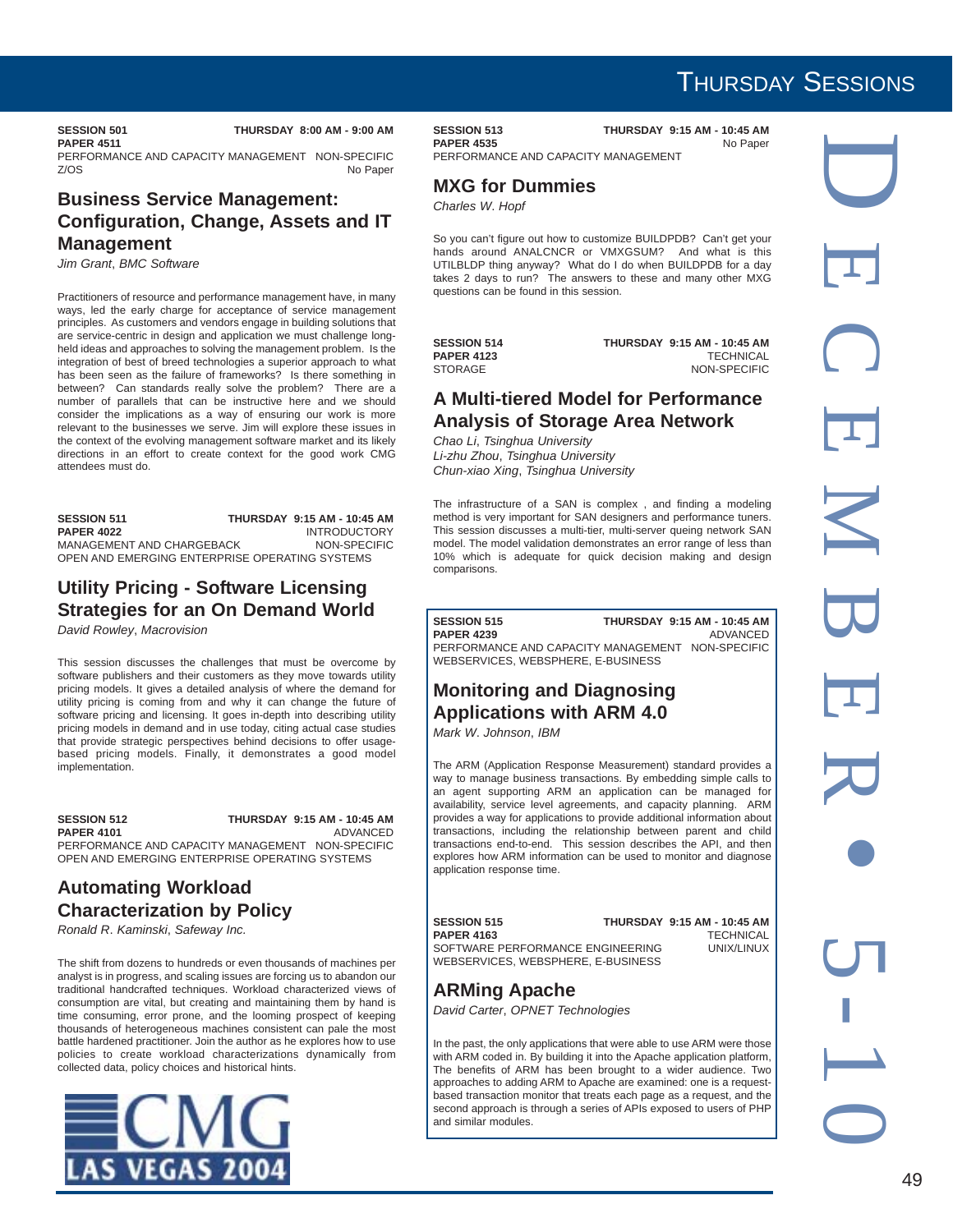**SESSION 501** THURSDAY 8:00 AM - 9:00 AM
**PAPER 4511**
PERFORMANCE AND CAPACITY MANAGEMENT NON-SPECIFIC
Z/OS No Paper

## Business Service Management: Configuration, Change, Assets and IT Management

*Jim Grant, BMC Software*

Practitioners of resource and performance management have, in many ways, led the early charge for acceptance of service management principles. As customers and vendors engage in building solutions that are service-centric in design and application we must challenge long-held ideas and approaches to solving the management problem. Is the integration of best of breed technologies a superior approach to what has been seen as the failure of frameworks? Is there something in between? Can standards really solve the problem? There are a number of parallels that can be instructive here and we should consider the implications as a way of ensuring our work is more relevant to the businesses we serve. Jim will explore these issues in the context of the evolving management software market and its likely directions in an effort to create context for the good work CMG attendees must do.

**SESSION 511** THURSDAY 9:15 AM - 10:45 AM
**PAPER 4022** INTRODUCTORY
MANAGEMENT AND CHARGEBACK NON-SPECIFIC
OPEN AND EMERGING ENTERPRISE OPERATING SYSTEMS

## Utility Pricing - Software Licensing Strategies for an On Demand World

*David Rowley, Macrovision*

This session discusses the challenges that must be overcome by software publishers and their customers as they move towards utility pricing models. It gives a detailed analysis of where the demand for utility pricing is coming from and why it can change the future of software pricing and licensing. It goes in-depth into describing utility pricing models in demand and in use today, citing actual case studies that provide strategic perspectives behind decisions to offer usage-based pricing models. Finally, it demonstrates a good model implementation.

**SESSION 512** THURSDAY 9:15 AM - 10:45 AM
**PAPER 4101** ADVANCED
PERFORMANCE AND CAPACITY MANAGEMENT NON-SPECIFIC
OPEN AND EMERGING ENTERPRISE OPERATING SYSTEMS

## Automating Workload Characterization by Policy

*Ronald R. Kaminski, Safeway Inc.*

The shift from dozens to hundreds or even thousands of machines per analyst is in progress, and scaling issues are forcing us to abandon our traditional handcrafted techniques. Workload characterized views of consumption are vital, but creating and maintaining them by hand is time consuming, error prone, and the looming prospect of keeping thousands of heterogeneous machines consistent can pale the most battle hardened practitioner. Join the author as he explores how to use policies to create workload characterizations dynamically from collected data, policy choices and historical hints.

CMG LAS VEGAS 2004

**SESSION 513** THURSDAY 9:15 AM - 10:45 AM
**PAPER 4535** No Paper
PERFORMANCE AND CAPACITY MANAGEMENT

## MXG for Dummies

*Charles W. Hopf*

So you can't figure out how to customize BUILDPDB? Can't get your hands around ANALCNCR or VMXGSUM? And what is this UTILBLDP thing anyway? What do I do when BUILDPDB for a day takes 2 days to run? The answers to these and many other MXG questions can be found in this session.

**SESSION 514** THURSDAY 9:15 AM - 10:45 AM
**PAPER 4123** TECHNICAL
STORAGE NON-SPECIFIC

## A Multi-tiered Model for Performance Analysis of Storage Area Network

*Chao Li, Tsinghua University*
*Li-zhu Zhou, Tsinghua University*
*Chun-xiao Xing, Tsinghua University*

The infrastructure of a SAN is complex , and finding a modeling method is very important for SAN designers and performance tuners. This session discusses a multi-tier, multi-server queing network SAN model. The model validation demonstrates an error range of less than 10% which is adequate for quick decision making and design comparisons.

**SESSION 515** THURSDAY 9:15 AM - 10:45 AM
**PAPER 4239** ADVANCED
PERFORMANCE AND CAPACITY MANAGEMENT NON-SPECIFIC
WEBSERVICES, WEBSPHERE, E-BUSINESS

## Monitoring and Diagnosing Applications with ARM 4.0

*Mark W. Johnson, IBM*

The ARM (Application Response Measurement) standard provides a way to manage business transactions. By embedding simple calls to an agent supporting ARM an application can be managed for availability, service level agreements, and capacity planning. ARM provides a way for applications to provide additional information about transactions, including the relationship between parent and child transactions end-to-end. This session describes the API, and then explores how ARM information can be used to monitor and diagnose application response time.

**SESSION 515** THURSDAY 9:15 AM - 10:45 AM
**PAPER 4163** TECHNICAL
SOFTWARE PERFORMANCE ENGINEERING UNIX/LINUX
WEBSERVICES, WEBSPHERE, E-BUSINESS

## ARMing Apache

*David Carter, OPNET Technologies*

In the past, the only applications that were able to use ARM were those with ARM coded in. By building it into the Apache application platform, The benefits of ARM has been brought to a wider audience. Two approaches to adding ARM to Apache are examined: one is a request-based transaction monitor that treats each page as a request, and the second approach is through a series of APIs exposed to users of PHP and similar modules.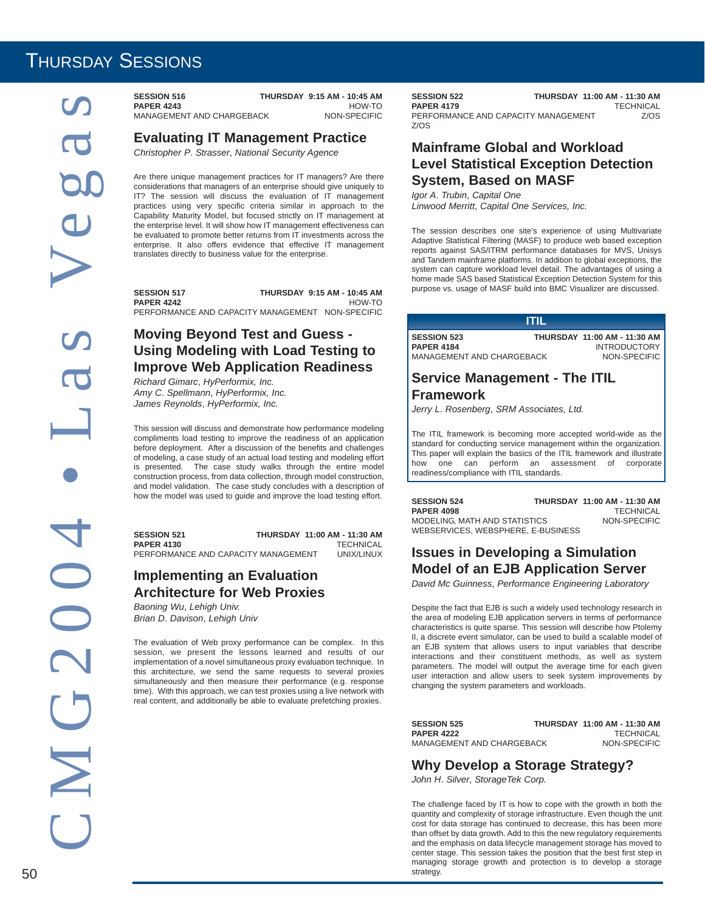# Thursday Sessions

**SESSION 516** **THURSDAY 9:15 AM - 10:45 AM**
**PAPER 4243** HOW-TO
MANAGEMENT AND CHARGEBACK NON-SPECIFIC

## Evaluating IT Management Practice

*Christopher P. Strasser, National Security Agence*

Are there unique management practices for IT managers? Are there considerations that managers of an enterprise should give uniquely to IT? The session will discuss the evaluation of IT management practices using very specific criteria similar in approach to the Capability Maturity Model, but focused strictly on IT management at the enterprise level. It will show how IT management effectiveness can be evaluated to promote better returns from IT investments across the enterprise. It also offers evidence that effective IT management translates directly to business value for the enterprise.

**SESSION 517** **THURSDAY 9:15 AM - 10:45 AM**
**PAPER 4242** HOW-TO
PERFORMANCE AND CAPACITY MANAGEMENT NON-SPECIFIC

## Moving Beyond Test and Guess - Using Modeling with Load Testing to Improve Web Application Readiness

*Richard Gimarc, HyPerformix, Inc.*
*Amy C. Spellmann, HyPerformix, Inc.*
*James Reynolds, HyPerformix, Inc.*

This session will discuss and demonstrate how performance modeling compliments load testing to improve the readiness of an application before deployment. After a discussion of the benefits and challenges of modeling, a case study of an actual load testing and modeling effort is presented. The case study walks through the entire model construction process, from data collection, through model construction, and model validation. The case study concludes with a description of how the model was used to guide and improve the load testing effort.

**SESSION 521** **THURSDAY 11:00 AM - 11:30 AM**
**PAPER 4130** TECHNICAL
PERFORMANCE AND CAPACITY MANAGEMENT UNIX/LINUX

## Implementing an Evaluation Architecture for Web Proxies

*Baoning Wu, Lehigh Univ.*
*Brian D. Davison, Lehigh Univ*

The evaluation of Web proxy performance can be complex. In this session, we present the lessons learned and results of our implementation of a novel simultaneous proxy evaluation technique. In this architecture, we send the same requests to several proxies simultaneously and then measure their performance (e.g. response time). With this approach, we can test proxies using a live network with real content, and additionally be able to evaluate prefetching proxies.

**SESSION 522** **THURSDAY 11:00 AM - 11:30 AM**
**PAPER 4179** TECHNICAL
PERFORMANCE AND CAPACITY MANAGEMENT Z/OS
Z/OS

## Mainframe Global and Workload Level Statistical Exception Detection System, Based on MASF

*Igor A. Trubin, Capital One*
*Linwood Merritt, Capital One Services, Inc.*

The session describes one site's experience of using Multivariate Adaptive Statistical Filtering (MASF) to produce web based exception reports against SAS/ITRM performance databases for MVS, Unisys and Tandem mainframe platforms. In addition to global exceptions, the system can capture workload level detail. The advantages of using a home made SAS based Statistical Exception Detection System for this purpose vs. usage of MASF build into BMC Visualizer are discussed.

**ITIL**

**SESSION 523** **THURSDAY 11:00 AM - 11:30 AM**
**PAPER 4184** INTRODUCTORY
MANAGEMENT AND CHARGEBACK NON-SPECIFIC

## Service Management - The ITIL Framework

*Jerry L. Rosenberg, SRM Associates, Ltd.*

The ITIL framework is becoming more accepted world-wide as the standard for conducting service management within the organization. This paper will explain the basics of the ITIL framework and illustrate how one can perform an assessment of corporate readiness/compliance with ITIL standards.

**SESSION 524** **THURSDAY 11:00 AM - 11:30 AM**
**PAPER 4098** TECHNICAL
MODELING, MATH AND STATISTICS NON-SPECIFIC
WEBSERVICES, WEBSPHERE, E-BUSINESS

## Issues in Developing a Simulation Model of an EJB Application Server

*David Mc Guinness, Performance Engineering Laboratory*

Despite the fact that EJB is such a widely used technology research in the area of modeling EJB application servers in terms of performance characteristics is quite sparse. This session will describe how Ptolemy II, a discrete event simulator, can be used to build a scalable model of an EJB system that allows users to input variables that describe interactions and their constituent methods, as well as system parameters. The model will output the average time for each given user interaction and allow users to seek system improvements by changing the system parameters and workloads.

**SESSION 525** **THURSDAY 11:00 AM - 11:30 AM**
**PAPER 4222** TECHNICAL
MANAGEMENT AND CHARGEBACK NON-SPECIFIC

## Why Develop a Storage Strategy?

*John H. Silver, StorageTek Corp.*

The challenge faced by IT is how to cope with the growth in both the quantity and complexity of storage infrastructure. Even though the unit cost for data storage has continued to decrease, this has been more than offset by data growth. Add to this the new regulatory requirements and the emphasis on data lifecycle management storage has moved to center stage. This session takes the position that the best first step in managing storage growth and protection is to develop a storage strategy.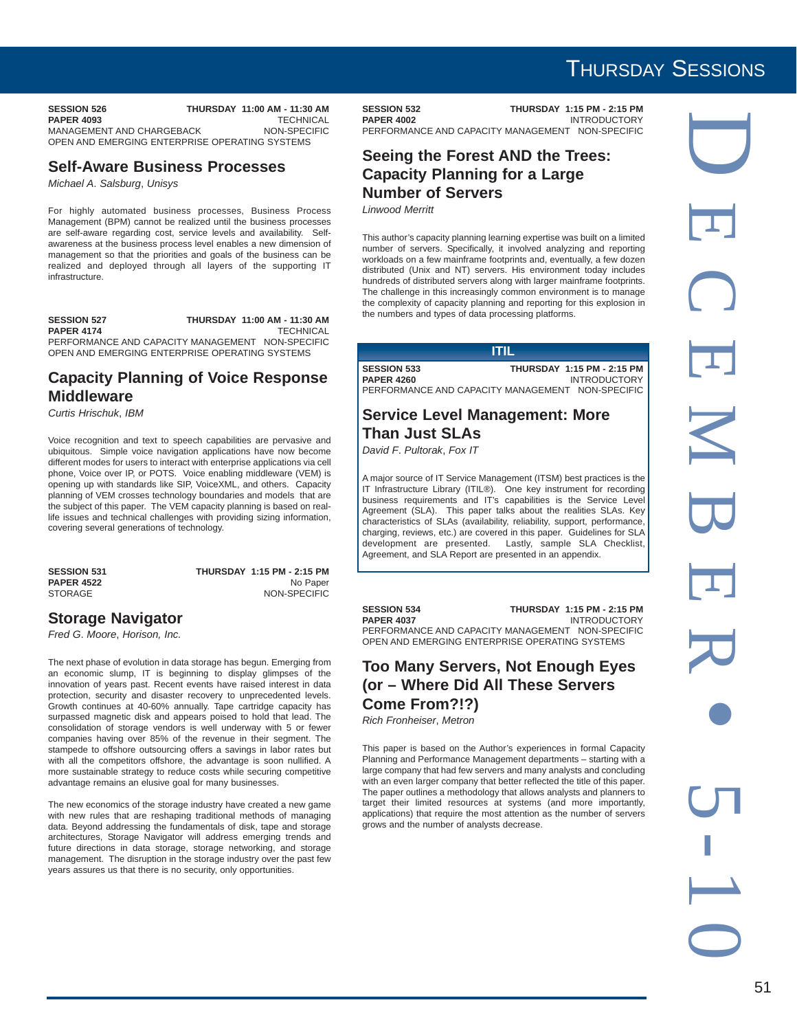**SESSION 526** **THURSDAY 11:00 AM - 11:30 AM**
**PAPER 4093** TECHNICAL
MANAGEMENT AND CHARGEBACK NON-SPECIFIC
OPEN AND EMERGING ENTERPRISE OPERATING SYSTEMS

## Self-Aware Business Processes

*Michael A. Salsburg, Unisys*

For highly automated business processes, Business Process Management (BPM) cannot be realized until the business processes are self-aware regarding cost, service levels and availability. Self-awareness at the business process level enables a new dimension of management so that the priorities and goals of the business can be realized and deployed through all layers of the supporting IT infrastructure.

**SESSION 527** **THURSDAY 11:00 AM - 11:30 AM**
**PAPER 4174** TECHNICAL
PERFORMANCE AND CAPACITY MANAGEMENT NON-SPECIFIC
OPEN AND EMERGING ENTERPRISE OPERATING SYSTEMS

## Capacity Planning of Voice Response Middleware

*Curtis Hrischuk, IBM*

Voice recognition and text to speech capabilities are pervasive and ubiquitous. Simple voice navigation applications have now become different modes for users to interact with enterprise applications via cell phone, Voice over IP, or POTS. Voice enabling middleware (VEM) is opening up with standards like SIP, VoiceXML, and others. Capacity planning of VEM crosses technology boundaries and models that are the subject of this paper. The VEM capacity planning is based on real-life issues and technical challenges with providing sizing information, covering several generations of technology.

**SESSION 531** **THURSDAY 1:15 PM - 2:15 PM**
**PAPER 4522** No Paper
STORAGE NON-SPECIFIC

## Storage Navigator

*Fred G. Moore, Horison, Inc.*

The next phase of evolution in data storage has begun. Emerging from an economic slump, IT is beginning to display glimpses of the innovation of years past. Recent events have raised interest in data protection, security and disaster recovery to unprecedented levels. Growth continues at 40-60% annually. Tape cartridge capacity has surpassed magnetic disk and appears poised to hold that lead. The consolidation of storage vendors is well underway with 5 or fewer companies having over 85% of the revenue in their segment. The stampede to offshore outsourcing offers a savings in labor rates but with all the competitors offshore, the advantage is soon nullified. A more sustainable strategy to reduce costs while securing competitive advantage remains an elusive goal for many businesses.

The new economics of the storage industry have created a new game with new rules that are reshaping traditional methods of managing data. Beyond addressing the fundamentals of disk, tape and storage architectures, Storage Navigator will address emerging trends and future directions in data storage, storage networking, and storage management. The disruption in the storage industry over the past few years assures us that there is no security, only opportunities.

**SESSION 532** **THURSDAY 1:15 PM - 2:15 PM**
**PAPER 4002** INTRODUCTORY
PERFORMANCE AND CAPACITY MANAGEMENT NON-SPECIFIC

## Seeing the Forest AND the Trees: Capacity Planning for a Large Number of Servers

*Linwood Merritt*

This author's capacity planning learning expertise was built on a limited number of servers. Specifically, it involved analyzing and reporting workloads on a few mainframe footprints and, eventually, a few dozen distributed (Unix and NT) servers. His environment today includes hundreds of distributed servers along with larger mainframe footprints. The challenge in this increasingly common environment is to manage the complexity of capacity planning and reporting for this explosion in the numbers and types of data processing platforms.

**ITIL**

**SESSION 533** **THURSDAY 1:15 PM - 2:15 PM**
**PAPER 4260** INTRODUCTORY
PERFORMANCE AND CAPACITY MANAGEMENT NON-SPECIFIC

## Service Level Management: More Than Just SLAs

*David F. Pultorak, Fox IT*

A major source of IT Service Management (ITSM) best practices is the IT Infrastructure Library (ITIL®). One key instrument for recording business requirements and IT's capabilities is the Service Level Agreement (SLA). This paper talks about the realities SLAs. Key characteristics of SLAs (availability, reliability, support, performance, charging, reviews, etc.) are covered in this paper. Guidelines for SLA development are presented. Lastly, sample SLA Checklist, Agreement, and SLA Report are presented in an appendix.

**SESSION 534** **THURSDAY 1:15 PM - 2:15 PM**
**PAPER 4037** INTRODUCTORY
PERFORMANCE AND CAPACITY MANAGEMENT NON-SPECIFIC
OPEN AND EMERGING ENTERPRISE OPERATING SYSTEMS

## Too Many Servers, Not Enough Eyes (or – Where Did All These Servers Come From?!?)

*Rich Fronheiser, Metron*

This paper is based on the Author's experiences in formal Capacity Planning and Performance Management departments – starting with a large company that had few servers and many analysts and concluding with an even larger company that better reflected the title of this paper. The paper outlines a methodology that allows analysts and planners to target their limited resources at systems (and more importantly, applications) that require the most attention as the number of servers grows and the number of analysts decrease.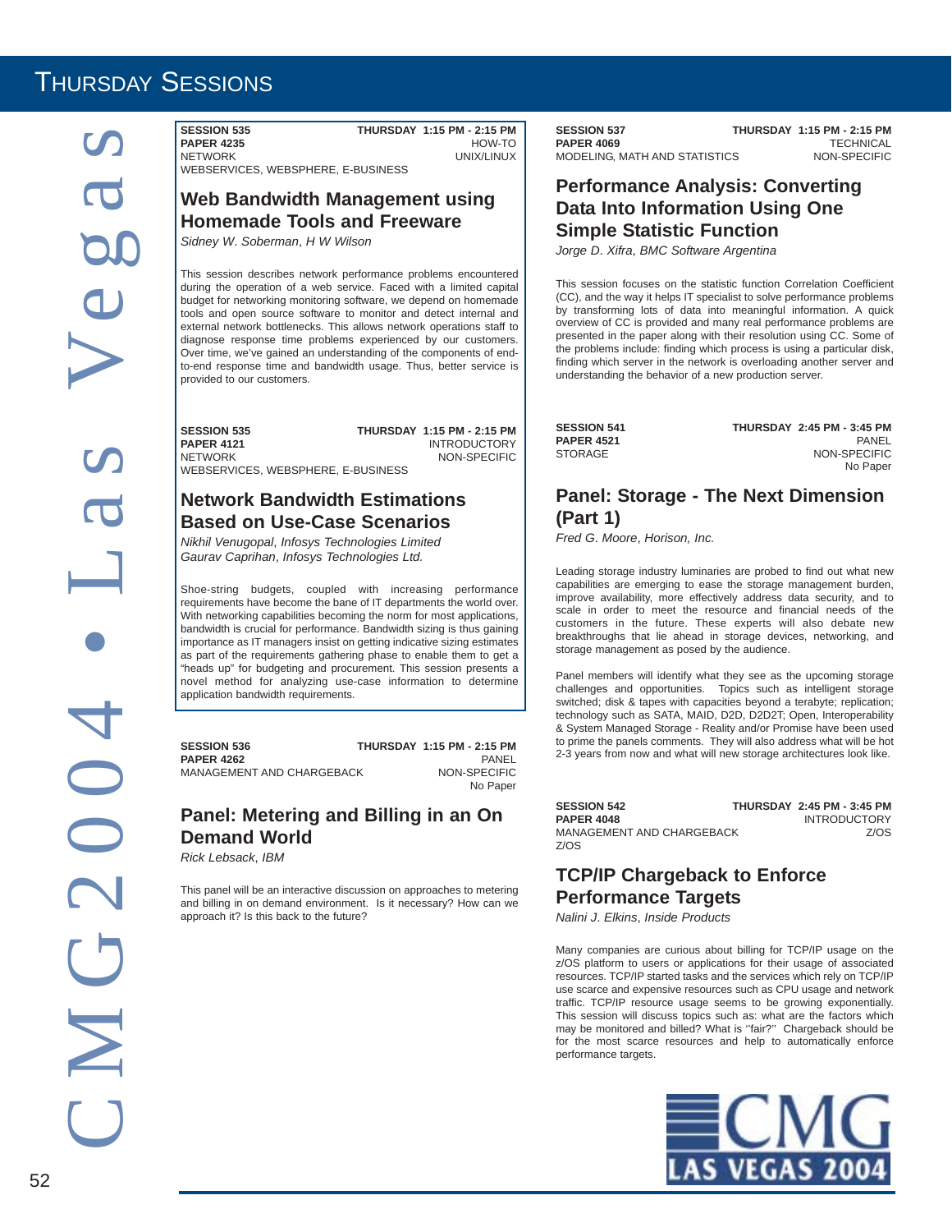# Thursday Sessions

**SESSION 535** — **THURSDAY 1:15 PM - 2:15 PM**
**PAPER 4235** — HOW-TO
NETWORK — UNIX/LINUX
WEBSERVICES, WEBSPHERE, E-BUSINESS

## Web Bandwidth Management using Homemade Tools and Freeware

*Sidney W. Soberman, H W Wilson*

This session describes network performance problems encountered during the operation of a web service. Faced with a limited capital budget for networking monitoring software, we depend on homemade tools and open source software to monitor and detect internal and external network bottlenecks. This allows network operations staff to diagnose response time problems experienced by our customers. Over time, we've gained an understanding of the components of end-to-end response time and bandwidth usage. Thus, better service is provided to our customers.

**SESSION 535** — **THURSDAY 1:15 PM - 2:15 PM**
**PAPER 4121** — INTRODUCTORY
NETWORK — NON-SPECIFIC
WEBSERVICES, WEBSPHERE, E-BUSINESS

## Network Bandwidth Estimations Based on Use-Case Scenarios

*Nikhil Venugopal, Infosys Technologies Limited*
*Gaurav Caprihan, Infosys Technologies Ltd.*

Shoe-string budgets, coupled with increasing performance requirements have become the bane of IT departments the world over. With networking capabilities becoming the norm for most applications, bandwidth is crucial for performance. Bandwidth sizing is thus gaining importance as IT managers insist on getting indicative sizing estimates as part of the requirements gathering phase to enable them to get a "heads up" for budgeting and procurement. This session presents a novel method for analyzing use-case information to determine application bandwidth requirements.

**SESSION 536** — **THURSDAY 1:15 PM - 2:15 PM**
**PAPER 4262** — PANEL
MANAGEMENT AND CHARGEBACK — NON-SPECIFIC
No Paper

## Panel: Metering and Billing in an On Demand World

*Rick Lebsack, IBM*

This panel will be an interactive discussion on approaches to metering and billing in on demand environment. Is it necessary? How can we approach it? Is this back to the future?

**SESSION 537** — **THURSDAY 1:15 PM - 2:15 PM**
**PAPER 4069** — TECHNICAL
MODELING, MATH AND STATISTICS — NON-SPECIFIC

## Performance Analysis: Converting Data Into Information Using One Simple Statistic Function

*Jorge D. Xifra, BMC Software Argentina*

This session focuses on the statistic function Correlation Coefficient (CC), and the way it helps IT specialist to solve performance problems by transforming lots of data into meaningful information. A quick overview of CC is provided and many real performance problems are presented in the paper along with their resolution using CC. Some of the problems include: finding which process is using a particular disk, finding which server in the network is overloading another server and understanding the behavior of a new production server.

**SESSION 541** — **THURSDAY 2:45 PM - 3:45 PM**
**PAPER 4521** — PANEL
STORAGE — NON-SPECIFIC
No Paper

## Panel: Storage - The Next Dimension (Part 1)

*Fred G. Moore, Horison, Inc.*

Leading storage industry luminaries are probed to find out what new capabilities are emerging to ease the storage management burden, improve availability, more effectively address data security, and to scale in order to meet the resource and financial needs of the customers in the future. These experts will also debate new breakthroughs that lie ahead in storage devices, networking, and storage management as posed by the audience.

Panel members will identify what they see as the upcoming storage challenges and opportunities. Topics such as intelligent storage switched; disk & tapes with capacities beyond a terabyte; replication; technology such as SATA, MAID, D2D, D2D2T; Open, Interoperability & System Managed Storage - Reality and/or Promise have been used to prime the panels comments. They will also address what will be hot 2-3 years from now and what will new storage architectures look like.

**SESSION 542** — **THURSDAY 2:45 PM - 3:45 PM**
**PAPER 4048** — INTRODUCTORY
MANAGEMENT AND CHARGEBACK — Z/OS
Z/OS

## TCP/IP Chargeback to Enforce Performance Targets

*Nalini J. Elkins, Inside Products*

Many companies are curious about billing for TCP/IP usage on the z/OS platform to users or applications for their usage of associated resources. TCP/IP started tasks and the services which rely on TCP/IP use scarce and expensive resources such as CPU usage and network traffic. TCP/IP resource usage seems to be growing exponentially. This session will discuss topics such as: what are the factors which may be monitored and billed? What is ''fair?'' Chargeback should be for the most scarce resources and help to automatically enforce performance targets.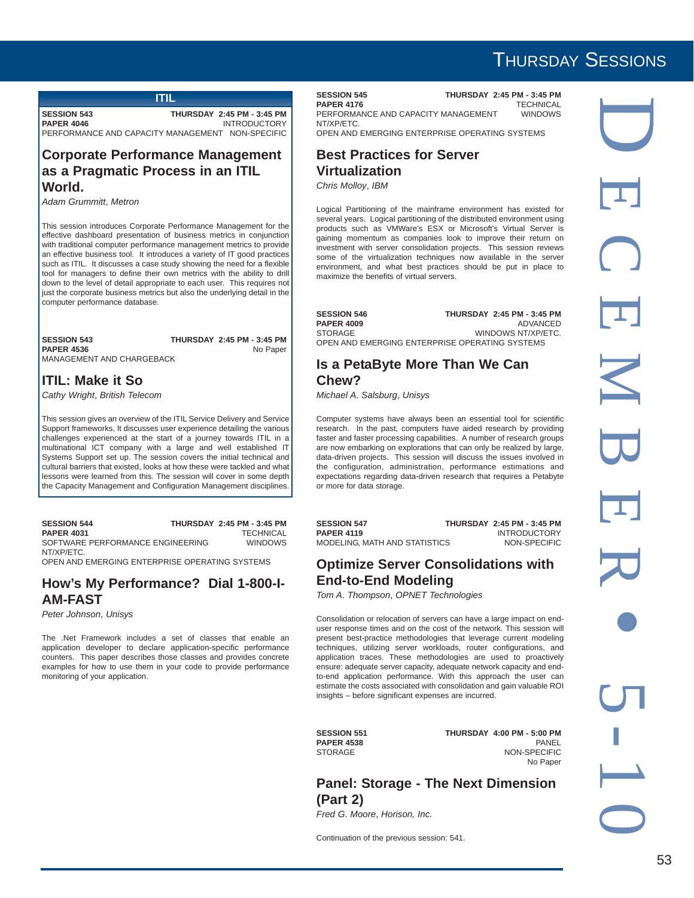## ITIL

**SESSION 543** **THURSDAY 2:45 PM - 3:45 PM**
**PAPER 4046** INTRODUCTORY
PERFORMANCE AND CAPACITY MANAGEMENT NON-SPECIFIC

### Corporate Performance Management as a Pragmatic Process in an ITIL World.

*Adam Grummitt, Metron*

This session introduces Corporate Performance Management for the effective dashboard presentation of business metrics in conjunction with traditional computer performance management metrics to provide an effective business tool. It introduces a variety of IT good practices such as ITIL. It discusses a case study showing the need for a flexible tool for managers to define their own metrics with the ability to drill down to the level of detail appropriate to each user. This requires not just the corporate business metrics but also the underlying detail in the computer performance database.

**SESSION 543** **THURSDAY 2:45 PM - 3:45 PM**
**PAPER 4536** No Paper
MANAGEMENT AND CHARGEBACK

### ITIL: Make it So

*Cathy Wright, British Telecom*

This session gives an overview of the ITIL Service Delivery and Service Support frameworks, It discusses user experience detailing the various challenges experienced at the start of a journey towards ITIL in a multinational ICT company with a large and well established IT Systems Support set up. The session covers the initial technical and cultural barriers that existed, looks at how these were tackled and what lessons were learned from this. The session will cover in some depth the Capacity Management and Configuration Management disciplines.

**SESSION 544** **THURSDAY 2:45 PM - 3:45 PM**
**PAPER 4031** TECHNICAL
SOFTWARE PERFORMANCE ENGINEERING WINDOWS NT/XP/ETC.
OPEN AND EMERGING ENTERPRISE OPERATING SYSTEMS

### How's My Performance? Dial 1-800-I-AM-FAST

*Peter Johnson, Unisys*

The .Net Framework includes a set of classes that enable an application developer to declare application-specific performance counters. This paper describes those classes and provides concrete examples for how to use them in your code to provide performance monitoring of your application.

**SESSION 545** **THURSDAY 2:45 PM - 3:45 PM**
**PAPER 4176** TECHNICAL
PERFORMANCE AND CAPACITY MANAGEMENT WINDOWS NT/XP/ETC.
OPEN AND EMERGING ENTERPRISE OPERATING SYSTEMS

### Best Practices for Server Virtualization

*Chris Molloy, IBM*

Logical Partitioning of the mainframe environment has existed for several years. Logical partitioning of the distributed environment using products such as VMWare's ESX or Microsoft's Virtual Server is gaining momentum as companies look to improve their return on investment with server consolidation projects. This session reviews some of the virtualization techniques now available in the server environment, and what best practices should be put in place to maximize the benefits of virtual servers.

**SESSION 546** **THURSDAY 2:45 PM - 3:45 PM**
**PAPER 4009** ADVANCED
STORAGE WINDOWS NT/XP/ETC.
OPEN AND EMERGING ENTERPRISE OPERATING SYSTEMS

### Is a PetaByte More Than We Can Chew?

*Michael A. Salsburg, Unisys*

Computer systems have always been an essential tool for scientific research. In the past, computers have aided research by providing faster and faster processing capabilities. A number of research groups are now embarking on explorations that can only be realized by large, data-driven projects. This session will discuss the issues involved in the configuration, administration, performance estimations and expectations regarding data-driven research that requires a Petabyte or more for data storage.

**SESSION 547** **THURSDAY 2:45 PM - 3:45 PM**
**PAPER 4119** INTRODUCTORY
MODELING, MATH AND STATISTICS NON-SPECIFIC

### Optimize Server Consolidations with End-to-End Modeling

*Tom A. Thompson, OPNET Technologies*

Consolidation or relocation of servers can have a large impact on end-user response times and on the cost of the network. This session will present best-practice methodologies that leverage current modeling techniques, utilizing server workloads, router configurations, and application traces. These methodologies are used to proactively ensure: adequate server capacity, adequate network capacity and end-to-end application performance. With this approach the user can estimate the costs associated with consolidation and gain valuable ROI insights – before significant expenses are incurred.

**SESSION 551** **THURSDAY 4:00 PM - 5:00 PM**
**PAPER 4538** PANEL
STORAGE NON-SPECIFIC
No Paper

### Panel: Storage - The Next Dimension (Part 2)

*Fred G. Moore, Horison, Inc.*

Continuation of the previous session: 541.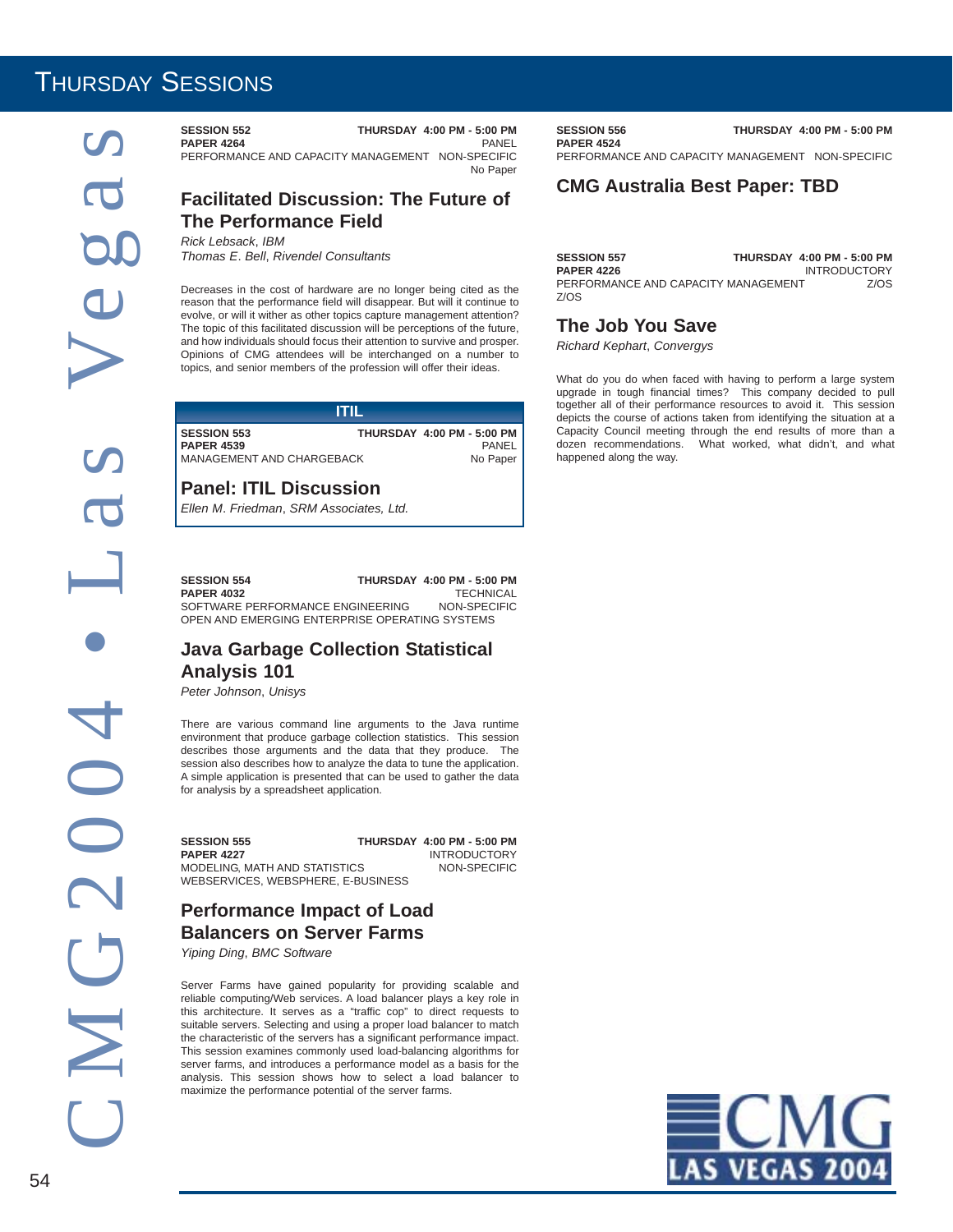# Thursday Sessions

**SESSION 552** — **THURSDAY 4:00 PM - 5:00 PM**
**PAPER 4264** — PANEL
PERFORMANCE AND CAPACITY MANAGEMENT — NON-SPECIFIC
No Paper

## Facilitated Discussion: The Future of The Performance Field

*Rick Lebsack, IBM*
*Thomas E. Bell, Rivendel Consultants*

Decreases in the cost of hardware are no longer being cited as the reason that the performance field will disappear. But will it continue to evolve, or will it wither as other topics capture management attention? The topic of this facilitated discussion will be perceptions of the future, and how individuals should focus their attention to survive and prosper. Opinions of CMG attendees will be interchanged on a number to topics, and senior members of the profession will offer their ideas.

**ITIL**

**SESSION 553** — **THURSDAY 4:00 PM - 5:00 PM**
**PAPER 4539** — PANEL
MANAGEMENT AND CHARGEBACK — No Paper

## Panel: ITIL Discussion

*Ellen M. Friedman, SRM Associates, Ltd.*

**SESSION 554** — **THURSDAY 4:00 PM - 5:00 PM**
**PAPER 4032** — TECHNICAL
SOFTWARE PERFORMANCE ENGINEERING — NON-SPECIFIC
OPEN AND EMERGING ENTERPRISE OPERATING SYSTEMS

## Java Garbage Collection Statistical Analysis 101

*Peter Johnson, Unisys*

There are various command line arguments to the Java runtime environment that produce garbage collection statistics. This session describes those arguments and the data that they produce. The session also describes how to analyze the data to tune the application. A simple application is presented that can be used to gather the data for analysis by a spreadsheet application.

**SESSION 555** — **THURSDAY 4:00 PM - 5:00 PM**
**PAPER 4227** — INTRODUCTORY
MODELING, MATH AND STATISTICS — NON-SPECIFIC
WEBSERVICES, WEBSPHERE, E-BUSINESS

## Performance Impact of Load Balancers on Server Farms

*Yiping Ding, BMC Software*

Server Farms have gained popularity for providing scalable and reliable computing/Web services. A load balancer plays a key role in this architecture. It serves as a "traffic cop" to direct requests to suitable servers. Selecting and using a proper load balancer to match the characteristic of the servers has a significant performance impact. This session examines commonly used load-balancing algorithms for server farms, and introduces a performance model as a basis for the analysis. This session shows how to select a load balancer to maximize the performance potential of the server farms.

**SESSION 556** — **THURSDAY 4:00 PM - 5:00 PM**
**PAPER 4524**
PERFORMANCE AND CAPACITY MANAGEMENT — NON-SPECIFIC

## CMG Australia Best Paper: TBD

**SESSION 557** — **THURSDAY 4:00 PM - 5:00 PM**
**PAPER 4226** — INTRODUCTORY
PERFORMANCE AND CAPACITY MANAGEMENT — Z/OS
Z/OS

## The Job You Save

*Richard Kephart, Convergys*

What do you do when faced with having to perform a large system upgrade in tough financial times? This company decided to pull together all of their performance resources to avoid it. This session depicts the course of actions taken from identifying the situation at a Capacity Council meeting through the end results of more than a dozen recommendations. What worked, what didn't, and what happened along the way.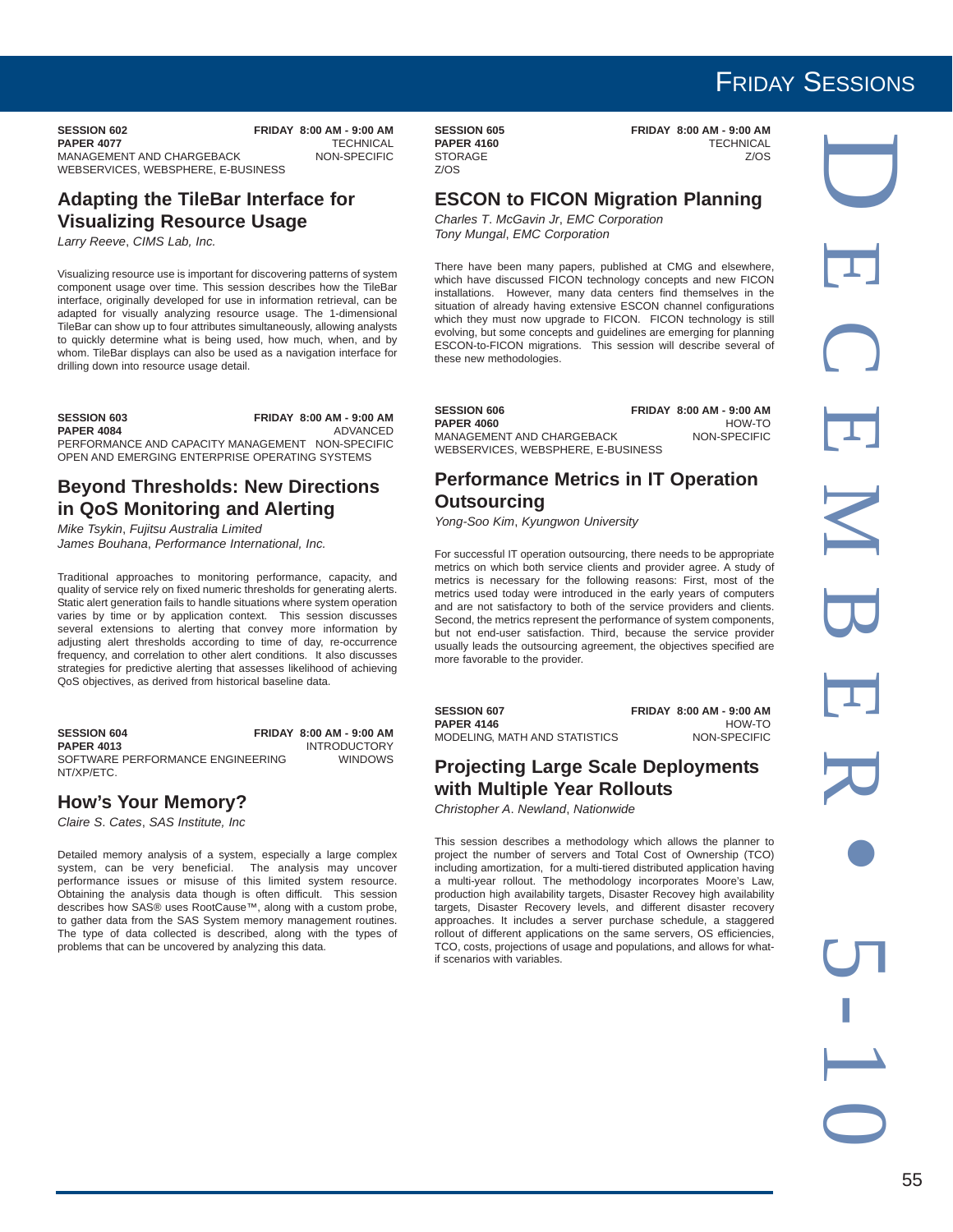# Friday Sessions

**SESSION 602** — **FRIDAY 8:00 AM - 9:00 AM**
**PAPER 4077** — TECHNICAL
MANAGEMENT AND CHARGEBACK — NON-SPECIFIC
WEBSERVICES, WEBSPHERE, E-BUSINESS

## Adapting the TileBar Interface for Visualizing Resource Usage

*Larry Reeve, CIMS Lab, Inc.*

Visualizing resource use is important for discovering patterns of system component usage over time. This session describes how the TileBar interface, originally developed for use in information retrieval, can be adapted for visually analyzing resource usage. The 1-dimensional TileBar can show up to four attributes simultaneously, allowing analysts to quickly determine what is being used, how much, when, and by whom. TileBar displays can also be used as a navigation interface for drilling down into resource usage detail.

**SESSION 603** — **FRIDAY 8:00 AM - 9:00 AM**
**PAPER 4084** — ADVANCED
PERFORMANCE AND CAPACITY MANAGEMENT — NON-SPECIFIC
OPEN AND EMERGING ENTERPRISE OPERATING SYSTEMS

## Beyond Thresholds: New Directions in QoS Monitoring and Alerting

*Mike Tsykin, Fujitsu Australia Limited*
*James Bouhana, Performance International, Inc.*

Traditional approaches to monitoring performance, capacity, and quality of service rely on fixed numeric thresholds for generating alerts. Static alert generation fails to handle situations where system operation varies by time or by application context. This session discusses several extensions to alerting that convey more information by adjusting alert thresholds according to time of day, re-occurrence frequency, and correlation to other alert conditions. It also discusses strategies for predictive alerting that assesses likelihood of achieving QoS objectives, as derived from historical baseline data.

**SESSION 604** — **FRIDAY 8:00 AM - 9:00 AM**
**PAPER 4013** — INTRODUCTORY
SOFTWARE PERFORMANCE ENGINEERING — WINDOWS NT/XP/ETC.

## How's Your Memory?

*Claire S. Cates, SAS Institute, Inc*

Detailed memory analysis of a system, especially a large complex system, can be very beneficial. The analysis may uncover performance issues or misuse of this limited system resource. Obtaining the analysis data though is often difficult. This session describes how SAS® uses RootCause™, along with a custom probe, to gather data from the SAS System memory management routines. The type of data collected is described, along with the types of problems that can be uncovered by analyzing this data.

**SESSION 605** — **FRIDAY 8:00 AM - 9:00 AM**
**PAPER 4160** — TECHNICAL
STORAGE — Z/OS
Z/OS

## ESCON to FICON Migration Planning

*Charles T. McGavin Jr, EMC Corporation*
*Tony Mungal, EMC Corporation*

There have been many papers, published at CMG and elsewhere, which have discussed FICON technology concepts and new FICON installations. However, many data centers find themselves in the situation of already having extensive ESCON channel configurations which they must now upgrade to FICON. FICON technology is still evolving, but some concepts and guidelines are emerging for planning ESCON-to-FICON migrations. This session will describe several of these new methodologies.

**SESSION 606** — **FRIDAY 8:00 AM - 9:00 AM**
**PAPER 4060** — HOW-TO
MANAGEMENT AND CHARGEBACK — NON-SPECIFIC
WEBSERVICES, WEBSPHERE, E-BUSINESS

## Performance Metrics in IT Operation Outsourcing

*Yong-Soo Kim, Kyungwon University*

For successful IT operation outsourcing, there needs to be appropriate metrics on which both service clients and provider agree. A study of metrics is necessary for the following reasons: First, most of the metrics used today were introduced in the early years of computers and are not satisfactory to both of the service providers and clients. Second, the metrics represent the performance of system components, but not end-user satisfaction. Third, because the service provider usually leads the outsourcing agreement, the objectives specified are more favorable to the provider.

**SESSION 607** — **FRIDAY 8:00 AM - 9:00 AM**
**PAPER 4146** — HOW-TO
MODELING, MATH AND STATISTICS — NON-SPECIFIC

## Projecting Large Scale Deployments with Multiple Year Rollouts

*Christopher A. Newland, Nationwide*

This session describes a methodology which allows the planner to project the number of servers and Total Cost of Ownership (TCO) including amortization, for a multi-tiered distributed application having a multi-year rollout. The methodology incorporates Moore's Law, production high availability targets, Disaster Recovey high availability targets, Disaster Recovery levels, and different disaster recovery approaches. It includes a server purchase schedule, a staggered rollout of different applications on the same servers, OS efficiencies, TCO, costs, projections of usage and populations, and allows for what-if scenarios with variables.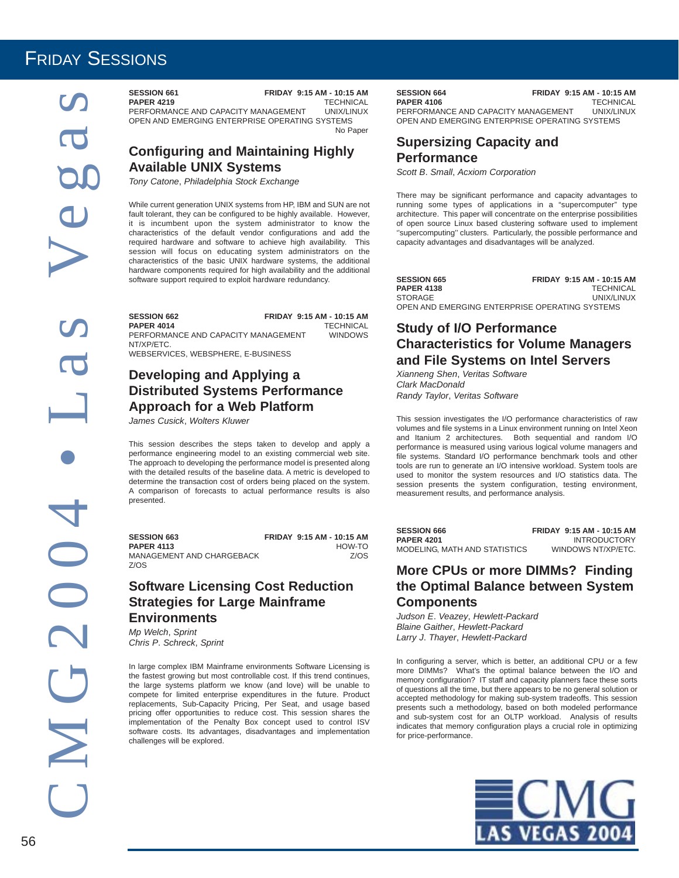# Friday Sessions

**SESSION 661** **FRIDAY 9:15 AM - 10:15 AM**
**PAPER 4219** TECHNICAL
PERFORMANCE AND CAPACITY MANAGEMENT UNIX/LINUX
OPEN AND EMERGING ENTERPRISE OPERATING SYSTEMS
No Paper

## Configuring and Maintaining Highly Available UNIX Systems

*Tony Catone, Philadelphia Stock Exchange*

While current generation UNIX systems from HP, IBM and SUN are not fault tolerant, they can be configured to be highly available. However, it is incumbent upon the system administrator to know the characteristics of the default vendor configurations and add the required hardware and software to achieve high availability. This session will focus on educating system administrators on the characteristics of the basic UNIX hardware systems, the additional hardware components required for high availability and the additional software support required to exploit hardware redundancy.

**SESSION 662** **FRIDAY 9:15 AM - 10:15 AM**
**PAPER 4014** TECHNICAL
PERFORMANCE AND CAPACITY MANAGEMENT WINDOWS NT/XP/ETC.
WEBSERVICES, WEBSPHERE, E-BUSINESS

## Developing and Applying a Distributed Systems Performance Approach for a Web Platform

*James Cusick, Wolters Kluwer*

This session describes the steps taken to develop and apply a performance engineering model to an existing commercial web site. The approach to developing the performance model is presented along with the detailed results of the baseline data. A metric is developed to determine the transaction cost of orders being placed on the system. A comparison of forecasts to actual performance results is also presented.

**SESSION 663** **FRIDAY 9:15 AM - 10:15 AM**
**PAPER 4113** HOW-TO
MANAGEMENT AND CHARGEBACK Z/OS
Z/OS

## Software Licensing Cost Reduction Strategies for Large Mainframe Environments

*Mp Welch, Sprint*
*Chris P. Schreck, Sprint*

In large complex IBM Mainframe environments Software Licensing is the fastest growing but most controllable cost. If this trend continues, the large systems platform we know (and love) will be unable to compete for limited enterprise expenditures in the future. Product replacements, Sub-Capacity Pricing, Per Seat, and usage based pricing offer opportunities to reduce cost. This session shares the implementation of the Penalty Box concept used to control ISV software costs. Its advantages, disadvantages and implementation challenges will be explored.

**SESSION 664** **FRIDAY 9:15 AM - 10:15 AM**
**PAPER 4106** TECHNICAL
PERFORMANCE AND CAPACITY MANAGEMENT UNIX/LINUX
OPEN AND EMERGING ENTERPRISE OPERATING SYSTEMS

## Supersizing Capacity and Performance

*Scott B. Small, Acxiom Corporation*

There may be significant performance and capacity advantages to running some types of applications in a "supercomputer" type architecture. This paper will concentrate on the enterprise possibilities of open source Linux based clustering software used to implement "supercomputing" clusters. Particularly, the possible performance and capacity advantages and disadvantages will be analyzed.

**SESSION 665** **FRIDAY 9:15 AM - 10:15 AM**
**PAPER 4138** TECHNICAL
STORAGE UNIX/LINUX
OPEN AND EMERGING ENTERPRISE OPERATING SYSTEMS

## Study of I/O Performance Characteristics for Volume Managers and File Systems on Intel Servers

*Xianneng Shen, Veritas Software*
*Clark MacDonald*
*Randy Taylor, Veritas Software*

This session investigates the I/O performance characteristics of raw volumes and file systems in a Linux environment running on Intel Xeon and Itanium 2 architectures. Both sequential and random I/O performance is measured using various logical volume managers and file systems. Standard I/O performance benchmark tools and other tools are run to generate an I/O intensive workload. System tools are used to monitor the system resources and I/O statistics data. The session presents the system configuration, testing environment, measurement results, and performance analysis.

**SESSION 666** **FRIDAY 9:15 AM - 10:15 AM**
**PAPER 4201** INTRODUCTORY
MODELING, MATH AND STATISTICS WINDOWS NT/XP/ETC.

## More CPUs or more DIMMs? Finding the Optimal Balance between System Components

*Judson E. Veazey, Hewlett-Packard*
*Blaine Gaither, Hewlett-Packard*
*Larry J. Thayer, Hewlett-Packard*

In configuring a server, which is better, an additional CPU or a few more DIMMs? What's the optimal balance between the I/O and memory configuration? IT staff and capacity planners face these sorts of questions all the time, but there appears to be no general solution or accepted methodology for making sub-system tradeoffs. This session presents such a methodology, based on both modeled performance and sub-system cost for an OLTP workload. Analysis of results indicates that memory configuration plays a crucial role in optimizing for price-performance.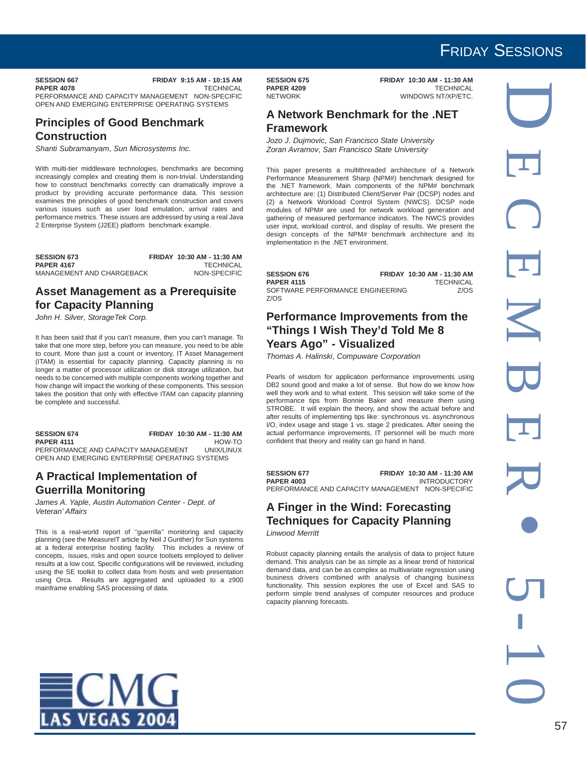**SESSION 667** FRIDAY 9:15 AM - 10:15 AM
**PAPER 4078** TECHNICAL
PERFORMANCE AND CAPACITY MANAGEMENT NON-SPECIFIC
OPEN AND EMERGING ENTERPRISE OPERATING SYSTEMS

## Principles of Good Benchmark Construction

*Shanti Subramanyam, Sun Microsystems Inc.*

With multi-tier middleware technologies, benchmarks are becoming increasingly complex and creating them is non-trivial. Understanding how to construct benchmarks correctly can dramatically improve a product by providing accurate performance data. This session examines the principles of good benchmark construction and covers various issues such as user load emulation, arrival rates and performance metrics. These issues are addressed by using a real Java 2 Enterprise System (J2EE) platform benchmark example.

**SESSION 673** FRIDAY 10:30 AM - 11:30 AM
**PAPER 4167** TECHNICAL
MANAGEMENT AND CHARGEBACK NON-SPECIFIC

## Asset Management as a Prerequisite for Capacity Planning

*John H. Silver, StorageTek Corp.*

It has been said that if you can't measure, then you can't manage. To take that one more step, before you can measure, you need to be able to count. More than just a count or inventory, IT Asset Management (ITAM) is essential for capacity planning. Capacity planning is no longer a matter of processor utilization or disk storage utilization, but needs to be concerned with multiple components working together and how change will impact the working of these components. This session takes the position that only with effective ITAM can capacity planning be complete and successful.

**SESSION 674** FRIDAY 10:30 AM - 11:30 AM
**PAPER 4111** HOW-TO
PERFORMANCE AND CAPACITY MANAGEMENT UNIX/LINUX
OPEN AND EMERGING ENTERPRISE OPERATING SYSTEMS

## A Practical Implementation of Guerrilla Monitoring

*James A. Yaple, Austin Automation Center - Dept. of Veteran' Affairs*

This is a real-world report of ''guerrilla'' monitoring and capacity planning (see the MeasureIT article by Neil J Gunther) for Sun systems at a federal enterprise hosting facility. This includes a review of concepts, issues, risks and open source toolsets employed to deliver results at a low cost. Specific configurations will be reviewed, including using the SE toolkit to collect data from hosts and web presentation using Orca. Results are aggregated and uploaded to a z900 mainframe enabling SAS processing of data.

**SESSION 675** FRIDAY 10:30 AM - 11:30 AM
**PAPER 4209** TECHNICAL
NETWORK WINDOWS NT/XP/ETC.

## A Network Benchmark for the .NET Framework

*Jozo J. Dujmovic, San Francisco State University*
*Zoran Avramov, San Francisco State University*

This paper presents a multithreaded architecture of a Network Performance Measurement Sharp (NPM#) benchmark designed for the .NET framework. Main components of the NPM# benchmark architecture are: (1) Distributed Client/Server Pair (DCSP) nodes and (2) a Network Workload Control System (NWCS). DCSP node modules of NPM# are used for network workload generation and gathering of measured performance indicators. The NWCS provides user input, workload control, and display of results. We present the design concepts of the NPM# benchmark architecture and its implementation in the .NET environment.

**SESSION 676** FRIDAY 10:30 AM - 11:30 AM
**PAPER 4115** TECHNICAL
SOFTWARE PERFORMANCE ENGINEERING Z/OS
Z/OS

## Performance Improvements from the "Things I Wish They'd Told Me 8 Years Ago" - Visualized

*Thomas A. Halinski, Compuware Corporation*

Pearls of wisdom for application performance improvements using DB2 sound good and make a lot of sense. But how do we know how well they work and to what extent. This session will take some of the performance tips from Bonnie Baker and measure them using STROBE. It will explain the theory, and show the actual before and after results of implementing tips like: synchronous vs. asynchronous I/O, index usage and stage 1 vs. stage 2 predicates. After seeing the actual performance improvements, IT personnel will be much more confident that theory and reality can go hand in hand.

**SESSION 677** FRIDAY 10:30 AM - 11:30 AM
**PAPER 4003** INTRODUCTORY
PERFORMANCE AND CAPACITY MANAGEMENT NON-SPECIFIC

## A Finger in the Wind: Forecasting Techniques for Capacity Planning

*Linwood Merritt*

Robust capacity planning entails the analysis of data to project future demand. This analysis can be as simple as a linear trend of historical demand data, and can be as complex as multivariate regression using business drivers combined with analysis of changing business functionality. This session explores the use of Excel and SAS to perform simple trend analyses of computer resources and produce capacity planning forecasts.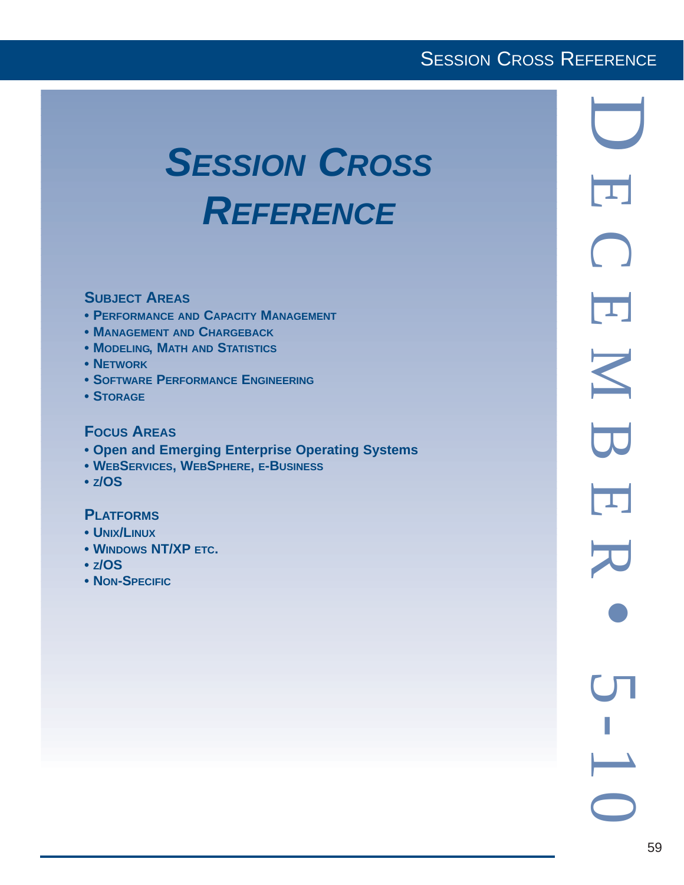# *Session Cross Reference*

### Subject Areas

- Performance and Capacity Management
- Management and Chargeback
- Modeling, Math and Statistics
- Network
- Software Performance Engineering
- Storage

### Focus Areas

- Open and Emerging Enterprise Operating Systems
- WebServices, WebSphere, e-Business
- z/OS

### Platforms

- Unix/Linux
- Windows NT/XP etc.
- z/OS
- Non-Specific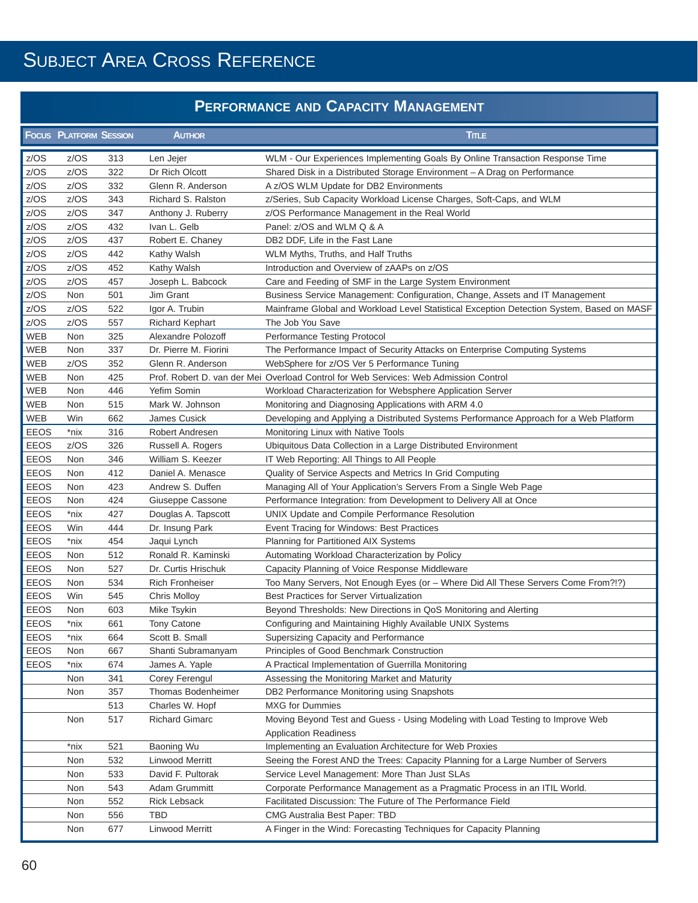# Subject Area Cross Reference

## Performance and Capacity Management

| Focus | Platform | Session | Author | Title |
|---|---|---|---|---|
| z/OS | z/OS | 313 | Len Jejer | WLM - Our Experiences Implementing Goals By Online Transaction Response Time |
| z/OS | z/OS | 322 | Dr Rich Olcott | Shared Disk in a Distributed Storage Environment – A Drag on Performance |
| z/OS | z/OS | 332 | Glenn R. Anderson | A z/OS WLM Update for DB2 Environments |
| z/OS | z/OS | 343 | Richard S. Ralston | z/Series, Sub Capacity Workload License Charges, Soft-Caps, and WLM |
| z/OS | z/OS | 347 | Anthony J. Ruberry | z/OS Performance Management in the Real World |
| z/OS | z/OS | 432 | Ivan L. Gelb | Panel: z/OS and WLM Q & A |
| z/OS | z/OS | 437 | Robert E. Chaney | DB2 DDF, Life in the Fast Lane |
| z/OS | z/OS | 442 | Kathy Walsh | WLM Myths, Truths, and Half Truths |
| z/OS | z/OS | 452 | Kathy Walsh | Introduction and Overview of zAAPs on z/OS |
| z/OS | z/OS | 457 | Joseph L. Babcock | Care and Feeding of SMF in the Large System Environment |
| z/OS | Non | 501 | Jim Grant | Business Service Management: Configuration, Change, Assets and IT Management |
| z/OS | z/OS | 522 | Igor A. Trubin | Mainframe Global and Workload Level Statistical Exception Detection System, Based on MASF |
| z/OS | z/OS | 557 | Richard Kephart | The Job You Save |
| WEB | Non | 325 | Alexandre Polozoff | Performance Testing Protocol |
| WEB | Non | 337 | Dr. Pierre M. Fiorini | The Performance Impact of Security Attacks on Enterprise Computing Systems |
| WEB | z/OS | 352 | Glenn R. Anderson | WebSphere for z/OS Ver 5 Performance Tuning |
| WEB | Non | 425 | Prof. Robert D. van der Mei | Overload Control for Web Services: Web Admission Control |
| WEB | Non | 446 | Yefim Somin | Workload Characterization for Websphere Application Server |
| WEB | Non | 515 | Mark W. Johnson | Monitoring and Diagnosing Applications with ARM 4.0 |
| WEB | Win | 662 | James Cusick | Developing and Applying a Distributed Systems Performance Approach for a Web Platform |
| EEOS | *nix | 316 | Robert Andresen | Monitoring Linux with Native Tools |
| EEOS | z/OS | 326 | Russell A. Rogers | Ubiquitous Data Collection in a Large Distributed Environment |
| EEOS | Non | 346 | William S. Keezer | IT Web Reporting: All Things to All People |
| EEOS | Non | 412 | Daniel A. Menasce | Quality of Service Aspects and Metrics In Grid Computing |
| EEOS | Non | 423 | Andrew S. Duffen | Managing All of Your Application's Servers From a Single Web Page |
| EEOS | Non | 424 | Giuseppe Cassone | Performance Integration: from Development to Delivery All at Once |
| EEOS | *nix | 427 | Douglas A. Tapscott | UNIX Update and Compile Performance Resolution |
| EEOS | Win | 444 | Dr. Insung Park | Event Tracing for Windows: Best Practices |
| EEOS | *nix | 454 | Jaqui Lynch | Planning for Partitioned AIX Systems |
| EEOS | Non | 512 | Ronald R. Kaminski | Automating Workload Characterization by Policy |
| EEOS | Non | 527 | Dr. Curtis Hrischuk | Capacity Planning of Voice Response Middleware |
| EEOS | Non | 534 | Rich Fronheiser | Too Many Servers, Not Enough Eyes (or – Where Did All These Servers Come From?!?) |
| EEOS | Win | 545 | Chris Molloy | Best Practices for Server Virtualization |
| EEOS | Non | 603 | Mike Tsykin | Beyond Thresholds: New Directions in QoS Monitoring and Alerting |
| EEOS | *nix | 661 | Tony Catone | Configuring and Maintaining Highly Available UNIX Systems |
| EEOS | *nix | 664 | Scott B. Small | Supersizing Capacity and Performance |
| EEOS | Non | 667 | Shanti Subramanyam | Principles of Good Benchmark Construction |
| EEOS | *nix | 674 | James A. Yaple | A Practical Implementation of Guerrilla Monitoring |
| | Non | 341 | Corey Ferengul | Assessing the Monitoring Market and Maturity |
| | Non | 357 | Thomas Bodenheimer | DB2 Performance Monitoring using Snapshots |
| | | 513 | Charles W. Hopf | MXG for Dummies |
| | Non | 517 | Richard Gimarc | Moving Beyond Test and Guess - Using Modeling with Load Testing to Improve Web Application Readiness |
| | *nix | 521 | Baoning Wu | Implementing an Evaluation Architecture for Web Proxies |
| | Non | 532 | Linwood Merritt | Seeing the Forest AND the Trees: Capacity Planning for a Large Number of Servers |
| | Non | 533 | David F. Pultorak | Service Level Management: More Than Just SLAs |
| | Non | 543 | Adam Grummitt | Corporate Performance Management as a Pragmatic Process in an ITIL World. |
| | Non | 552 | Rick Lebsack | Facilitated Discussion: The Future of The Performance Field |
| | Non | 556 | TBD | CMG Australia Best Paper: TBD |
| | Non | 677 | Linwood Merritt | A Finger in the Wind: Forecasting Techniques for Capacity Planning |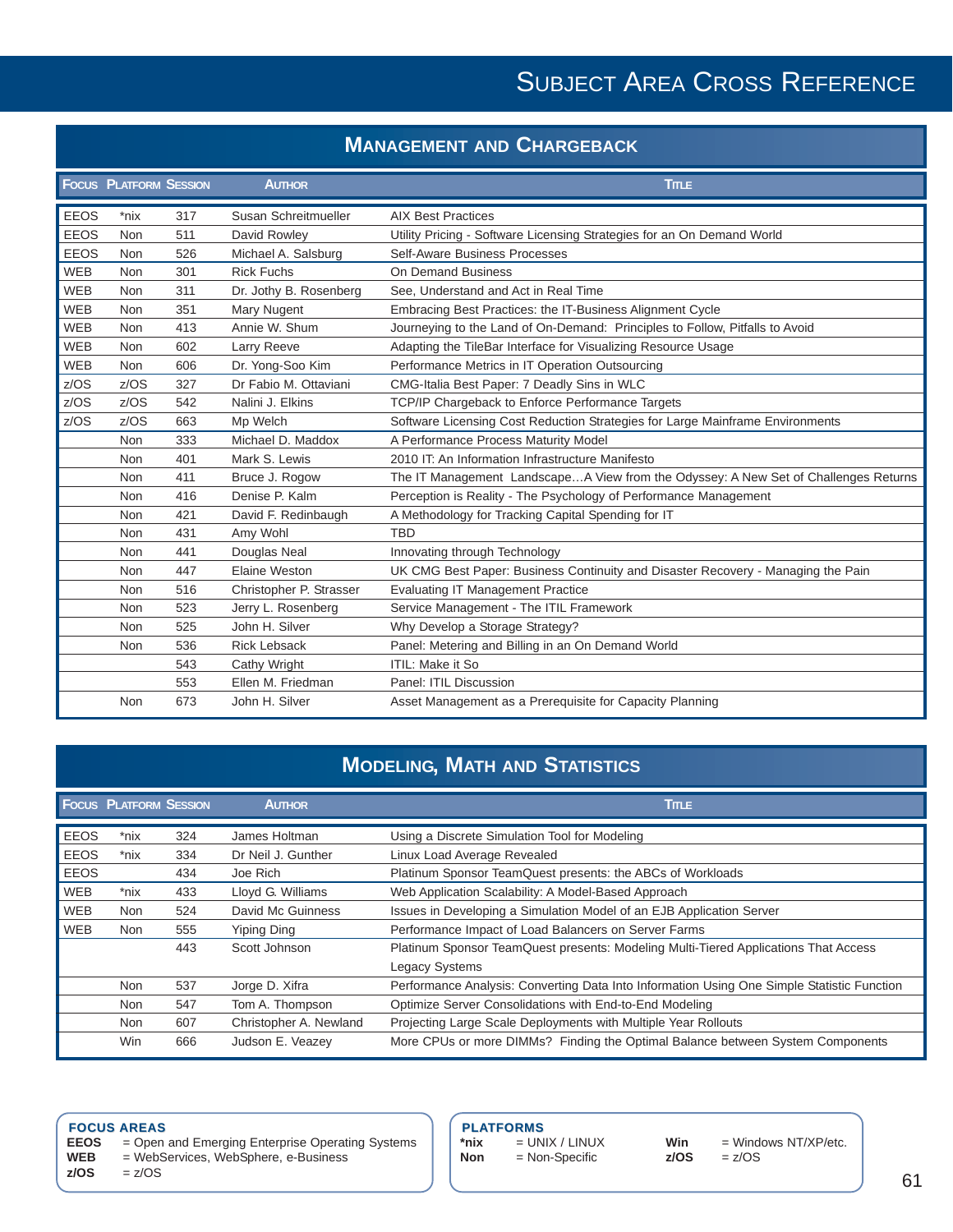# Subject Area Cross Reference

## Management and Chargeback

| Focus | Platform | Session | Author | Title |
|---|---|---|---|---|
| EEOS | *nix | 317 | Susan Schreitmueller | AIX Best Practices |
| EEOS | Non | 511 | David Rowley | Utility Pricing - Software Licensing Strategies for an On Demand World |
| EEOS | Non | 526 | Michael A. Salsburg | Self-Aware Business Processes |
| WEB | Non | 301 | Rick Fuchs | On Demand Business |
| WEB | Non | 311 | Dr. Jothy B. Rosenberg | See, Understand and Act in Real Time |
| WEB | Non | 351 | Mary Nugent | Embracing Best Practices: the IT-Business Alignment Cycle |
| WEB | Non | 413 | Annie W. Shum | Journeying to the Land of On-Demand: Principles to Follow, Pitfalls to Avoid |
| WEB | Non | 602 | Larry Reeve | Adapting the TileBar Interface for Visualizing Resource Usage |
| WEB | Non | 606 | Dr. Yong-Soo Kim | Performance Metrics in IT Operation Outsourcing |
| z/OS | z/OS | 327 | Dr Fabio M. Ottaviani | CMG-Italia Best Paper: 7 Deadly Sins in WLC |
| z/OS | z/OS | 542 | Nalini J. Elkins | TCP/IP Chargeback to Enforce Performance Targets |
| z/OS | z/OS | 663 | Mp Welch | Software Licensing Cost Reduction Strategies for Large Mainframe Environments |
| | Non | 333 | Michael D. Maddox | A Performance Process Maturity Model |
| | Non | 401 | Mark S. Lewis | 2010 IT: An Information Infrastructure Manifesto |
| | Non | 411 | Bruce J. Rogow | The IT Management Landscape…A View from the Odyssey: A New Set of Challenges Returns |
| | Non | 416 | Denise P. Kalm | Perception is Reality - The Psychology of Performance Management |
| | Non | 421 | David F. Redinbaugh | A Methodology for Tracking Capital Spending for IT |
| | Non | 431 | Amy Wohl | TBD |
| | Non | 441 | Douglas Neal | Innovating through Technology |
| | Non | 447 | Elaine Weston | UK CMG Best Paper: Business Continuity and Disaster Recovery - Managing the Pain |
| | Non | 516 | Christopher P. Strasser | Evaluating IT Management Practice |
| | Non | 523 | Jerry L. Rosenberg | Service Management - The ITIL Framework |
| | Non | 525 | John H. Silver | Why Develop a Storage Strategy? |
| | Non | 536 | Rick Lebsack | Panel: Metering and Billing in an On Demand World |
| | | 543 | Cathy Wright | ITIL: Make it So |
| | | 553 | Ellen M. Friedman | Panel: ITIL Discussion |
| | Non | 673 | John H. Silver | Asset Management as a Prerequisite for Capacity Planning |

## Modeling, Math and Statistics

| Focus | Platform | Session | Author | Title |
|---|---|---|---|---|
| EEOS | *nix | 324 | James Holtman | Using a Discrete Simulation Tool for Modeling |
| EEOS | *nix | 334 | Dr Neil J. Gunther | Linux Load Average Revealed |
| EEOS | | 434 | Joe Rich | Platinum Sponsor TeamQuest presents: the ABCs of Workloads |
| WEB | *nix | 433 | Lloyd G. Williams | Web Application Scalability: A Model-Based Approach |
| WEB | Non | 524 | David Mc Guinness | Issues in Developing a Simulation Model of an EJB Application Server |
| WEB | Non | 555 | Yiping Ding | Performance Impact of Load Balancers on Server Farms |
| | | 443 | Scott Johnson | Platinum Sponsor TeamQuest presents: Modeling Multi-Tiered Applications That Access Legacy Systems |
| | Non | 537 | Jorge D. Xifra | Performance Analysis: Converting Data Into Information Using One Simple Statistic Function |
| | Non | 547 | Tom A. Thompson | Optimize Server Consolidations with End-to-End Modeling |
| | Non | 607 | Christopher A. Newland | Projecting Large Scale Deployments with Multiple Year Rollouts |
| | Win | 666 | Judson E. Veazey | More CPUs or more DIMMs? Finding the Optimal Balance between System Components |

**FOCUS AREAS**

- **EEOS** = Open and Emerging Enterprise Operating Systems
- **WEB** = WebServices, WebSphere, e-Business
- **z/OS** = z/OS

**PLATFORMS**

- ***nix** = UNIX / LINUX
- **Non** = Non-Specific
- **Win** = Windows NT/XP/etc.
- **z/OS** = z/OS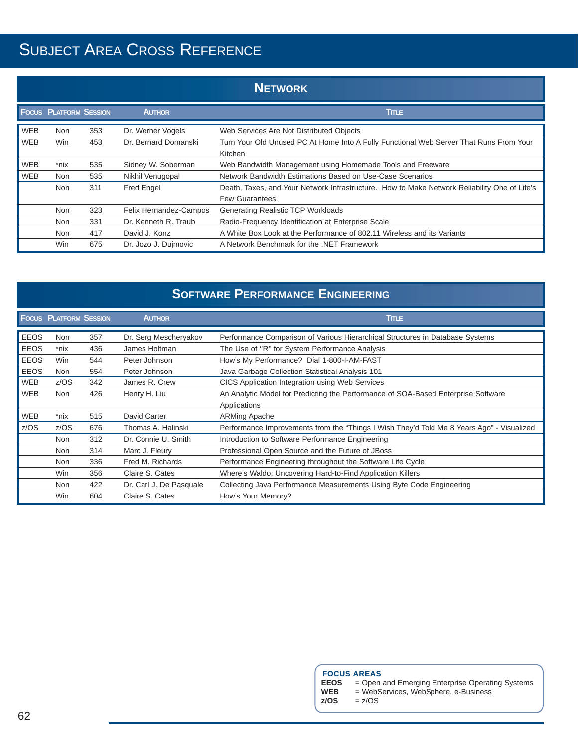# Subject Area Cross Reference

## Network

| Focus | Platform | Session | Author | Title |
|---|---|---|---|---|
| WEB | Non | 353 | Dr. Werner Vogels | Web Services Are Not Distributed Objects |
| WEB | Win | 453 | Dr. Bernard Domanski | Turn Your Old Unused PC At Home Into A Fully Functional Web Server That Runs From Your Kitchen |
| WEB | *nix | 535 | Sidney W. Soberman | Web Bandwidth Management using Homemade Tools and Freeware |
| WEB | Non | 535 | Nikhil Venugopal | Network Bandwidth Estimations Based on Use-Case Scenarios |
| | Non | 311 | Fred Engel | Death, Taxes, and Your Network Infrastructure. How to Make Network Reliability One of Life's Few Guarantees. |
| | Non | 323 | Felix Hernandez-Campos | Generating Realistic TCP Workloads |
| | Non | 331 | Dr. Kenneth R. Traub | Radio-Frequency Identification at Enterprise Scale |
| | Non | 417 | David J. Konz | A White Box Look at the Performance of 802.11 Wireless and its Variants |
| | Win | 675 | Dr. Jozo J. Dujmovic | A Network Benchmark for the .NET Framework |

## Software Performance Engineering

| Focus | Platform | Session | Author | Title |
|---|---|---|---|---|
| EEOS | Non | 357 | Dr. Serg Mescheryakov | Performance Comparison of Various Hierarchical Structures in Database Systems |
| EEOS | *nix | 436 | James Holtman | The Use of "R" for System Performance Analysis |
| EEOS | Win | 544 | Peter Johnson | How's My Performance? Dial 1-800-I-AM-FAST |
| EEOS | Non | 554 | Peter Johnson | Java Garbage Collection Statistical Analysis 101 |
| WEB | z/OS | 342 | James R. Crew | CICS Application Integration using Web Services |
| WEB | Non | 426 | Henry H. Liu | An Analytic Model for Predicting the Performance of SOA-Based Enterprise Software Applications |
| WEB | *nix | 515 | David Carter | ARMing Apache |
| z/OS | z/OS | 676 | Thomas A. Halinski | Performance Improvements from the "Things I Wish They'd Told Me 8 Years Ago" - Visualized |
| | Non | 312 | Dr. Connie U. Smith | Introduction to Software Performance Engineering |
| | Non | 314 | Marc J. Fleury | Professional Open Source and the Future of JBoss |
| | Non | 336 | Fred M. Richards | Performance Engineering throughout the Software Life Cycle |
| | Win | 356 | Claire S. Cates | Where's Waldo: Uncovering Hard-to-Find Application Killers |
| | Non | 422 | Dr. Carl J. De Pasquale | Collecting Java Performance Measurements Using Byte Code Engineering |
| | Win | 604 | Claire S. Cates | How's Your Memory? |

**FOCUS AREAS**

**EEOS** = Open and Emerging Enterprise Operating Systems
**WEB** = WebServices, WebSphere, e-Business
**z/OS** = z/OS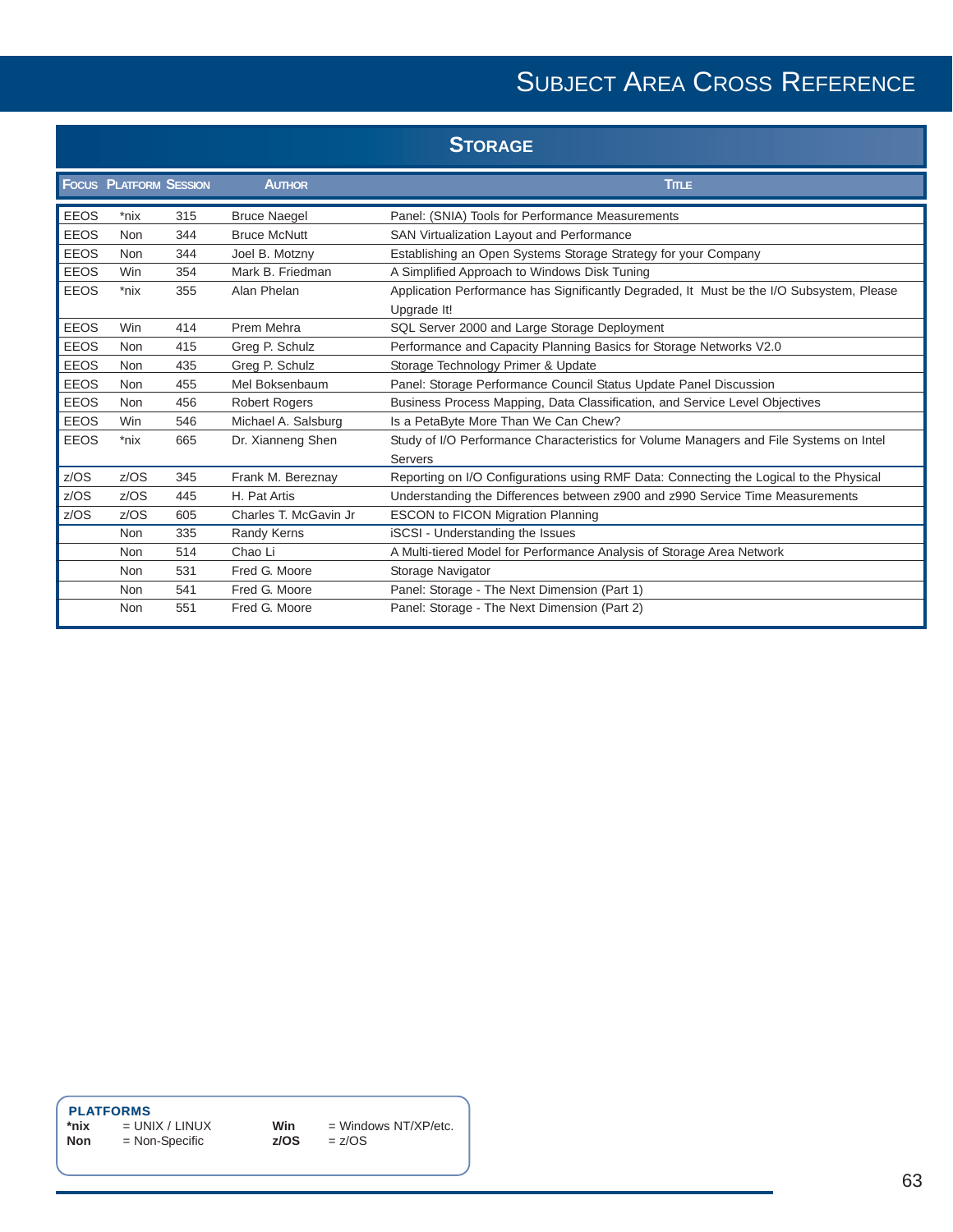# Subject Area Cross Reference

## Storage

| Focus | Platform | Session | Author | Title |
|---|---|---|---|---|
| EEOS | *nix | 315 | Bruce Naegel | Panel: (SNIA) Tools for Performance Measurements |
| EEOS | Non | 344 | Bruce McNutt | SAN Virtualization Layout and Performance |
| EEOS | Non | 344 | Joel B. Motzny | Establishing an Open Systems Storage Strategy for your Company |
| EEOS | Win | 354 | Mark B. Friedman | A Simplified Approach to Windows Disk Tuning |
| EEOS | *nix | 355 | Alan Phelan | Application Performance has Significantly Degraded, It Must be the I/O Subsystem, Please Upgrade It! |
| EEOS | Win | 414 | Prem Mehra | SQL Server 2000 and Large Storage Deployment |
| EEOS | Non | 415 | Greg P. Schulz | Performance and Capacity Planning Basics for Storage Networks V2.0 |
| EEOS | Non | 435 | Greg P. Schulz | Storage Technology Primer & Update |
| EEOS | Non | 455 | Mel Boksenbaum | Panel: Storage Performance Council Status Update Panel Discussion |
| EEOS | Non | 456 | Robert Rogers | Business Process Mapping, Data Classification, and Service Level Objectives |
| EEOS | Win | 546 | Michael A. Salsburg | Is a PetaByte More Than We Can Chew? |
| EEOS | *nix | 665 | Dr. Xianneng Shen | Study of I/O Performance Characteristics for Volume Managers and File Systems on Intel Servers |
| z/OS | z/OS | 345 | Frank M. Bereznay | Reporting on I/O Configurations using RMF Data: Connecting the Logical to the Physical |
| z/OS | z/OS | 445 | H. Pat Artis | Understanding the Differences between z900 and z990 Service Time Measurements |
| z/OS | z/OS | 605 | Charles T. McGavin Jr | ESCON to FICON Migration Planning |
| | Non | 335 | Randy Kerns | iSCSI - Understanding the Issues |
| | Non | 514 | Chao Li | A Multi-tiered Model for Performance Analysis of Storage Area Network |
| | Non | 531 | Fred G. Moore | Storage Navigator |
| | Non | 541 | Fred G. Moore | Panel: Storage - The Next Dimension (Part 1) |
| | Non | 551 | Fred G. Moore | Panel: Storage - The Next Dimension (Part 2) |

**PLATFORMS**

**\*nix** = UNIX / LINUX  
**Non** = Non-Specific  
**Win** = Windows NT/XP/etc.  
**z/OS** = z/OS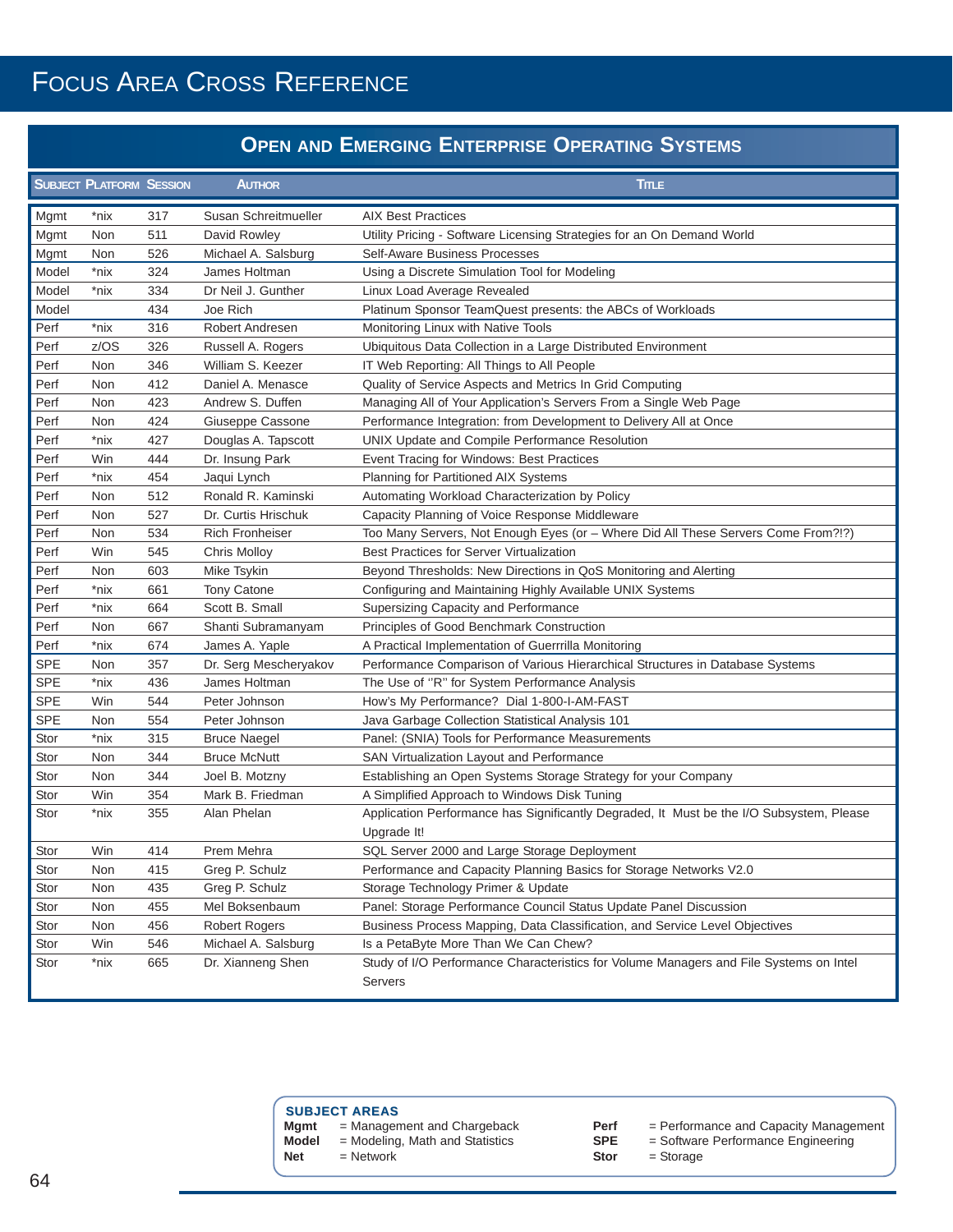# Focus Area Cross Reference

## Open and Emerging Enterprise Operating Systems

| Subject | Platform | Session | Author | Title |
|---|---|---|---|---|
| Mgmt | *nix | 317 | Susan Schreitmueller | AIX Best Practices |
| Mgmt | Non | 511 | David Rowley | Utility Pricing - Software Licensing Strategies for an On Demand World |
| Mgmt | Non | 526 | Michael A. Salsburg | Self-Aware Business Processes |
| Model | *nix | 324 | James Holtman | Using a Discrete Simulation Tool for Modeling |
| Model | *nix | 334 | Dr Neil J. Gunther | Linux Load Average Revealed |
| Model | | 434 | Joe Rich | Platinum Sponsor TeamQuest presents: the ABCs of Workloads |
| Perf | *nix | 316 | Robert Andresen | Monitoring Linux with Native Tools |
| Perf | z/OS | 326 | Russell A. Rogers | Ubiquitous Data Collection in a Large Distributed Environment |
| Perf | Non | 346 | William S. Keezer | IT Web Reporting: All Things to All People |
| Perf | Non | 412 | Daniel A. Menasce | Quality of Service Aspects and Metrics In Grid Computing |
| Perf | Non | 423 | Andrew S. Duffen | Managing All of Your Application's Servers From a Single Web Page |
| Perf | Non | 424 | Giuseppe Cassone | Performance Integration: from Development to Delivery All at Once |
| Perf | *nix | 427 | Douglas A. Tapscott | UNIX Update and Compile Performance Resolution |
| Perf | Win | 444 | Dr. Insung Park | Event Tracing for Windows: Best Practices |
| Perf | *nix | 454 | Jaqui Lynch | Planning for Partitioned AIX Systems |
| Perf | Non | 512 | Ronald R. Kaminski | Automating Workload Characterization by Policy |
| Perf | Non | 527 | Dr. Curtis Hrischuk | Capacity Planning of Voice Response Middleware |
| Perf | Non | 534 | Rich Fronheiser | Too Many Servers, Not Enough Eyes (or – Where Did All These Servers Come From?!?) |
| Perf | Win | 545 | Chris Molloy | Best Practices for Server Virtualization |
| Perf | Non | 603 | Mike Tsykin | Beyond Thresholds: New Directions in QoS Monitoring and Alerting |
| Perf | *nix | 661 | Tony Catone | Configuring and Maintaining Highly Available UNIX Systems |
| Perf | *nix | 664 | Scott B. Small | Supersizing Capacity and Performance |
| Perf | Non | 667 | Shanti Subramanyam | Principles of Good Benchmark Construction |
| Perf | *nix | 674 | James A. Yaple | A Practical Implementation of Guerrrilla Monitoring |
| SPE | Non | 357 | Dr. Serg Mescheryakov | Performance Comparison of Various Hierarchical Structures in Database Systems |
| SPE | *nix | 436 | James Holtman | The Use of "R" for System Performance Analysis |
| SPE | Win | 544 | Peter Johnson | How's My Performance? Dial 1-800-I-AM-FAST |
| SPE | Non | 554 | Peter Johnson | Java Garbage Collection Statistical Analysis 101 |
| Stor | *nix | 315 | Bruce Naegel | Panel: (SNIA) Tools for Performance Measurements |
| Stor | Non | 344 | Bruce McNutt | SAN Virtualization Layout and Performance |
| Stor | Non | 344 | Joel B. Motzny | Establishing an Open Systems Storage Strategy for your Company |
| Stor | Win | 354 | Mark B. Friedman | A Simplified Approach to Windows Disk Tuning |
| Stor | *nix | 355 | Alan Phelan | Application Performance has Significantly Degraded, It Must be the I/O Subsystem, Please Upgrade It! |
| Stor | Win | 414 | Prem Mehra | SQL Server 2000 and Large Storage Deployment |
| Stor | Non | 415 | Greg P. Schulz | Performance and Capacity Planning Basics for Storage Networks V2.0 |
| Stor | Non | 435 | Greg P. Schulz | Storage Technology Primer & Update |
| Stor | Non | 455 | Mel Boksenbaum | Panel: Storage Performance Council Status Update Panel Discussion |
| Stor | Non | 456 | Robert Rogers | Business Process Mapping, Data Classification, and Service Level Objectives |
| Stor | Win | 546 | Michael A. Salsburg | Is a PetaByte More Than We Can Chew? |
| Stor | *nix | 665 | Dr. Xianneng Shen | Study of I/O Performance Characteristics for Volume Managers and File Systems on Intel Servers |

**SUBJECT AREAS**

**Mgmt** = Management and Chargeback
**Model** = Modeling, Math and Statistics
**Net** = Network
**Perf** = Performance and Capacity Management
**SPE** = Software Performance Engineering
**Stor** = Storage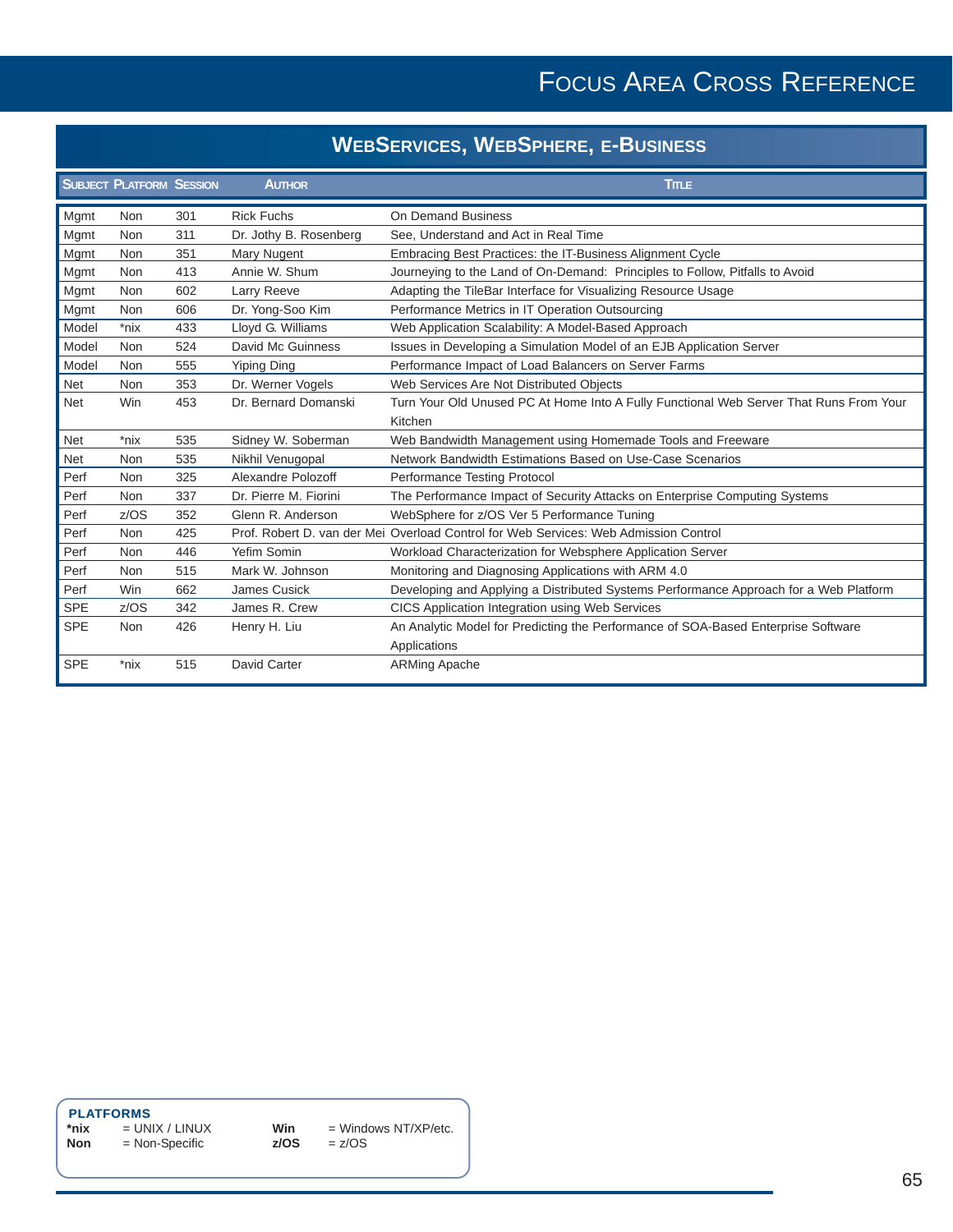# Focus Area Cross Reference

## WebServices, WebSphere, e-Business

| Subject | Platform | Session | Author | Title |
|---|---|---|---|---|
| Mgmt | Non | 301 | Rick Fuchs | On Demand Business |
| Mgmt | Non | 311 | Dr. Jothy B. Rosenberg | See, Understand and Act in Real Time |
| Mgmt | Non | 351 | Mary Nugent | Embracing Best Practices: the IT-Business Alignment Cycle |
| Mgmt | Non | 413 | Annie W. Shum | Journeying to the Land of On-Demand: Principles to Follow, Pitfalls to Avoid |
| Mgmt | Non | 602 | Larry Reeve | Adapting the TileBar Interface for Visualizing Resource Usage |
| Mgmt | Non | 606 | Dr. Yong-Soo Kim | Performance Metrics in IT Operation Outsourcing |
| Model | *nix | 433 | Lloyd G. Williams | Web Application Scalability: A Model-Based Approach |
| Model | Non | 524 | David Mc Guinness | Issues in Developing a Simulation Model of an EJB Application Server |
| Model | Non | 555 | Yiping Ding | Performance Impact of Load Balancers on Server Farms |
| Net | Non | 353 | Dr. Werner Vogels | Web Services Are Not Distributed Objects |
| Net | Win | 453 | Dr. Bernard Domanski | Turn Your Old Unused PC At Home Into A Fully Functional Web Server That Runs From Your Kitchen |
| Net | *nix | 535 | Sidney W. Soberman | Web Bandwidth Management using Homemade Tools and Freeware |
| Net | Non | 535 | Nikhil Venugopal | Network Bandwidth Estimations Based on Use-Case Scenarios |
| Perf | Non | 325 | Alexandre Polozoff | Performance Testing Protocol |
| Perf | Non | 337 | Dr. Pierre M. Fiorini | The Performance Impact of Security Attacks on Enterprise Computing Systems |
| Perf | z/OS | 352 | Glenn R. Anderson | WebSphere for z/OS Ver 5 Performance Tuning |
| Perf | Non | 425 | Prof. Robert D. van der Mei | Overload Control for Web Services: Web Admission Control |
| Perf | Non | 446 | Yefim Somin | Workload Characterization for Websphere Application Server |
| Perf | Non | 515 | Mark W. Johnson | Monitoring and Diagnosing Applications with ARM 4.0 |
| Perf | Win | 662 | James Cusick | Developing and Applying a Distributed Systems Performance Approach for a Web Platform |
| SPE | z/OS | 342 | James R. Crew | CICS Application Integration using Web Services |
| SPE | Non | 426 | Henry H. Liu | An Analytic Model for Predicting the Performance of SOA-Based Enterprise Software Applications |
| SPE | *nix | 515 | David Carter | ARMing Apache |

**PLATFORMS**

**\*nix** = UNIX / LINUX **Win** = Windows NT/XP/etc.
**Non** = Non-Specific **z/OS** = z/OS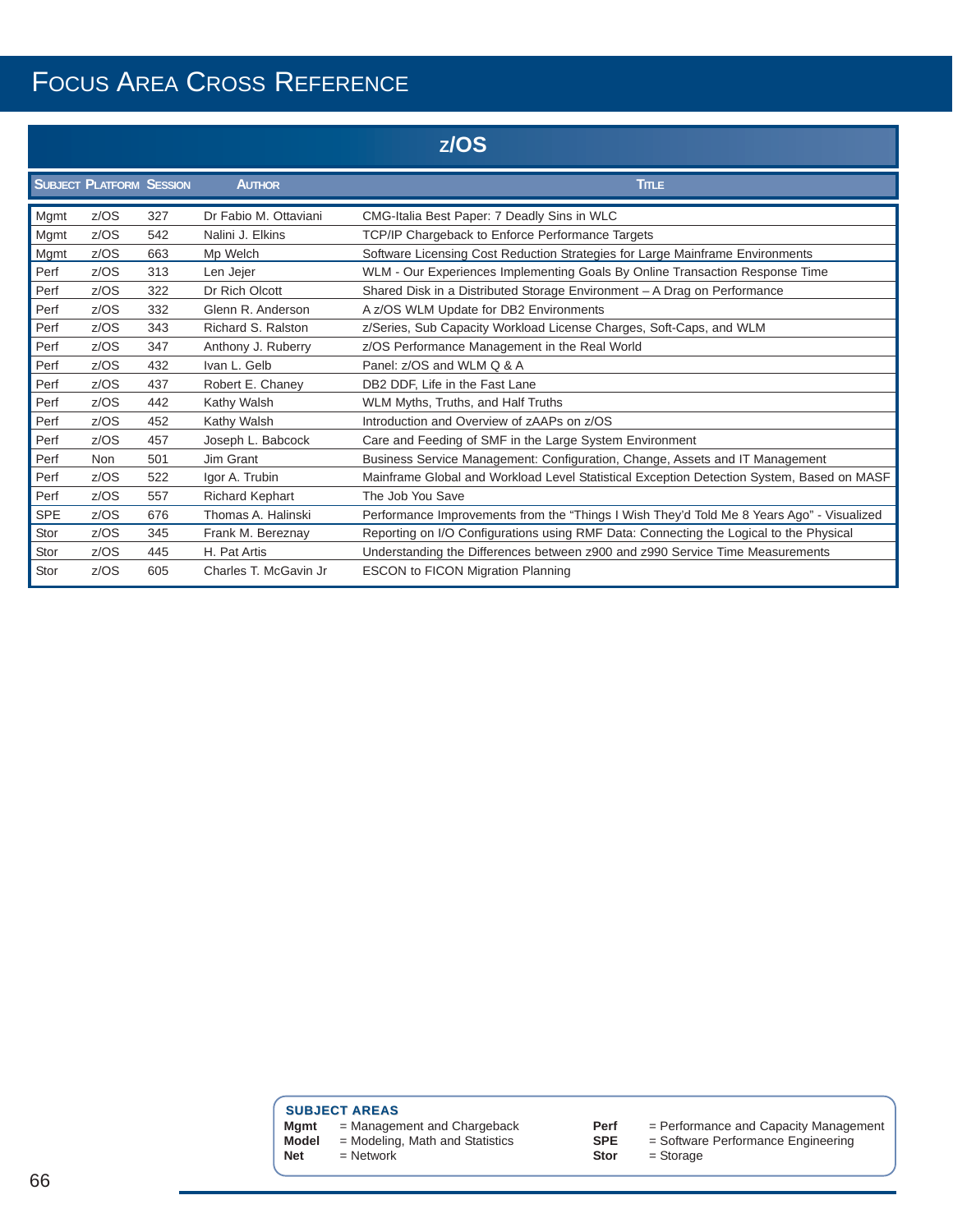# Focus Area Cross Reference

## z/OS

| Subject | Platform | Session | Author | Title |
|---|---|---|---|---|
| Mgmt | z/OS | 327 | Dr Fabio M. Ottaviani | CMG-Italia Best Paper: 7 Deadly Sins in WLC |
| Mgmt | z/OS | 542 | Nalini J. Elkins | TCP/IP Chargeback to Enforce Performance Targets |
| Mgmt | z/OS | 663 | Mp Welch | Software Licensing Cost Reduction Strategies for Large Mainframe Environments |
| Perf | z/OS | 313 | Len Jejer | WLM - Our Experiences Implementing Goals By Online Transaction Response Time |
| Perf | z/OS | 322 | Dr Rich Olcott | Shared Disk in a Distributed Storage Environment – A Drag on Performance |
| Perf | z/OS | 332 | Glenn R. Anderson | A z/OS WLM Update for DB2 Environments |
| Perf | z/OS | 343 | Richard S. Ralston | z/Series, Sub Capacity Workload License Charges, Soft-Caps, and WLM |
| Perf | z/OS | 347 | Anthony J. Ruberry | z/OS Performance Management in the Real World |
| Perf | z/OS | 432 | Ivan L. Gelb | Panel: z/OS and WLM Q & A |
| Perf | z/OS | 437 | Robert E. Chaney | DB2 DDF, Life in the Fast Lane |
| Perf | z/OS | 442 | Kathy Walsh | WLM Myths, Truths, and Half Truths |
| Perf | z/OS | 452 | Kathy Walsh | Introduction and Overview of zAAPs on z/OS |
| Perf | z/OS | 457 | Joseph L. Babcock | Care and Feeding of SMF in the Large System Environment |
| Perf | Non | 501 | Jim Grant | Business Service Management: Configuration, Change, Assets and IT Management |
| Perf | z/OS | 522 | Igor A. Trubin | Mainframe Global and Workload Level Statistical Exception Detection System, Based on MASF |
| Perf | z/OS | 557 | Richard Kephart | The Job You Save |
| SPE | z/OS | 676 | Thomas A. Halinski | Performance Improvements from the “Things I Wish They’d Told Me 8 Years Ago” - Visualized |
| Stor | z/OS | 345 | Frank M. Bereznay | Reporting on I/O Configurations using RMF Data: Connecting the Logical to the Physical |
| Stor | z/OS | 445 | H. Pat Artis | Understanding the Differences between z900 and z990 Service Time Measurements |
| Stor | z/OS | 605 | Charles T. McGavin Jr | ESCON to FICON Migration Planning |

**SUBJECT AREAS**

- **Mgmt** = Management and Chargeback
- **Model** = Modeling, Math and Statistics
- **Net** = Network
- **Perf** = Performance and Capacity Management
- **SPE** = Software Performance Engineering
- **Stor** = Storage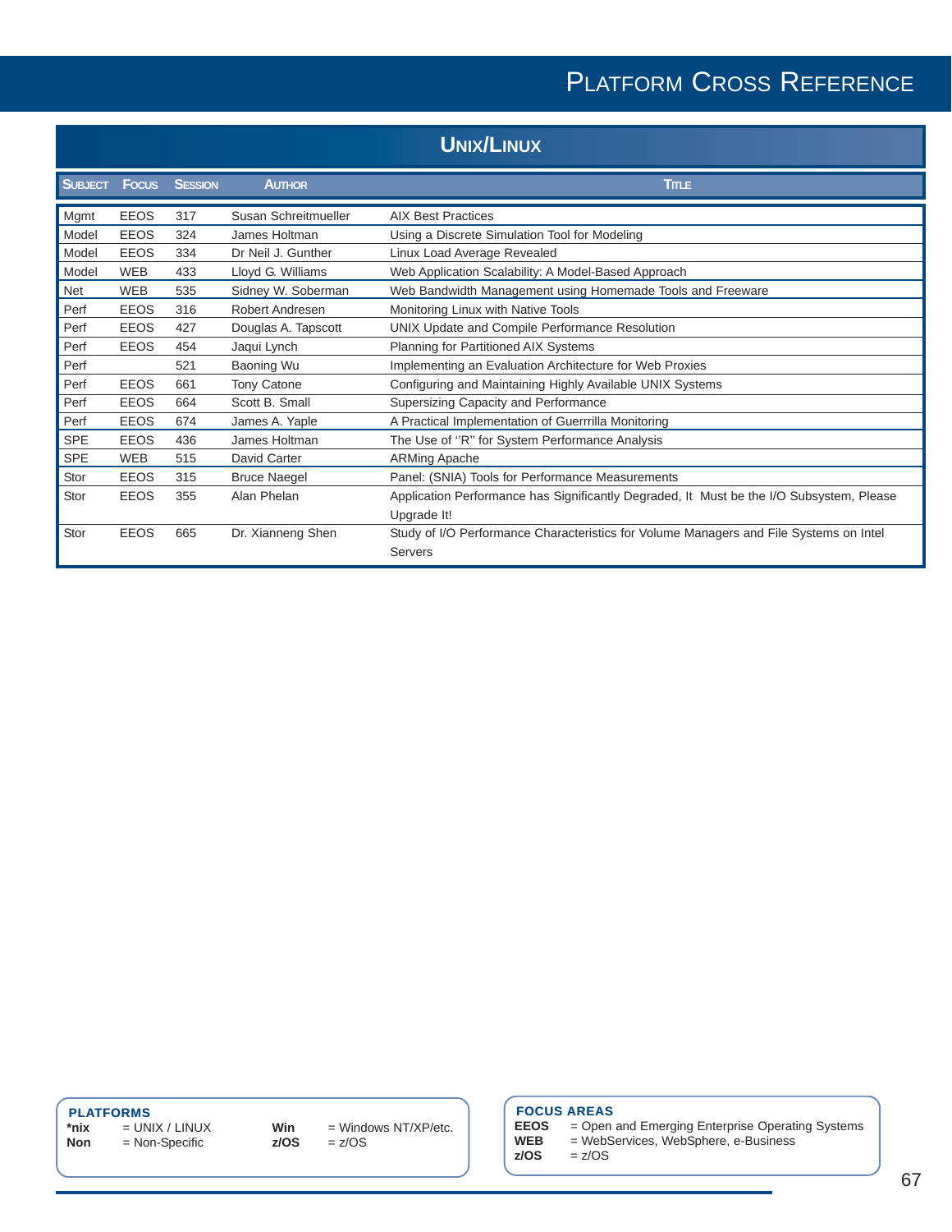# Platform Cross Reference

## Unix/Linux

| Subject | Focus | Session | Author | Title |
|---|---|---|---|---|
| Mgmt | EEOS | 317 | Susan Schreitmueller | AIX Best Practices |
| Model | EEOS | 324 | James Holtman | Using a Discrete Simulation Tool for Modeling |
| Model | EEOS | 334 | Dr Neil J. Gunther | Linux Load Average Revealed |
| Model | WEB | 433 | Lloyd G. Williams | Web Application Scalability: A Model-Based Approach |
| Net | WEB | 535 | Sidney W. Soberman | Web Bandwidth Management using Homemade Tools and Freeware |
| Perf | EEOS | 316 | Robert Andresen | Monitoring Linux with Native Tools |
| Perf | EEOS | 427 | Douglas A. Tapscott | UNIX Update and Compile Performance Resolution |
| Perf | EEOS | 454 | Jaqui Lynch | Planning for Partitioned AIX Systems |
| Perf | | 521 | Baoning Wu | Implementing an Evaluation Architecture for Web Proxies |
| Perf | EEOS | 661 | Tony Catone | Configuring and Maintaining Highly Available UNIX Systems |
| Perf | EEOS | 664 | Scott B. Small | Supersizing Capacity and Performance |
| Perf | EEOS | 674 | James A. Yaple | A Practical Implementation of Guerrrilla Monitoring |
| SPE | EEOS | 436 | James Holtman | The Use of "R" for System Performance Analysis |
| SPE | WEB | 515 | David Carter | ARMing Apache |
| Stor | EEOS | 315 | Bruce Naegel | Panel: (SNIA) Tools for Performance Measurements |
| Stor | EEOS | 355 | Alan Phelan | Application Performance has Significantly Degraded, It Must be the I/O Subsystem, Please Upgrade It! |
| Stor | EEOS | 665 | Dr. Xianneng Shen | Study of I/O Performance Characteristics for Volume Managers and File Systems on Intel Servers |

**PLATFORMS**

**\*nix** = UNIX / LINUX
**Non** = Non-Specific
**Win** = Windows NT/XP/etc.
**z/OS** = z/OS

**FOCUS AREAS**

**EEOS** = Open and Emerging Enterprise Operating Systems
**WEB** = WebServices, WebSphere, e-Business
**z/OS** = z/OS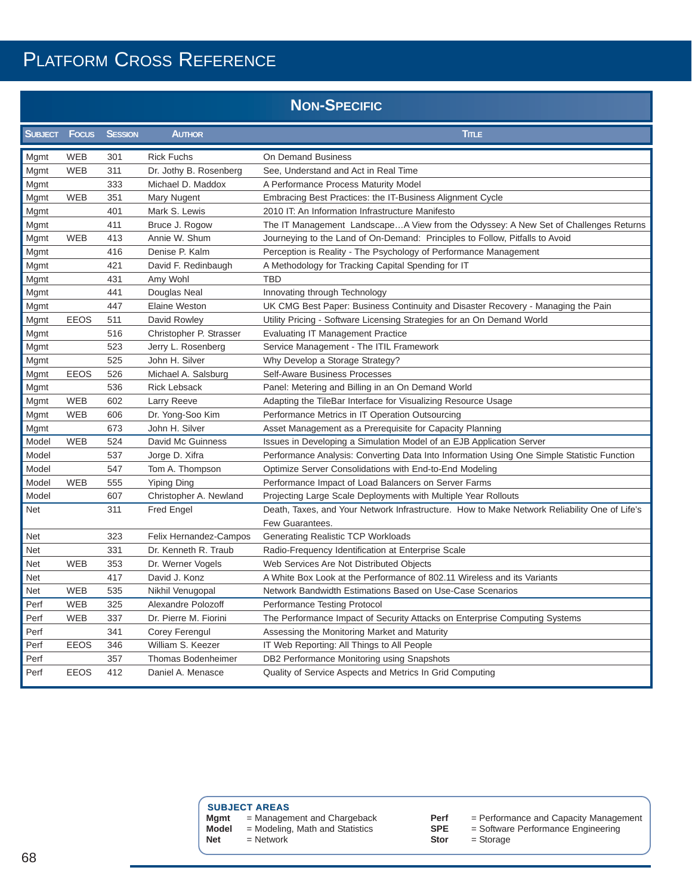# Platform Cross Reference

## Non-Specific

| Subject | Focus | Session | Author | Title |
|---|---|---|---|---|
| Mgmt | WEB | 301 | Rick Fuchs | On Demand Business |
| Mgmt | WEB | 311 | Dr. Jothy B. Rosenberg | See, Understand and Act in Real Time |
| Mgmt | | 333 | Michael D. Maddox | A Performance Process Maturity Model |
| Mgmt | WEB | 351 | Mary Nugent | Embracing Best Practices: the IT-Business Alignment Cycle |
| Mgmt | | 401 | Mark S. Lewis | 2010 IT: An Information Infrastructure Manifesto |
| Mgmt | | 411 | Bruce J. Rogow | The IT Management Landscape…A View from the Odyssey: A New Set of Challenges Returns |
| Mgmt | WEB | 413 | Annie W. Shum | Journeying to the Land of On-Demand: Principles to Follow, Pitfalls to Avoid |
| Mgmt | | 416 | Denise P. Kalm | Perception is Reality - The Psychology of Performance Management |
| Mgmt | | 421 | David F. Redinbaugh | A Methodology for Tracking Capital Spending for IT |
| Mgmt | | 431 | Amy Wohl | TBD |
| Mgmt | | 441 | Douglas Neal | Innovating through Technology |
| Mgmt | | 447 | Elaine Weston | UK CMG Best Paper: Business Continuity and Disaster Recovery - Managing the Pain |
| Mgmt | EEOS | 511 | David Rowley | Utility Pricing - Software Licensing Strategies for an On Demand World |
| Mgmt | | 516 | Christopher P. Strasser | Evaluating IT Management Practice |
| Mgmt | | 523 | Jerry L. Rosenberg | Service Management - The ITIL Framework |
| Mgmt | | 525 | John H. Silver | Why Develop a Storage Strategy? |
| Mgmt | EEOS | 526 | Michael A. Salsburg | Self-Aware Business Processes |
| Mgmt | | 536 | Rick Lebsack | Panel: Metering and Billing in an On Demand World |
| Mgmt | WEB | 602 | Larry Reeve | Adapting the TileBar Interface for Visualizing Resource Usage |
| Mgmt | WEB | 606 | Dr. Yong-Soo Kim | Performance Metrics in IT Operation Outsourcing |
| Mgmt | | 673 | John H. Silver | Asset Management as a Prerequisite for Capacity Planning |
| Model | WEB | 524 | David Mc Guinness | Issues in Developing a Simulation Model of an EJB Application Server |
| Model | | 537 | Jorge D. Xifra | Performance Analysis: Converting Data Into Information Using One Simple Statistic Function |
| Model | | 547 | Tom A. Thompson | Optimize Server Consolidations with End-to-End Modeling |
| Model | WEB | 555 | Yiping Ding | Performance Impact of Load Balancers on Server Farms |
| Model | | 607 | Christopher A. Newland | Projecting Large Scale Deployments with Multiple Year Rollouts |
| Net | | 311 | Fred Engel | Death, Taxes, and Your Network Infrastructure. How to Make Network Reliability One of Life's Few Guarantees. |
| Net | | 323 | Felix Hernandez-Campos | Generating Realistic TCP Workloads |
| Net | | 331 | Dr. Kenneth R. Traub | Radio-Frequency Identification at Enterprise Scale |
| Net | WEB | 353 | Dr. Werner Vogels | Web Services Are Not Distributed Objects |
| Net | | 417 | David J. Konz | A White Box Look at the Performance of 802.11 Wireless and its Variants |
| Net | WEB | 535 | Nikhil Venugopal | Network Bandwidth Estimations Based on Use-Case Scenarios |
| Perf | WEB | 325 | Alexandre Polozoff | Performance Testing Protocol |
| Perf | WEB | 337 | Dr. Pierre M. Fiorini | The Performance Impact of Security Attacks on Enterprise Computing Systems |
| Perf | | 341 | Corey Ferengul | Assessing the Monitoring Market and Maturity |
| Perf | EEOS | 346 | William S. Keezer | IT Web Reporting: All Things to All People |
| Perf | | 357 | Thomas Bodenheimer | DB2 Performance Monitoring using Snapshots |
| Perf | EEOS | 412 | Daniel A. Menasce | Quality of Service Aspects and Metrics In Grid Computing |

**SUBJECT AREAS**

**Mgmt** = Management and Chargeback
**Model** = Modeling, Math and Statistics
**Net** = Network
**Perf** = Performance and Capacity Management
**SPE** = Software Performance Engineering
**Stor** = Storage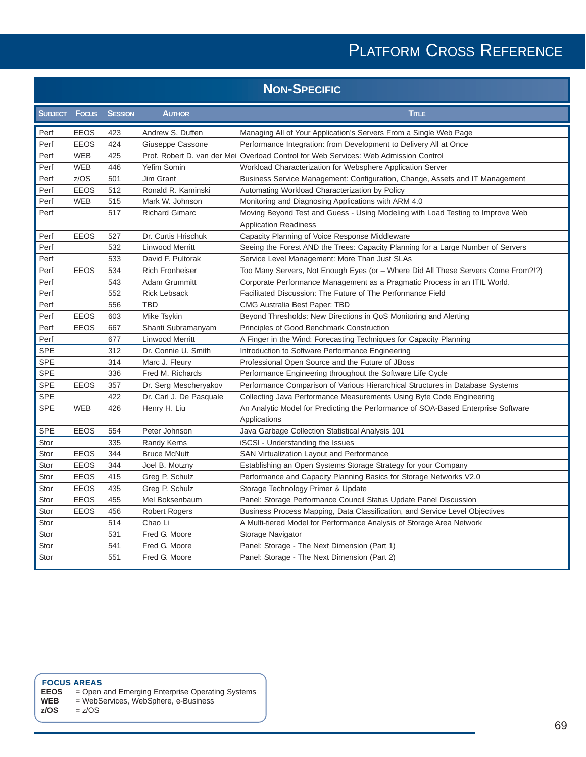# Platform Cross Reference

## Non-Specific

| Subject | Focus | Session | Author | Title |
|---|---|---|---|---|
| Perf | EEOS | 423 | Andrew S. Duffen | Managing All of Your Application's Servers From a Single Web Page |
| Perf | EEOS | 424 | Giuseppe Cassone | Performance Integration: from Development to Delivery All at Once |
| Perf | WEB | 425 | Prof. Robert D. van der Mei | Overload Control for Web Services: Web Admission Control |
| Perf | WEB | 446 | Yefim Somin | Workload Characterization for Websphere Application Server |
| Perf | z/OS | 501 | Jim Grant | Business Service Management: Configuration, Change, Assets and IT Management |
| Perf | EEOS | 512 | Ronald R. Kaminski | Automating Workload Characterization by Policy |
| Perf | WEB | 515 | Mark W. Johnson | Monitoring and Diagnosing Applications with ARM 4.0 |
| Perf | | 517 | Richard Gimarc | Moving Beyond Test and Guess - Using Modeling with Load Testing to Improve Web Application Readiness |
| Perf | EEOS | 527 | Dr. Curtis Hrischuk | Capacity Planning of Voice Response Middleware |
| Perf | | 532 | Linwood Merritt | Seeing the Forest AND the Trees: Capacity Planning for a Large Number of Servers |
| Perf | | 533 | David F. Pultorak | Service Level Management: More Than Just SLAs |
| Perf | EEOS | 534 | Rich Fronheiser | Too Many Servers, Not Enough Eyes (or – Where Did All These Servers Come From?!?) |
| Perf | | 543 | Adam Grummitt | Corporate Performance Management as a Pragmatic Process in an ITIL World. |
| Perf | | 552 | Rick Lebsack | Facilitated Discussion: The Future of The Performance Field |
| Perf | | 556 | TBD | CMG Australia Best Paper: TBD |
| Perf | EEOS | 603 | Mike Tsykin | Beyond Thresholds: New Directions in QoS Monitoring and Alerting |
| Perf | EEOS | 667 | Shanti Subramanyam | Principles of Good Benchmark Construction |
| Perf | | 677 | Linwood Merritt | A Finger in the Wind: Forecasting Techniques for Capacity Planning |
| SPE | | 312 | Dr. Connie U. Smith | Introduction to Software Performance Engineering |
| SPE | | 314 | Marc J. Fleury | Professional Open Source and the Future of JBoss |
| SPE | | 336 | Fred M. Richards | Performance Engineering throughout the Software Life Cycle |
| SPE | EEOS | 357 | Dr. Serg Mescheryakov | Performance Comparison of Various Hierarchical Structures in Database Systems |
| SPE | | 422 | Dr. Carl J. De Pasquale | Collecting Java Performance Measurements Using Byte Code Engineering |
| SPE | WEB | 426 | Henry H. Liu | An Analytic Model for Predicting the Performance of SOA-Based Enterprise Software Applications |
| SPE | EEOS | 554 | Peter Johnson | Java Garbage Collection Statistical Analysis 101 |
| Stor | | 335 | Randy Kerns | iSCSI - Understanding the Issues |
| Stor | EEOS | 344 | Bruce McNutt | SAN Virtualization Layout and Performance |
| Stor | EEOS | 344 | Joel B. Motzny | Establishing an Open Systems Storage Strategy for your Company |
| Stor | EEOS | 415 | Greg P. Schulz | Performance and Capacity Planning Basics for Storage Networks V2.0 |
| Stor | EEOS | 435 | Greg P. Schulz | Storage Technology Primer & Update |
| Stor | EEOS | 455 | Mel Boksenbaum | Panel: Storage Performance Council Status Update Panel Discussion |
| Stor | EEOS | 456 | Robert Rogers | Business Process Mapping, Data Classification, and Service Level Objectives |
| Stor | | 514 | Chao Li | A Multi-tiered Model for Performance Analysis of Storage Area Network |
| Stor | | 531 | Fred G. Moore | Storage Navigator |
| Stor | | 541 | Fred G. Moore | Panel: Storage - The Next Dimension (Part 1) |
| Stor | | 551 | Fred G. Moore | Panel: Storage - The Next Dimension (Part 2) |

**FOCUS AREAS**

**EEOS** = Open and Emerging Enterprise Operating Systems
**WEB** = WebServices, WebSphere, e-Business
**z/OS** = z/OS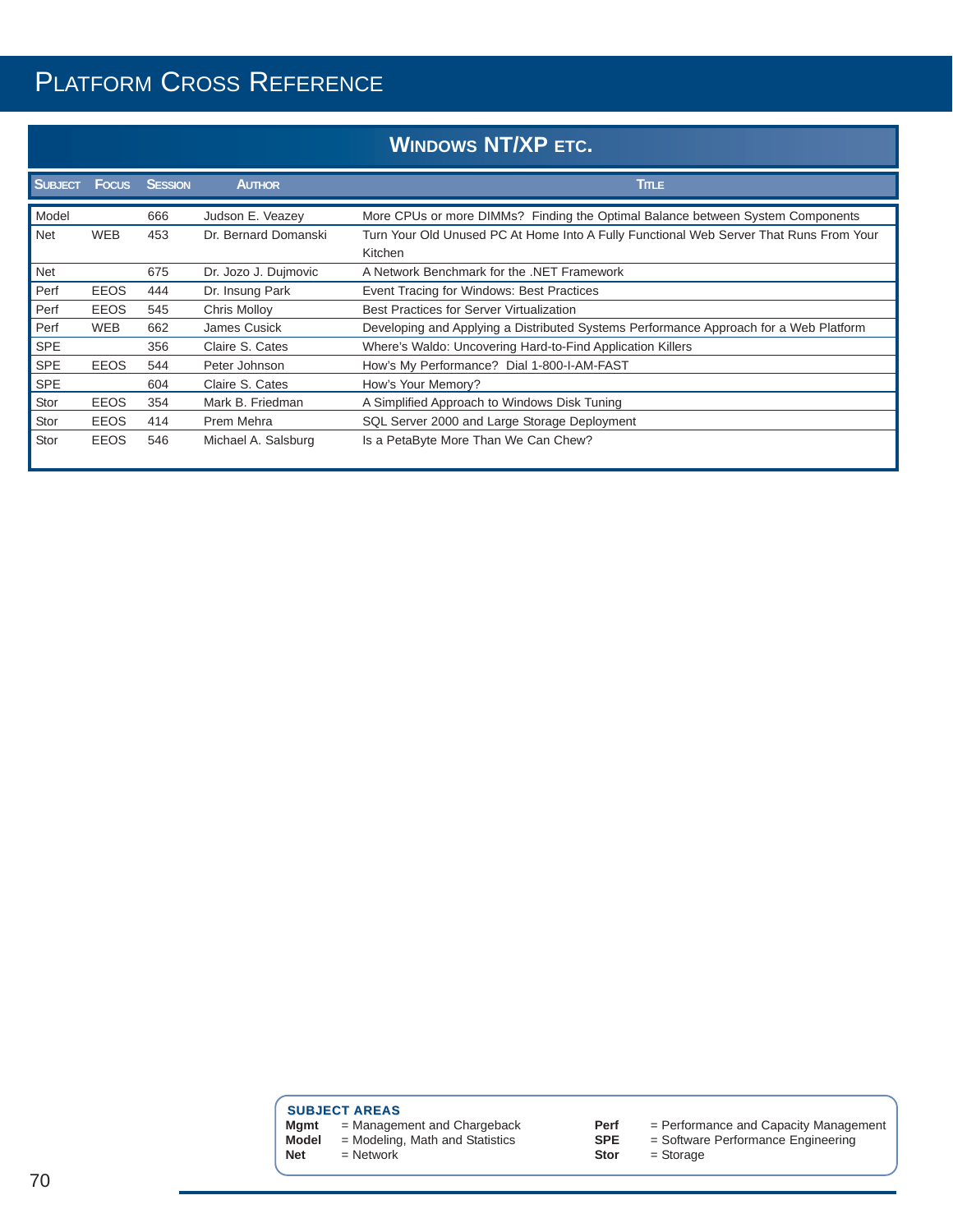# Platform Cross Reference

## Windows NT/XP etc.

| Subject | Focus | Session | Author | Title |
|---|---|---|---|---|
| Model | | 666 | Judson E. Veazey | More CPUs or more DIMMs? Finding the Optimal Balance between System Components |
| Net | WEB | 453 | Dr. Bernard Domanski | Turn Your Old Unused PC At Home Into A Fully Functional Web Server That Runs From Your Kitchen |
| Net | | 675 | Dr. Jozo J. Dujmovic | A Network Benchmark for the .NET Framework |
| Perf | EEOS | 444 | Dr. Insung Park | Event Tracing for Windows: Best Practices |
| Perf | EEOS | 545 | Chris Molloy | Best Practices for Server Virtualization |
| Perf | WEB | 662 | James Cusick | Developing and Applying a Distributed Systems Performance Approach for a Web Platform |
| SPE | | 356 | Claire S. Cates | Where's Waldo: Uncovering Hard-to-Find Application Killers |
| SPE | EEOS | 544 | Peter Johnson | How's My Performance? Dial 1-800-I-AM-FAST |
| SPE | | 604 | Claire S. Cates | How's Your Memory? |
| Stor | EEOS | 354 | Mark B. Friedman | A Simplified Approach to Windows Disk Tuning |
| Stor | EEOS | 414 | Prem Mehra | SQL Server 2000 and Large Storage Deployment |
| Stor | EEOS | 546 | Michael A. Salsburg | Is a PetaByte More Than We Can Chew? |

**SUBJECT AREAS**

| | | | |
|---|---|---|---|
| **Mgmt** | = Management and Chargeback | **Perf** | = Performance and Capacity Management |
| **Model** | = Modeling, Math and Statistics | **SPE** | = Software Performance Engineering |
| **Net** | = Network | **Stor** | = Storage |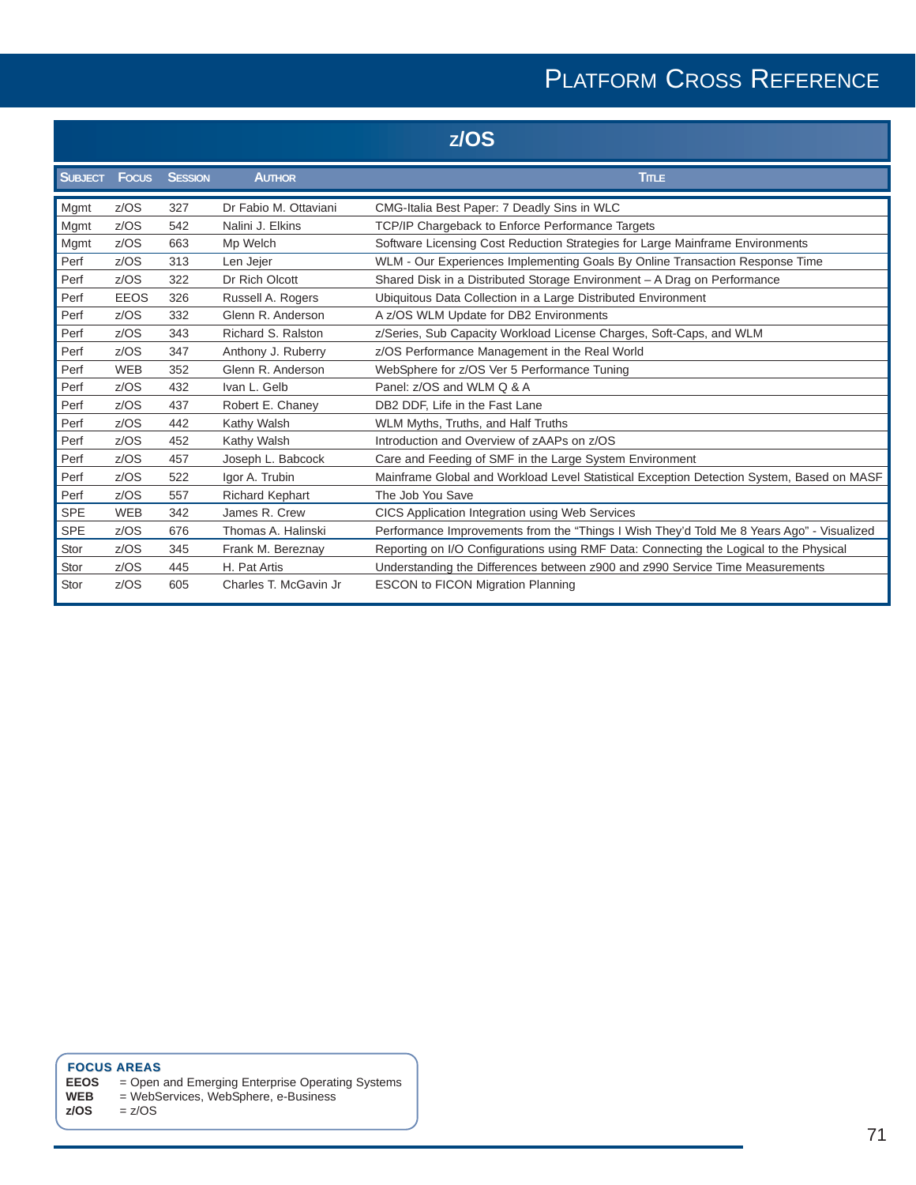# Platform Cross Reference

## z/OS

| Subject | Focus | Session | Author | Title |
|---|---|---|---|---|
| Mgmt | z/OS | 327 | Dr Fabio M. Ottaviani | CMG-Italia Best Paper: 7 Deadly Sins in WLC |
| Mgmt | z/OS | 542 | Nalini J. Elkins | TCP/IP Chargeback to Enforce Performance Targets |
| Mgmt | z/OS | 663 | Mp Welch | Software Licensing Cost Reduction Strategies for Large Mainframe Environments |
| Perf | z/OS | 313 | Len Jejer | WLM - Our Experiences Implementing Goals By Online Transaction Response Time |
| Perf | z/OS | 322 | Dr Rich Olcott | Shared Disk in a Distributed Storage Environment – A Drag on Performance |
| Perf | EEOS | 326 | Russell A. Rogers | Ubiquitous Data Collection in a Large Distributed Environment |
| Perf | z/OS | 332 | Glenn R. Anderson | A z/OS WLM Update for DB2 Environments |
| Perf | z/OS | 343 | Richard S. Ralston | z/Series, Sub Capacity Workload License Charges, Soft-Caps, and WLM |
| Perf | z/OS | 347 | Anthony J. Ruberry | z/OS Performance Management in the Real World |
| Perf | WEB | 352 | Glenn R. Anderson | WebSphere for z/OS Ver 5 Performance Tuning |
| Perf | z/OS | 432 | Ivan L. Gelb | Panel: z/OS and WLM Q & A |
| Perf | z/OS | 437 | Robert E. Chaney | DB2 DDF, Life in the Fast Lane |
| Perf | z/OS | 442 | Kathy Walsh | WLM Myths, Truths, and Half Truths |
| Perf | z/OS | 452 | Kathy Walsh | Introduction and Overview of zAAPs on z/OS |
| Perf | z/OS | 457 | Joseph L. Babcock | Care and Feeding of SMF in the Large System Environment |
| Perf | z/OS | 522 | Igor A. Trubin | Mainframe Global and Workload Level Statistical Exception Detection System, Based on MASF |
| Perf | z/OS | 557 | Richard Kephart | The Job You Save |
| SPE | WEB | 342 | James R. Crew | CICS Application Integration using Web Services |
| SPE | z/OS | 676 | Thomas A. Halinski | Performance Improvements from the "Things I Wish They'd Told Me 8 Years Ago" - Visualized |
| Stor | z/OS | 345 | Frank M. Bereznay | Reporting on I/O Configurations using RMF Data: Connecting the Logical to the Physical |
| Stor | z/OS | 445 | H. Pat Artis | Understanding the Differences between z900 and z990 Service Time Measurements |
| Stor | z/OS | 605 | Charles T. McGavin Jr | ESCON to FICON Migration Planning |

**FOCUS AREAS**

- **EEOS** = Open and Emerging Enterprise Operating Systems
- **WEB** = WebServices, WebSphere, e-Business
- **z/OS** = z/OS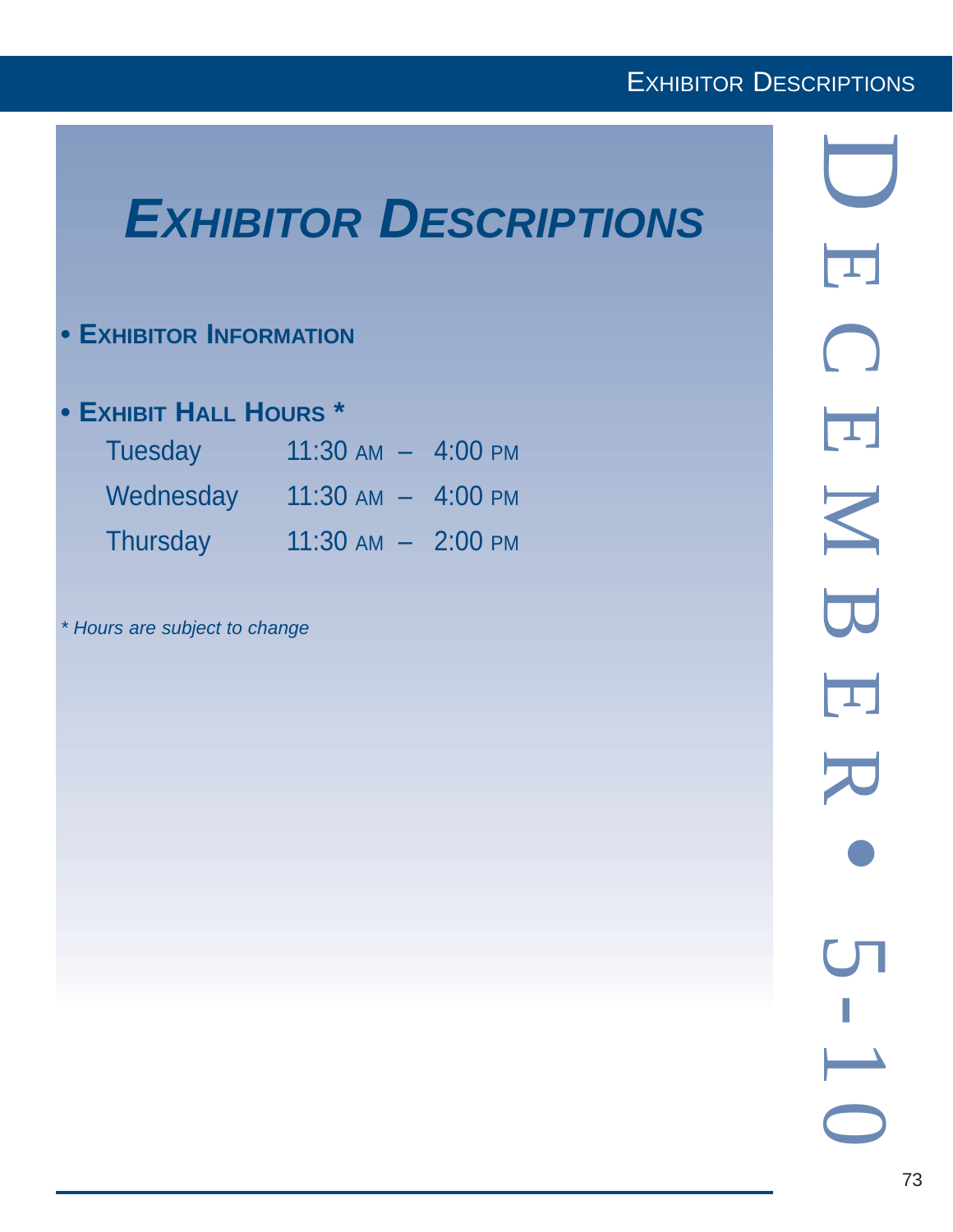# *EXHIBITOR DESCRIPTIONS*

- **EXHIBITOR INFORMATION**

- **EXHIBIT HALL HOURS ***

| | |
|---|---|
| Tuesday | 11:30 AM – 4:00 PM |
| Wednesday | 11:30 AM – 4:00 PM |
| Thursday | 11:30 AM – 2:00 PM |

*\* Hours are subject to change*

DECEMBER • 5-10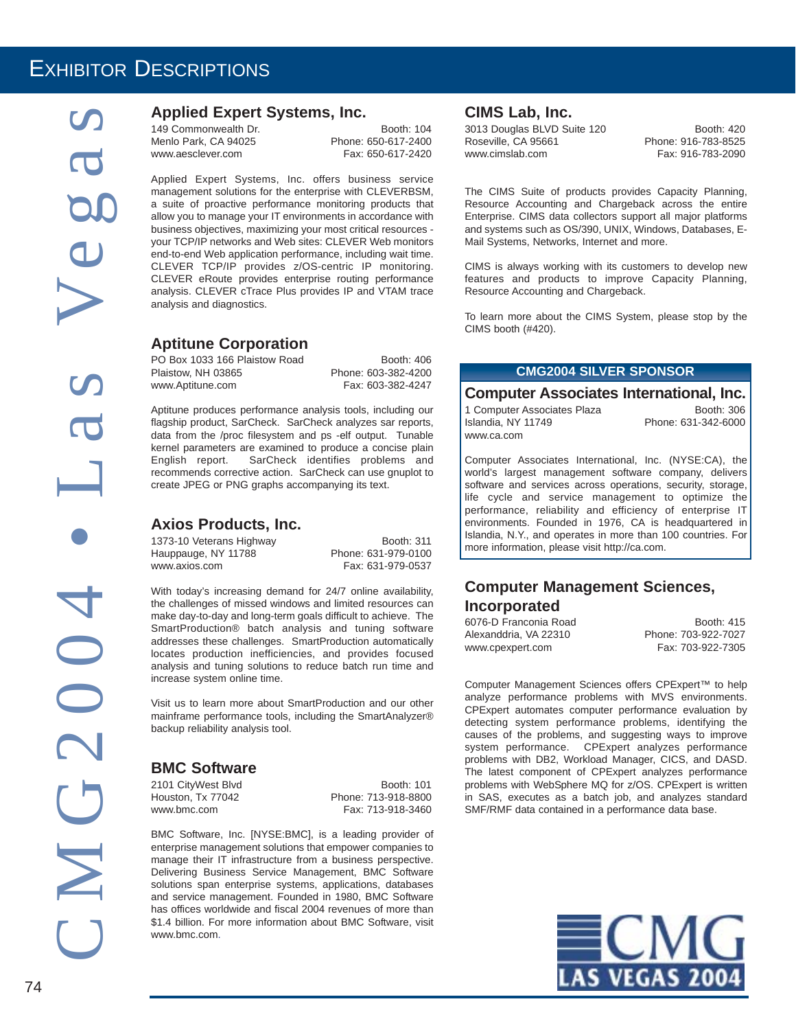# Exhibitor Descriptions

## Applied Expert Systems, Inc.

149 Commonwealth Dr.
Menlo Park, CA 94025
www.aesclever.com

Booth: 104
Phone: 650-617-2400
Fax: 650-617-2420

Applied Expert Systems, Inc. offers business service management solutions for the enterprise with CLEVERBSM, a suite of proactive performance monitoring products that allow you to manage your IT environments in accordance with business objectives, maximizing your most critical resources - your TCP/IP networks and Web sites: CLEVER Web monitors end-to-end Web application performance, including wait time. CLEVER TCP/IP provides z/OS-centric IP monitoring. CLEVER eRoute provides enterprise routing performance analysis. CLEVER cTrace Plus provides IP and VTAM trace analysis and diagnostics.

## Aptitune Corporation

PO Box 1033 166 Plaistow Road
Plaistow, NH 03865
www.Aptitune.com

Booth: 406
Phone: 603-382-4200
Fax: 603-382-4247

Aptitune produces performance analysis tools, including our flagship product, SarCheck. SarCheck analyzes sar reports, data from the /proc filesystem and ps -elf output. Tunable kernel parameters are examined to produce a concise plain English report. SarCheck identifies problems and recommends corrective action. SarCheck can use gnuplot to create JPEG or PNG graphs accompanying its text.

## Axios Products, Inc.

1373-10 Veterans Highway
Hauppauge, NY 11788
www.axios.com

Booth: 311
Phone: 631-979-0100
Fax: 631-979-0537

With today's increasing demand for 24/7 online availability, the challenges of missed windows and limited resources can make day-to-day and long-term goals difficult to achieve. The SmartProduction® batch analysis and tuning software addresses these challenges. SmartProduction automatically locates production inefficiencies, and provides focused analysis and tuning solutions to reduce batch run time and increase system online time.

Visit us to learn more about SmartProduction and our other mainframe performance tools, including the SmartAnalyzer® backup reliability analysis tool.

## BMC Software

2101 CityWest Blvd
Houston, Tx 77042
www.bmc.com

Booth: 101
Phone: 713-918-8800
Fax: 713-918-3460

BMC Software, Inc. [NYSE:BMC], is a leading provider of enterprise management solutions that empower companies to manage their IT infrastructure from a business perspective. Delivering Business Service Management, BMC Software solutions span enterprise systems, applications, databases and service management. Founded in 1980, BMC Software has offices worldwide and fiscal 2004 revenues of more than $1.4 billion. For more information about BMC Software, visit www.bmc.com.

## CIMS Lab, Inc.

3013 Douglas BLVD Suite 120
Roseville, CA 95661
www.cimslab.com

Booth: 420
Phone: 916-783-8525
Fax: 916-783-2090

The CIMS Suite of products provides Capacity Planning, Resource Accounting and Chargeback across the entire Enterprise. CIMS data collectors support all major platforms and systems such as OS/390, UNIX, Windows, Databases, E-Mail Systems, Networks, Internet and more.

CIMS is always working with its customers to develop new features and products to improve Capacity Planning, Resource Accounting and Chargeback.

To learn more about the CIMS System, please stop by the CIMS booth (#420).

**CMG2004 SILVER SPONSOR**

## Computer Associates International, Inc.

1 Computer Associates Plaza
Islandia, NY 11749
www.ca.com

Booth: 306
Phone: 631-342-6000

Computer Associates International, Inc. (NYSE:CA), the world's largest management software company, delivers software and services across operations, security, storage, life cycle and service management to optimize the performance, reliability and efficiency of enterprise IT environments. Founded in 1976, CA is headquartered in Islandia, N.Y., and operates in more than 100 countries. For more information, please visit http://ca.com.

## Computer Management Sciences, Incorporated

6076-D Franconia Road
Alexanddria, VA 22310
www.cpexpert.com

Booth: 415
Phone: 703-922-7027
Fax: 703-922-7305

Computer Management Sciences offers CPExpert™ to help analyze performance problems with MVS environments. CPExpert automates computer performance evaluation by detecting system performance problems, identifying the causes of the problems, and suggesting ways to improve system performance. CPExpert analyzes performance problems with DB2, Workload Manager, CICS, and DASD. The latest component of CPExpert analyzes performance problems with WebSphere MQ for z/OS. CPExpert is written in SAS, executes as a batch job, and analyzes standard SMF/RMF data contained in a performance data base.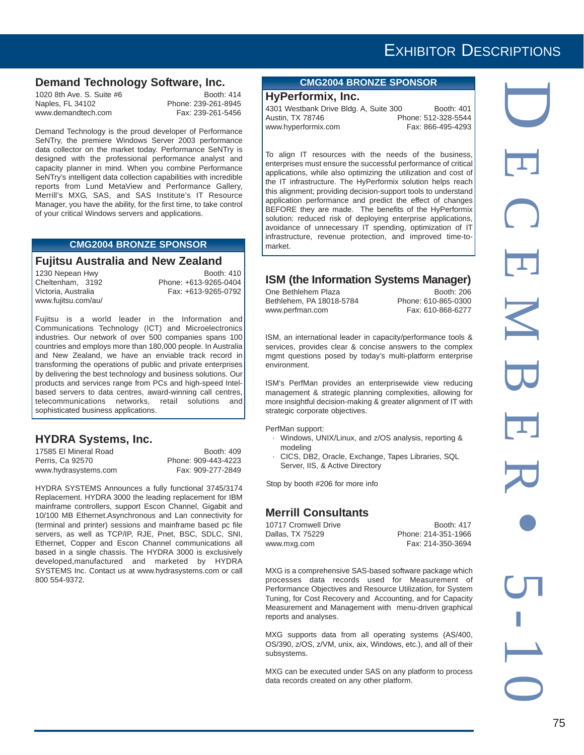## Demand Technology Software, Inc.

1020 8th Ave. S. Suite #6
Naples, FL 34102
www.demandtech.com

Booth: 414
Phone: 239-261-8945
Fax: 239-261-5456

Demand Technology is the proud developer of Performance SeNTry, the premiere Windows Server 2003 performance data collector on the market today. Performance SeNTry is designed with the professional performance analyst and capacity planner in mind. When you combine Performance SeNTry's intelligent data collection capabilities with incredible reports from Lund MetaView and Performance Gallery, Merrill's MXG, SAS, and SAS Institute's IT Resource Manager, you have the ability, for the first time, to take control of your critical Windows servers and applications.

**CMG2004 BRONZE SPONSOR**

## Fujitsu Australia and New Zealand

1230 Nepean Hwy
Cheltenham, 3192
Victoria, Australia
www.fujitsu.com/au/

Booth: 410
Phone: +613-9265-0404
Fax: +613-9265-0792

Fujitsu is a world leader in the Information and Communications Technology (ICT) and Microelectronics industries. Our network of over 500 companies spans 100 countries and employs more than 180,000 people. In Australia and New Zealand, we have an enviable track record in transforming the operations of public and private enterprises by delivering the best technology and business solutions. Our products and services range from PCs and high-speed Intel-based servers to data centres, award-winning call centres, telecommunications networks, retail solutions and sophisticated business applications.

## HYDRA Systems, Inc.

17585 El Mineral Road
Perris, Ca 92570
www.hydrasystems.com

Booth: 409
Phone: 909-443-4223
Fax: 909-277-2849

HYDRA SYSTEMS Announces a fully functional 3745/3174 Replacement. HYDRA 3000 the leading replacement for IBM mainframe controllers, support Escon Channel, Gigabit and 10/100 MB Ethernet.Asynchronous and Lan connectivity for (terminal and printer) sessions and mainframe based pc file servers, as well as TCP/IP, RJE, Pnet, BSC, SDLC, SNI, Ethernet, Copper and Escon Channel communications all based in a single chassis. The HYDRA 3000 is exclusively developed,manufactured and marketed by HYDRA SYSTEMS Inc. Contact us at www.hydrasystems.com or call 800 554-9372.

**CMG2004 BRONZE SPONSOR**

## HyPerformix, Inc.

4301 Westbank Drive Bldg. A, Suite 300
Austin, TX 78746
www.hyperformix.com

Booth: 401
Phone: 512-328-5544
Fax: 866-495-4293

To align IT resources with the needs of the business, enterprises must ensure the successful performance of critical applications, while also optimizing the utilization and cost of the IT infrastructure. The HyPerformix solution helps reach this alignment; providing decision-support tools to understand application performance and predict the effect of changes BEFORE they are made. The benefits of the HyPerformix solution: reduced risk of deploying enterprise applications, avoidance of unnecessary IT spending, optimization of IT infrastructure, revenue protection, and improved time-to-market.

## ISM (the Information Systems Manager)

One Bethlehem Plaza
Bethlehem, PA 18018-5784
www.perfman.com

Booth: 206
Phone: 610-865-0300
Fax: 610-868-6277

ISM, an international leader in capacity/performance tools & services, provides clear & concise answers to the complex mgmt questions posed by today's multi-platform enterprise environment.

ISM's PerfMan provides an enterprisewide view reducing management & strategic planning complexities, allowing for more insightful decision-making & greater alignment of IT with strategic corporate objectives.

PerfMan support:

- Windows, UNIX/Linux, and z/OS analysis, reporting & modeling
- CICS, DB2, Oracle, Exchange, Tapes Libraries, SQL Server, IIS, & Active Directory

Stop by booth #206 for more info

## Merrill Consultants

10717 Cromwell Drive
Dallas, TX 75229
www.mxg.com

Booth: 417
Phone: 214-351-1966
Fax: 214-350-3694

MXG is a comprehensive SAS-based software package which processes data records used for Measurement of Performance Objectives and Resource Utilization, for System Tuning, for Cost Recovery and Accounting, and for Capacity Measurement and Management with menu-driven graphical reports and analyses.

MXG supports data from all operating systems (AS/400, OS/390, z/OS, z/VM, unix, aix, Windows, etc.), and all of their subsystems.

MXG can be executed under SAS on any platform to process data records created on any other platform.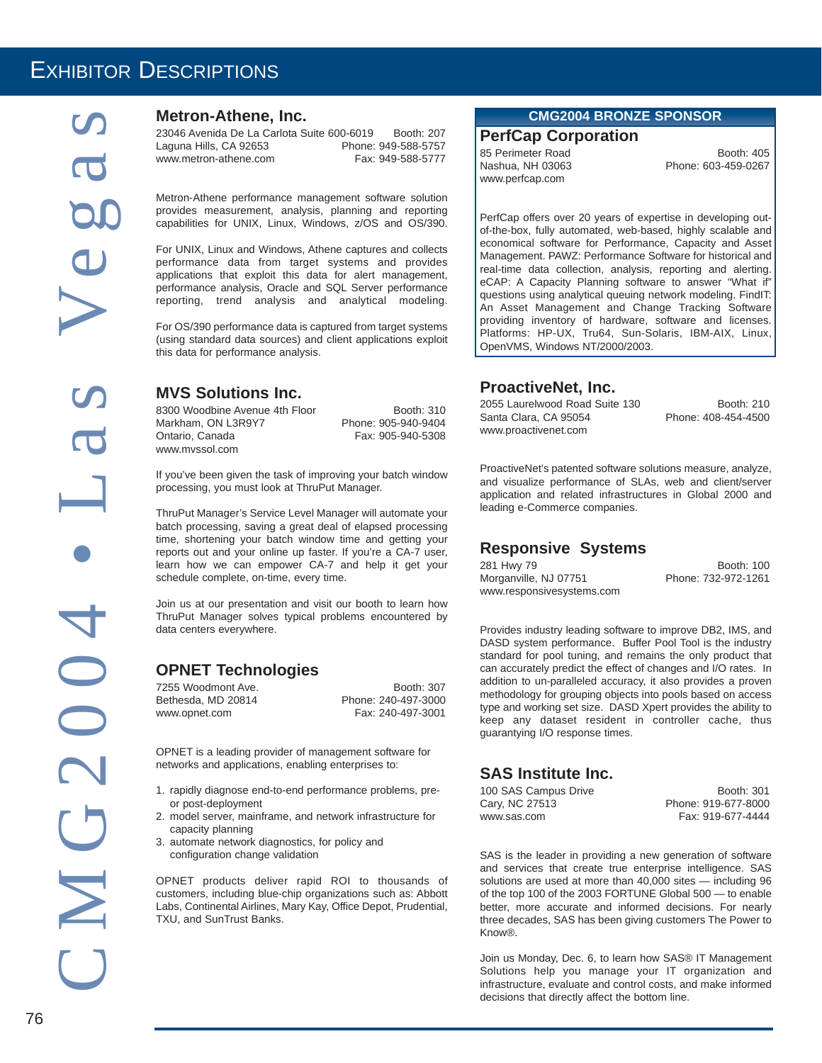# Exhibitor Descriptions

## Metron-Athene, Inc.

23046 Avenida De La Carlota Suite 600-6019
Laguna Hills, CA 92653
www.metron-athene.com

Booth: 207
Phone: 949-588-5757
Fax: 949-588-5777

Metron-Athene performance management software solution provides measurement, analysis, planning and reporting capabilities for UNIX, Linux, Windows, z/OS and OS/390.

For UNIX, Linux and Windows, Athene captures and collects performance data from target systems and provides applications that exploit this data for alert management, performance analysis, Oracle and SQL Server performance reporting, trend analysis and analytical modeling.

For OS/390 performance data is captured from target systems (using standard data sources) and client applications exploit this data for performance analysis.

## MVS Solutions Inc.

8300 Woodbine Avenue 4th Floor
Markham, ON L3R9Y7
Ontario, Canada
www.mvssol.com

Booth: 310
Phone: 905-940-9404
Fax: 905-940-5308

If you've been given the task of improving your batch window processing, you must look at ThruPut Manager.

ThruPut Manager's Service Level Manager will automate your batch processing, saving a great deal of elapsed processing time, shortening your batch window time and getting your reports out and your online up faster. If you're a CA-7 user, learn how we can empower CA-7 and help it get your schedule complete, on-time, every time.

Join us at our presentation and visit our booth to learn how ThruPut Manager solves typical problems encountered by data centers everywhere.

## OPNET Technologies

7255 Woodmont Ave.
Bethesda, MD 20814
www.opnet.com

Booth: 307
Phone: 240-497-3000
Fax: 240-497-3001

OPNET is a leading provider of management software for networks and applications, enabling enterprises to:

1. rapidly diagnose end-to-end performance problems, pre- or post-deployment
2. model server, mainframe, and network infrastructure for capacity planning
3. automate network diagnostics, for policy and configuration change validation

OPNET products deliver rapid ROI to thousands of customers, including blue-chip organizations such as: Abbott Labs, Continental Airlines, Mary Kay, Office Depot, Prudential, TXU, and SunTrust Banks.

**CMG2004 BRONZE SPONSOR**

## PerfCap Corporation

85 Perimeter Road
Nashua, NH 03063
www.perfcap.com

Booth: 405
Phone: 603-459-0267

PerfCap offers over 20 years of expertise in developing out-of-the-box, fully automated, web-based, highly scalable and economical software for Performance, Capacity and Asset Management. PAWZ: Performance Software for historical and real-time data collection, analysis, reporting and alerting. eCAP: A Capacity Planning software to answer "What if" questions using analytical queuing network modeling. FindIT: An Asset Management and Change Tracking Software providing inventory of hardware, software and licenses. Platforms: HP-UX, Tru64, Sun-Solaris, IBM-AIX, Linux, OpenVMS, Windows NT/2000/2003.

## ProactiveNet, Inc.

2055 Laurelwood Road Suite 130
Santa Clara, CA 95054
www.proactivenet.com

Booth: 210
Phone: 408-454-4500

ProactiveNet's patented software solutions measure, analyze, and visualize performance of SLAs, web and client/server application and related infrastructures in Global 2000 and leading e-Commerce companies.

## Responsive Systems

281 Hwy 79
Morganville, NJ 07751
www.responsivesystems.com

Booth: 100
Phone: 732-972-1261

Provides industry leading software to improve DB2, IMS, and DASD system performance. Buffer Pool Tool is the industry standard for pool tuning, and remains the only product that can accurately predict the effect of changes and I/O rates. In addition to un-paralleled accuracy, it also provides a proven methodology for grouping objects into pools based on access type and working set size. DASD Xpert provides the ability to keep any dataset resident in controller cache, thus guarantying I/O response times.

## SAS Institute Inc.

100 SAS Campus Drive
Cary, NC 27513
www.sas.com

Booth: 301
Phone: 919-677-8000
Fax: 919-677-4444

SAS is the leader in providing a new generation of software and services that create true enterprise intelligence. SAS solutions are used at more than 40,000 sites — including 96 of the top 100 of the 2003 FORTUNE Global 500 — to enable better, more accurate and informed decisions. For nearly three decades, SAS has been giving customers The Power to Know®.

Join us Monday, Dec. 6, to learn how SAS® IT Management Solutions help you manage your IT organization and infrastructure, evaluate and control costs, and make informed decisions that directly affect the bottom line.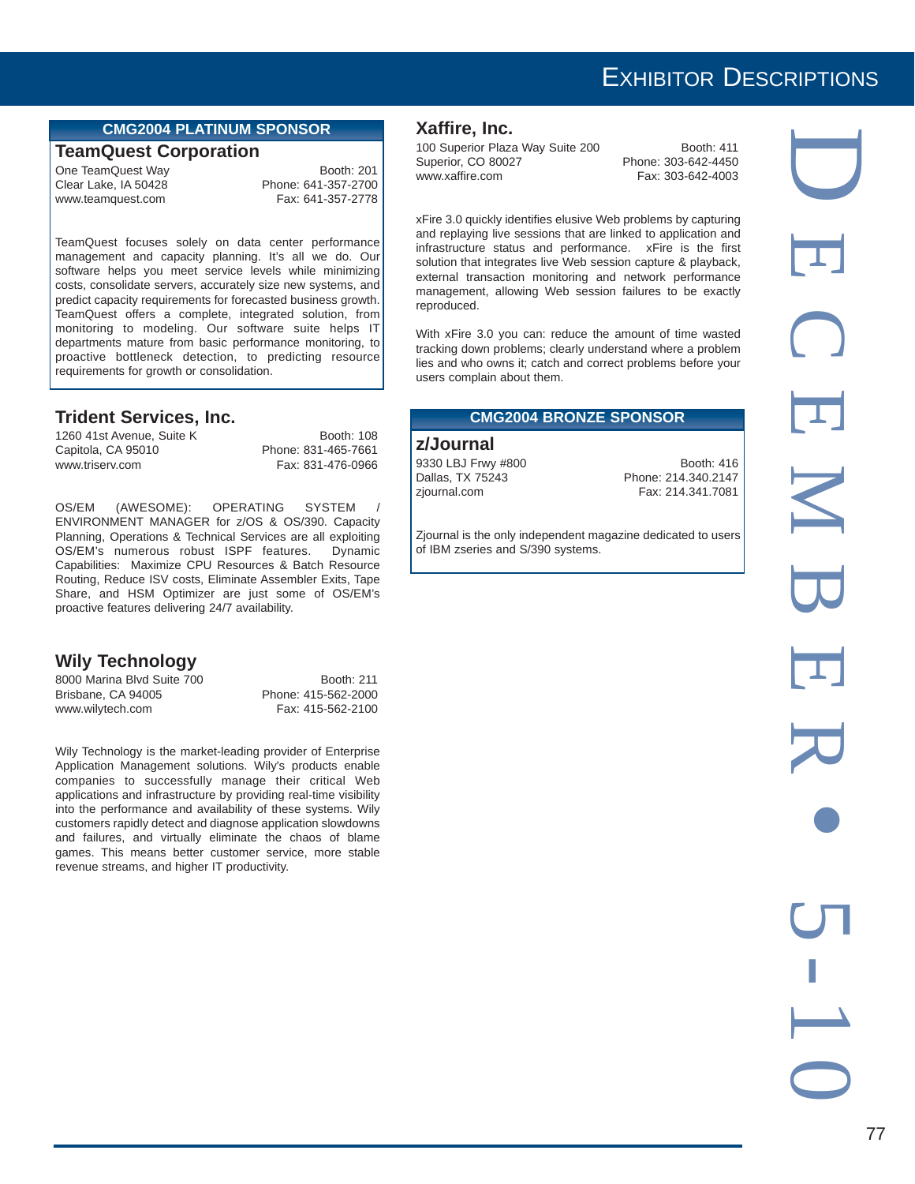## CMG2004 PLATINUM SPONSOR

### TeamQuest Corporation

One TeamQuest Way
Clear Lake, IA 50428
www.teamquest.com

Booth: 201
Phone: 641-357-2700
Fax: 641-357-2778

TeamQuest focuses solely on data center performance management and capacity planning. It's all we do. Our software helps you meet service levels while minimizing costs, consolidate servers, accurately size new systems, and predict capacity requirements for forecasted business growth. TeamQuest offers a complete, integrated solution, from monitoring to modeling. Our software suite helps IT departments mature from basic performance monitoring, to proactive bottleneck detection, to predicting resource requirements for growth or consolidation.

### Trident Services, Inc.

1260 41st Avenue, Suite K
Capitola, CA 95010
www.triserv.com

Booth: 108
Phone: 831-465-7661
Fax: 831-476-0966

OS/EM (AWESOME): OPERATING SYSTEM / ENVIRONMENT MANAGER for z/OS & OS/390. Capacity Planning, Operations & Technical Services are all exploiting OS/EM's numerous robust ISPF features. Dynamic Capabilities: Maximize CPU Resources & Batch Resource Routing, Reduce ISV costs, Eliminate Assembler Exits, Tape Share, and HSM Optimizer are just some of OS/EM's proactive features delivering 24/7 availability.

### Wily Technology

8000 Marina Blvd Suite 700
Brisbane, CA 94005
www.wilytech.com

Booth: 211
Phone: 415-562-2000
Fax: 415-562-2100

Wily Technology is the market-leading provider of Enterprise Application Management solutions. Wily's products enable companies to successfully manage their critical Web applications and infrastructure by providing real-time visibility into the performance and availability of these systems. Wily customers rapidly detect and diagnose application slowdowns and failures, and virtually eliminate the chaos of blame games. This means better customer service, more stable revenue streams, and higher IT productivity.

### Xaffire, Inc.

100 Superior Plaza Way Suite 200
Superior, CO 80027
www.xaffire.com

Booth: 411
Phone: 303-642-4450
Fax: 303-642-4003

xFire 3.0 quickly identifies elusive Web problems by capturing and replaying live sessions that are linked to application and infrastructure status and performance. xFire is the first solution that integrates live Web session capture & playback, external transaction monitoring and network performance management, allowing Web session failures to be exactly reproduced.

With xFire 3.0 you can: reduce the amount of time wasted tracking down problems; clearly understand where a problem lies and who owns it; catch and correct problems before your users complain about them.

## CMG2004 BRONZE SPONSOR

### z/Journal

9330 LBJ Frwy #800
Dallas, TX 75243
zjournal.com

Booth: 416
Phone: 214.340.2147
Fax: 214.341.7081

Zjournal is the only independent magazine dedicated to users of IBM zseries and S/390 systems.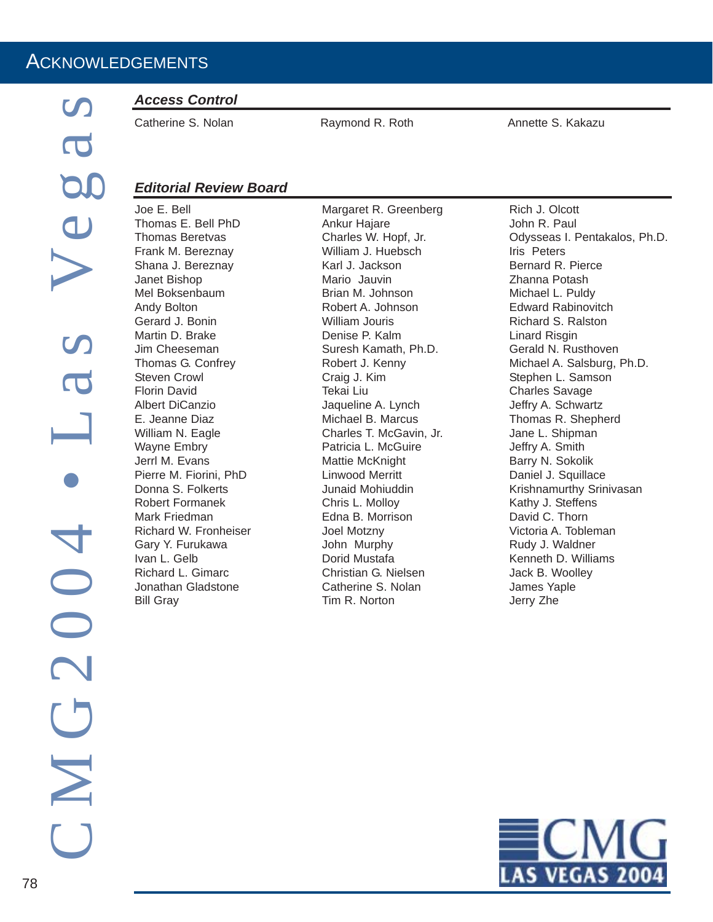# Acknowledgements

## *Access Control*

Catherine S. Nolan
Raymond R. Roth
Annette S. Kakazu

## *Editorial Review Board*

Joe E. Bell
Thomas E. Bell PhD
Thomas Beretvas
Frank M. Bereznay
Shana J. Bereznay
Janet Bishop
Mel Boksenbaum
Andy Bolton
Gerard J. Bonin
Martin D. Brake
Jim Cheeseman
Thomas G. Confrey
Steven Crowl
Florin David
Albert DiCanzio
E. Jeanne Diaz
William N. Eagle
Wayne Embry
Jerrl M. Evans
Pierre M. Fiorini, PhD
Donna S. Folkerts
Robert Formanek
Mark Friedman
Richard W. Fronheiser
Gary Y. Furukawa
Ivan L. Gelb
Richard L. Gimarc
Jonathan Gladstone
Bill Gray
Margaret R. Greenberg
Ankur Hajare
Charles W. Hopf, Jr.
William J. Huebsch
Karl J. Jackson
Mario Jauvin
Brian M. Johnson
Robert A. Johnson
William Jouris
Denise P. Kalm
Suresh Kamath, Ph.D.
Robert J. Kenny
Craig J. Kim
Tekai Liu
Jaqueline A. Lynch
Michael B. Marcus
Charles T. McGavin, Jr.
Patricia L. McGuire
Mattie McKnight
Linwood Merritt
Junaid Mohiuddin
Chris L. Molloy
Edna B. Morrison
Joel Motzny
John Murphy
Dorid Mustafa
Christian G. Nielsen
Catherine S. Nolan
Tim R. Norton
Rich J. Olcott
John R. Paul
Odysseas I. Pentakalos, Ph.D.
Iris Peters
Bernard R. Pierce
Zhanna Potash
Michael L. Puldy
Edward Rabinovitch
Richard S. Ralston
Linard Risgin
Gerald N. Rusthoven
Michael A. Salsburg, Ph.D.
Stephen L. Samson
Charles Savage
Jeffry A. Schwartz
Thomas R. Shepherd
Jane L. Shipman
Jeffry A. Smith
Barry N. Sokolik
Daniel J. Squillace
Krishnamurthy Srinivasan
Kathy J. Steffens
David C. Thorn
Victoria A. Tobleman
Rudy J. Waldner
Kenneth D. Williams
Jack B. Woolley
James Yaple
Jerry Zhe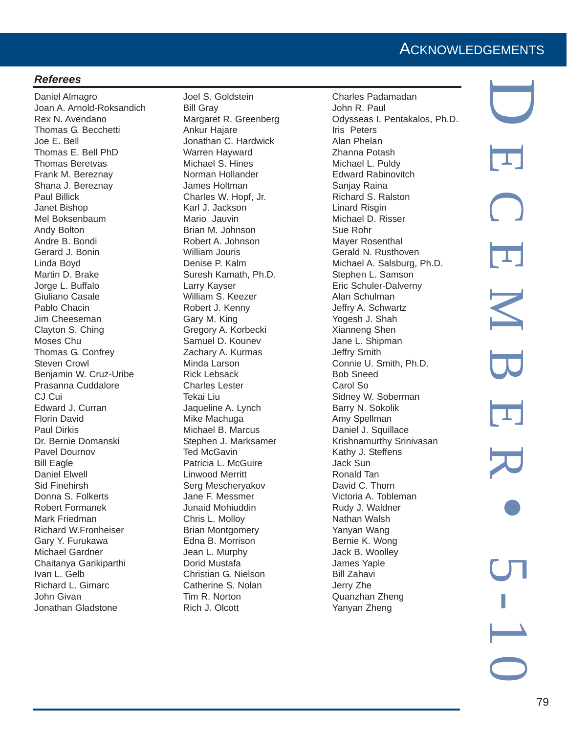### *Referees*

Daniel Almagro
Joan A. Arnold-Roksandich
Rex N. Avendano
Thomas G. Becchetti
Joe E. Bell
Thomas E. Bell PhD
Thomas Beretvas
Frank M. Bereznay
Shana J. Bereznay
Paul Billick
Janet Bishop
Mel Boksenbaum
Andy Bolton
Andre B. Bondi
Gerard J. Bonin
Linda Boyd
Martin D. Brake
Jorge L. Buffalo
Giuliano Casale
Pablo Chacin
Jim Cheeseman
Clayton S. Ching
Moses Chu
Thomas G. Confrey
Steven Crowl
Benjamin W. Cruz-Uribe
Prasanna Cuddalore
CJ Cui
Edward J. Curran
Florin David
Paul Dirkis
Dr. Bernie Domanski
Pavel Dournov
Bill Eagle
Daniel Elwell
Sid Finehirsh
Donna S. Folkerts
Robert Formanek
Mark Friedman
Richard W.Fronheiser
Gary Y. Furukawa
Michael Gardner
Chaitanya Garikiparthi
Ivan L. Gelb
Richard L. Gimarc
John Givan
Jonathan Gladstone
Joel S. Goldstein
Bill Gray
Margaret R. Greenberg
Ankur Hajare
Jonathan C. Hardwick
Warren Hayward
Michael S. Hines
Norman Hollander
James Holtman
Charles W. Hopf, Jr.
Karl J. Jackson
Mario Jauvin
Brian M. Johnson
Robert A. Johnson
William Jouris
Denise P. Kalm
Suresh Kamath, Ph.D.
Larry Kayser
William S. Keezer
Robert J. Kenny
Gary M. King
Gregory A. Korbecki
Samuel D. Kounev
Zachary A. Kurmas
Minda Larson
Rick Lebsack
Charles Lester
Tekai Liu
Jaqueline A. Lynch
Mike Machuga
Michael B. Marcus
Stephen J. Marksamer
Ted McGavin
Patricia L. McGuire
Linwood Merritt
Serg Mescheryakov
Jane F. Messmer
Junaid Mohiuddin
Chris L. Molloy
Brian Montgomery
Edna B. Morrison
Jean L. Murphy
Dorid Mustafa
Christian G. Nielson
Catherine S. Nolan
Tim R. Norton
Rich J. Olcott
Charles Padamadan
John R. Paul
Odysseas I. Pentakalos, Ph.D.
Iris Peters
Alan Phelan
Zhanna Potash
Michael L. Puldy
Edward Rabinovitch
Sanjay Raina
Richard S. Ralston
Linard Risgin
Michael D. Risser
Sue Rohr
Mayer Rosenthal
Gerald N. Rusthoven
Michael A. Salsburg, Ph.D.
Stephen L. Samson
Eric Schuler-Dalverny
Alan Schulman
Jeffry A. Schwartz
Yogesh J. Shah
Xianneng Shen
Jane L. Shipman
Jeffry Smith
Connie U. Smith, Ph.D.
Bob Sneed
Carol So
Sidney W. Soberman
Barry N. Sokolik
Amy Spellman
Daniel J. Squillace
Krishnamurthy Srinivasan
Kathy J. Steffens
Jack Sun
Ronald Tan
David C. Thorn
Victoria A. Tobleman
Rudy J. Waldner
Nathan Walsh
Yanyan Wang
Bernie K. Wong
Jack B. Woolley
James Yaple
Bill Zahavi
Jerry Zhe
Quanzhan Zheng
Yanyan Zheng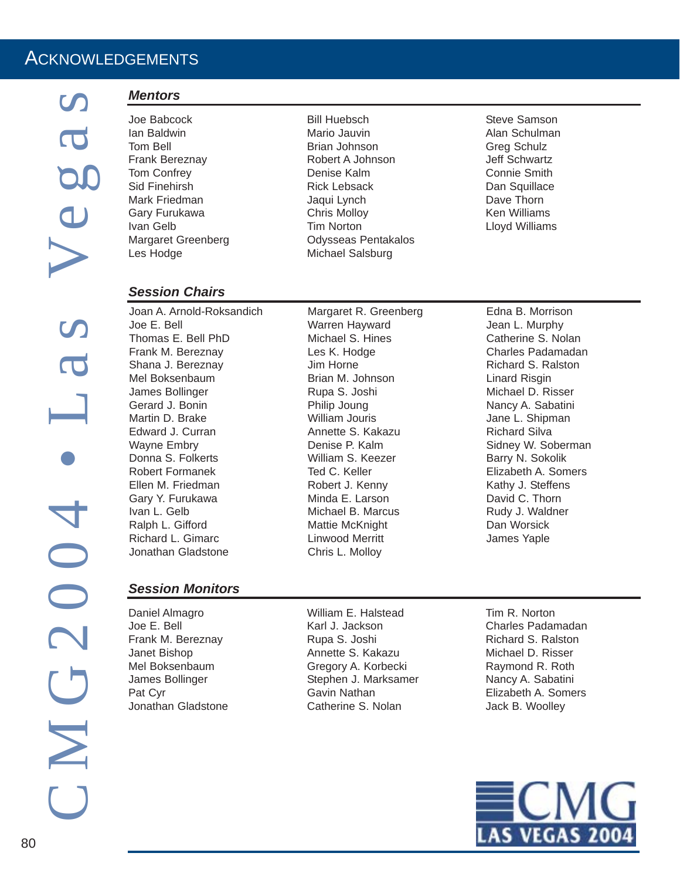# Acknowledgements

## Mentors

Joe Babcock
Ian Baldwin
Tom Bell
Frank Bereznay
Tom Confrey
Sid Finehirsh
Mark Friedman
Gary Furukawa
Ivan Gelb
Margaret Greenberg
Les Hodge
Bill Huebsch
Mario Jauvin
Brian Johnson
Robert A Johnson
Denise Kalm
Rick Lebsack
Jaqui Lynch
Chris Molloy
Tim Norton
Odysseas Pentakalos
Michael Salsburg
Steve Samson
Alan Schulman
Greg Schulz
Jeff Schwartz
Connie Smith
Dan Squillace
Dave Thorn
Ken Williams
Lloyd Williams

## Session Chairs

Joan A. Arnold-Roksandich
Joe E. Bell
Thomas E. Bell PhD
Frank M. Bereznay
Shana J. Bereznay
Mel Boksenbaum
James Bollinger
Gerard J. Bonin
Martin D. Brake
Edward J. Curran
Wayne Embry
Donna S. Folkerts
Robert Formanek
Ellen M. Friedman
Gary Y. Furukawa
Ivan L. Gelb
Ralph L. Gifford
Richard L. Gimarc
Jonathan Gladstone
Margaret R. Greenberg
Warren Hayward
Michael S. Hines
Les K. Hodge
Jim Horne
Brian M. Johnson
Rupa S. Joshi
Philip Joung
William Jouris
Annette S. Kakazu
Denise P. Kalm
William S. Keezer
Ted C. Keller
Robert J. Kenny
Minda E. Larson
Michael B. Marcus
Mattie McKnight
Linwood Merritt
Chris L. Molloy
Edna B. Morrison
Jean L. Murphy
Catherine S. Nolan
Charles Padamadan
Richard S. Ralston
Linard Risgin
Michael D. Risser
Nancy A. Sabatini
Jane L. Shipman
Richard Silva
Sidney W. Soberman
Barry N. Sokolik
Elizabeth A. Somers
Kathy J. Steffens
David C. Thorn
Rudy J. Waldner
Dan Worsick
James Yaple

## Session Monitors

Daniel Almagro
Joe E. Bell
Frank M. Bereznay
Janet Bishop
Mel Boksenbaum
James Bollinger
Pat Cyr
Jonathan Gladstone
William E. Halstead
Karl J. Jackson
Rupa S. Joshi
Annette S. Kakazu
Gregory A. Korbecki
Stephen J. Marksamer
Gavin Nathan
Catherine S. Nolan
Tim R. Norton
Charles Padamadan
Richard S. Ralston
Michael D. Risser
Raymond R. Roth
Nancy A. Sabatini
Elizabeth A. Somers
Jack B. Woolley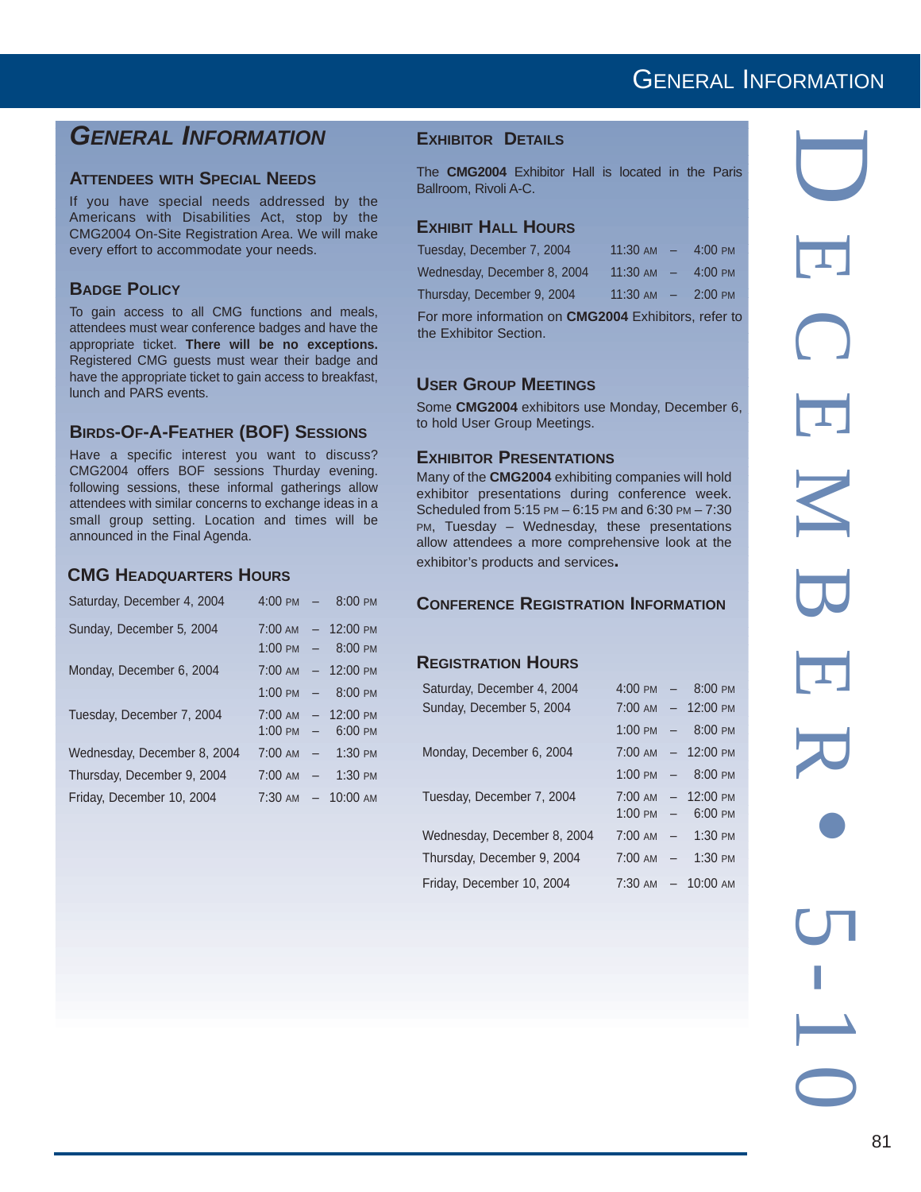# General Information

## Attendees with Special Needs

If you have special needs addressed by the Americans with Disabilities Act, stop by the CMG2004 On-Site Registration Area. We will make every effort to accommodate your needs.

## Badge Policy

To gain access to all CMG functions and meals, attendees must wear conference badges and have the appropriate ticket. **There will be no exceptions.** Registered CMG guests must wear their badge and have the appropriate ticket to gain access to breakfast, lunch and PARS events.

## Birds-Of-A-Feather (BOF) Sessions

Have a specific interest you want to discuss? CMG2004 offers BOF sessions Thurday evening. following sessions, these informal gatherings allow attendees with similar concerns to exchange ideas in a small group setting. Location and times will be announced in the Final Agenda.

## CMG Headquarters Hours

| Day | Hours |
|---|---|
| Saturday, December 4, 2004 | 4:00 PM – 8:00 PM |
| Sunday, December 5, 2004 | 7:00 AM – 12:00 PM |
| | 1:00 PM – 8:00 PM |
| Monday, December 6, 2004 | 7:00 AM – 12:00 PM |
| | 1:00 PM – 8:00 PM |
| Tuesday, December 7, 2004 | 7:00 AM – 12:00 PM |
| | 1:00 PM – 6:00 PM |
| Wednesday, December 8, 2004 | 7:00 AM – 1:30 PM |
| Thursday, December 9, 2004 | 7:00 AM – 1:30 PM |
| Friday, December 10, 2004 | 7:30 AM – 10:00 AM |

## Exhibitor Details

The **CMG2004** Exhibitor Hall is located in the Paris Ballroom, Rivoli A-C.

## Exhibit Hall Hours

| Day | Hours |
|---|---|
| Tuesday, December 7, 2004 | 11:30 AM – 4:00 PM |
| Wednesday, December 8, 2004 | 11:30 AM – 4:00 PM |
| Thursday, December 9, 2004 | 11:30 AM – 2:00 PM |

For more information on **CMG2004** Exhibitors, refer to the Exhibitor Section.

## User Group Meetings

Some **CMG2004** exhibitors use Monday, December 6, to hold User Group Meetings.

## Exhibitor Presentations

Many of the **CMG2004** exhibiting companies will hold exhibitor presentations during conference week. Scheduled from 5:15 PM – 6:15 PM and 6:30 PM – 7:30 PM, Tuesday – Wednesday, these presentations allow attendees a more comprehensive look at the exhibitor's products and services.

## Conference Registration Information

## Registration Hours

| Day | Hours |
|---|---|
| Saturday, December 4, 2004 | 4:00 PM – 8:00 PM |
| Sunday, December 5, 2004 | 7:00 AM – 12:00 PM |
| | 1:00 PM – 8:00 PM |
| Monday, December 6, 2004 | 7:00 AM – 12:00 PM |
| | 1:00 PM – 8:00 PM |
| Tuesday, December 7, 2004 | 7:00 AM – 12:00 PM |
| | 1:00 PM – 6:00 PM |
| Wednesday, December 8, 2004 | 7:00 AM – 1:30 PM |
| Thursday, December 9, 2004 | 7:00 AM – 1:30 PM |
| Friday, December 10, 2004 | 7:30 AM – 10:00 AM |

DECEMBER • 5-10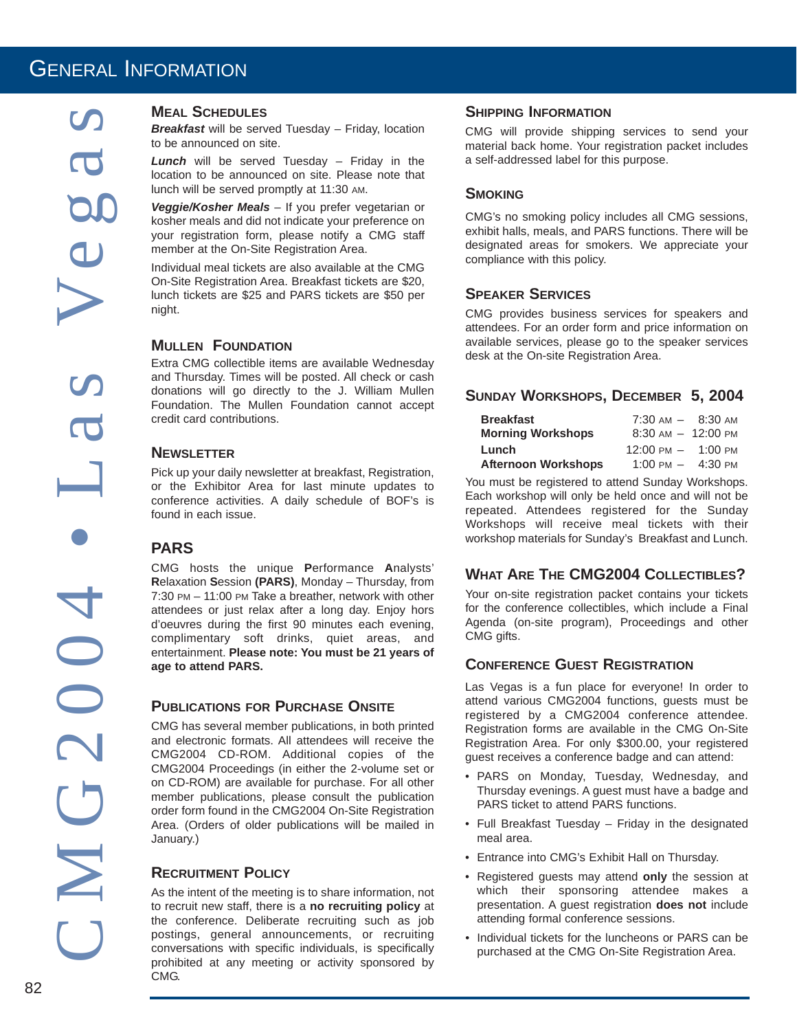# General Information

## Meal Schedules

***Breakfast*** will be served Tuesday – Friday, location to be announced on site.

***Lunch*** will be served Tuesday – Friday in the location to be announced on site. Please note that lunch will be served promptly at 11:30 AM.

***Veggie/Kosher Meals*** – If you prefer vegetarian or kosher meals and did not indicate your preference on your registration form, please notify a CMG staff member at the On-Site Registration Area.

Individual meal tickets are also available at the CMG On-Site Registration Area. Breakfast tickets are $20, lunch tickets are $25 and PARS tickets are $50 per night.

## Mullen Foundation

Extra CMG collectible items are available Wednesday and Thursday. Times will be posted. All check or cash donations will go directly to the J. William Mullen Foundation. The Mullen Foundation cannot accept credit card contributions.

## Newsletter

Pick up your daily newsletter at breakfast, Registration, or the Exhibitor Area for last minute updates to conference activities. A daily schedule of BOF's is found in each issue.

## PARS

CMG hosts the unique **P**erformance **A**nalysts' **R**elaxation **S**ession **(PARS)**, Monday – Thursday, from 7:30 PM – 11:00 PM Take a breather, network with other attendees or just relax after a long day. Enjoy hors d'oeuvres during the first 90 minutes each evening, complimentary soft drinks, quiet areas, and entertainment. **Please note: You must be 21 years of age to attend PARS.**

## Publications for Purchase Onsite

CMG has several member publications, in both printed and electronic formats. All attendees will receive the CMG2004 CD-ROM. Additional copies of the CMG2004 Proceedings (in either the 2-volume set or on CD-ROM) are available for purchase. For all other member publications, please consult the publication order form found in the CMG2004 On-Site Registration Area. (Orders of older publications will be mailed in January.)

## Recruitment Policy

As the intent of the meeting is to share information, not to recruit new staff, there is a **no recruiting policy** at the conference. Deliberate recruiting such as job postings, general announcements, or recruiting conversations with specific individuals, is specifically prohibited at any meeting or activity sponsored by CMG.

## Shipping Information

CMG will provide shipping services to send your material back home. Your registration packet includes a self-addressed label for this purpose.

## Smoking

CMG's no smoking policy includes all CMG sessions, exhibit halls, meals, and PARS functions. There will be designated areas for smokers. We appreciate your compliance with this policy.

## Speaker Services

CMG provides business services for speakers and attendees. For an order form and price information on available services, please go to the speaker services desk at the On-site Registration Area.

## Sunday Workshops, December 5, 2004

| | |
|---|---|
| **Breakfast** | 7:30 AM – 8:30 AM |
| **Morning Workshops** | 8:30 AM – 12:00 PM |
| **Lunch** | 12:00 PM – 1:00 PM |
| **Afternoon Workshops** | 1:00 PM – 4:30 PM |

You must be registered to attend Sunday Workshops. Each workshop will only be held once and will not be repeated. Attendees registered for the Sunday Workshops will receive meal tickets with their workshop materials for Sunday's Breakfast and Lunch.

## What Are The CMG2004 Collectibles?

Your on-site registration packet contains your tickets for the conference collectibles, which include a Final Agenda (on-site program), Proceedings and other CMG gifts.

## Conference Guest Registration

Las Vegas is a fun place for everyone! In order to attend various CMG2004 functions, guests must be registered by a CMG2004 conference attendee. Registration forms are available in the CMG On-Site Registration Area. For only $300.00, your registered guest receives a conference badge and can attend:

- PARS on Monday, Tuesday, Wednesday, and Thursday evenings. A guest must have a badge and PARS ticket to attend PARS functions.
- Full Breakfast Tuesday – Friday in the designated meal area.
- Entrance into CMG's Exhibit Hall on Thursday.
- Registered guests may attend **only** the session at which their sponsoring attendee makes a presentation. A guest registration **does not** include attending formal conference sessions.
- Individual tickets for the luncheons or PARS can be purchased at the CMG On-Site Registration Area.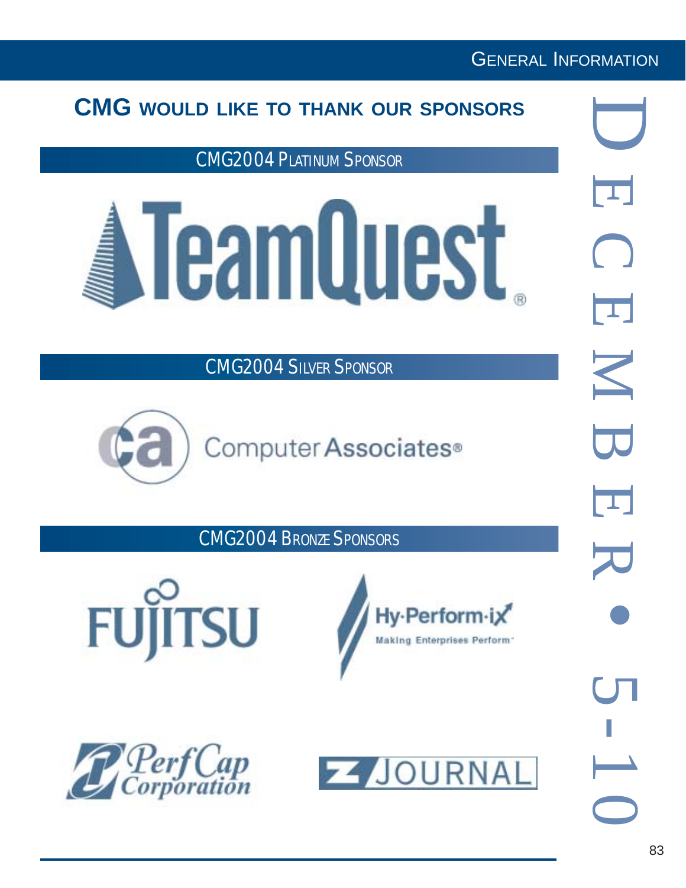## CMG WOULD LIKE TO THANK OUR SPONSORS

### CMG2004 PLATINUM SPONSOR

TeamQuest®

### CMG2004 SILVER SPONSOR

ca Computer Associates®

### CMG2004 BRONZE SPONSORS

FUJITSU

Hy-Perform-ix
Making Enterprises Perform™

PerfCap Corporation

Z JOURNAL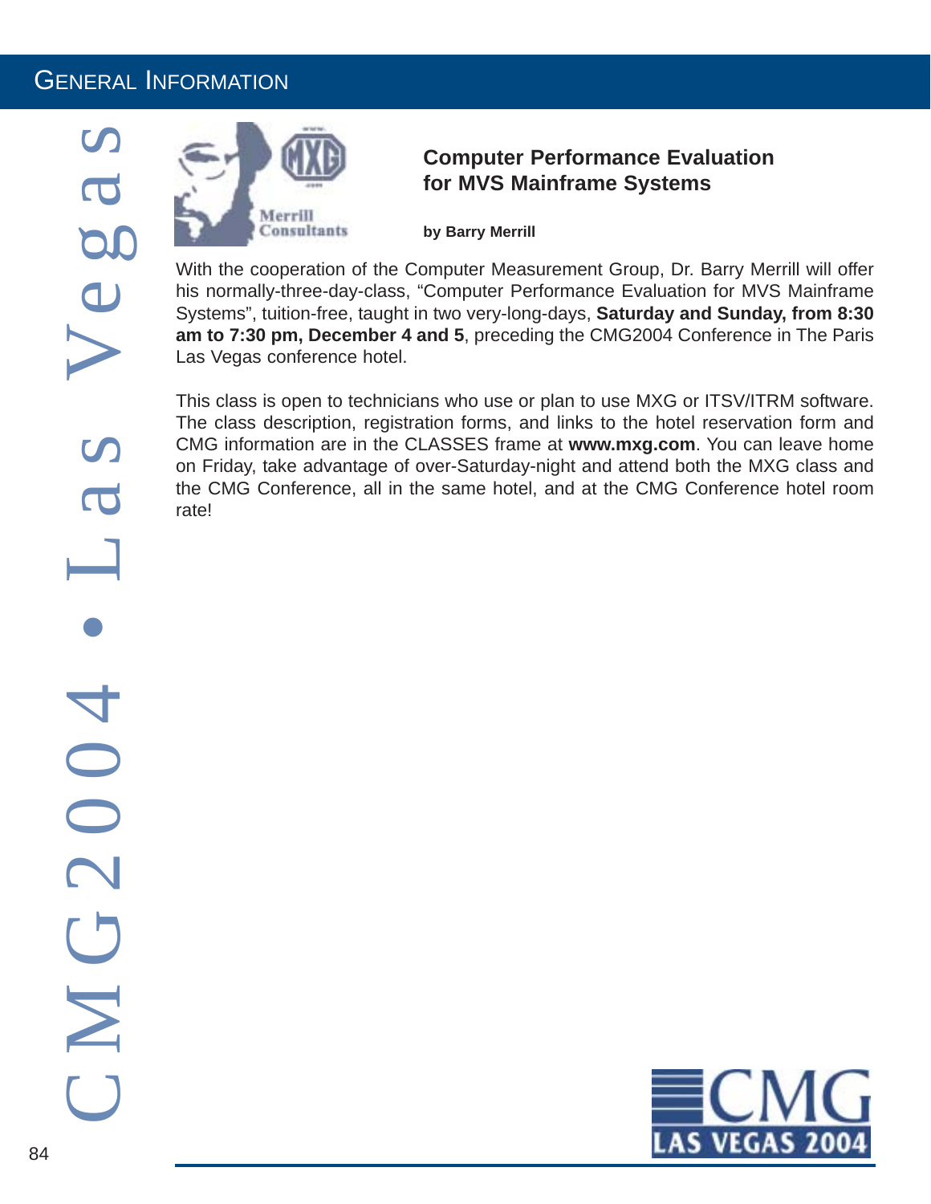## Computer Performance Evaluation for MVS Mainframe Systems

**by Barry Merrill**

With the cooperation of the Computer Measurement Group, Dr. Barry Merrill will offer his normally-three-day-class, "Computer Performance Evaluation for MVS Mainframe Systems", tuition-free, taught in two very-long-days, **Saturday and Sunday, from 8:30 am to 7:30 pm, December 4 and 5**, preceding the CMG2004 Conference in The Paris Las Vegas conference hotel.

This class is open to technicians who use or plan to use MXG or ITSV/ITRM software. The class description, registration forms, and links to the hotel reservation form and CMG information are in the CLASSES frame at **www.mxg.com**. You can leave home on Friday, take advantage of over-Saturday-night and attend both the MXG class and the CMG Conference, all in the same hotel, and at the CMG Conference hotel room rate!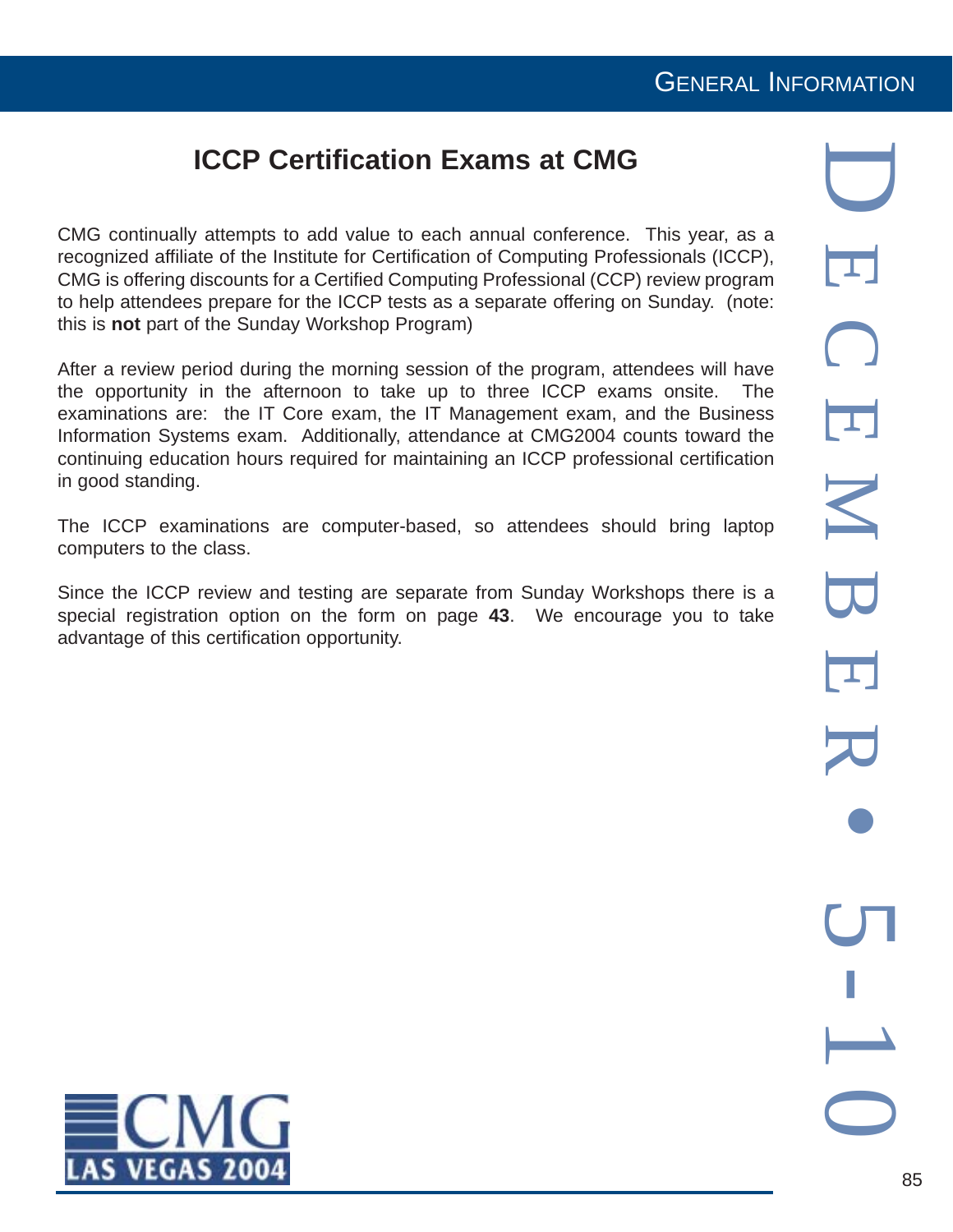# ICCP Certification Exams at CMG

CMG continually attempts to add value to each annual conference. This year, as a recognized affiliate of the Institute for Certification of Computing Professionals (ICCP), CMG is offering discounts for a Certified Computing Professional (CCP) review program to help attendees prepare for the ICCP tests as a separate offering on Sunday. (note: this is **not** part of the Sunday Workshop Program)

After a review period during the morning session of the program, attendees will have the opportunity in the afternoon to take up to three ICCP exams onsite. The examinations are: the IT Core exam, the IT Management exam, and the Business Information Systems exam. Additionally, attendance at CMG2004 counts toward the continuing education hours required for maintaining an ICCP professional certification in good standing.

The ICCP examinations are computer-based, so attendees should bring laptop computers to the class.

Since the ICCP review and testing are separate from Sunday Workshops there is a special registration option on the form on page **43**. We encourage you to take advantage of this certification opportunity.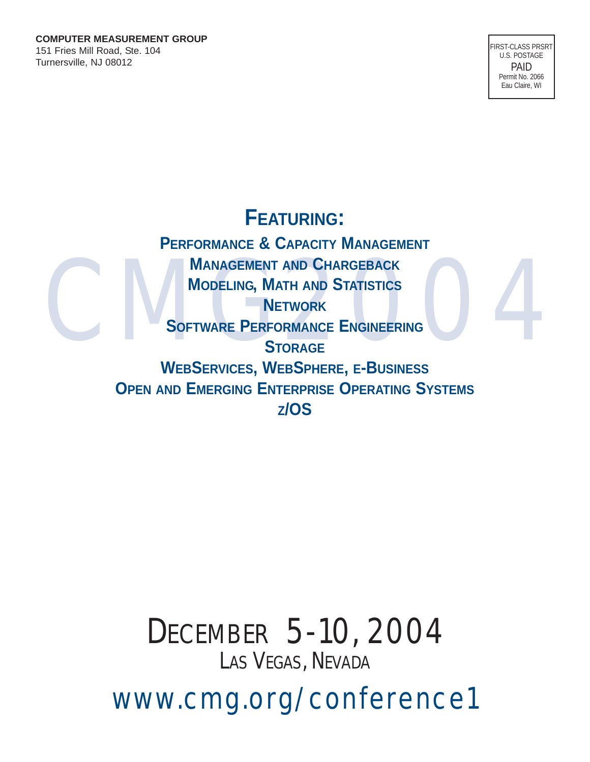**COMPUTER MEASUREMENT GROUP**
151 Fries Mill Road, Ste. 104
Turnersville, NJ 08012

FIRST-CLASS PRSRT
U.S. POSTAGE
PAID
Permit No. 2066
Eau Claire, WI

CMG2004

# FEATURING:

**PERFORMANCE & CAPACITY MANAGEMENT**
**MANAGEMENT AND CHARGEBACK**
**MODELING, MATH AND STATISTICS**
**NETWORK**
**SOFTWARE PERFORMANCE ENGINEERING**
**STORAGE**
**WEBSERVICES, WEBSPHERE, E-BUSINESS**
**OPEN AND EMERGING ENTERPRISE OPERATING SYSTEMS**
**Z/OS**

# DECEMBER 5-10, 2004

LAS VEGAS, NEVADA

www.cmg.org/conference1